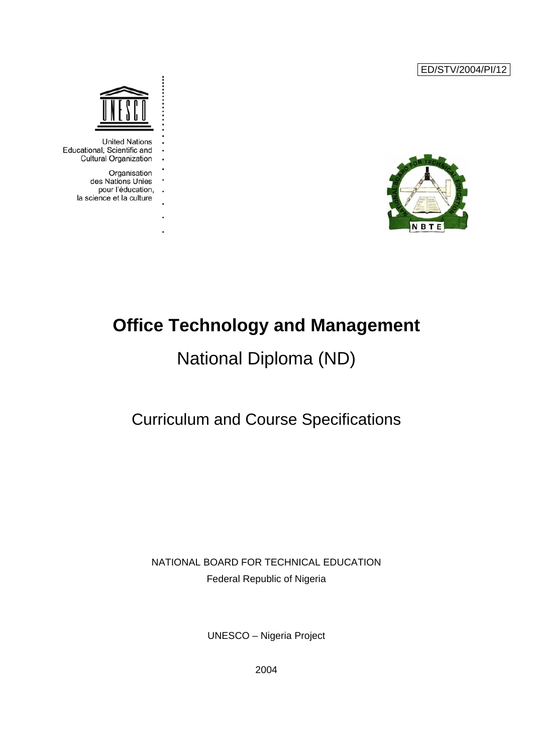ED/STV/2004/PI/12

United Nations
Educational, Scientific and
Cultural Organization

Organisation
des Nations Unies
pour l'éducation,
la science et la culture

# Office Technology and Management

## National Diploma (ND)

## Curriculum and Course Specifications

NATIONAL BOARD FOR TECHNICAL EDUCATION

Federal Republic of Nigeria

UNESCO – Nigeria Project

2004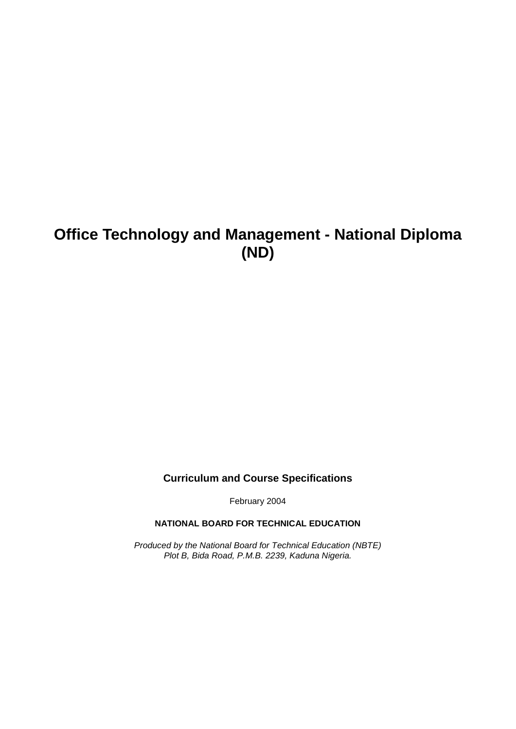# Office Technology and Management - National Diploma (ND)

**Curriculum and Course Specifications**

February 2004

**NATIONAL BOARD FOR TECHNICAL EDUCATION**

*Produced by the National Board for Technical Education (NBTE)*
*Plot B, Bida Road, P.M.B. 2239, Kaduna Nigeria.*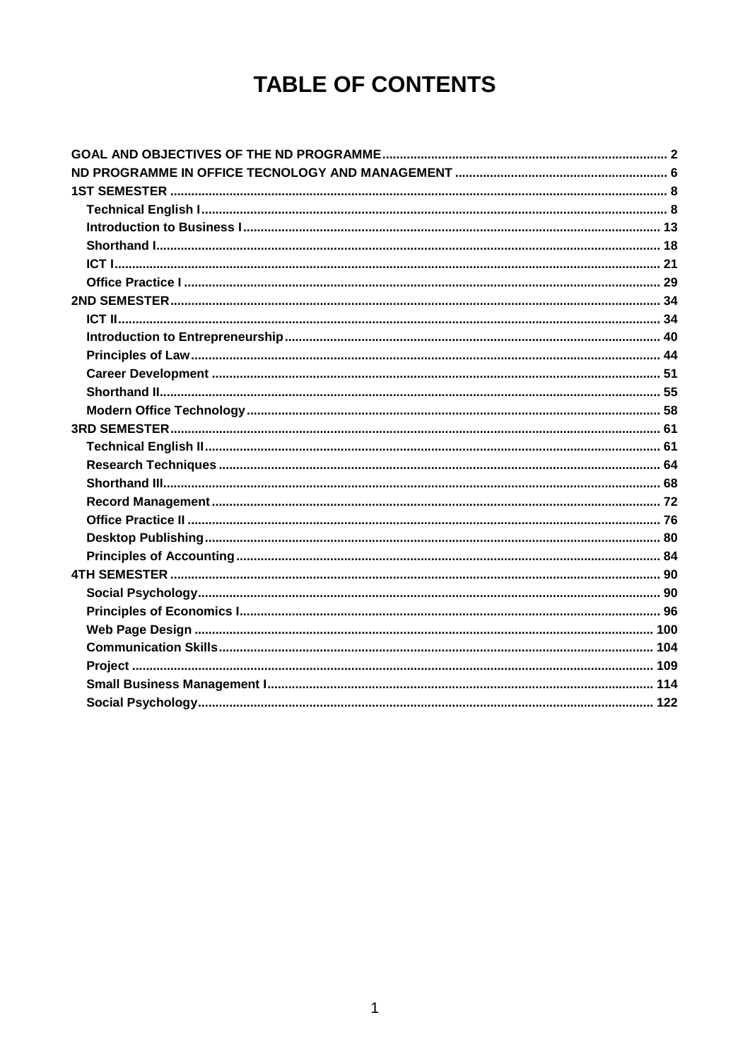# TABLE OF CONTENTS

GOAL AND OBJECTIVES OF THE ND PROGRAMME .......... 2
ND PROGRAMME IN OFFICE TECNOLOGY AND MANAGEMENT .......... 6
1ST SEMESTER .......... 8
- Technical English I .......... 8
- Introduction to Business I .......... 13
- Shorthand I .......... 18
- ICT I .......... 21
- Office Practice I .......... 29

2ND SEMESTER .......... 34
- ICT II .......... 34
- Introduction to Entrepreneurship .......... 40
- Principles of Law .......... 44
- Career Development .......... 51
- Shorthand II .......... 55
- Modern Office Technology .......... 58

3RD SEMESTER .......... 61
- Technical English II .......... 61
- Research Techniques .......... 64
- Shorthand III .......... 68
- Record Management .......... 72
- Office Practice II .......... 76
- Desktop Publishing .......... 80
- Principles of Accounting .......... 84

4TH SEMESTER .......... 90
- Social Psychology .......... 90
- Principles of Economics I .......... 96
- Web Page Design .......... 100
- Communication Skills .......... 104
- Project .......... 109
- Small Business Management I .......... 114
- Social Psychology .......... 122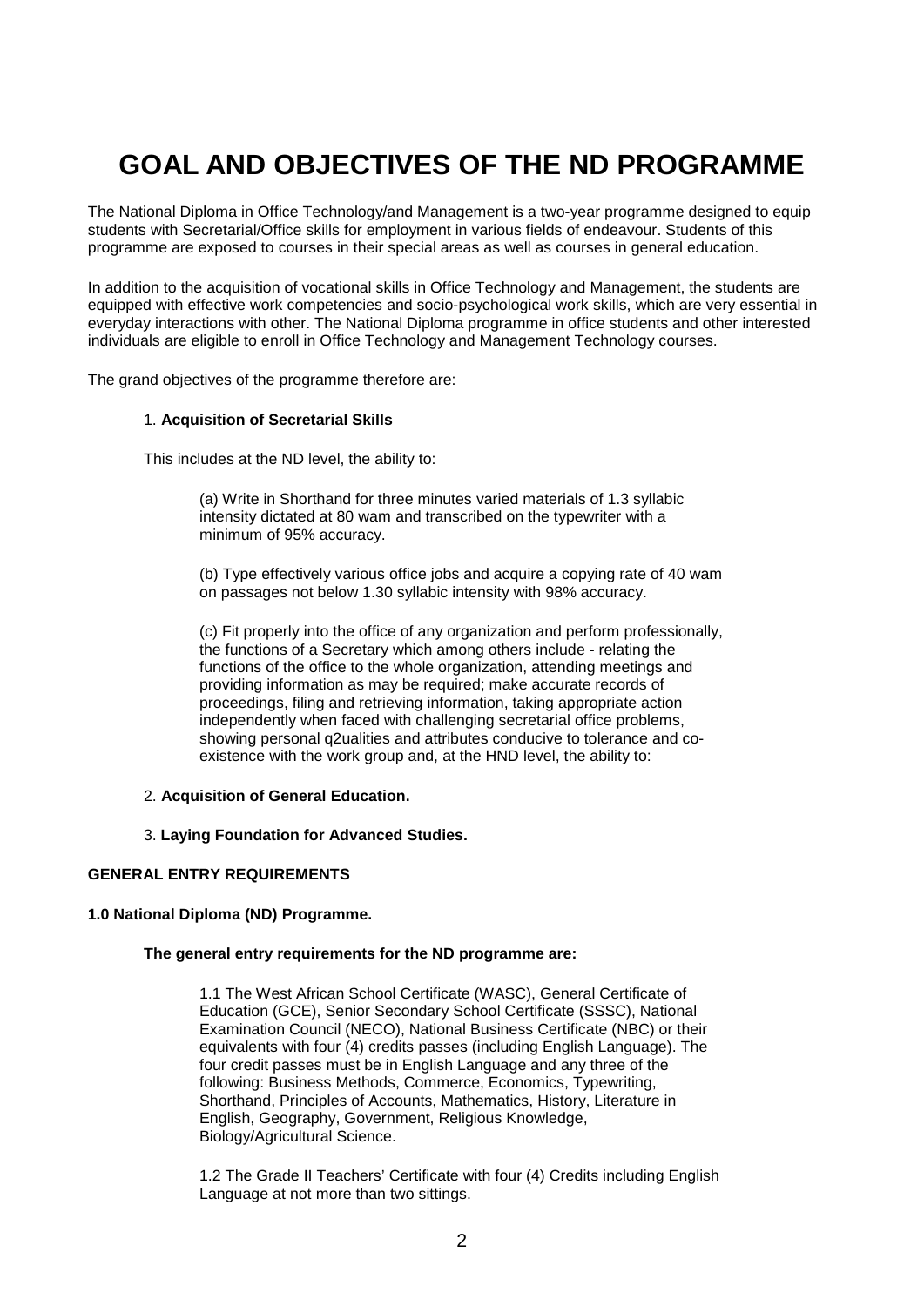# GOAL AND OBJECTIVES OF THE ND PROGRAMME

The National Diploma in Office Technology/and Management is a two-year programme designed to equip students with Secretarial/Office skills for employment in various fields of endeavour. Students of this programme are exposed to courses in their special areas as well as courses in general education.

In addition to the acquisition of vocational skills in Office Technology and Management, the students are equipped with effective work competencies and socio-psychological work skills, which are very essential in everyday interactions with other. The National Diploma programme in office students and other interested individuals are eligible to enroll in Office Technology and Management Technology courses.

The grand objectives of the programme therefore are:

1. **Acquisition of Secretarial Skills**

   This includes at the ND level, the ability to:

   (a) Write in Shorthand for three minutes varied materials of 1.3 syllabic intensity dictated at 80 wam and transcribed on the typewriter with a minimum of 95% accuracy.

   (b) Type effectively various office jobs and acquire a copying rate of 40 wam on passages not below 1.30 syllabic intensity with 98% accuracy.

   (c) Fit properly into the office of any organization and perform professionally, the functions of a Secretary which among others include - relating the functions of the office to the whole organization, attending meetings and providing information as may be required; make accurate records of proceedings, filing and retrieving information, taking appropriate action independently when faced with challenging secretarial office problems, showing personal q2ualities and attributes conducive to tolerance and co-existence with the work group and, at the HND level, the ability to:

2. **Acquisition of General Education.**

3. **Laying Foundation for Advanced Studies.**

**GENERAL ENTRY REQUIREMENTS**

**1.0 National Diploma (ND) Programme.**

**The general entry requirements for the ND programme are:**

1.1 The West African School Certificate (WASC), General Certificate of Education (GCE), Senior Secondary School Certificate (SSSC), National Examination Council (NECO), National Business Certificate (NBC) or their equivalents with four (4) credits passes (including English Language). The four credit passes must be in English Language and any three of the following: Business Methods, Commerce, Economics, Typewriting, Shorthand, Principles of Accounts, Mathematics, History, Literature in English, Geography, Government, Religious Knowledge, Biology/Agricultural Science.

1.2 The Grade II Teachers' Certificate with four (4) Credits including English Language at not more than two sittings.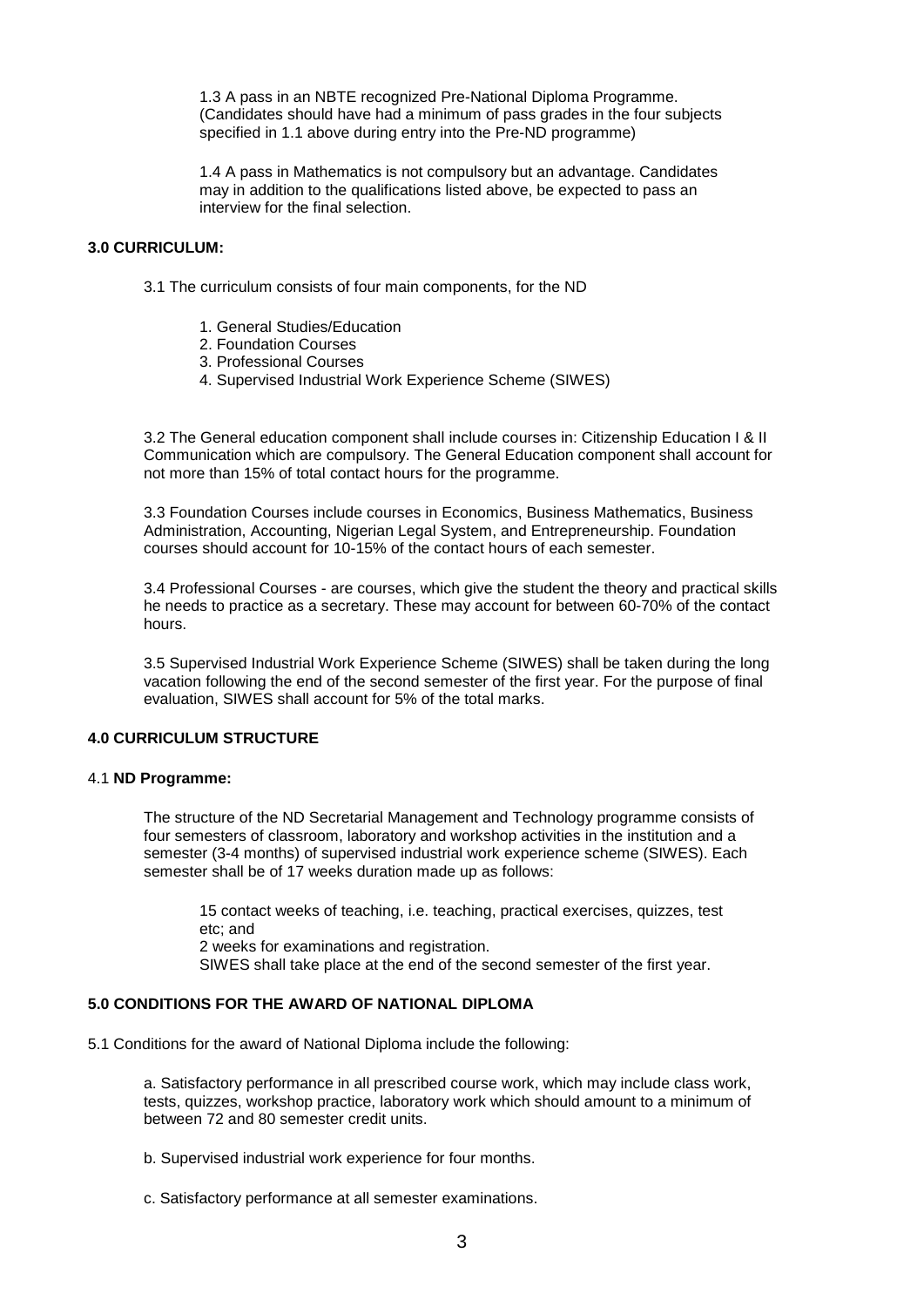1.3 A pass in an NBTE recognized Pre-National Diploma Programme. (Candidates should have had a minimum of pass grades in the four subjects specified in 1.1 above during entry into the Pre-ND programme)

1.4 A pass in Mathematics is not compulsory but an advantage. Candidates may in addition to the qualifications listed above, be expected to pass an interview for the final selection.

## 3.0 CURRICULUM:

3.1 The curriculum consists of four main components, for the ND

1. General Studies/Education
2. Foundation Courses
3. Professional Courses
4. Supervised Industrial Work Experience Scheme (SIWES)

3.2 The General education component shall include courses in: Citizenship Education I & II Communication which are compulsory. The General Education component shall account for not more than 15% of total contact hours for the programme.

3.3 Foundation Courses include courses in Economics, Business Mathematics, Business Administration, Accounting, Nigerian Legal System, and Entrepreneurship. Foundation courses should account for 10-15% of the contact hours of each semester.

3.4 Professional Courses - are courses, which give the student the theory and practical skills he needs to practice as a secretary. These may account for between 60-70% of the contact hours.

3.5 Supervised Industrial Work Experience Scheme (SIWES) shall be taken during the long vacation following the end of the second semester of the first year. For the purpose of final evaluation, SIWES shall account for 5% of the total marks.

## 4.0 CURRICULUM STRUCTURE

### 4.1 ND Programme:

The structure of the ND Secretarial Management and Technology programme consists of four semesters of classroom, laboratory and workshop activities in the institution and a semester (3-4 months) of supervised industrial work experience scheme (SIWES). Each semester shall be of 17 weeks duration made up as follows:

15 contact weeks of teaching, i.e. teaching, practical exercises, quizzes, test etc; and
2 weeks for examinations and registration.
SIWES shall take place at the end of the second semester of the first year.

## 5.0 CONDITIONS FOR THE AWARD OF NATIONAL DIPLOMA

5.1 Conditions for the award of National Diploma include the following:

a. Satisfactory performance in all prescribed course work, which may include class work, tests, quizzes, workshop practice, laboratory work which should amount to a minimum of between 72 and 80 semester credit units.

b. Supervised industrial work experience for four months.

c. Satisfactory performance at all semester examinations.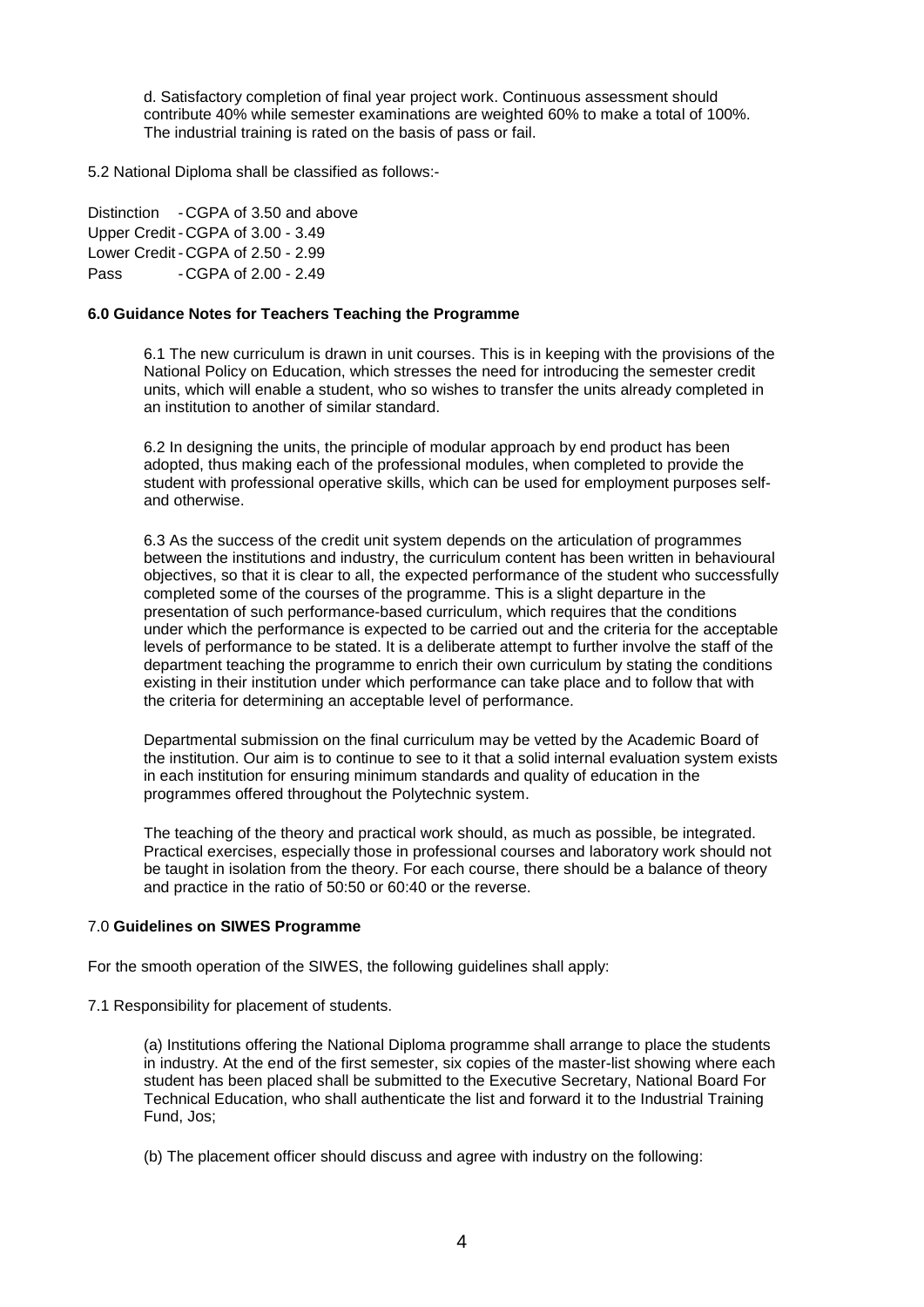d. Satisfactory completion of final year project work. Continuous assessment should contribute 40% while semester examinations are weighted 60% to make a total of 100%. The industrial training is rated on the basis of pass or fail.

5.2 National Diploma shall be classified as follows:-

Distinction - CGPA of 3.50 and above
Upper Credit - CGPA of 3.00 - 3.49
Lower Credit - CGPA of 2.50 - 2.99
Pass - CGPA of 2.00 - 2.49

### 6.0 Guidance Notes for Teachers Teaching the Programme

6.1 The new curriculum is drawn in unit courses. This is in keeping with the provisions of the National Policy on Education, which stresses the need for introducing the semester credit units, which will enable a student, who so wishes to transfer the units already completed in an institution to another of similar standard.

6.2 In designing the units, the principle of modular approach by end product has been adopted, thus making each of the professional modules, when completed to provide the student with professional operative skills, which can be used for employment purposes self- and otherwise.

6.3 As the success of the credit unit system depends on the articulation of programmes between the institutions and industry, the curriculum content has been written in behavioural objectives, so that it is clear to all, the expected performance of the student who successfully completed some of the courses of the programme. This is a slight departure in the presentation of such performance-based curriculum, which requires that the conditions under which the performance is expected to be carried out and the criteria for the acceptable levels of performance to be stated. It is a deliberate attempt to further involve the staff of the department teaching the programme to enrich their own curriculum by stating the conditions existing in their institution under which performance can take place and to follow that with the criteria for determining an acceptable level of performance.

Departmental submission on the final curriculum may be vetted by the Academic Board of the institution. Our aim is to continue to see to it that a solid internal evaluation system exists in each institution for ensuring minimum standards and quality of education in the programmes offered throughout the Polytechnic system.

The teaching of the theory and practical work should, as much as possible, be integrated. Practical exercises, especially those in professional courses and laboratory work should not be taught in isolation from the theory. For each course, there should be a balance of theory and practice in the ratio of 50:50 or 60:40 or the reverse.

### 7.0 Guidelines on SIWES Programme

For the smooth operation of the SIWES, the following guidelines shall apply:

7.1 Responsibility for placement of students.

(a) Institutions offering the National Diploma programme shall arrange to place the students in industry. At the end of the first semester, six copies of the master-list showing where each student has been placed shall be submitted to the Executive Secretary, National Board For Technical Education, who shall authenticate the list and forward it to the Industrial Training Fund, Jos;

(b) The placement officer should discuss and agree with industry on the following: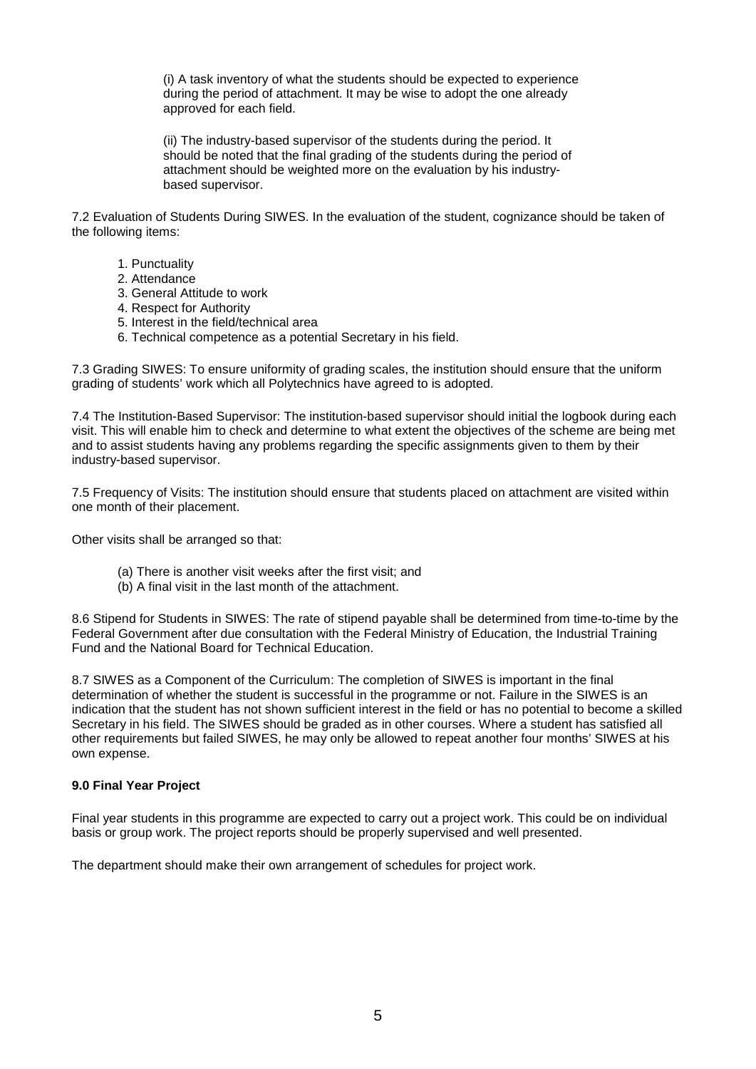(i) A task inventory of what the students should be expected to experience during the period of attachment. It may be wise to adopt the one already approved for each field.

(ii) The industry-based supervisor of the students during the period. It should be noted that the final grading of the students during the period of attachment should be weighted more on the evaluation by his industry-based supervisor.

7.2 Evaluation of Students During SIWES. In the evaluation of the student, cognizance should be taken of the following items:

1. Punctuality
2. Attendance
3. General Attitude to work
4. Respect for Authority
5. Interest in the field/technical area
6. Technical competence as a potential Secretary in his field.

7.3 Grading SIWES: To ensure uniformity of grading scales, the institution should ensure that the uniform grading of students' work which all Polytechnics have agreed to is adopted.

7.4 The Institution-Based Supervisor: The institution-based supervisor should initial the logbook during each visit. This will enable him to check and determine to what extent the objectives of the scheme are being met and to assist students having any problems regarding the specific assignments given to them by their industry-based supervisor.

7.5 Frequency of Visits: The institution should ensure that students placed on attachment are visited within one month of their placement.

Other visits shall be arranged so that:

(a) There is another visit weeks after the first visit; and
(b) A final visit in the last month of the attachment.

8.6 Stipend for Students in SIWES: The rate of stipend payable shall be determined from time-to-time by the Federal Government after due consultation with the Federal Ministry of Education, the Industrial Training Fund and the National Board for Technical Education.

8.7 SIWES as a Component of the Curriculum: The completion of SIWES is important in the final determination of whether the student is successful in the programme or not. Failure in the SIWES is an indication that the student has not shown sufficient interest in the field or has no potential to become a skilled Secretary in his field. The SIWES should be graded as in other courses. Where a student has satisfied all other requirements but failed SIWES, he may only be allowed to repeat another four months' SIWES at his own expense.

**9.0 Final Year Project**

Final year students in this programme are expected to carry out a project work. This could be on individual basis or group work. The project reports should be properly supervised and well presented.

The department should make their own arrangement of schedules for project work.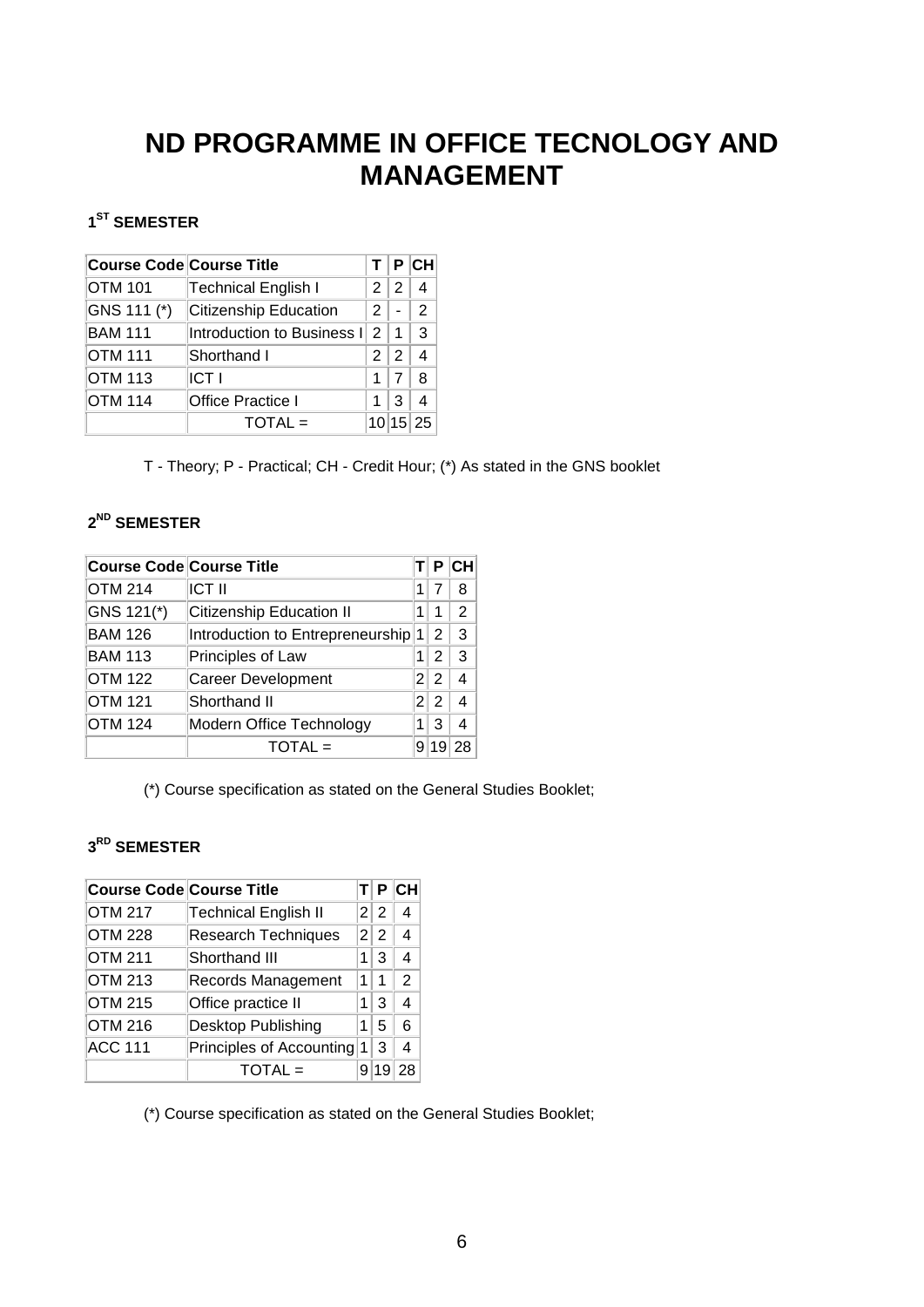# ND PROGRAMME IN OFFICE TECNOLOGY AND MANAGEMENT

### 1ST SEMESTER

| Course Code | Course Title | T | P | CH |
|---|---|---|---|---|
| OTM 101 | Technical English I | 2 | 2 | 4 |
| GNS 111 (*) | Citizenship Education | 2 | - | 2 |
| BAM 111 | Introduction to Business I | 2 | 1 | 3 |
| OTM 111 | Shorthand I | 2 | 2 | 4 |
| OTM 113 | ICT I | 1 | 7 | 8 |
| OTM 114 | Office Practice I | 1 | 3 | 4 |
| | TOTAL = | 10 | 15 | 25 |

T - Theory; P - Practical; CH - Credit Hour; (*) As stated in the GNS booklet

### 2ND SEMESTER

| Course Code | Course Title | T | P | CH |
|---|---|---|---|---|
| OTM 214 | ICT II | 1 | 7 | 8 |
| GNS 121(*) | Citizenship Education II | 1 | 1 | 2 |
| BAM 126 | Introduction to Entrepreneurship | 1 | 2 | 3 |
| BAM 113 | Principles of Law | 1 | 2 | 3 |
| OTM 122 | Career Development | 2 | 2 | 4 |
| OTM 121 | Shorthand II | 2 | 2 | 4 |
| OTM 124 | Modern Office Technology | 1 | 3 | 4 |
| | TOTAL = | 9 | 19 | 28 |

(*) Course specification as stated on the General Studies Booklet;

### 3RD SEMESTER

| Course Code | Course Title | T | P | CH |
|---|---|---|---|---|
| OTM 217 | Technical English II | 2 | 2 | 4 |
| OTM 228 | Research Techniques | 2 | 2 | 4 |
| OTM 211 | Shorthand III | 1 | 3 | 4 |
| OTM 213 | Records Management | 1 | 1 | 2 |
| OTM 215 | Office practice II | 1 | 3 | 4 |
| OTM 216 | Desktop Publishing | 1 | 5 | 6 |
| ACC 111 | Principles of Accounting | 1 | 3 | 4 |
| | TOTAL = | 9 | 19 | 28 |

(*) Course specification as stated on the General Studies Booklet;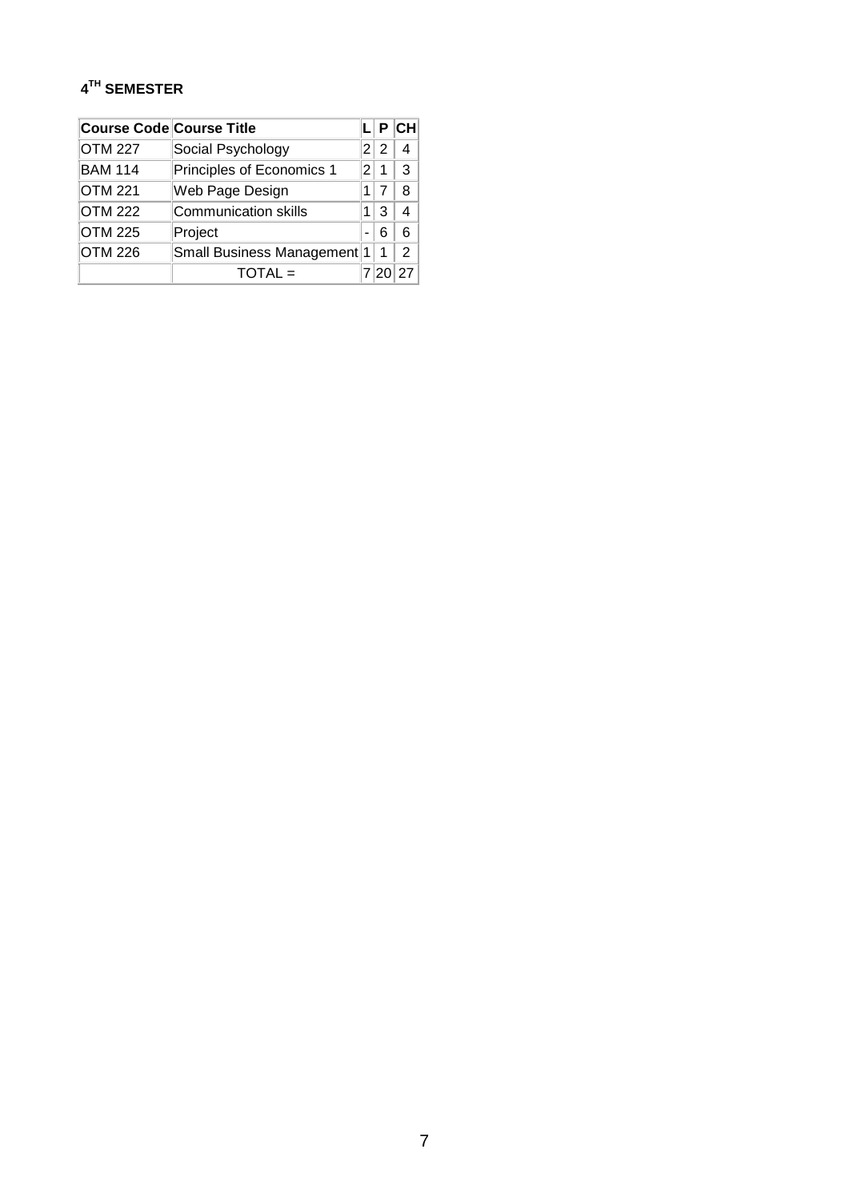**4$^{TH}$ SEMESTER**

| Course Code | Course Title | L | P | CH |
| --- | --- | --- | --- | --- |
| OTM 227 | Social Psychology | 2 | 2 | 4 |
| BAM 114 | Principles of Economics 1 | 2 | 1 | 3 |
| OTM 221 | Web Page Design | 1 | 7 | 8 |
| OTM 222 | Communication skills | 1 | 3 | 4 |
| OTM 225 | Project | - | 6 | 6 |
| OTM 226 | Small Business Management | 1 | 1 | 2 |
| | TOTAL = | 7 | 20 | 27 |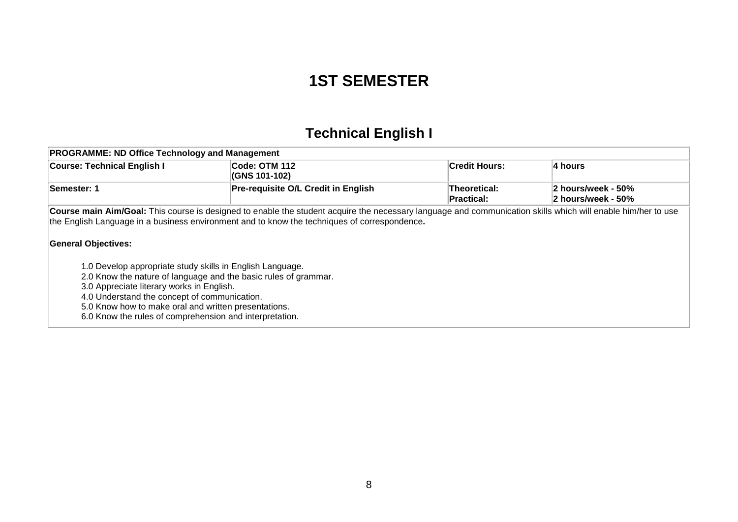# 1ST SEMESTER

## Technical English I

| PROGRAMME: ND Office Technology and Management | | | |
|---|---|---|---|
| **Course: Technical English I** | **Code: OTM 112 (GNS 101-102)** | **Credit Hours:** | **4 hours** |
| **Semester: 1** | **Pre-requisite O/L Credit in English** | **Theoretical:** **Practical:** | **2 hours/week - 50%** **2 hours/week - 50%** |

**Course main Aim/Goal:** This course is designed to enable the student acquire the necessary language and communication skills which will enable him/her to use the English Language in a business environment and to know the techniques of correspondence**.**

**General Objectives:**

1.0 Develop appropriate study skills in English Language.
2.0 Know the nature of language and the basic rules of grammar.
3.0 Appreciate literary works in English.
4.0 Understand the concept of communication.
5.0 Know how to make oral and written presentations.
6.0 Know the rules of comprehension and interpretation.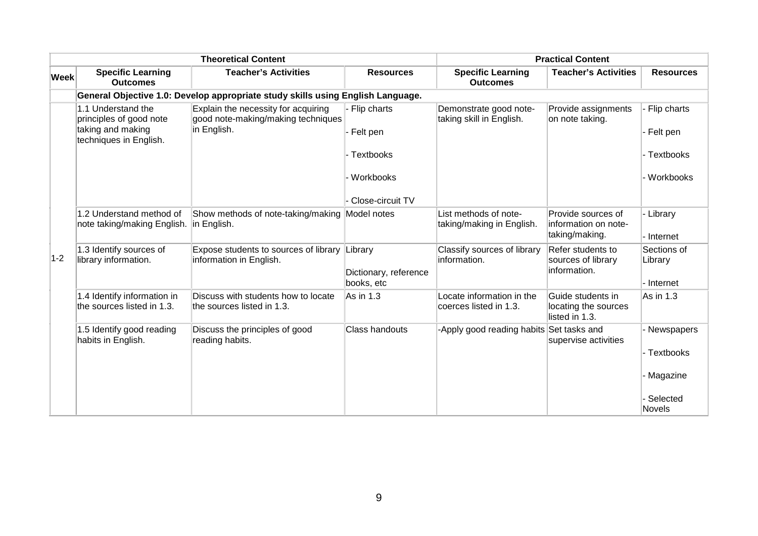| | Theoretical Content | | | Practical Content | | |
|---|---|---|---|---|---|---|
| **Week** | **Specific Learning Outcomes** | **Teacher's Activities** | **Resources** | **Specific Learning Outcomes** | **Teacher's Activities** | **Resources** |
| | **General Objective 1.0: Develop appropriate study skills using English Language.** | | | | | |
| 1-2 | 1.1 Understand the principles of good note taking and making techniques in English. | Explain the necessity for acquiring good note-making/making techniques in English. | - Flip charts<br>- Felt pen<br>- Textbooks<br>- Workbooks<br>- Close-circuit TV | Demonstrate good note-taking skill in English. | Provide assignments on note taking. | - Flip charts<br>- Felt pen<br>- Textbooks<br>- Workbooks |
| | 1.2 Understand method of note taking/making English. | Show methods of note-taking/making in English. | Model notes | List methods of note-taking/making in English. | Provide sources of information on note-taking/making. | - Library<br>- Internet |
| | 1.3 Identify sources of library information. | Expose students to sources of library information in English. | Library<br>Dictionary, reference books, etc | Classify sources of library information. | Refer students to sources of library information. | Sections of Library<br>- Internet |
| | 1.4 Identify information in the sources listed in 1.3. | Discuss with students how to locate the sources listed in 1.3. | As in 1.3 | Locate information in the coerces listed in 1.3. | Guide students in locating the sources listed in 1.3. | As in 1.3 |
| | 1.5 Identify good reading habits in English. | Discuss the principles of good reading habits. | Class handouts | -Apply good reading habits | Set tasks and supervise activities | - Newspapers<br>- Textbooks<br>- Magazine<br>- Selected Novels |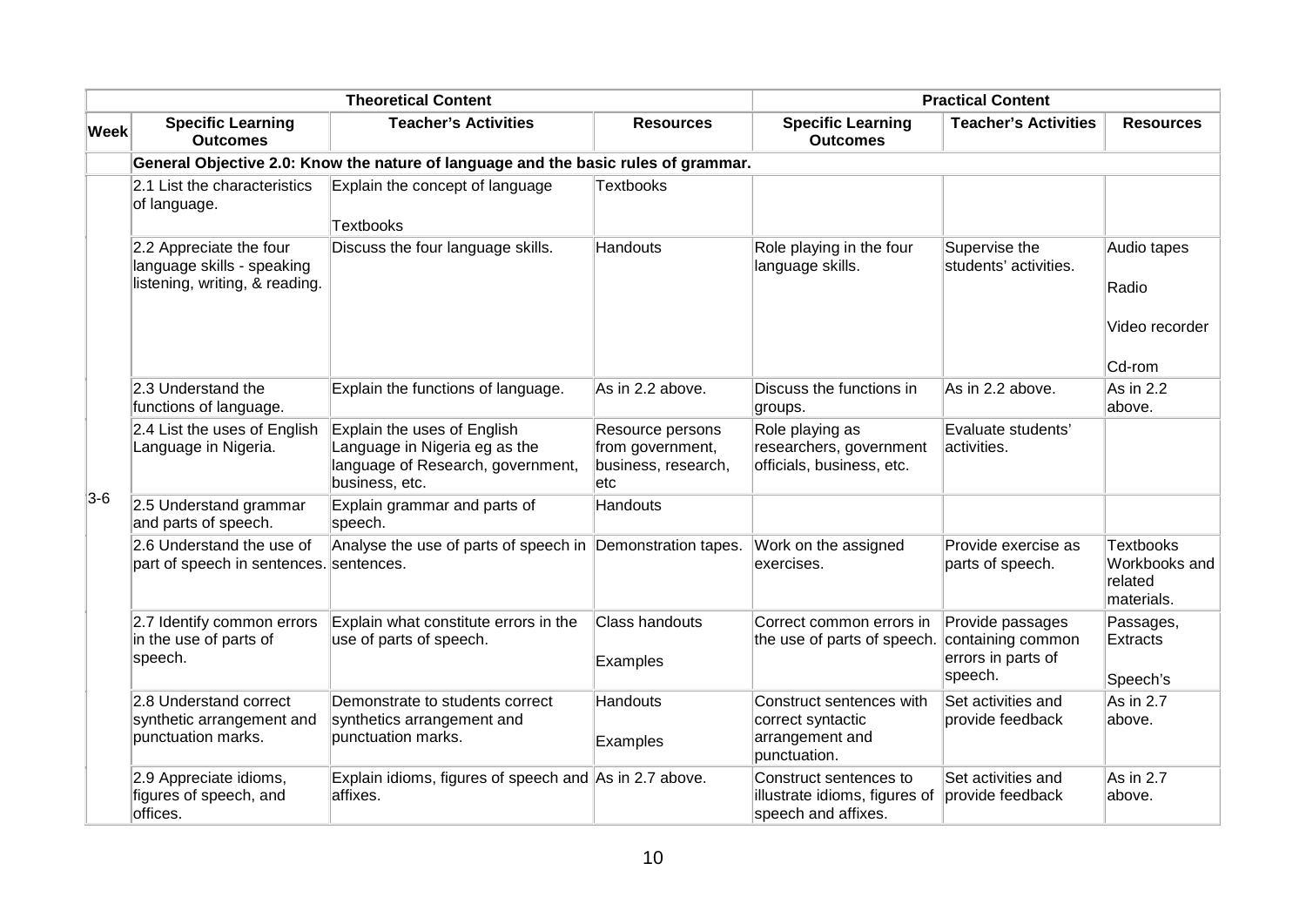| | Theoretical Content | | | Practical Content | | |
|---|---|---|---|---|---|---|
| **Week** | **Specific Learning Outcomes** | **Teacher's Activities** | **Resources** | **Specific Learning Outcomes** | **Teacher's Activities** | **Resources** |
| | **General Objective 2.0: Know the nature of language and the basic rules of grammar.** | | | | | |
| 3-6 | 2.1 List the characteristics of language. | Explain the concept of language<br><br>Textbooks | Textbooks | | | |
| | 2.2 Appreciate the four language skills - speaking listening, writing, & reading. | Discuss the four language skills. | Handouts | Role playing in the four language skills. | Supervise the students' activities. | Audio tapes<br><br>Radio<br><br>Video recorder<br><br>Cd-rom |
| | 2.3 Understand the functions of language. | Explain the functions of language. | As in 2.2 above. | Discuss the functions in groups. | As in 2.2 above. | As in 2.2 above. |
| | 2.4 List the uses of English Language in Nigeria. | Explain the uses of English Language in Nigeria eg as the language of Research, government, business, etc. | Resource persons from government, business, research, etc | Role playing as researchers, government officials, business, etc. | Evaluate students' activities. | |
| | 2.5 Understand grammar and parts of speech. | Explain grammar and parts of speech. | Handouts | | | |
| | 2.6 Understand the use of part of speech in sentences. | Analyse the use of parts of speech in sentences. | Demonstration tapes. | Work on the assigned exercises. | Provide exercise as parts of speech. | Textbooks Workbooks and related materials. |
| | 2.7 Identify common errors in the use of parts of speech. | Explain what constitute errors in the use of parts of speech. | Class handouts<br><br>Examples | Correct common errors in the use of parts of speech. | Provide passages containing common errors in parts of speech. | Passages, Extracts<br><br>Speech's |
| | 2.8 Understand correct synthetic arrangement and punctuation marks. | Demonstrate to students correct synthetics arrangement and punctuation marks. | Handouts<br><br>Examples | Construct sentences with correct syntactic arrangement and punctuation. | Set activities and provide feedback | As in 2.7 above. |
| | 2.9 Appreciate idioms, figures of speech, and offices. | Explain idioms, figures of speech and affixes. | As in 2.7 above. | Construct sentences to illustrate idioms, figures of speech and affixes. | Set activities and provide feedback | As in 2.7 above. |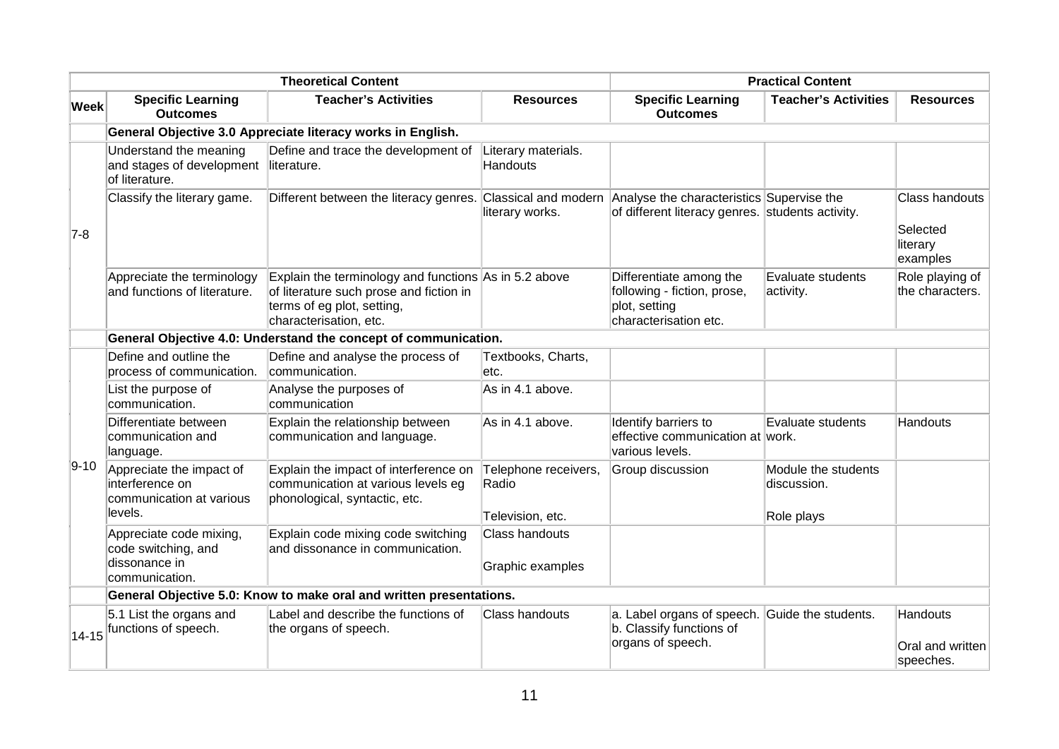| | Theoretical Content | | | Practical Content | | |
|---|---|---|---|---|---|---|
| **Week** | **Specific Learning Outcomes** | **Teacher's Activities** | **Resources** | **Specific Learning Outcomes** | **Teacher's Activities** | **Resources** |
| | **General Objective 3.0 Appreciate literacy works in English.** | | | | | |
| 7-8 | Understand the meaning and stages of development of literature. | Define and trace the development of literature. | Literary materials. Handouts | | | |
| | Classify the literary game. | Different between the literacy genres. | Classical and modern literary works. | Analyse the characteristics of different literacy genres. | Supervise the students activity. | Class handouts Selected literary examples |
| | Appreciate the terminology and functions of literature. | Explain the terminology and functions of literature such prose and fiction in terms of eg plot, setting, characterisation, etc. | As in 5.2 above | Differentiate among the following - fiction, prose, plot, setting characterisation etc. | Evaluate students activity. | Role playing of the characters. |
| | **General Objective 4.0: Understand the concept of communication.** | | | | | |
| 9-10 | Define and outline the process of communication. | Define and analyse the process of communication. | Textbooks, Charts, etc. | | | |
| | List the purpose of communication. | Analyse the purposes of communication | As in 4.1 above. | | | |
| | Differentiate between communication and language. | Explain the relationship between communication and language. | As in 4.1 above. | Identify barriers to effective communication at various levels. | Evaluate students work. | Handouts |
| | Appreciate the impact of interference on communication at various levels. | Explain the impact of interference on communication at various levels eg phonological, syntactic, etc. | Telephone receivers, Radio Television, etc. | Group discussion | Module the students discussion. Role plays | |
| | Appreciate code mixing, code switching, and dissonance in communication. | Explain code mixing code switching and dissonance in communication. | Class handouts Graphic examples | | | |
| | **General Objective 5.0: Know to make oral and written presentations.** | | | | | |
| 14-15 | 5.1 List the organs and functions of speech. | Label and describe the functions of the organs of speech. | Class handouts | a. Label organs of speech. b. Classify functions of organs of speech. | Guide the students. | Handouts Oral and written speeches. |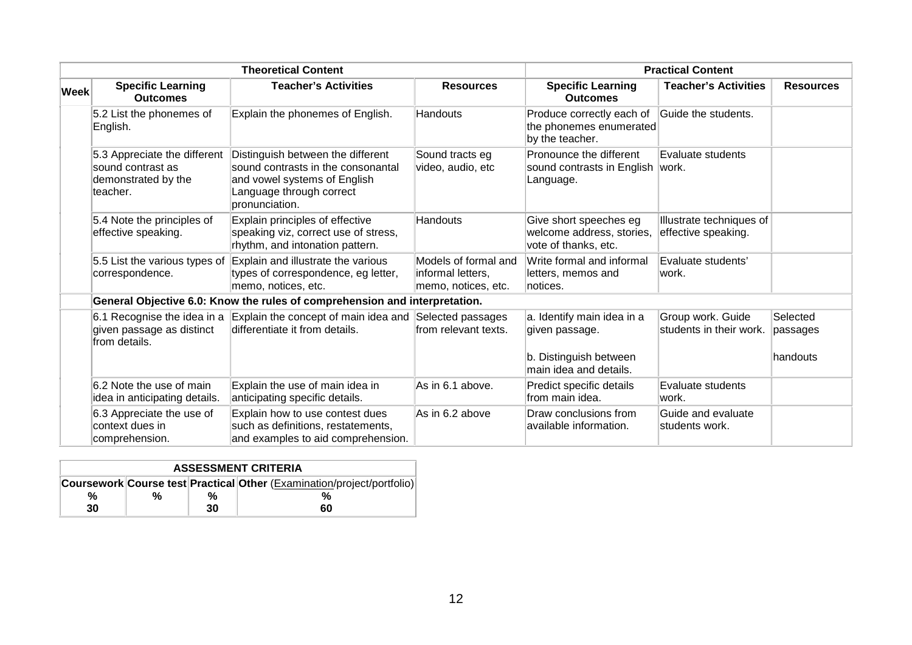| | Theoretical Content | | | Practical Content | | |
|---|---|---|---|---|---|---|
| **Week** | **Specific Learning Outcomes** | **Teacher's Activities** | **Resources** | **Specific Learning Outcomes** | **Teacher's Activities** | **Resources** |
| | 5.2 List the phonemes of English. | Explain the phonemes of English. | Handouts | Produce correctly each of the phonemes enumerated by the teacher. | Guide the students. | |
| | 5.3 Appreciate the different sound contrast as demonstrated by the teacher. | Distinguish between the different sound contrasts in the consonantal and vowel systems of English Language through correct pronunciation. | Sound tracts eg video, audio, etc | Pronounce the different sound contrasts in English Language. | Evaluate students work. | |
| | 5.4 Note the principles of effective speaking. | Explain principles of effective speaking viz, correct use of stress, rhythm, and intonation pattern. | Handouts | Give short speeches eg welcome address, stories, vote of thanks, etc. | Illustrate techniques of effective speaking. | |
| | 5.5 List the various types of correspondence. | Explain and illustrate the various types of correspondence, eg letter, memo, notices, etc. | Models of formal and informal letters, memo, notices, etc. | Write formal and informal letters, memos and notices. | Evaluate students' work. | |
| | **General Objective 6.0: Know the rules of comprehension and interpretation.** | | | | | |
| | 6.1 Recognise the idea in a given passage as distinct from details. | Explain the concept of main idea and differentiate it from details. | Selected passages from relevant texts. | a. Identify main idea in a given passage.<br><br>b. Distinguish between main idea and details. | Group work. Guide students in their work. | Selected passages<br><br>handouts |
| | 6.2 Note the use of main idea in anticipating details. | Explain the use of main idea in anticipating specific details. | As in 6.1 above. | Predict specific details from main idea. | Evaluate students work. | |
| | 6.3 Appreciate the use of context dues in comprehension. | Explain how to use contest dues such as definitions, restatements, and examples to aid comprehension. | As in 6.2 above | Draw conclusions from available information. | Guide and evaluate students work. | |

| ASSESSMENT CRITERIA | | | |
|---|---|---|---|
| **Coursework** | **Course test** | **Practical** | **Other** (Examination/project/portfolio) |
| % | % | % | % |
| 30 | | 30 | 60 |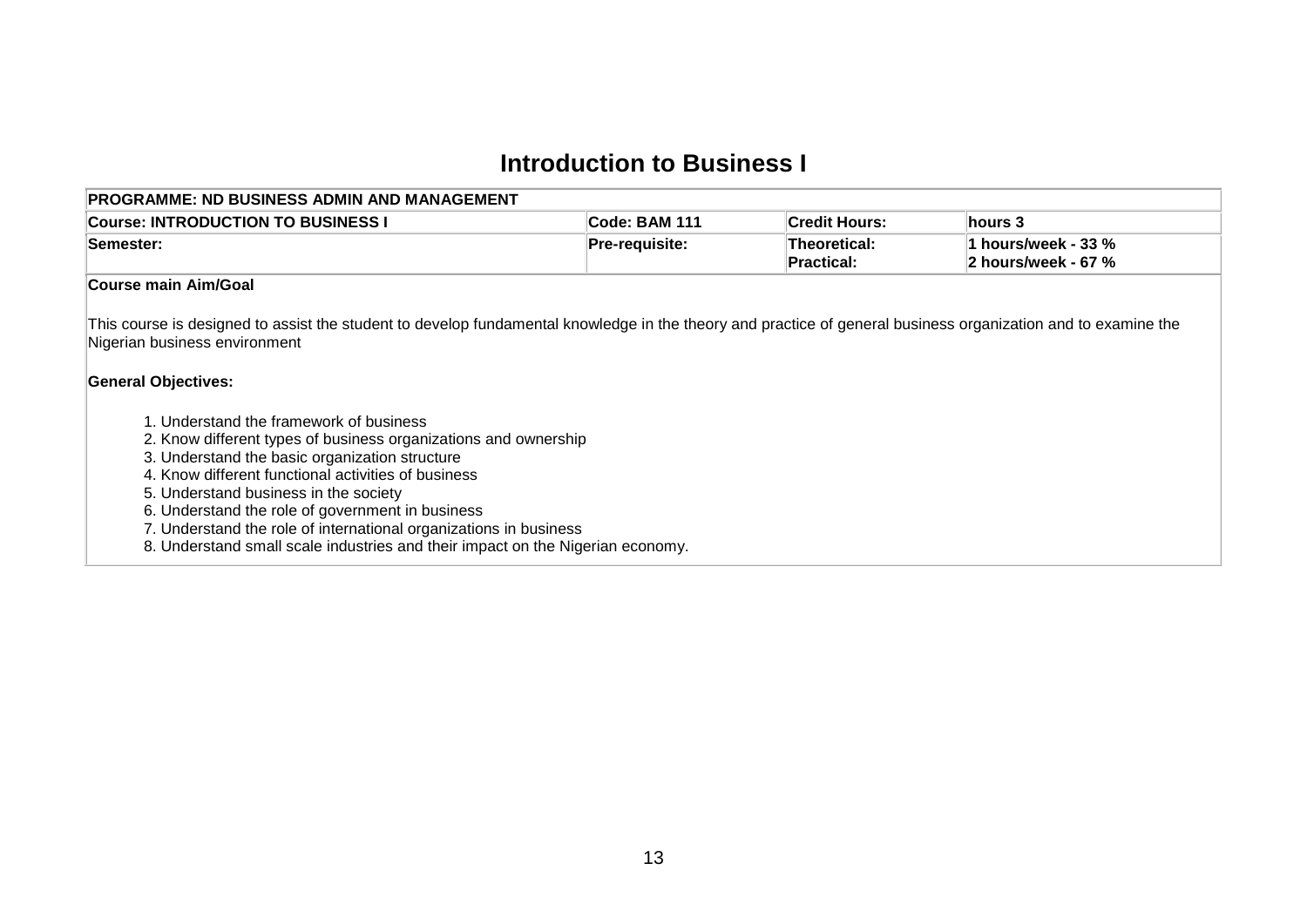# Introduction to Business I

| PROGRAMME: ND BUSINESS ADMIN AND MANAGEMENT | | | |
|---|---|---|---|
| **Course: INTRODUCTION TO BUSINESS I** | **Code: BAM 111** | **Credit Hours:** | **hours 3** |
| **Semester:** | **Pre-requisite:** | **Theoretical:**<br>**Practical:** | **1 hours/week - 33 %**<br>**2 hours/week - 67 %** |

**Course main Aim/Goal**

This course is designed to assist the student to develop fundamental knowledge in the theory and practice of general business organization and to examine the Nigerian business environment

**General Objectives:**

1. Understand the framework of business
2. Know different types of business organizations and ownership
3. Understand the basic organization structure
4. Know different functional activities of business
5. Understand business in the society
6. Understand the role of government in business
7. Understand the role of international organizations in business
8. Understand small scale industries and their impact on the Nigerian economy.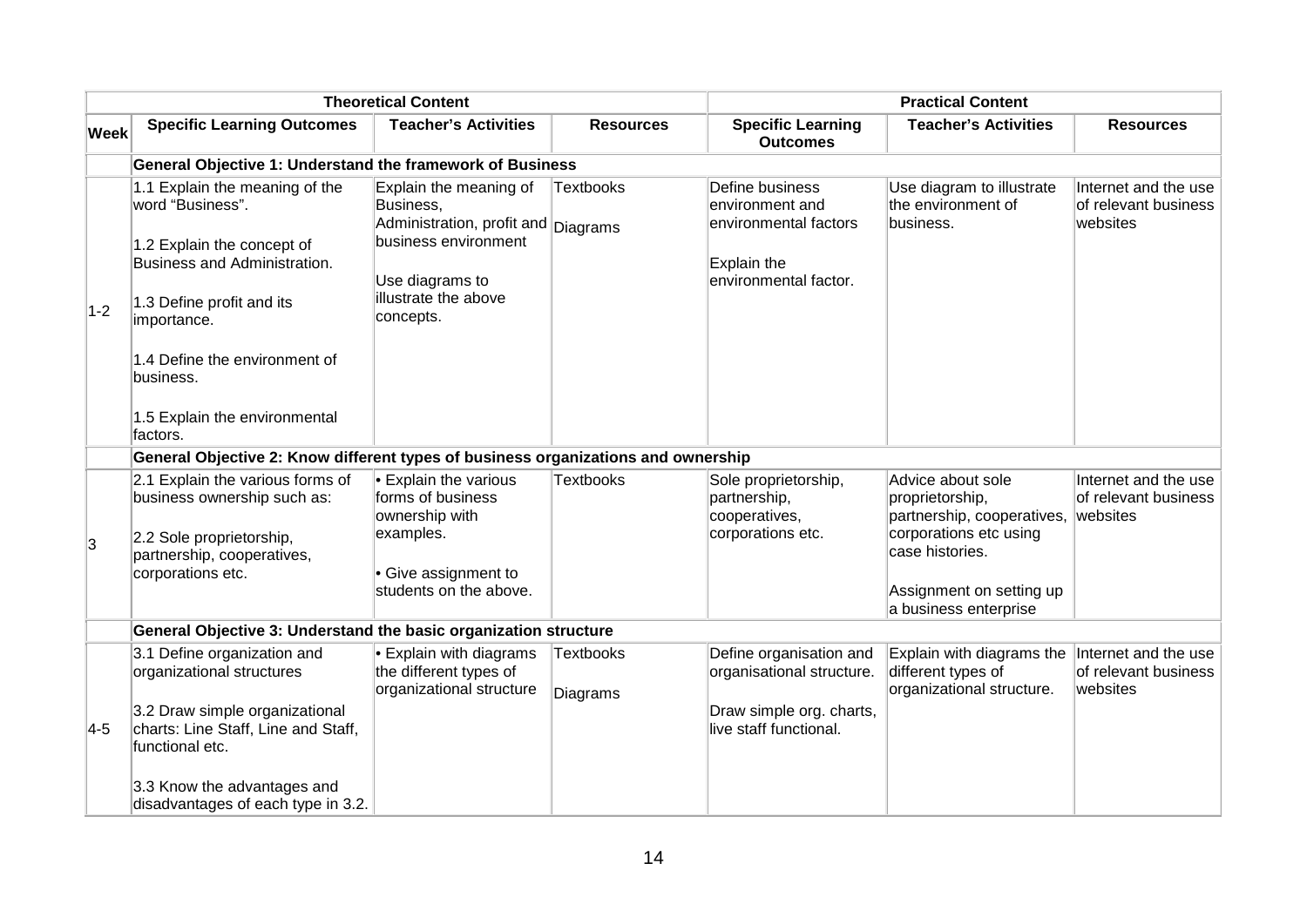| | Theoretical Content | | | Practical Content | | |
|---|---|---|---|---|---|---|
| **Week** | **Specific Learning Outcomes** | **Teacher's Activities** | **Resources** | **Specific Learning Outcomes** | **Teacher's Activities** | **Resources** |
| | **General Objective 1: Understand the framework of Business** | | | | | |
| 1-2 | 1.1 Explain the meaning of the word "Business".<br><br>1.2 Explain the concept of Business and Administration.<br><br>1.3 Define profit and its importance.<br><br>1.4 Define the environment of business.<br><br>1.5 Explain the environmental factors. | Explain the meaning of Business, Administration, profit and business environment<br><br>Use diagrams to illustrate the above concepts. | Textbooks<br><br>Diagrams | Define business environment and environmental factors<br><br>Explain the environmental factor. | Use diagram to illustrate the environment of business. | Internet and the use of relevant business websites |
| | **General Objective 2: Know different types of business organizations and ownership** | | | | | |
| 3 | 2.1 Explain the various forms of business ownership such as:<br><br>2.2 Sole proprietorship, partnership, cooperatives, corporations etc. | • Explain the various forms of business ownership with examples.<br><br>• Give assignment to students on the above. | Textbooks | Sole proprietorship, partnership, cooperatives, corporations etc. | Advice about sole proprietorship, partnership, cooperatives, corporations etc using case histories.<br><br>Assignment on setting up a business enterprise | Internet and the use of relevant business websites |
| | **General Objective 3: Understand the basic organization structure** | | | | | |
| 4-5 | 3.1 Define organization and organizational structures<br><br>3.2 Draw simple organizational charts: Line Staff, Line and Staff, functional etc.<br><br>3.3 Know the advantages and disadvantages of each type in 3.2. | • Explain with diagrams the different types of organizational structure | Textbooks<br><br>Diagrams | Define organisation and organisational structure.<br><br>Draw simple org. charts, live staff functional. | Explain with diagrams the different types of organizational structure. | Internet and the use of relevant business websites |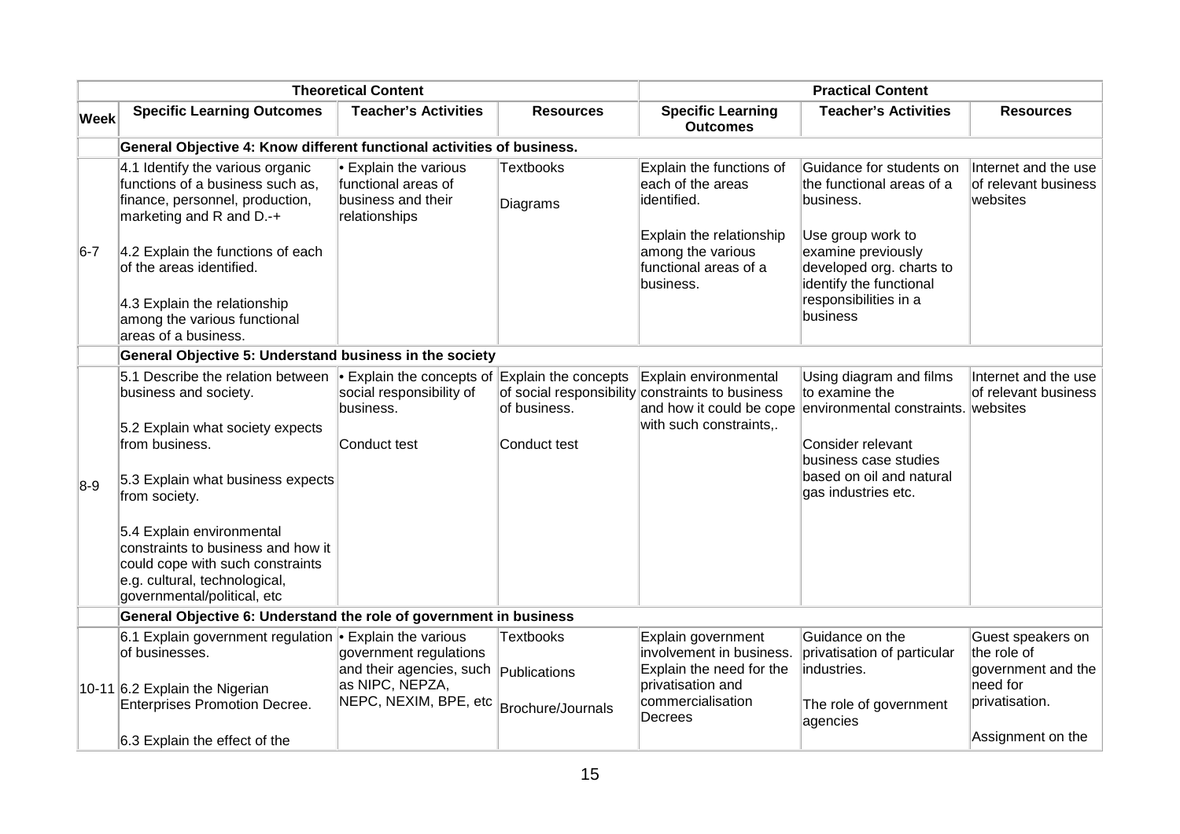| Theoretical Content | | | | Practical Content | | |
|---|---|---|---|---|---|---|
| **Week** | **Specific Learning Outcomes** | **Teacher's Activities** | **Resources** | **Specific Learning Outcomes** | **Teacher's Activities** | **Resources** |
| | **General Objective 4: Know different functional activities of business.** | | | | | |
| 6-7 | 4.1 Identify the various organic functions of a business such as, finance, personnel, production, marketing and R and D.-+<br><br>4.2 Explain the functions of each of the areas identified.<br><br>4.3 Explain the relationship among the various functional areas of a business. | • Explain the various functional areas of business and their relationships | Textbooks<br><br>Diagrams | Explain the functions of each of the areas identified.<br><br>Explain the relationship among the various functional areas of a business. | Guidance for students on the functional areas of a business.<br><br>Use group work to examine previously developed org. charts to identify the functional responsibilities in a business | Internet and the use of relevant business websites |
| | **General Objective 5: Understand business in the society** | | | | | |
| 8-9 | 5.1 Describe the relation between business and society.<br><br>5.2 Explain what society expects from business.<br><br>5.3 Explain what business expects from society.<br><br>5.4 Explain environmental constraints to business and how it could cope with such constraints e.g. cultural, technological, governmental/political, etc | • Explain the concepts of social responsibility of business.<br><br>Conduct test | Explain the concepts of social responsibility of business.<br><br>Conduct test | Explain environmental constraints to business and how it could be cope with such constraints,. | Using diagram and films to examine the environmental constraints.<br><br>Consider relevant business case studies based on oil and natural gas industries etc. | Internet and the use of relevant business websites |
| | **General Objective 6: Understand the role of government in business** | | | | | |
| 10-11 | 6.1 Explain government regulation of businesses.<br><br>6.2 Explain the Nigerian Enterprises Promotion Decree.<br><br>6.3 Explain the effect of the | • Explain the various government regulations and their agencies, such as NIPC, NEPZA, NEPC, NEXIM, BPE, etc | Textbooks<br><br>Publications<br><br>Brochure/Journals | Explain government involvement in business. Explain the need for the privatisation and commercialisation Decrees | Guidance on the privatisation of particular industries.<br><br>The role of government agencies | Guest speakers on the role of government and the need for privatisation.<br><br>Assignment on the |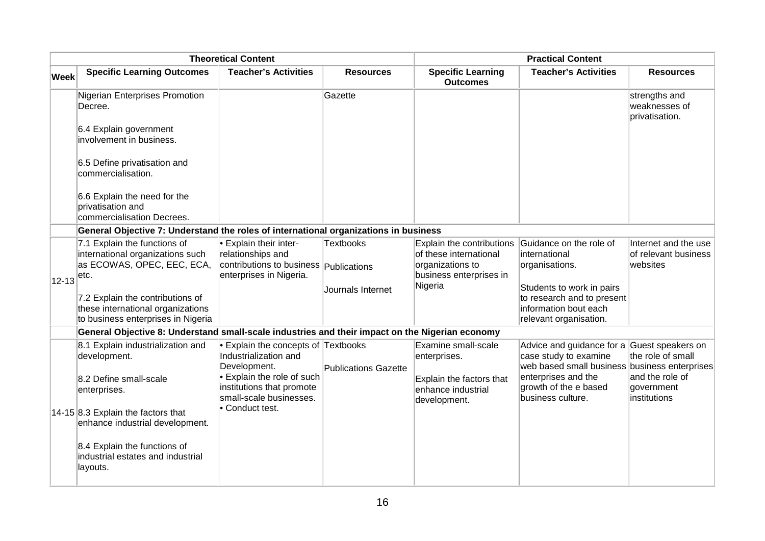| Theoretical Content | | | | Practical Content | | |
|---|---|---|---|---|---|---|
| **Week** | **Specific Learning Outcomes** | **Teacher's Activities** | **Resources** | **Specific Learning Outcomes** | **Teacher's Activities** | **Resources** |
| | Nigerian Enterprises Promotion Decree.<br><br>6.4 Explain government involvement in business.<br><br>6.5 Define privatisation and commercialisation.<br><br>6.6 Explain the need for the privatisation and commercialisation Decrees. | | Gazette | | | strengths and weaknesses of privatisation. |
| | **General Objective 7: Understand the roles of international organizations in business** | | | | | |
| 12-13 | 7.1 Explain the functions of international organizations such as ECOWAS, OPEC, EEC, ECA, etc.<br><br>7.2 Explain the contributions of these international organizations to business enterprises in Nigeria | • Explain their inter-relationships and contributions to business enterprises in Nigeria. | Textbooks<br><br>Publications<br><br>Journals Internet | Explain the contributions of these international organizations to business enterprises in Nigeria | Guidance on the role of international organisations.<br><br>Students to work in pairs to research and to present information bout each relevant organisation. | Internet and the use of relevant business websites |
| | **General Objective 8: Understand small-scale industries and their impact on the Nigerian economy** | | | | | |
| 14-15 | 8.1 Explain industrialization and development.<br><br>8.2 Define small-scale enterprises.<br><br>8.3 Explain the factors that enhance industrial development.<br><br>8.4 Explain the functions of industrial estates and industrial layouts. | • Explain the concepts of Industrialization and Development.<br>• Explain the role of such institutions that promote small-scale businesses.<br>• Conduct test. | Textbooks<br><br>Publications Gazette | Examine small-scale enterprises.<br><br>Explain the factors that enhance industrial development. | Advice and guidance for a case study to examine web based small business enterprises and the growth of the e based business culture. | Guest speakers on the role of small business enterprises and the role of government institutions |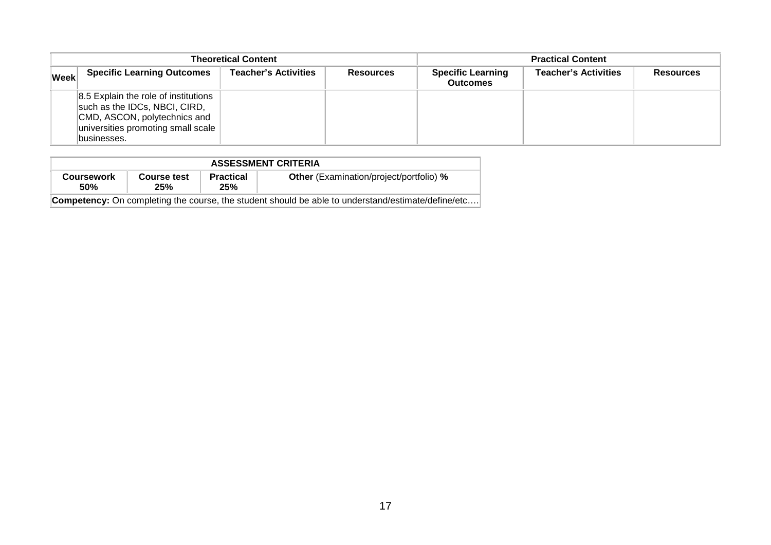| Theoretical Content | | | | Practical Content | | |
|---|---|---|---|---|---|---|
| **Week** | **Specific Learning Outcomes** | **Teacher's Activities** | **Resources** | **Specific Learning Outcomes** | **Teacher's Activities** | **Resources** |
| | 8.5 Explain the role of institutions such as the IDCs, NBCI, CIRD, CMD, ASCON, polytechnics and universities promoting small scale businesses. | | | | | |

| ASSESSMENT CRITERIA | | | |
|---|---|---|---|
| **Coursework 50%** | **Course test 25%** | **Practical 25%** | **Other** (Examination/project/portfolio) **%** |
| **Competency:** On completing the course, the student should be able to understand/estimate/define/etc…. | | | |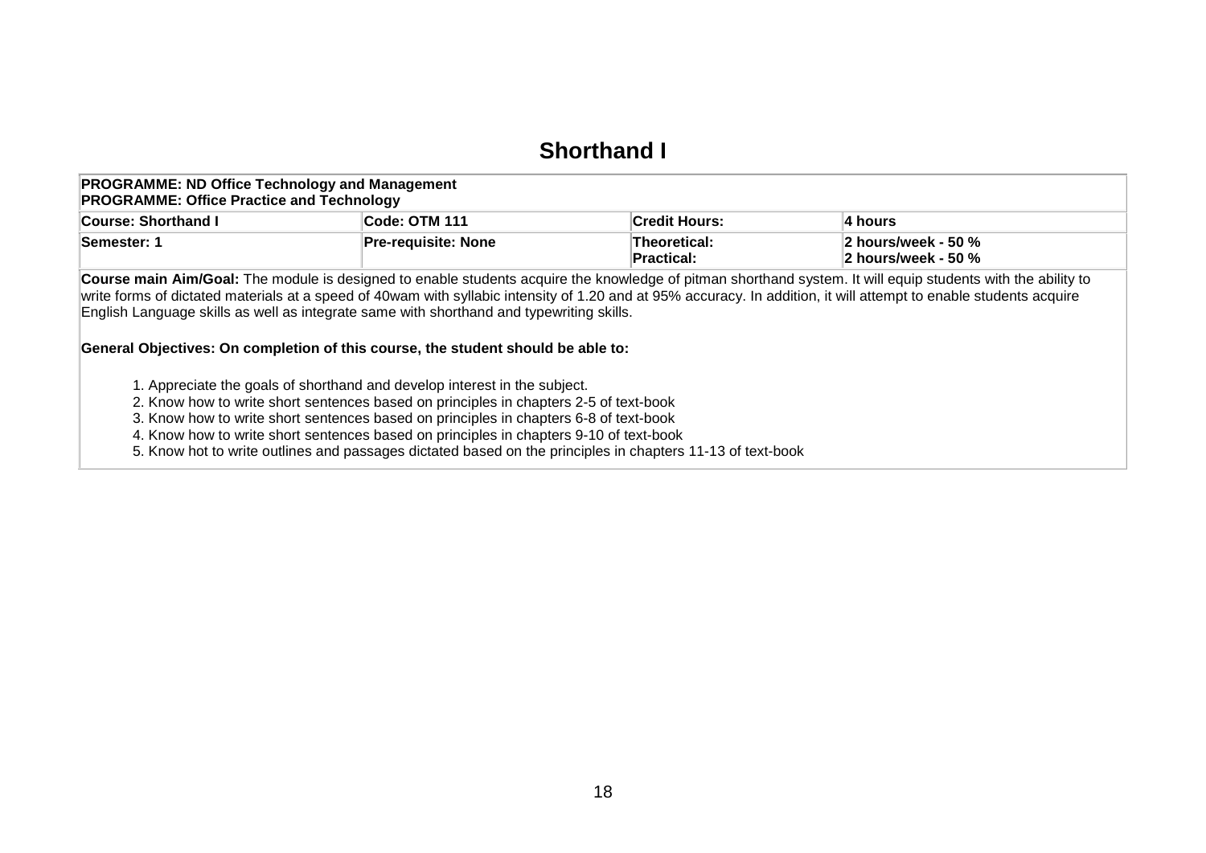# Shorthand I

| **PROGRAMME: ND Office Technology and Management**<br>**PROGRAMME: Office Practice and Technology** | | | |
|---|---|---|---|
| **Course: Shorthand I** | **Code: OTM 111** | **Credit Hours:** | **4 hours** |
| **Semester: 1** | **Pre-requisite: None** | **Theoretical:**<br>**Practical:** | **2 hours/week - 50 %**<br>**2 hours/week - 50 %** |

**Course main Aim/Goal:** The module is designed to enable students acquire the knowledge of pitman shorthand system. It will equip students with the ability to write forms of dictated materials at a speed of 40wam with syllabic intensity of 1.20 and at 95% accuracy. In addition, it will attempt to enable students acquire English Language skills as well as integrate same with shorthand and typewriting skills.

**General Objectives: On completion of this course, the student should be able to:**

1. Appreciate the goals of shorthand and develop interest in the subject.
2. Know how to write short sentences based on principles in chapters 2-5 of text-book
3. Know how to write short sentences based on principles in chapters 6-8 of text-book
4. Know how to write short sentences based on principles in chapters 9-10 of text-book
5. Know hot to write outlines and passages dictated based on the principles in chapters 11-13 of text-book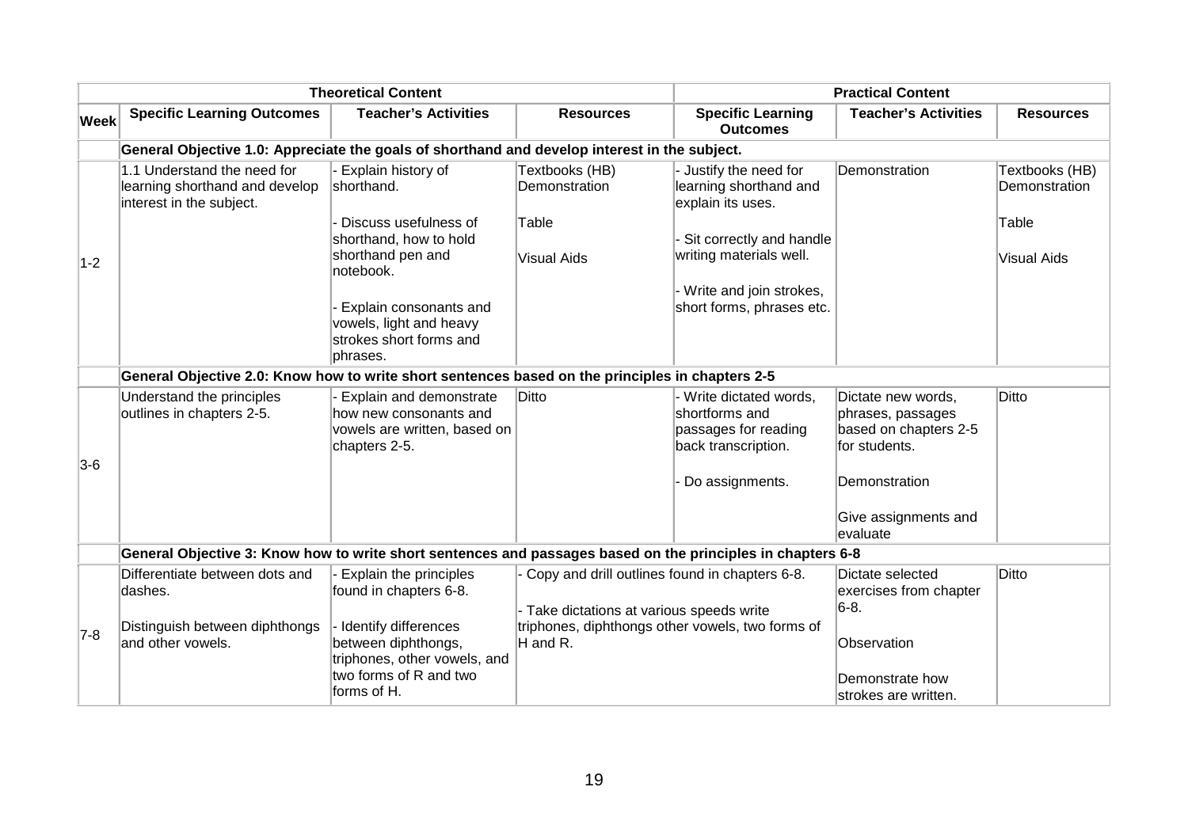| Week | Theoretical Content | | | Practical Content | | |
|---|---|---|---|---|---|---|
| | **Specific Learning Outcomes** | **Teacher's Activities** | **Resources** | **Specific Learning Outcomes** | **Teacher's Activities** | **Resources** |
| | **General Objective 1.0: Appreciate the goals of shorthand and develop interest in the subject.** | | | | | |
| 1-2 | 1.1 Understand the need for learning shorthand and develop interest in the subject. | - Explain history of shorthand.<br><br>- Discuss usefulness of shorthand, how to hold shorthand pen and notebook.<br><br>- Explain consonants and vowels, light and heavy strokes short forms and phrases. | Textbooks (HB)<br>Demonstration<br><br>Table<br><br>Visual Aids | - Justify the need for learning shorthand and explain its uses.<br><br>- Sit correctly and handle writing materials well.<br><br>- Write and join strokes, short forms, phrases etc. | Demonstration | Textbooks (HB)<br>Demonstration<br><br>Table<br><br>Visual Aids |
| | **General Objective 2.0: Know how to write short sentences based on the principles in chapters 2-5** | | | | | |
| 3-6 | Understand the principles outlines in chapters 2-5. | - Explain and demonstrate how new consonants and vowels are written, based on chapters 2-5. | Ditto | - Write dictated words, shortforms and passages for reading back transcription.<br><br>- Do assignments. | Dictate new words, phrases, passages based on chapters 2-5 for students.<br><br>Demonstration<br><br>Give assignments and evaluate | Ditto |
| | **General Objective 3: Know how to write short sentences and passages based on the principles in chapters 6-8** | | | | | |
| 7-8 | Differentiate between dots and dashes.<br><br>Distinguish between diphthongs and other vowels. | - Explain the principles found in chapters 6-8.<br><br>- Identify differences between diphthongs, triphones, other vowels, and two forms of R and two forms of H. | - Copy and drill outlines found in chapters 6-8.<br><br>- Take dictations at various speeds write triphones, diphthongs other vowels, two forms of H and R. | | Dictate selected exercises from chapter 6-8.<br><br>Observation<br><br>Demonstrate how strokes are written. | Ditto |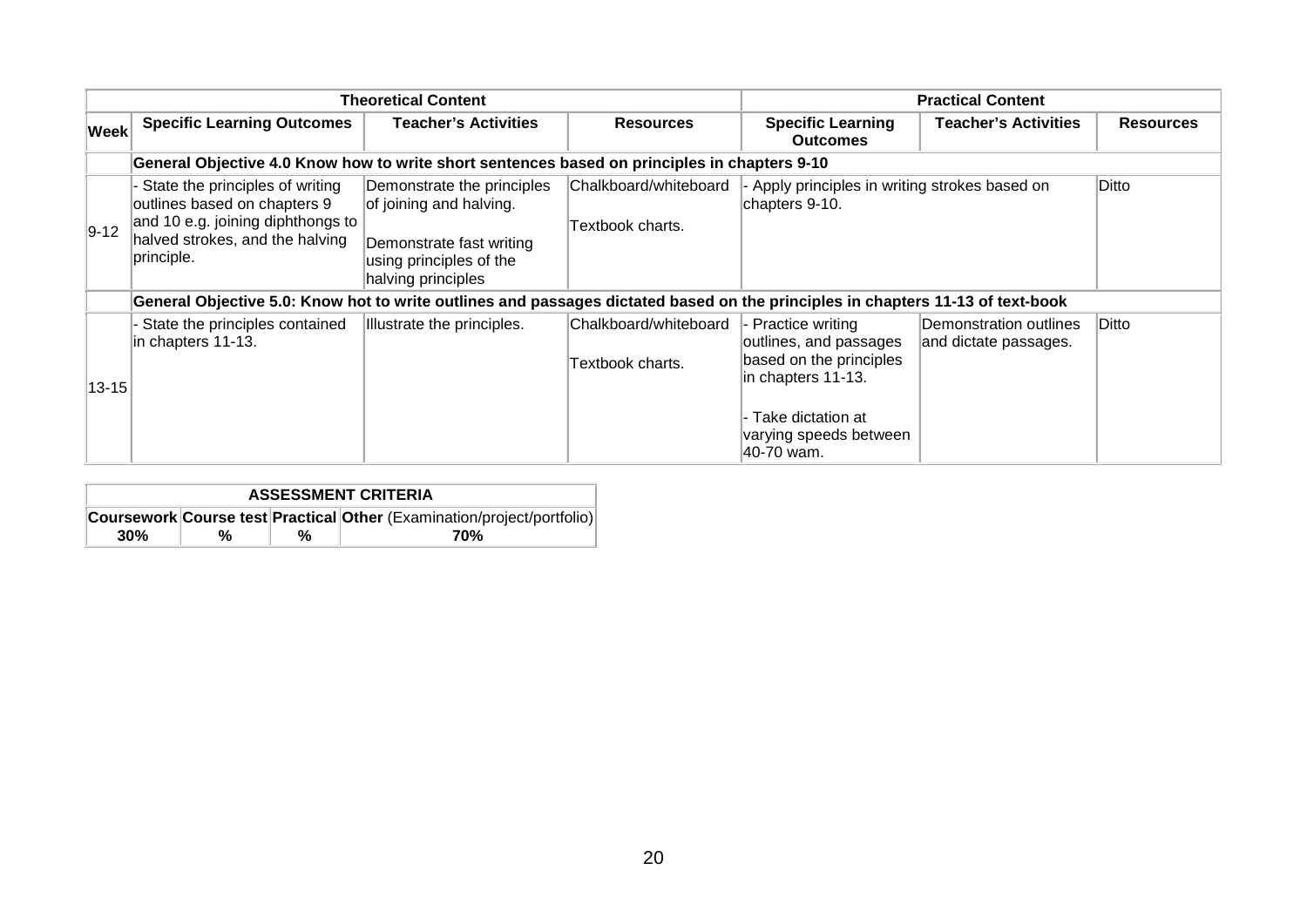| | Theoretical Content | | | Practical Content | | |
|---|---|---|---|---|---|---|
| **Week** | **Specific Learning Outcomes** | **Teacher's Activities** | **Resources** | **Specific Learning Outcomes** | **Teacher's Activities** | **Resources** |
| | **General Objective 4.0 Know how to write short sentences based on principles in chapters 9-10** | | | | | |
| 9-12 | - State the principles of writing outlines based on chapters 9 and 10 e.g. joining diphthongs to halved strokes, and the halving principle. | Demonstrate the principles of joining and halving.<br><br>Demonstrate fast writing using principles of the halving principles | Chalkboard/whiteboard<br><br>Textbook charts. | - Apply principles in writing strokes based on chapters 9-10. | | Ditto |
| | **General Objective 5.0: Know hot to write outlines and passages dictated based on the principles in chapters 11-13 of text-book** | | | | | |
| 13-15 | - State the principles contained in chapters 11-13. | Illustrate the principles. | Chalkboard/whiteboard<br><br>Textbook charts. | - Practice writing outlines, and passages based on the principles in chapters 11-13.<br><br>- Take dictation at varying speeds between 40-70 wam. | Demonstration outlines and dictate passages. | Ditto |

| ASSESSMENT CRITERIA | | | |
|---|---|---|---|
| **Coursework** | **Course test** | **Practical** | **Other** (Examination/project/portfolio) |
| **30%** | **%** | **%** | **70%** |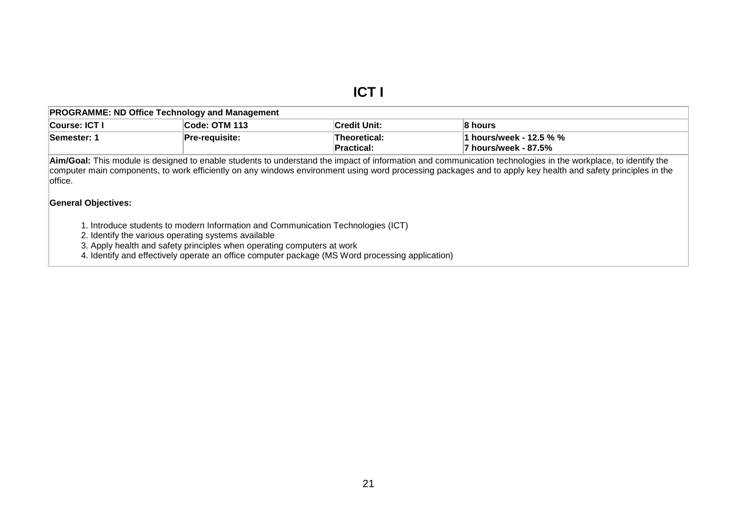# ICT I

| PROGRAMME: ND Office Technology and Management | | | |
|---|---|---|---|
| Course: ICT I | Code: OTM 113 | Credit Unit: | 8 hours |
| Semester: 1 | Pre-requisite: | Theoretical:<br>Practical: | 1 hours/week - 12.5 % %<br>7 hours/week - 87.5% |

**Aim/Goal:** This module is designed to enable students to understand the impact of information and communication technologies in the workplace, to identify the computer main components, to work efficiently on any windows environment using word processing packages and to apply key health and safety principles in the office.

**General Objectives:**

1. Introduce students to modern Information and Communication Technologies (ICT)
2. Identify the various operating systems available
3. Apply health and safety principles when operating computers at work
4. Identify and effectively operate an office computer package (MS Word processing application)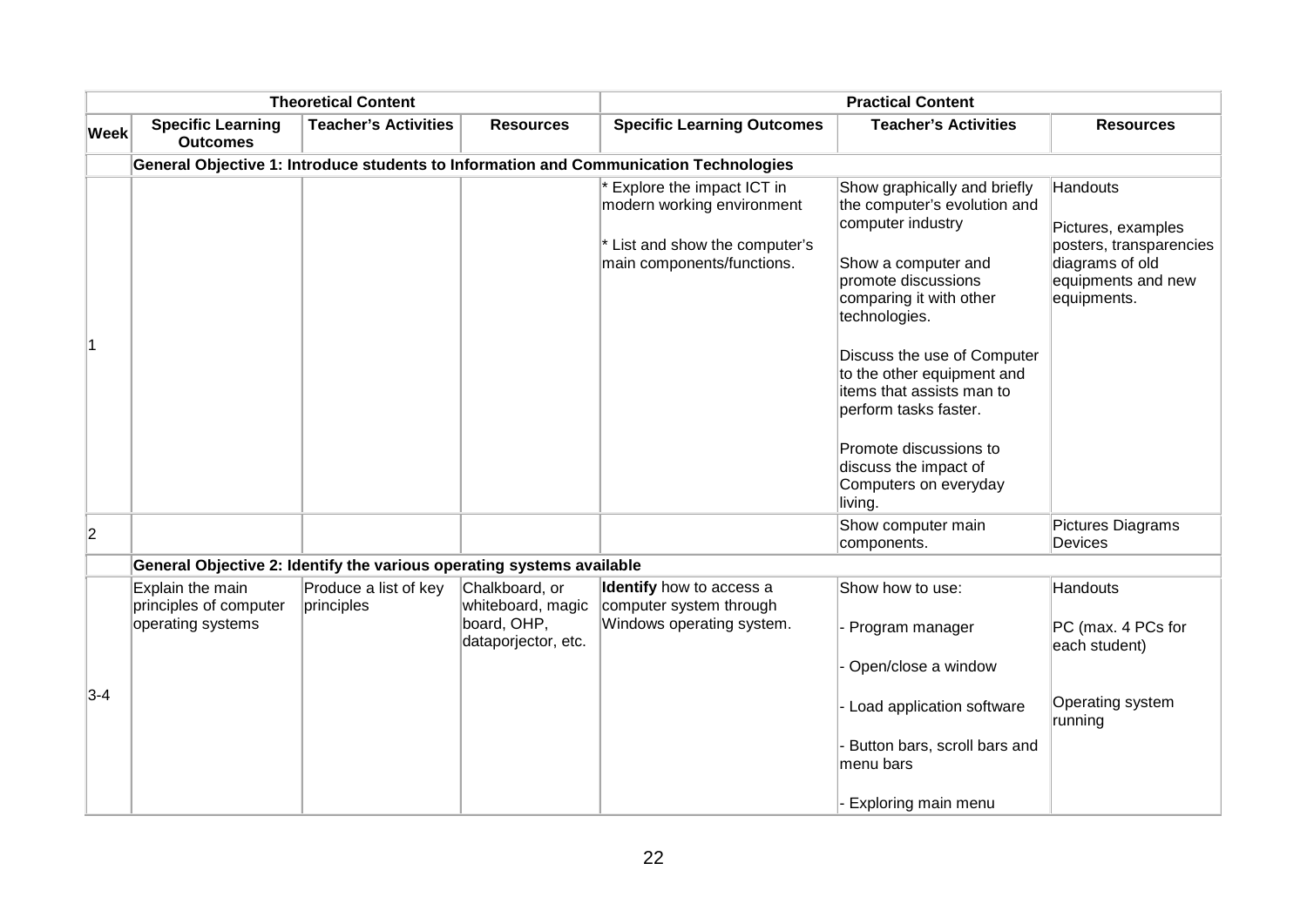| | Theoretical Content | | | Practical Content | | |
|---|---|---|---|---|---|---|
| **Week** | **Specific Learning Outcomes** | **Teacher's Activities** | **Resources** | **Specific Learning Outcomes** | **Teacher's Activities** | **Resources** |
| | **General Objective 1: Introduce students to Information and Communication Technologies** | | | | | |
| 1 | | | | * Explore the impact ICT in modern working environment<br><br>* List and show the computer's main components/functions. | Show graphically and briefly the computer's evolution and computer industry<br><br>Show a computer and promote discussions comparing it with other technologies.<br><br>Discuss the use of Computer to the other equipment and items that assists man to perform tasks faster.<br><br>Promote discussions to discuss the impact of Computers on everyday living. | Handouts<br><br>Pictures, examples posters, transparencies diagrams of old equipments and new equipments. |
| 2 | | | | | Show computer main components. | Pictures Diagrams Devices |
| | **General Objective 2: Identify the various operating systems available** | | | | | |
| 3-4 | Explain the main principles of computer operating systems | Produce a list of key principles | Chalkboard, or whiteboard, magic board, OHP, dataporjector, etc. | **Identify** how to access a computer system through Windows operating system. | Show how to use:<br><br>- Program manager<br><br>- Open/close a window<br><br>- Load application software<br><br>- Button bars, scroll bars and menu bars<br><br>- Exploring main menu | Handouts<br><br>PC (max. 4 PCs for each student)<br><br>Operating system running |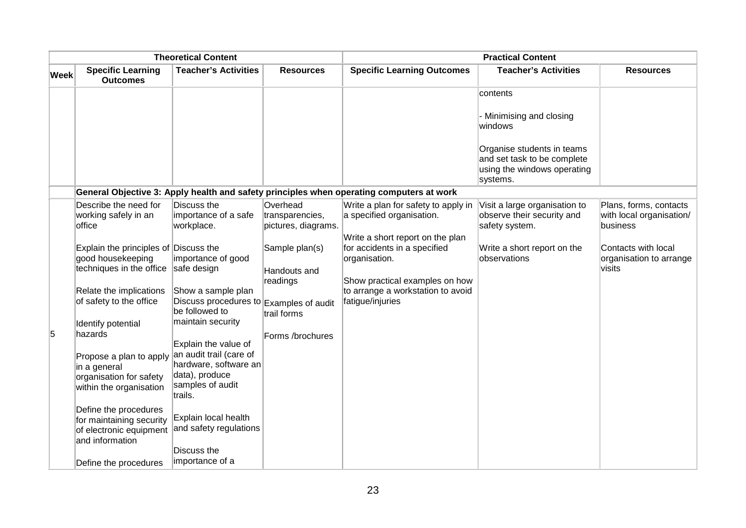| | Theoretical Content | | | Practical Content | | |
|---|---|---|---|---|---|---|
| **Week** | **Specific Learning Outcomes** | **Teacher's Activities** | **Resources** | **Specific Learning Outcomes** | **Teacher's Activities** | **Resources** |
| | | | | | contents<br><br>- Minimising and closing windows<br><br>Organise students in teams and set task to be complete using the windows operating systems. | |
| | **General Objective 3: Apply health and safety principles when operating computers at work** | | | | | |
| 5 | Describe the need for working safely in an office<br><br>Explain the principles of good housekeeping techniques in the office<br><br>Relate the implications of safety to the office<br><br>Identify potential hazards<br><br>Propose a plan to apply in a general organisation for safety within the organisation<br><br>Define the procedures for maintaining security of electronic equipment and information<br><br>Define the procedures | Discuss the importance of a safe workplace.<br><br>Discuss the importance of good safe design<br><br>Show a sample plan<br>Discuss procedures to be followed to maintain security<br><br>Explain the value of an audit trail (care of hardware, software an data), produce samples of audit trails.<br><br>Explain local health and safety regulations<br><br>Discuss the importance of a | Overhead transparencies, pictures, diagrams.<br><br>Sample plan(s)<br><br>Handouts and readings<br><br>Examples of audit trail forms<br><br>Forms /brochures | Write a plan for safety to apply in a specified organisation.<br><br>Write a short report on the plan for accidents in a specified organisation.<br><br>Show practical examples on how to arrange a workstation to avoid fatigue/injuries | Visit a large organisation to observe their security and safety system.<br><br>Write a short report on the observations | Plans, forms, contacts with local organisation/ business<br><br>Contacts with local organisation to arrange visits |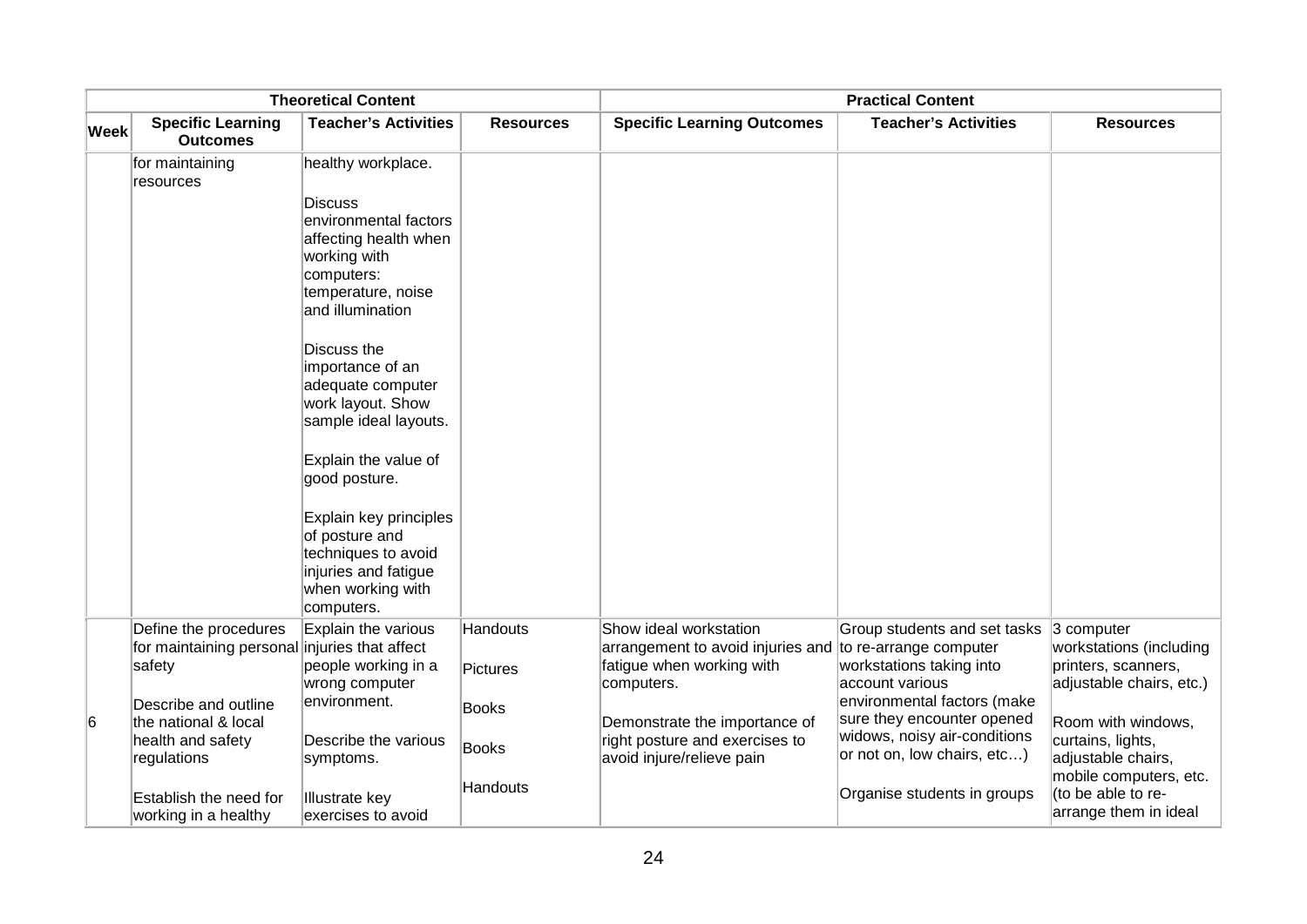| | Theoretical Content | | | Practical Content | | |
|---|---|---|---|---|---|---|
| **Week** | **Specific Learning Outcomes** | **Teacher's Activities** | **Resources** | **Specific Learning Outcomes** | **Teacher's Activities** | **Resources** |
| | for maintaining resources | healthy workplace.<br><br>Discuss environmental factors affecting health when working with computers: temperature, noise and illumination<br><br>Discuss the importance of an adequate computer work layout. Show sample ideal layouts.<br><br>Explain the value of good posture.<br><br>Explain key principles of posture and techniques to avoid injuries and fatigue when working with computers. | | | | |
| 6 | Define the procedures for maintaining personal safety<br><br>Describe and outline the national & local health and safety regulations<br><br>Establish the need for working in a healthy | Explain the various injuries that affect people working in a wrong computer environment.<br><br>Describe the various symptoms.<br><br>Illustrate key exercises to avoid | Handouts<br><br>Pictures<br><br>Books<br><br>Books<br><br>Handouts | Show ideal workstation arrangement to avoid injuries and fatigue when working with computers.<br><br>Demonstrate the importance of right posture and exercises to avoid injure/relieve pain | Group students and set tasks to re-arrange computer workstations taking into account various environmental factors (make sure they encounter opened widows, noisy air-conditions or not on, low chairs, etc…)<br><br>Organise students in groups | 3 computer workstations (including printers, scanners, adjustable chairs, etc.)<br><br>Room with windows, curtains, lights, adjustable chairs, mobile computers, etc. (to be able to re-arrange them in ideal |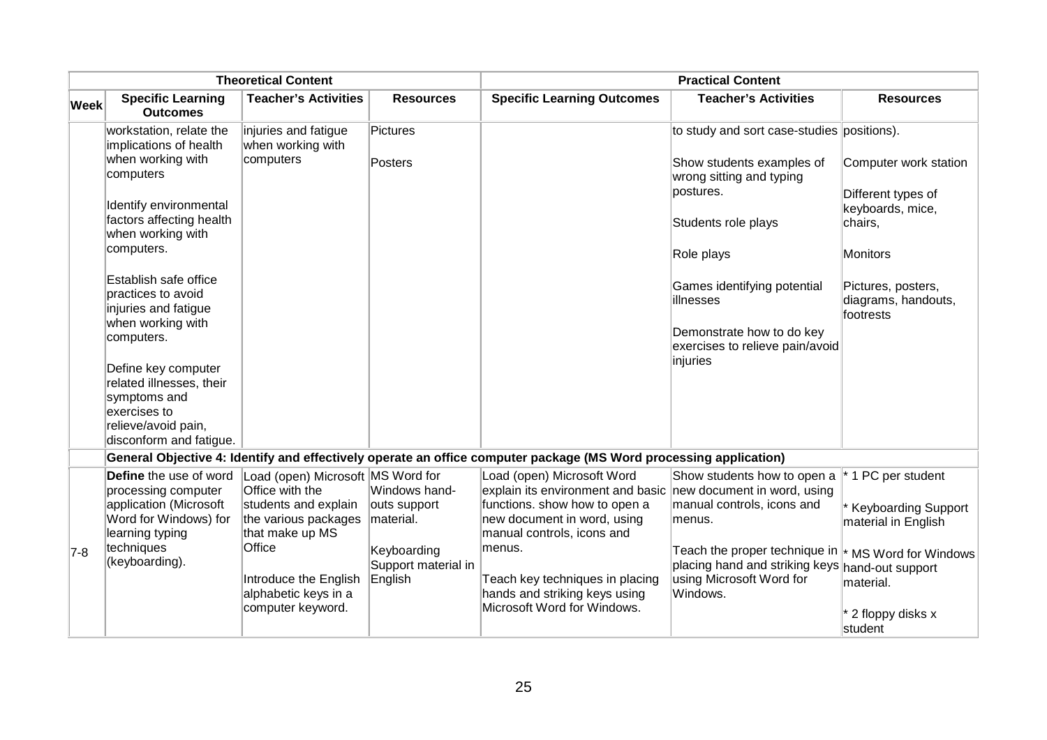| | Theoretical Content | | | Practical Content | | |
|---|---|---|---|---|---|---|
| **Week** | **Specific Learning Outcomes** | **Teacher's Activities** | **Resources** | **Specific Learning Outcomes** | **Teacher's Activities** | **Resources** |
| | workstation, relate the implications of health when working with computers<br><br>Identify environmental factors affecting health when working with computers.<br><br>Establish safe office practices to avoid injuries and fatigue when working with computers.<br><br>Define key computer related illnesses, their symptoms and exercises to relieve/avoid pain, disconform and fatigue. | injuries and fatigue when working with computers | Pictures<br><br>Posters | | to study and sort case-studies<br><br>Show students examples of wrong sitting and typing postures.<br><br>Students role plays<br><br>Role plays<br><br>Games identifying potential illnesses<br><br>Demonstrate how to do key exercises to relieve pain/avoid injuries | positions).<br><br>Computer work station<br><br>Different types of keyboards, mice, chairs,<br><br>Monitors<br><br>Pictures, posters, diagrams, handouts, footrests |
| | **General Objective 4: Identify and effectively operate an office computer package (MS Word processing application)** | | | | | |
| 7-8 | **Define** the use of word processing computer application (Microsoft Word for Windows) for learning typing techniques (keyboarding). | Load (open) Microsoft Office with the students and explain the various packages that make up MS Office<br><br>Introduce the English alphabetic keys in a computer keyword. | MS Word for Windows hand-outs support material.<br><br>Keyboarding Support material in English | Load (open) Microsoft Word explain its environment and basic functions. show how to open a new document in word, using manual controls, icons and menus.<br><br>Teach key techniques in placing hands and striking keys using Microsoft Word for Windows. | Show students how to open a new document in word, using manual controls, icons and menus.<br><br>Teach the proper technique in placing hand and striking keys using Microsoft Word for Windows. | * 1 PC per student<br><br>* Keyboarding Support material in English<br><br>* MS Word for Windows hand-out support material.<br><br>* 2 floppy disks x student |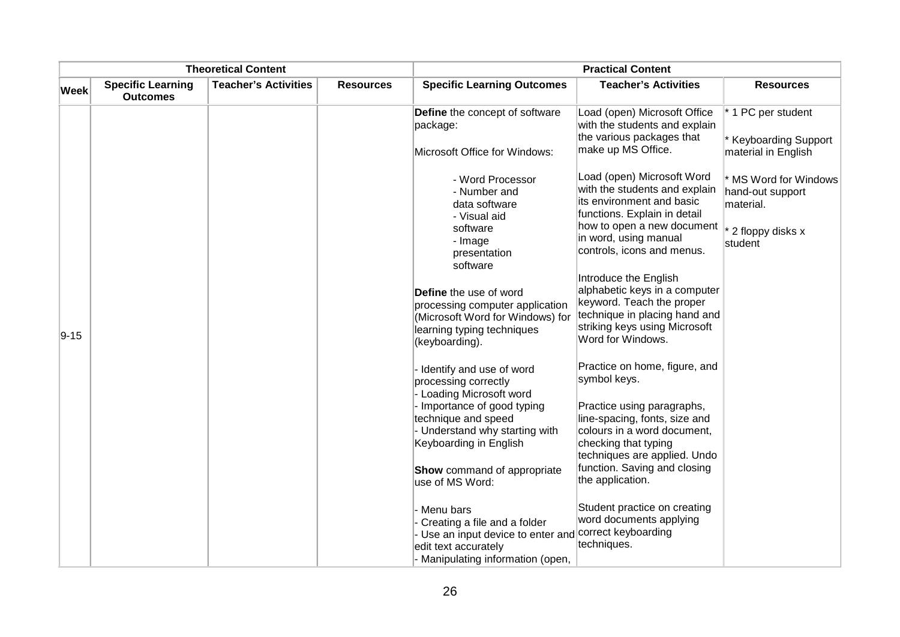| Theoretical Content | | | | Practical Content | | |
|---|---|---|---|---|---|---|
| **Week** | **Specific Learning Outcomes** | **Teacher's Activities** | **Resources** | **Specific Learning Outcomes** | **Teacher's Activities** | **Resources** |
| 9-15 | | | | **Define** the concept of software package:<br><br>Microsoft Office for Windows:<br><br>- Word Processor<br>- Number and data software<br>- Visual aid software<br>- Image presentation software<br><br>**Define** the use of word processing computer application (Microsoft Word for Windows) for learning typing techniques (keyboarding).<br><br>- Identify and use of word processing correctly<br>- Loading Microsoft word<br>- Importance of good typing technique and speed<br>- Understand why starting with Keyboarding in English<br><br>**Show** command of appropriate use of MS Word:<br><br>- Menu bars<br>- Creating a file and a folder<br>- Use an input device to enter and edit text accurately<br>- Manipulating information (open, | Load (open) Microsoft Office with the students and explain the various packages that make up MS Office.<br><br>Load (open) Microsoft Word with the students and explain its environment and basic functions. Explain in detail how to open a new document in word, using manual controls, icons and menus.<br><br>Introduce the English alphabetic keys in a computer keyword. Teach the proper technique in placing hand and striking keys using Microsoft Word for Windows.<br><br>Practice on home, figure, and symbol keys.<br><br>Practice using paragraphs, line-spacing, fonts, size and colours in a word document, checking that typing techniques are applied. Undo function. Saving and closing the application.<br><br>Student practice on creating word documents applying correct keyboarding techniques. | * 1 PC per student<br><br>* Keyboarding Support material in English<br><br>* MS Word for Windows hand-out support material.<br><br>* 2 floppy disks x student |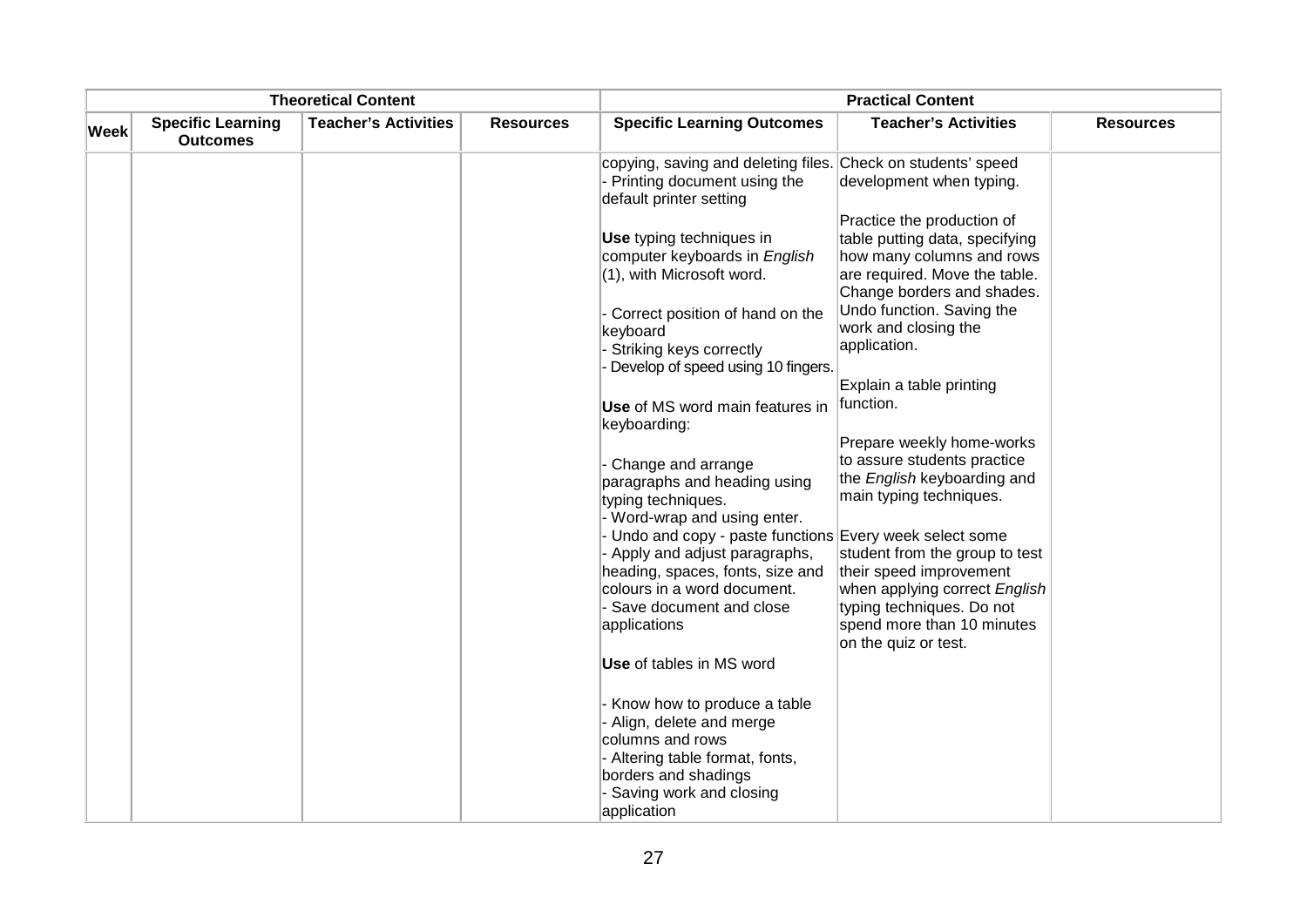| Theoretical Content | | | | Practical Content | | |
|---|---|---|---|---|---|---|
| **Week** | **Specific Learning Outcomes** | **Teacher's Activities** | **Resources** | **Specific Learning Outcomes** | **Teacher's Activities** | **Resources** |
| | | | | copying, saving and deleting files.<br>- Printing document using the default printer setting<br><br>**Use** typing techniques in computer keyboards in *English* (1), with Microsoft word.<br><br>- Correct position of hand on the keyboard<br>- Striking keys correctly<br>- Develop of speed using 10 fingers.<br><br>**Use** of MS word main features in keyboarding:<br><br>- Change and arrange paragraphs and heading using typing techniques.<br>- Word-wrap and using enter.<br>- Undo and copy - paste functions<br>- Apply and adjust paragraphs, heading, spaces, fonts, size and colours in a word document.<br>- Save document and close applications<br><br>**Use** of tables in MS word<br><br>- Know how to produce a table<br>- Align, delete and merge columns and rows<br>- Altering table format, fonts, borders and shadings<br>- Saving work and closing application | Check on students' speed development when typing.<br><br>Practice the production of table putting data, specifying how many columns and rows are required. Move the table. Change borders and shades. Undo function. Saving the work and closing the application.<br><br>Explain a table printing function.<br><br>Prepare weekly home-works to assure students practice the *English* keyboarding and main typing techniques.<br><br>Every week select some student from the group to test their speed improvement when applying correct *English* typing techniques. Do not spend more than 10 minutes on the quiz or test. | |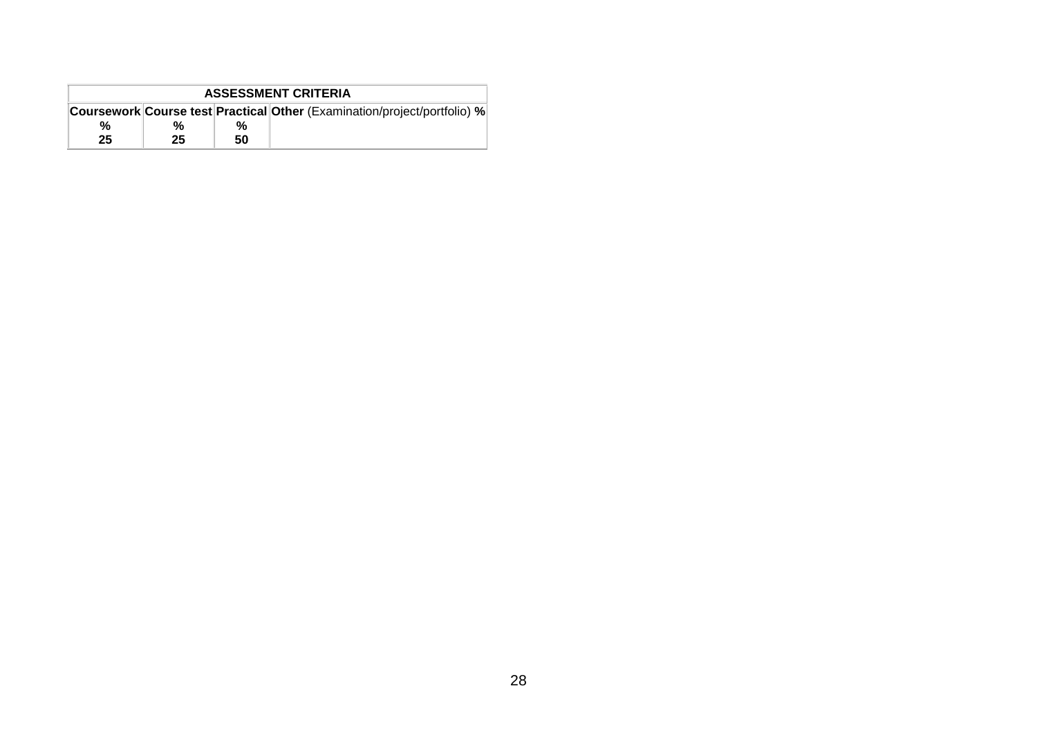| ASSESSMENT CRITERIA | | | |
|---|---|---|---|
| **Coursework %** | **Course test %** | **Practical %** | **Other** (Examination/project/portfolio) **%** |
| **25** | **25** | **50** | |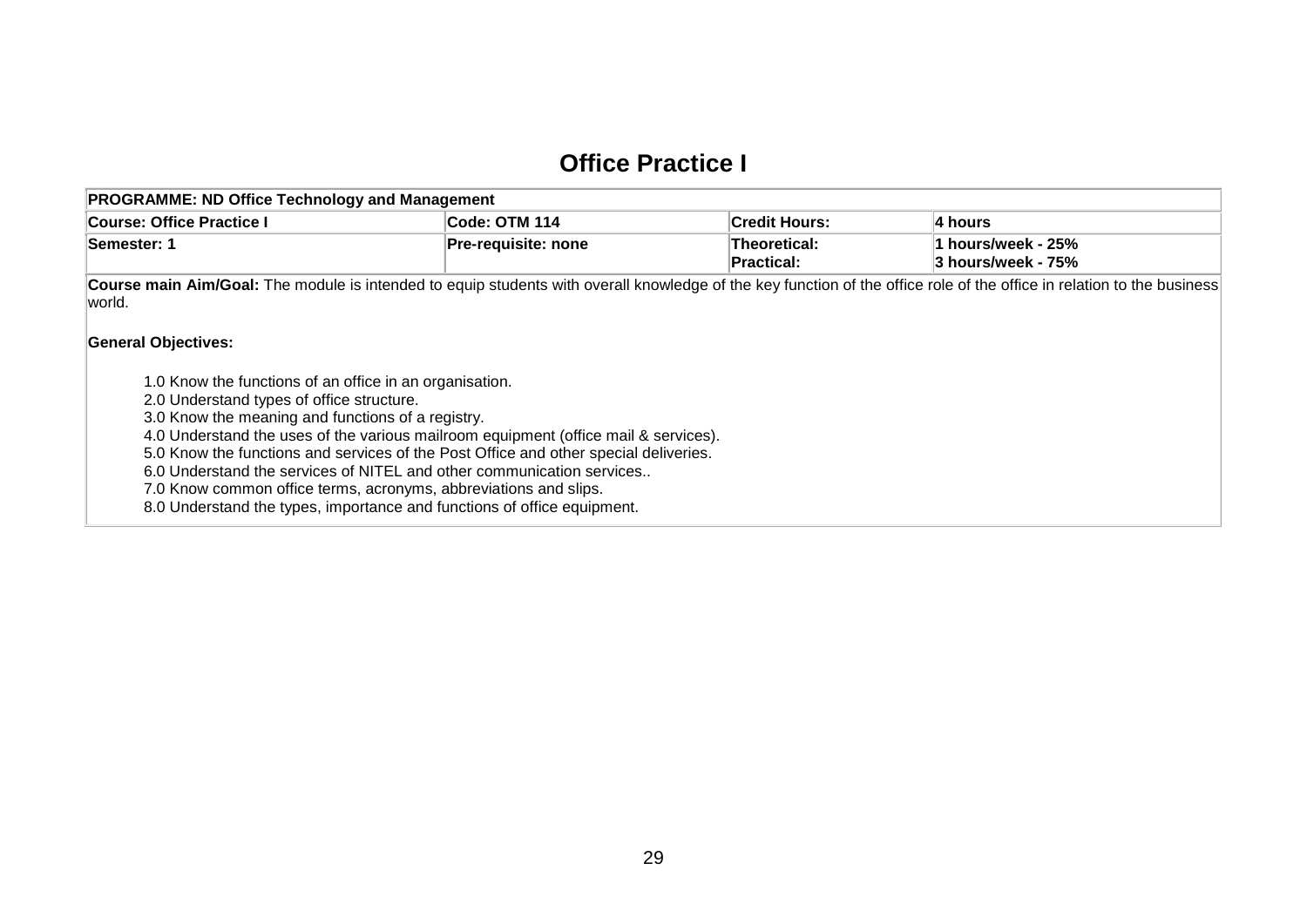# Office Practice I

| PROGRAMME: ND Office Technology and Management | | | |
|---|---|---|---|
| **Course: Office Practice I** | **Code: OTM 114** | **Credit Hours:** | **4 hours** |
| **Semester: 1** | **Pre-requisite: none** | **Theoretical:**<br>**Practical:** | **1 hours/week - 25%**<br>**3 hours/week - 75%** |

**Course main Aim/Goal:** The module is intended to equip students with overall knowledge of the key function of the office role of the office in relation to the business world.

**General Objectives:**

1.0 Know the functions of an office in an organisation.
2.0 Understand types of office structure.
3.0 Know the meaning and functions of a registry.
4.0 Understand the uses of the various mailroom equipment (office mail & services).
5.0 Know the functions and services of the Post Office and other special deliveries.
6.0 Understand the services of NITEL and other communication services..
7.0 Know common office terms, acronyms, abbreviations and slips.
8.0 Understand the types, importance and functions of office equipment.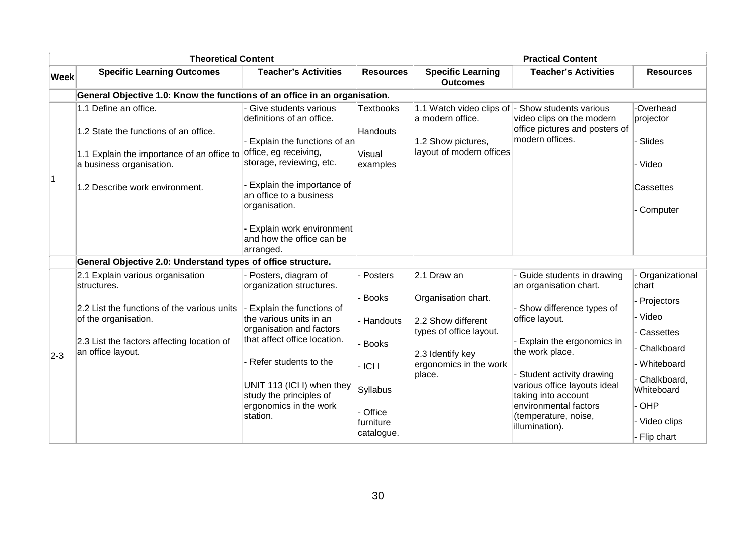| Week | Theoretical Content | | | Practical Content | | |
|---|---|---|---|---|---|---|
| | **Specific Learning Outcomes** | **Teacher's Activities** | **Resources** | **Specific Learning Outcomes** | **Teacher's Activities** | **Resources** |
| | **General Objective 1.0: Know the functions of an office in an organisation.** | | | | | |
| 1 | 1.1 Define an office.<br><br>1.2 State the functions of an office.<br><br>1.1 Explain the importance of an office to a business organisation.<br><br>1.2 Describe work environment. | - Give students various definitions of an office.<br><br>- Explain the functions of an office, eg receiving, storage, reviewing, etc.<br><br>- Explain the importance of an office to a business organisation.<br><br>- Explain work environment and how the office can be arranged. | Textbooks<br><br>Handouts<br><br>Visual examples | 1.1 Watch video clips of a modern office.<br><br>1.2 Show pictures, layout of modern offices | - Show students various video clips on the modern office pictures and posters of modern offices. | -Overhead projector<br><br>- Slides<br><br>- Video<br><br>Cassettes<br><br>- Computer |
| | **General Objective 2.0: Understand types of office structure.** | | | | | |
| 2-3 | 2.1 Explain various organisation structures.<br><br>2.2 List the functions of the various units of the organisation.<br><br>2.3 List the factors affecting location of an office layout. | - Posters, diagram of organization structures.<br><br>- Explain the functions of the various units in an organisation and factors that affect office location.<br><br>- Refer students to the<br><br>UNIT 113 (ICI I) when they study the principles of ergonomics in the work station. | - Posters<br><br>- Books<br><br>- Handouts<br><br>- Books<br><br>- ICI I<br><br>Syllabus<br><br>- Office furniture catalogue. | 2.1 Draw an<br><br>Organisation chart.<br><br>2.2 Show different types of office layout.<br><br>2.3 Identify key ergonomics in the work place. | - Guide students in drawing an organisation chart.<br><br>- Show difference types of office layout.<br><br>- Explain the ergonomics in the work place.<br><br>- Student activity drawing various office layouts ideal taking into account environmental factors (temperature, noise, illumination). | - Organizational chart<br><br>- Projectors<br><br>- Video<br><br>- Cassettes<br><br>- Chalkboard<br><br>- Whiteboard<br><br>- Chalkboard, Whiteboard<br><br>- OHP<br><br>- Video clips<br><br>- Flip chart |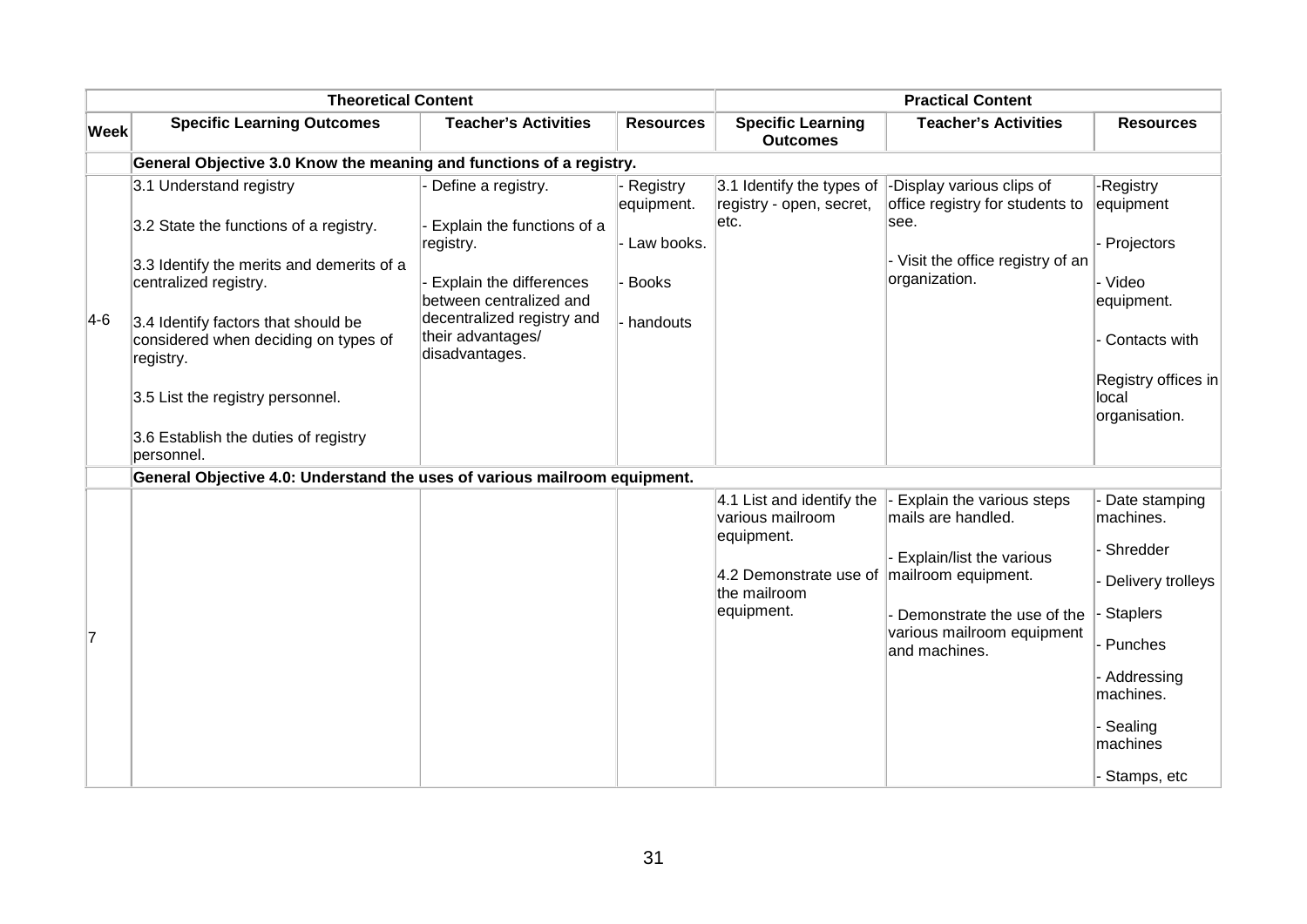| | Theoretical Content | | | Practical Content | | |
|---|---|---|---|---|---|---|
| **Week** | **Specific Learning Outcomes** | **Teacher's Activities** | **Resources** | **Specific Learning Outcomes** | **Teacher's Activities** | **Resources** |
| | **General Objective 3.0 Know the meaning and functions of a registry.** | | | | | |
| 4-6 | 3.1 Understand registry<br><br>3.2 State the functions of a registry.<br><br>3.3 Identify the merits and demerits of a centralized registry.<br><br>3.4 Identify factors that should be considered when deciding on types of registry.<br><br>3.5 List the registry personnel.<br><br>3.6 Establish the duties of registry personnel. | - Define a registry.<br><br>- Explain the functions of a registry.<br><br>- Explain the differences between centralized and decentralized registry and their advantages/ disadvantages. | - Registry equipment.<br><br>- Law books.<br><br>- Books<br><br>- handouts | 3.1 Identify the types of registry - open, secret, etc. | -Display various clips of office registry for students to see.<br><br>- Visit the office registry of an organization. | -Registry equipment<br><br>- Projectors<br><br>- Video equipment.<br><br>- Contacts with<br><br>Registry offices in local organisation. |
| | **General Objective 4.0: Understand the uses of various mailroom equipment.** | | | | | |
| 7 | | | | 4.1 List and identify the various mailroom equipment.<br><br>4.2 Demonstrate use of the mailroom equipment. | - Explain the various steps mails are handled.<br><br>- Explain/list the various mailroom equipment.<br><br>- Demonstrate the use of the various mailroom equipment and machines. | - Date stamping machines.<br><br>- Shredder<br><br>- Delivery trolleys<br><br>- Staplers<br><br>- Punches<br><br>- Addressing machines.<br><br>- Sealing machines<br><br>- Stamps, etc |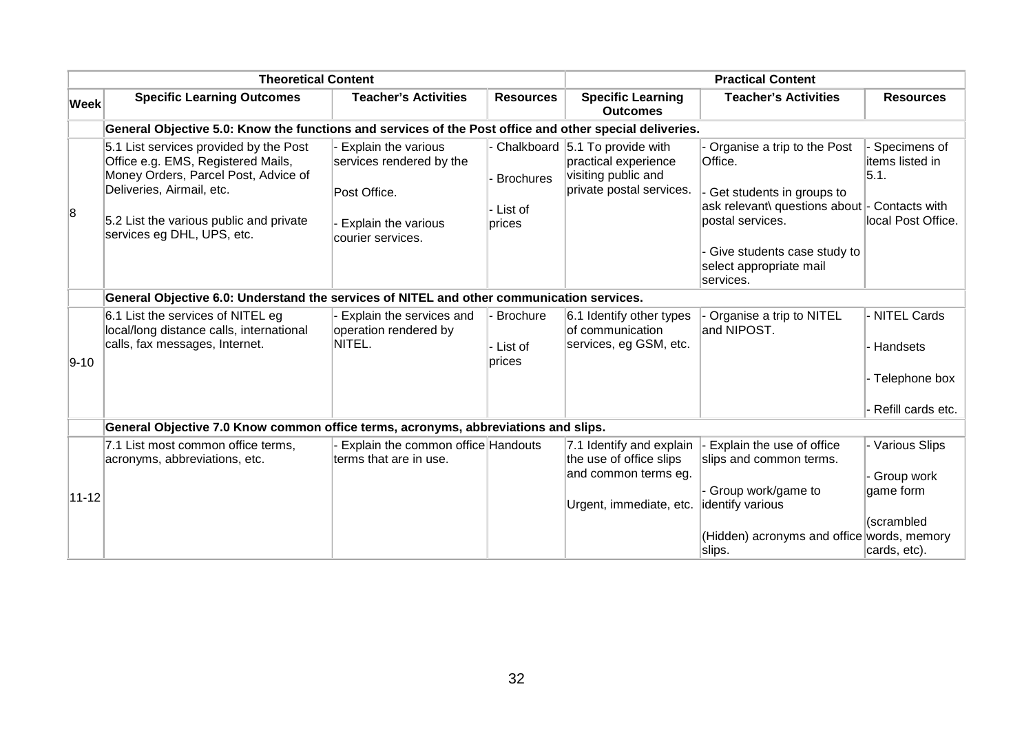| Theoretical Content | | | | Practical Content | | |
|---|---|---|---|---|---|---|
| **Week** | **Specific Learning Outcomes** | **Teacher's Activities** | **Resources** | **Specific Learning Outcomes** | **Teacher's Activities** | **Resources** |
| | **General Objective 5.0: Know the functions and services of the Post office and other special deliveries.** | | | | | |
| 8 | 5.1 List services provided by the Post Office e.g. EMS, Registered Mails, Money Orders, Parcel Post, Advice of Deliveries, Airmail, etc.<br><br>5.2 List the various public and private services eg DHL, UPS, etc. | - Explain the various services rendered by the Post Office.<br><br>- Explain the various courier services. | - Chalkboard<br><br>- Brochures<br><br>- List of prices | 5.1 To provide with practical experience visiting public and private postal services. | - Organise a trip to the Post Office.<br><br>- Get students in groups to ask relevant\ questions about postal services.<br><br>- Give students case study to select appropriate mail services. | - Specimens of items listed in 5.1.<br><br>- Contacts with local Post Office. |
| | **General Objective 6.0: Understand the services of NITEL and other communication services.** | | | | | |
| 9-10 | 6.1 List the services of NITEL eg local/long distance calls, international calls, fax messages, Internet. | - Explain the services and operation rendered by NITEL. | - Brochure<br><br>- List of prices | 6.1 Identify other types of communication services, eg GSM, etc. | - Organise a trip to NITEL and NIPOST. | - NITEL Cards<br><br>- Handsets<br><br>- Telephone box<br><br>- Refill cards etc. |
| | **General Objective 7.0 Know common office terms, acronyms, abbreviations and slips.** | | | | | |
| 11-12 | 7.1 List most common office terms, acronyms, abbreviations, etc. | - Explain the common office terms that are in use. | Handouts | 7.1 Identify and explain the use of office slips and common terms eg.<br><br>Urgent, immediate, etc. | - Explain the use of office slips and common terms.<br><br>- Group work/game to identify various<br><br>(Hidden) acronyms and office slips. | - Various Slips<br><br>- Group work game form<br><br>(scrambled words, memory cards, etc). |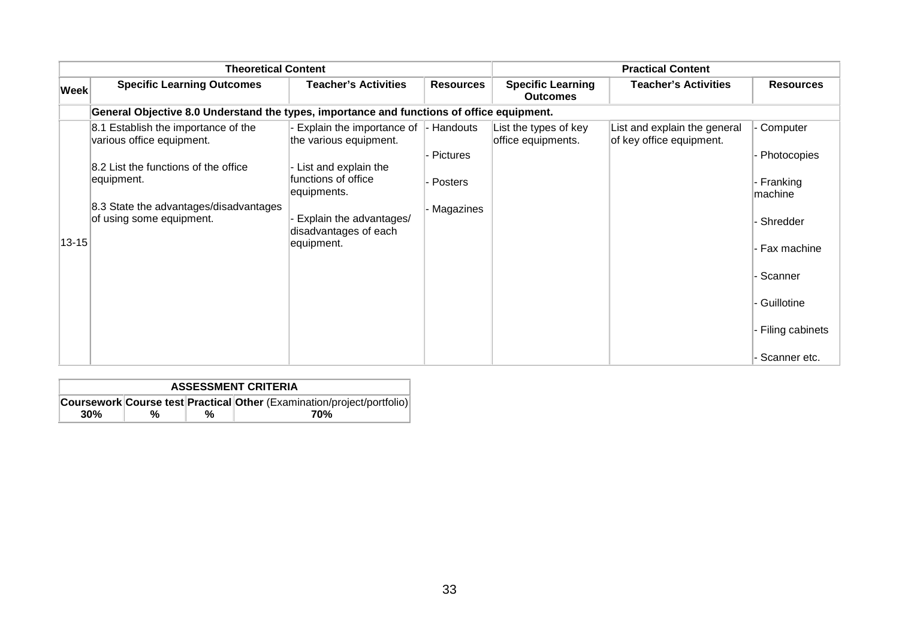| | Theoretical Content | | | Practical Content | | |
|---|---|---|---|---|---|---|
| **Week** | **Specific Learning Outcomes** | **Teacher's Activities** | **Resources** | **Specific Learning Outcomes** | **Teacher's Activities** | **Resources** |
| | **General Objective 8.0 Understand the types, importance and functions of office equipment.** | | | | | |
| 13-15 | 8.1 Establish the importance of the various office equipment.<br><br>8.2 List the functions of the office equipment.<br><br>8.3 State the advantages/disadvantages of using some equipment. | - Explain the importance of the various equipment.<br><br>- List and explain the functions of office equipments.<br><br>- Explain the advantages/ disadvantages of each equipment. | - Handouts<br><br>- Pictures<br><br>- Posters<br><br>- Magazines | List the types of key office equipments. | List and explain the general of key office equipment. | - Computer<br><br>- Photocopies<br><br>- Franking machine<br><br>- Shredder<br><br>- Fax machine<br><br>- Scanner<br><br>- Guillotine<br><br>- Filing cabinets<br><br>- Scanner etc. |

| ASSESSMENT CRITERIA | | | |
|---|---|---|---|
| **Coursework** | **Course test** | **Practical** | **Other** (Examination/project/portfolio) |
| **30%** | **%** | **%** | **70%** |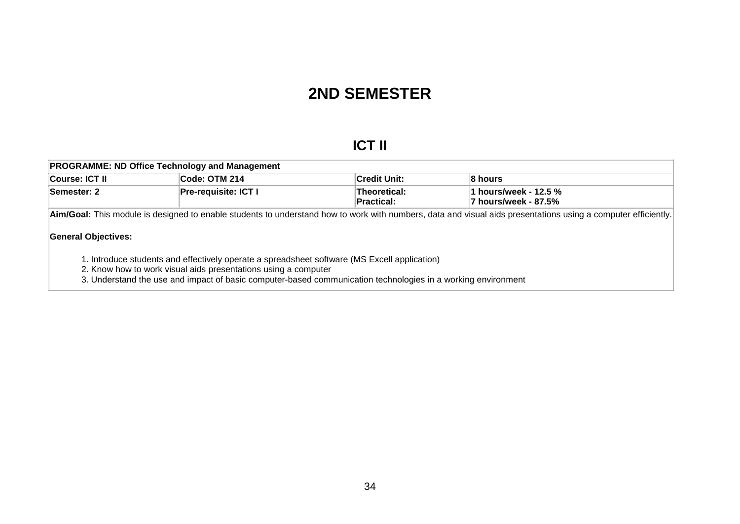# 2ND SEMESTER

## ICT II

| PROGRAMME: ND Office Technology and Management | | | |
|---|---|---|---|
| **Course: ICT II** | **Code: OTM 214** | **Credit Unit:** | **8 hours** |
| **Semester: 2** | **Pre-requisite: ICT I** | **Theoretical:**<br>**Practical:** | **1 hours/week - 12.5 %**<br>**7 hours/week - 87.5%** |

**Aim/Goal:** This module is designed to enable students to understand how to work with numbers, data and visual aids presentations using a computer efficiently.

**General Objectives:**

1. Introduce students and effectively operate a spreadsheet software (MS Excell application)
2. Know how to work visual aids presentations using a computer
3. Understand the use and impact of basic computer-based communication technologies in a working environment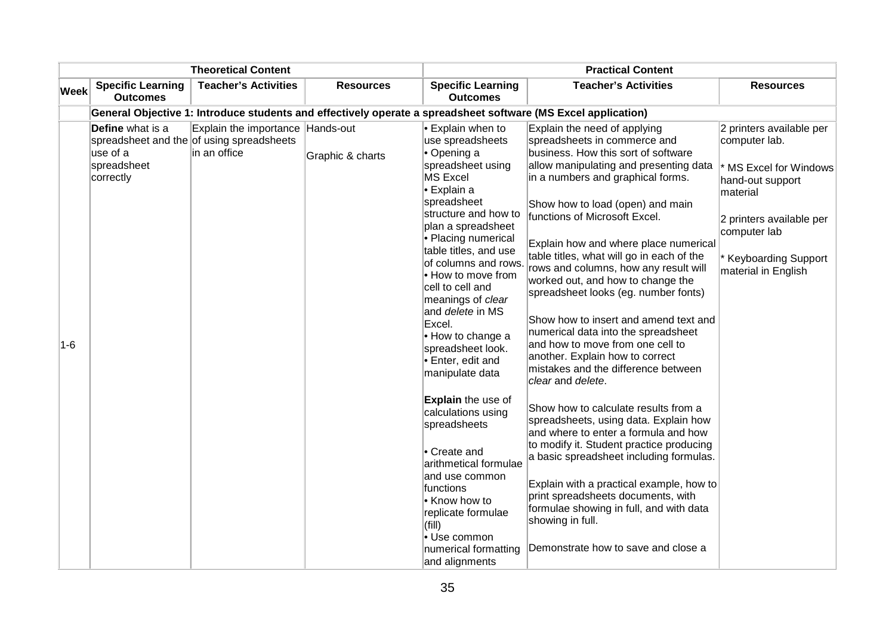| | Theoretical Content | | | Practical Content | | |
|---|---|---|---|---|---|---|
| **Week** | **Specific Learning Outcomes** | **Teacher's Activities** | **Resources** | **Specific Learning Outcomes** | **Teacher's Activities** | **Resources** |
| | **General Objective 1: Introduce students and effectively operate a spreadsheet software (MS Excel application)** | | | | | |
| 1-6 | **Define** what is a spreadsheet and the use of a spreadsheet correctly | Explain the importance of using spreadsheets in an office | Hands-out<br><br>Graphic & charts | • Explain when to use spreadsheets<br>• Opening a spreadsheet using MS Excel<br>• Explain a spreadsheet structure and how to plan a spreadsheet<br>• Placing numerical table titles, and use of columns and rows.<br>• How to move from cell to cell and meanings of *clear* and *delete* in MS Excel.<br>• How to change a spreadsheet look.<br>• Enter, edit and manipulate data<br><br>**Explain** the use of calculations using spreadsheets<br><br>• Create and arithmetical formulae and use common functions<br>• Know how to replicate formulae (fill)<br>• Use common numerical formatting and alignments | Explain the need of applying spreadsheets in commerce and business. How this sort of software allow manipulating and presenting data in a numbers and graphical forms.<br><br>Show how to load (open) and main functions of Microsoft Excel.<br><br>Explain how and where place numerical table titles, what will go in each of the rows and columns, how any result will worked out, and how to change the spreadsheet looks (eg. number fonts)<br><br>Show how to insert and amend text and numerical data into the spreadsheet and how to move from one cell to another. Explain how to correct mistakes and the difference between *clear* and *delete*.<br><br>Show how to calculate results from a spreadsheets, using data. Explain how and where to enter a formula and how to modify it. Student practice producing a basic spreadsheet including formulas.<br><br>Explain with a practical example, how to print spreadsheets documents, with formulae showing in full, and with data showing in full.<br><br>Demonstrate how to save and close a | 2 printers available per computer lab.<br><br>* MS Excel for Windows hand-out support material<br><br>2 printers available per computer lab<br><br>* Keyboarding Support material in English |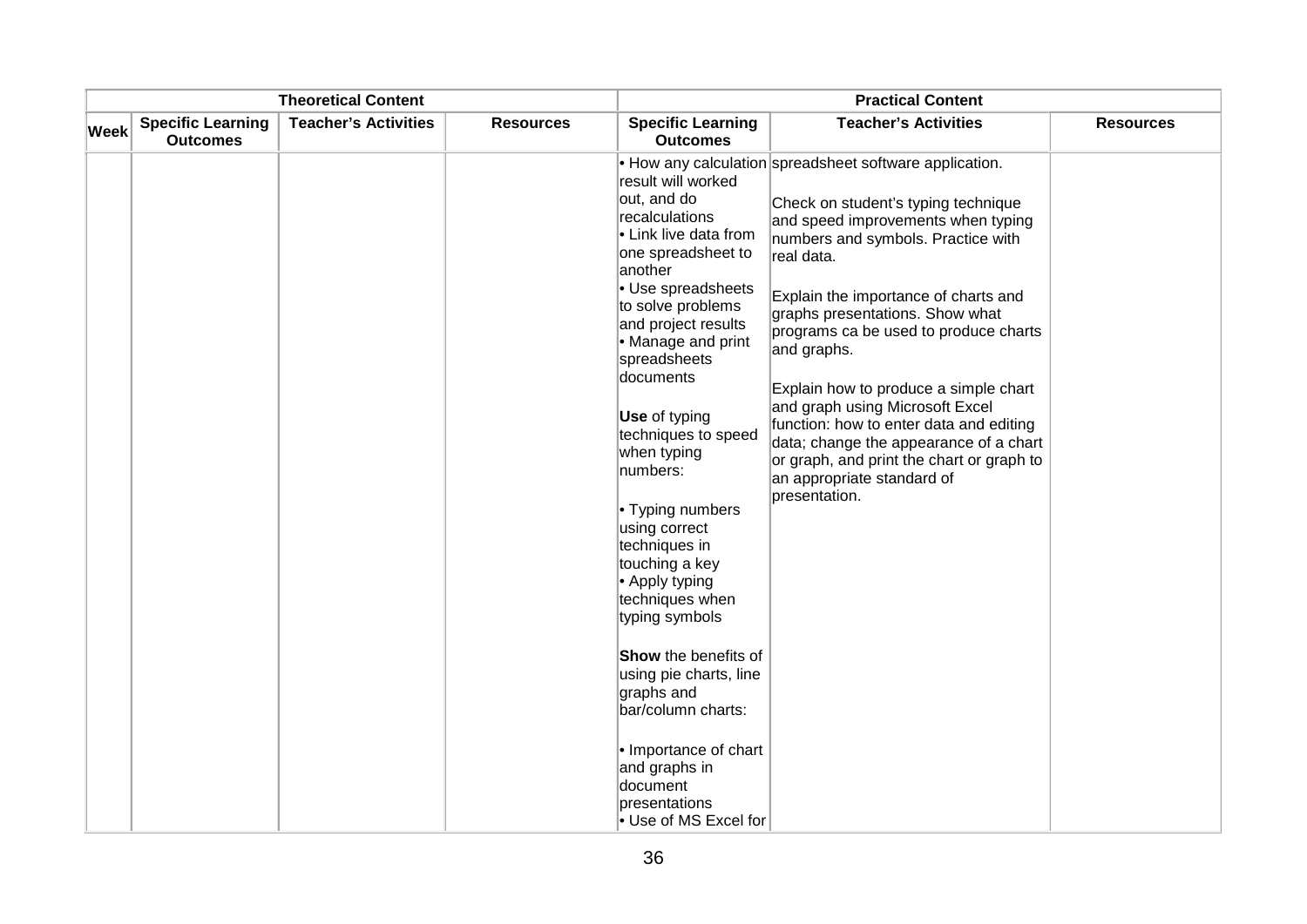| Theoretical Content | | | | Practical Content | | |
|---|---|---|---|---|---|---|
| **Week** | **Specific Learning Outcomes** | **Teacher's Activities** | **Resources** | **Specific Learning Outcomes** | **Teacher's Activities** | **Resources** |
| | | | | • How any calculation result will worked out, and do recalculations<br>• Link live data from one spreadsheet to another<br>• Use spreadsheets to solve problems and project results<br>• Manage and print spreadsheets documents<br><br>**Use** of typing techniques to speed when typing numbers:<br><br>• Typing numbers using correct techniques in touching a key<br>• Apply typing techniques when typing symbols<br><br>**Show** the benefits of using pie charts, line graphs and bar/column charts:<br><br>• Importance of chart and graphs in document presentations<br>• Use of MS Excel for | spreadsheet software application.<br><br>Check on student's typing technique and speed improvements when typing numbers and symbols. Practice with real data.<br><br>Explain the importance of charts and graphs presentations. Show what programs ca be used to produce charts and graphs.<br><br>Explain how to produce a simple chart and graph using Microsoft Excel function: how to enter data and editing data; change the appearance of a chart or graph, and print the chart or graph to an appropriate standard of presentation. | |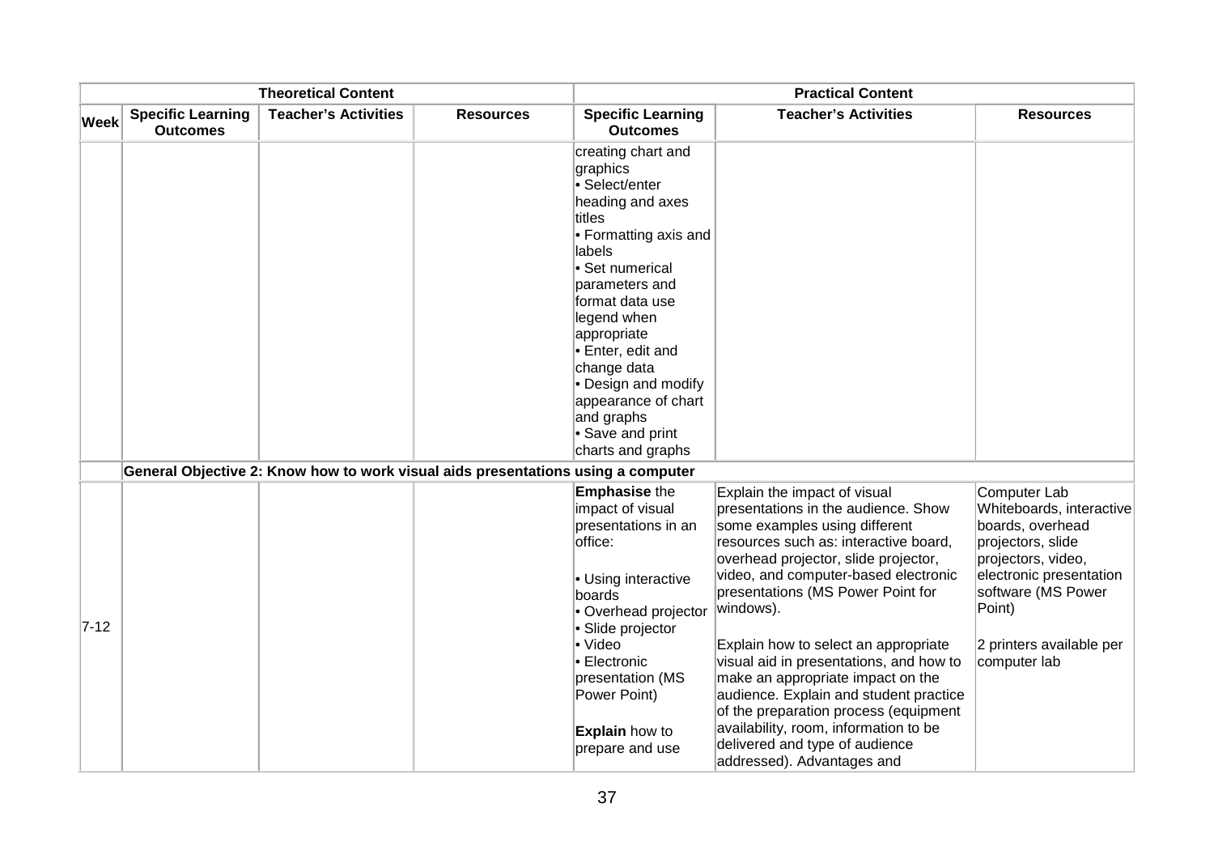| Theoretical Content | | | | Practical Content | | |
|---|---|---|---|---|---|---|
| **Week** | **Specific Learning Outcomes** | **Teacher's Activities** | **Resources** | **Specific Learning Outcomes** | **Teacher's Activities** | **Resources** |
| | | | | creating chart and graphics<br>• Select/enter heading and axes titles<br>• Formatting axis and labels<br>• Set numerical parameters and format data use legend when appropriate<br>• Enter, edit and change data<br>• Design and modify appearance of chart and graphs<br>• Save and print charts and graphs | | |
| | **General Objective 2: Know how to work visual aids presentations using a computer** | | | | | |
| 7-12 | | | | **Emphasise** the impact of visual presentations in an office:<br><br>• Using interactive boards<br>• Overhead projector<br>• Slide projector<br>• Video<br>• Electronic presentation (MS Power Point)<br><br>**Explain** how to prepare and use | Explain the impact of visual presentations in the audience. Show some examples using different resources such as: interactive board, overhead projector, slide projector, video, and computer-based electronic presentations (MS Power Point for windows).<br><br>Explain how to select an appropriate visual aid in presentations, and how to make an appropriate impact on the audience. Explain and student practice of the preparation process (equipment availability, room, information to be delivered and type of audience addressed). Advantages and | Computer Lab Whiteboards, interactive boards, overhead projectors, slide projectors, video, electronic presentation software (MS Power Point)<br><br>2 printers available per computer lab |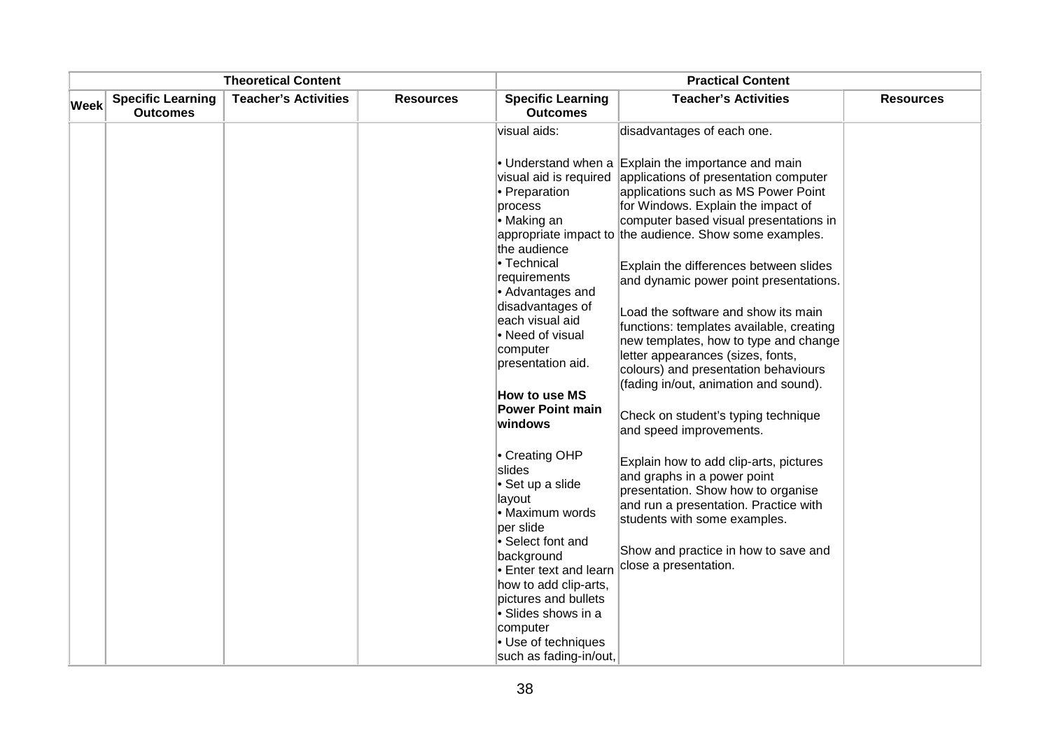| Theoretical Content | | | | Practical Content | | |
|---|---|---|---|---|---|---|
| **Week** | **Specific Learning Outcomes** | **Teacher's Activities** | **Resources** | **Specific Learning Outcomes** | **Teacher's Activities** | **Resources** |
| | | | | visual aids:<br><br>• Understand when a visual aid is required<br>• Preparation process<br>• Making an appropriate impact to the audience<br>• Technical requirements<br>• Advantages and disadvantages of each visual aid<br>• Need of visual computer presentation aid.<br><br>**How to use MS Power Point main windows**<br><br>• Creating OHP slides<br>• Set up a slide layout<br>• Maximum words per slide<br>• Select font and background<br>• Enter text and learn how to add clip-arts, pictures and bullets<br>• Slides shows in a computer<br>• Use of techniques such as fading-in/out, | disadvantages of each one.<br><br>Explain the importance and main applications of presentation computer applications such as MS Power Point for Windows. Explain the impact of computer based visual presentations in the audience. Show some examples.<br><br>Explain the differences between slides and dynamic power point presentations.<br><br>Load the software and show its main functions: templates available, creating new templates, how to type and change letter appearances (sizes, fonts, colours) and presentation behaviours (fading in/out, animation and sound).<br><br>Check on student's typing technique and speed improvements.<br><br>Explain how to add clip-arts, pictures and graphs in a power point presentation. Show how to organise and run a presentation. Practice with students with some examples.<br><br>Show and practice in how to save and close a presentation. | |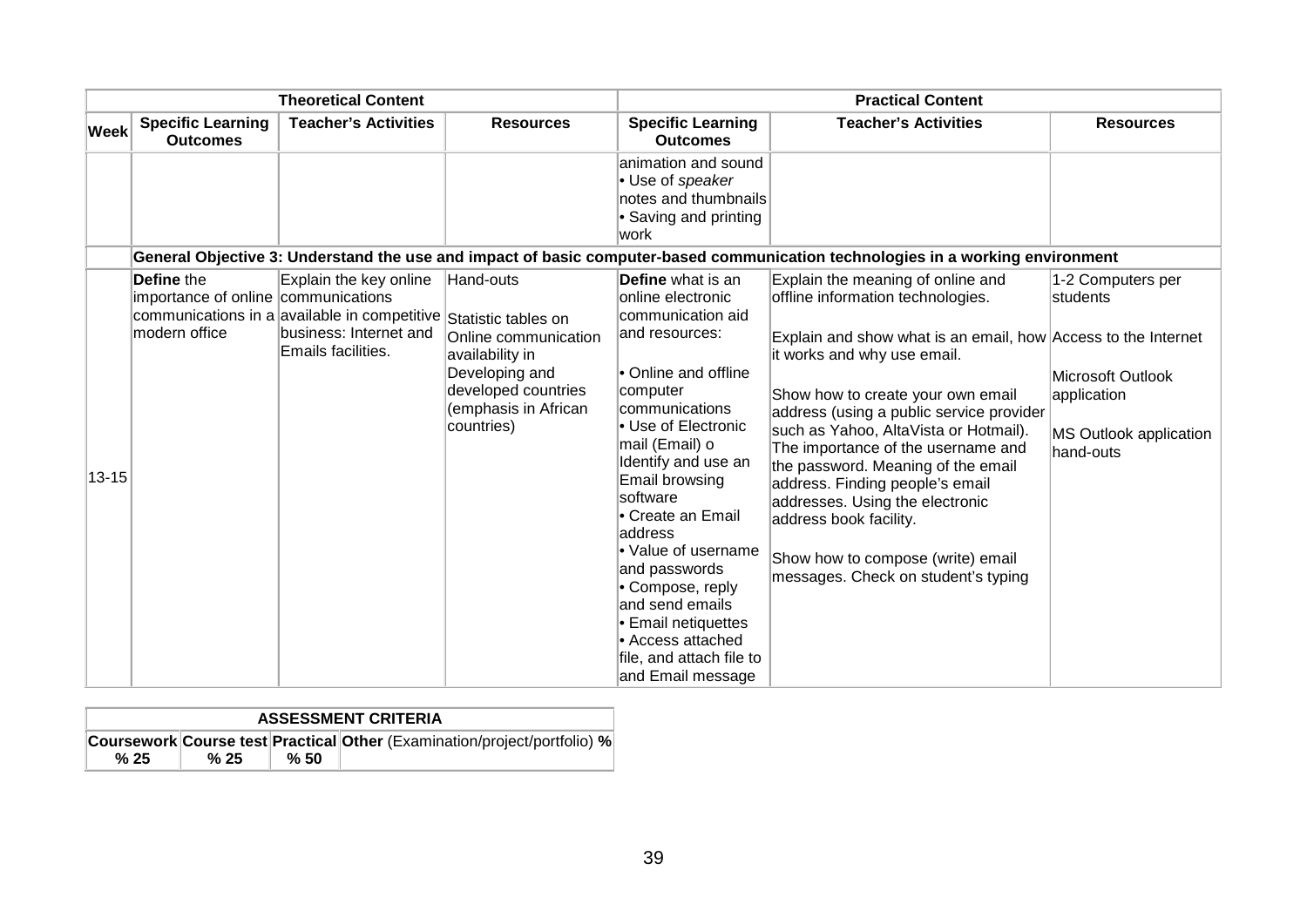| | Theoretical Content | | | Practical Content | | |
|---|---|---|---|---|---|---|
| **Week** | **Specific Learning Outcomes** | **Teacher's Activities** | **Resources** | **Specific Learning Outcomes** | **Teacher's Activities** | **Resources** |
| | | | | animation and sound<br>• Use of *speaker* notes and thumbnails<br>• Saving and printing work | | |
| | **General Objective 3: Understand the use and impact of basic computer-based communication technologies in a working environment** | | | | | |
| 13-15 | **Define** the importance of online communications in a modern office | Explain the key online communications available in competitive business: Internet and Emails facilities. | Hand-outs<br><br>Statistic tables on Online communication availability in Developing and developed countries (emphasis in African countries) | **Define** what is an online electronic communication aid and resources:<br><br>• Online and offline computer communications<br>• Use of Electronic mail (Email) o Identify and use an Email browsing software<br>• Create an Email address<br>• Value of username and passwords<br>• Compose, reply and send emails<br>• Email netiquettes<br>• Access attached file, and attach file to and Email message | Explain the meaning of online and offline information technologies.<br><br>Explain and show what is an email, how it works and why use email.<br><br>Show how to create your own email address (using a public service provider such as Yahoo, AltaVista or Hotmail). The importance of the username and the password. Meaning of the email address. Finding people's email addresses. Using the electronic address book facility.<br><br>Show how to compose (write) email messages. Check on student's typing | 1-2 Computers per students<br><br>Access to the Internet<br><br>Microsoft Outlook application<br><br>MS Outlook application hand-outs |

| ASSESSMENT CRITERIA | | | |
|---|---|---|---|
| **Coursework** % 25 | **Course test** % 25 | **Practical** % 50 | **Other** (Examination/project/portfolio) **%** |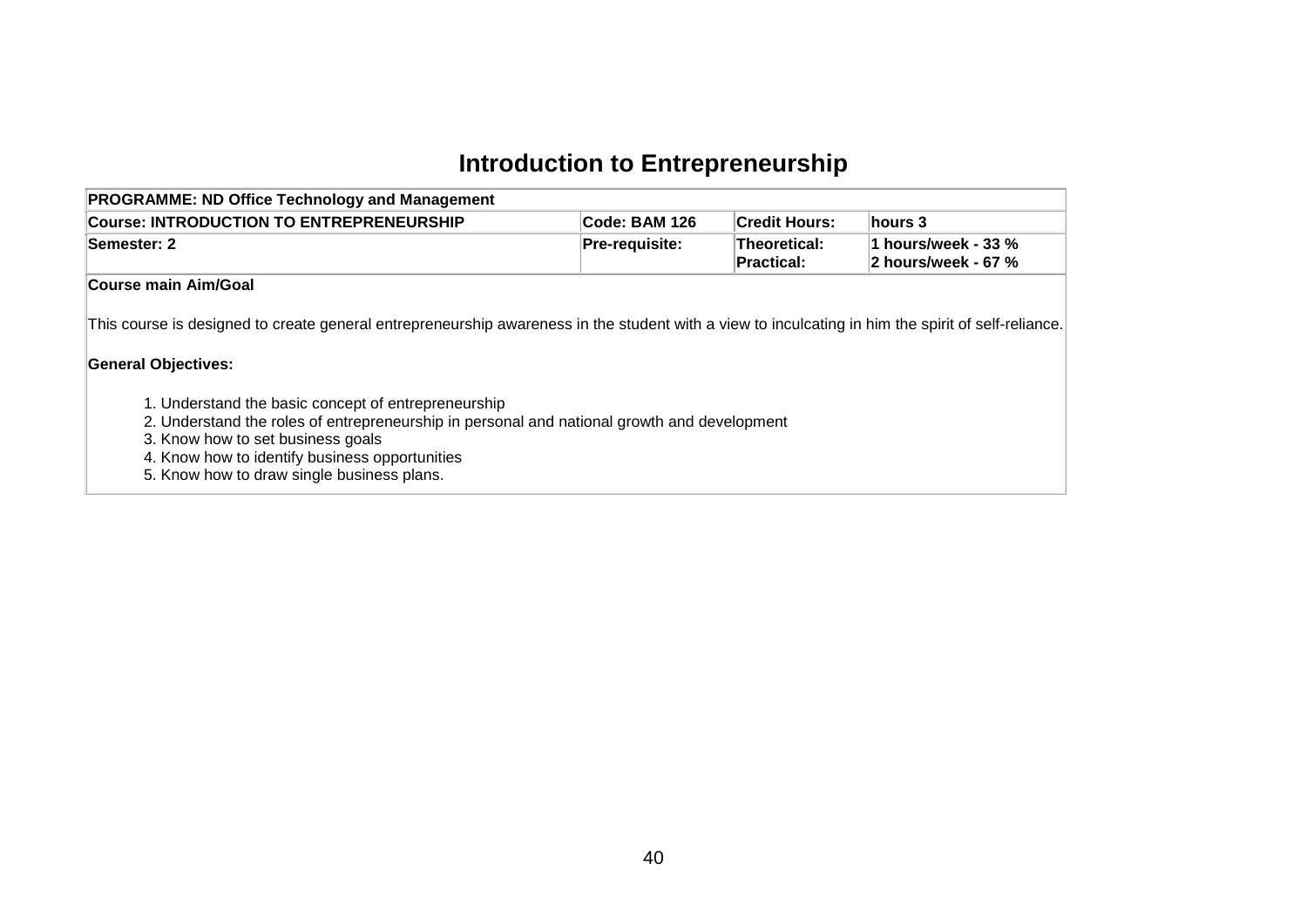# Introduction to Entrepreneurship

| PROGRAMME: ND Office Technology and Management | | | |
|---|---|---|---|
| **Course: INTRODUCTION TO ENTREPRENEURSHIP** | **Code: BAM 126** | **Credit Hours:** | **hours 3** |
| **Semester: 2** | **Pre-requisite:** | **Theoretical:**<br>**Practical:** | **1 hours/week - 33 %**<br>**2 hours/week - 67 %** |

**Course main Aim/Goal**

This course is designed to create general entrepreneurship awareness in the student with a view to inculcating in him the spirit of self-reliance.

**General Objectives:**

1. Understand the basic concept of entrepreneurship
2. Understand the roles of entrepreneurship in personal and national growth and development
3. Know how to set business goals
4. Know how to identify business opportunities
5. Know how to draw single business plans.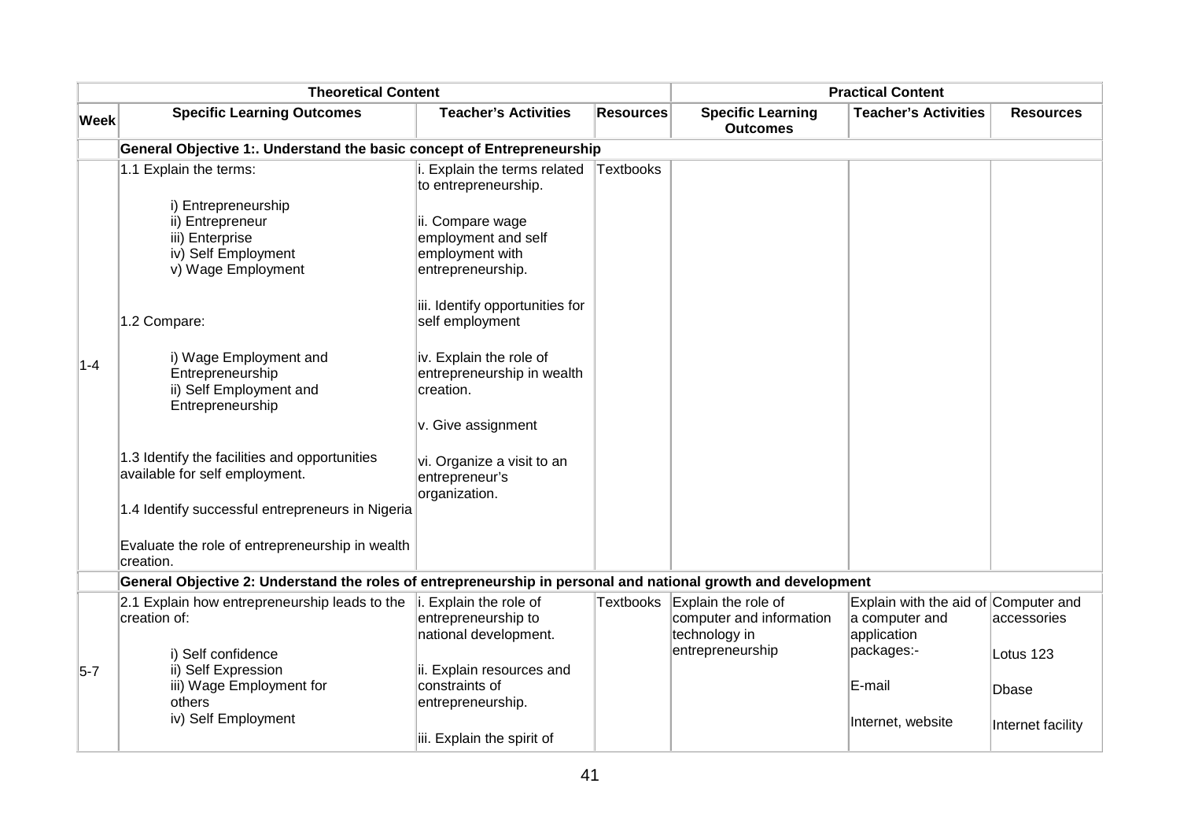| | Theoretical Content | | | Practical Content | | |
|---|---|---|---|---|---|---|
| **Week** | **Specific Learning Outcomes** | **Teacher's Activities** | **Resources** | **Specific Learning Outcomes** | **Teacher's Activities** | **Resources** |
| | **General Objective 1:. Understand the basic concept of Entrepreneurship** | | | | | |
| 1-4 | 1.1 Explain the terms:<br><br>i) Entrepreneurship<br>ii) Entrepreneur<br>iii) Enterprise<br>iv) Self Employment<br>v) Wage Employment<br><br>1.2 Compare:<br><br>i) Wage Employment and Entrepreneurship<br>ii) Self Employment and Entrepreneurship<br><br>1.3 Identify the facilities and opportunities available for self employment.<br><br>1.4 Identify successful entrepreneurs in Nigeria<br><br>Evaluate the role of entrepreneurship in wealth creation. | i. Explain the terms related to entrepreneurship.<br><br>ii. Compare wage employment and self employment with entrepreneurship.<br><br>iii. Identify opportunities for self employment<br><br>iv. Explain the role of entrepreneurship in wealth creation.<br><br>v. Give assignment<br><br>vi. Organize a visit to an entrepreneur's organization. | Textbooks | | | |
| | **General Objective 2: Understand the roles of entrepreneurship in personal and national growth and development** | | | | | |
| 5-7 | 2.1 Explain how entrepreneurship leads to the creation of:<br><br>i) Self confidence<br>ii) Self Expression<br>iii) Wage Employment for others<br>iv) Self Employment | i. Explain the role of entrepreneurship to national development.<br><br>ii. Explain resources and constraints of entrepreneurship.<br><br>iii. Explain the spirit of | Textbooks | Explain the role of computer and information technology in entrepreneurship | Explain with the aid of a computer and application packages:-<br><br>E-mail<br><br>Internet, website | Computer and accessories<br><br>Lotus 123<br><br>Dbase<br><br>Internet facility |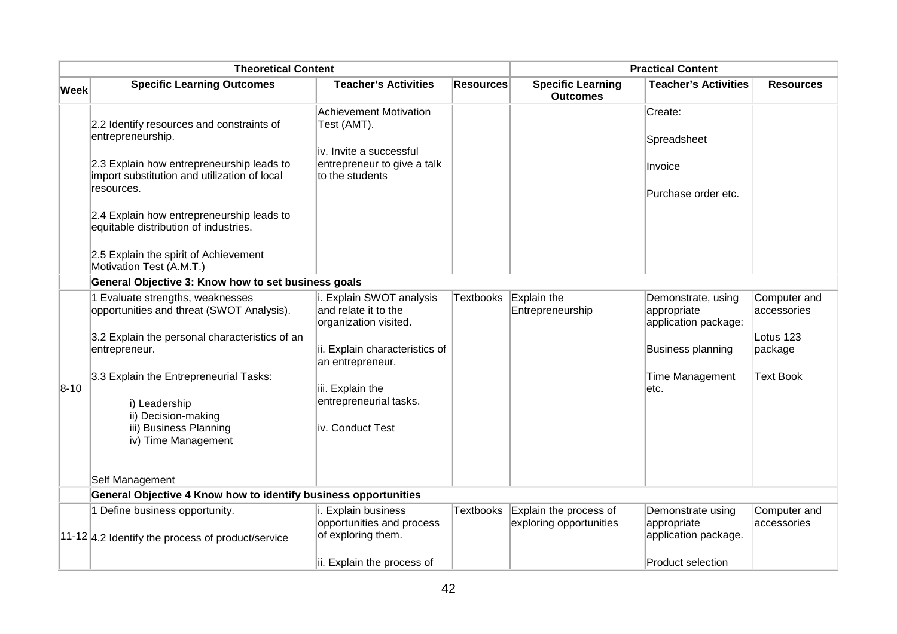| Theoretical Content | | | | Practical Content | | |
|---|---|---|---|---|---|---|
| **Week** | **Specific Learning Outcomes** | **Teacher's Activities** | **Resources** | **Specific Learning Outcomes** | **Teacher's Activities** | **Resources** |
| | 2.2 Identify resources and constraints of entrepreneurship.<br><br>2.3 Explain how entrepreneurship leads to import substitution and utilization of local resources.<br><br>2.4 Explain how entrepreneurship leads to equitable distribution of industries.<br><br>2.5 Explain the spirit of Achievement Motivation Test (A.M.T.) | Achievement Motivation Test (AMT).<br><br>iv. Invite a successful entrepreneur to give a talk to the students | | | Create:<br><br>Spreadsheet<br><br>Invoice<br><br>Purchase order etc. | |
| | **General Objective 3: Know how to set business goals** | | | | | |
| 8-10 | 1 Evaluate strengths, weaknesses opportunities and threat (SWOT Analysis).<br><br>3.2 Explain the personal characteristics of an entrepreneur.<br><br>3.3 Explain the Entrepreneurial Tasks:<br><br>i) Leadership<br>ii) Decision-making<br>iii) Business Planning<br>iv) Time Management<br><br>Self Management | i. Explain SWOT analysis and relate it to the organization visited.<br><br>ii. Explain characteristics of an entrepreneur.<br><br>iii. Explain the entrepreneurial tasks.<br><br>iv. Conduct Test | Textbooks | Explain the Entrepreneurship | Demonstrate, using appropriate application package:<br><br>Business planning<br><br>Time Management etc. | Computer and accessories<br><br>Lotus 123 package<br><br>Text Book |
| | **General Objective 4 Know how to identify business opportunities** | | | | | |
| 11-12 | 1 Define business opportunity.<br><br>4.2 Identify the process of product/service | i. Explain business opportunities and process of exploring them.<br><br>ii. Explain the process of | Textbooks | Explain the process of exploring opportunities | Demonstrate using appropriate application package.<br><br>Product selection | Computer and accessories |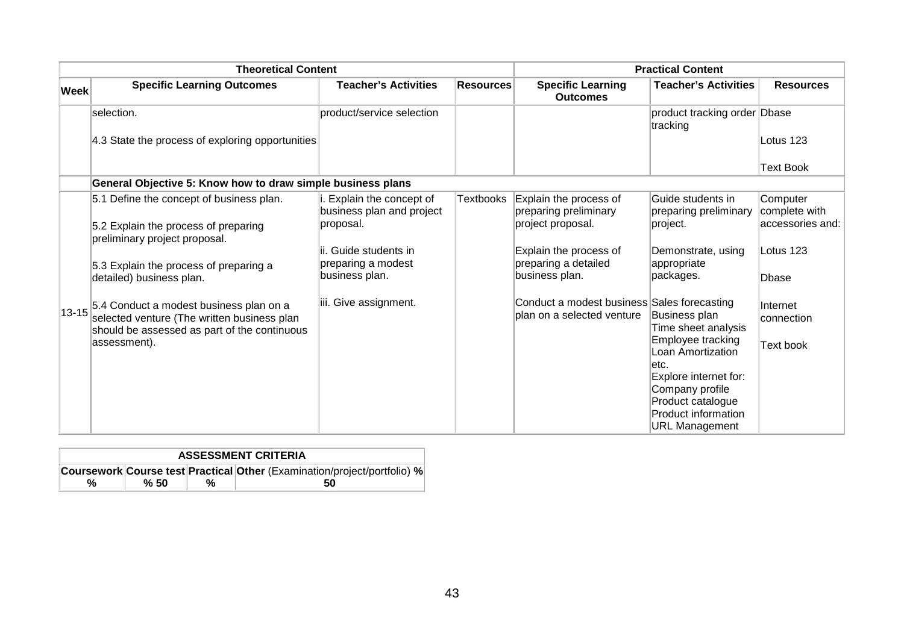| Theoretical Content | | | | Practical Content | | |
|---|---|---|---|---|---|---|
| **Week** | **Specific Learning Outcomes** | **Teacher's Activities** | **Resources** | **Specific Learning Outcomes** | **Teacher's Activities** | **Resources** |
| | selection.<br><br>4.3 State the process of exploring opportunities | product/service selection | | | product tracking order tracking | Dbase<br><br>Lotus 123<br><br>Text Book |
| | **General Objective 5: Know how to draw simple business plans** | | | | | |
| 13-15 | 5.1 Define the concept of business plan.<br><br>5.2 Explain the process of preparing preliminary project proposal.<br><br>5.3 Explain the process of preparing a detailed) business plan.<br><br>5.4 Conduct a modest business plan on a selected venture (The written business plan should be assessed as part of the continuous assessment). | i. Explain the concept of business plan and project proposal.<br><br>ii. Guide students in preparing a modest business plan.<br><br>iii. Give assignment. | Textbooks | Explain the process of preparing preliminary project proposal.<br><br>Explain the process of preparing a detailed business plan.<br><br>Conduct a modest business plan on a selected venture | Guide students in preparing preliminary project.<br><br>Demonstrate, using appropriate packages.<br><br>Sales forecasting<br>Business plan<br>Time sheet analysis<br>Employee tracking<br>Loan Amortization<br>etc.<br>Explore internet for:<br>Company profile<br>Product catalogue<br>Product information<br>URL Management | Computer complete with accessories and:<br><br>Lotus 123<br><br>Dbase<br><br>Internet connection<br><br>Text book |

| ASSESSMENT CRITERIA | | | |
|---|---|---|---|
| **Coursework %** | **Course test % 50** | **Practical %** | **Other** (Examination/project/portfolio) **% 50** |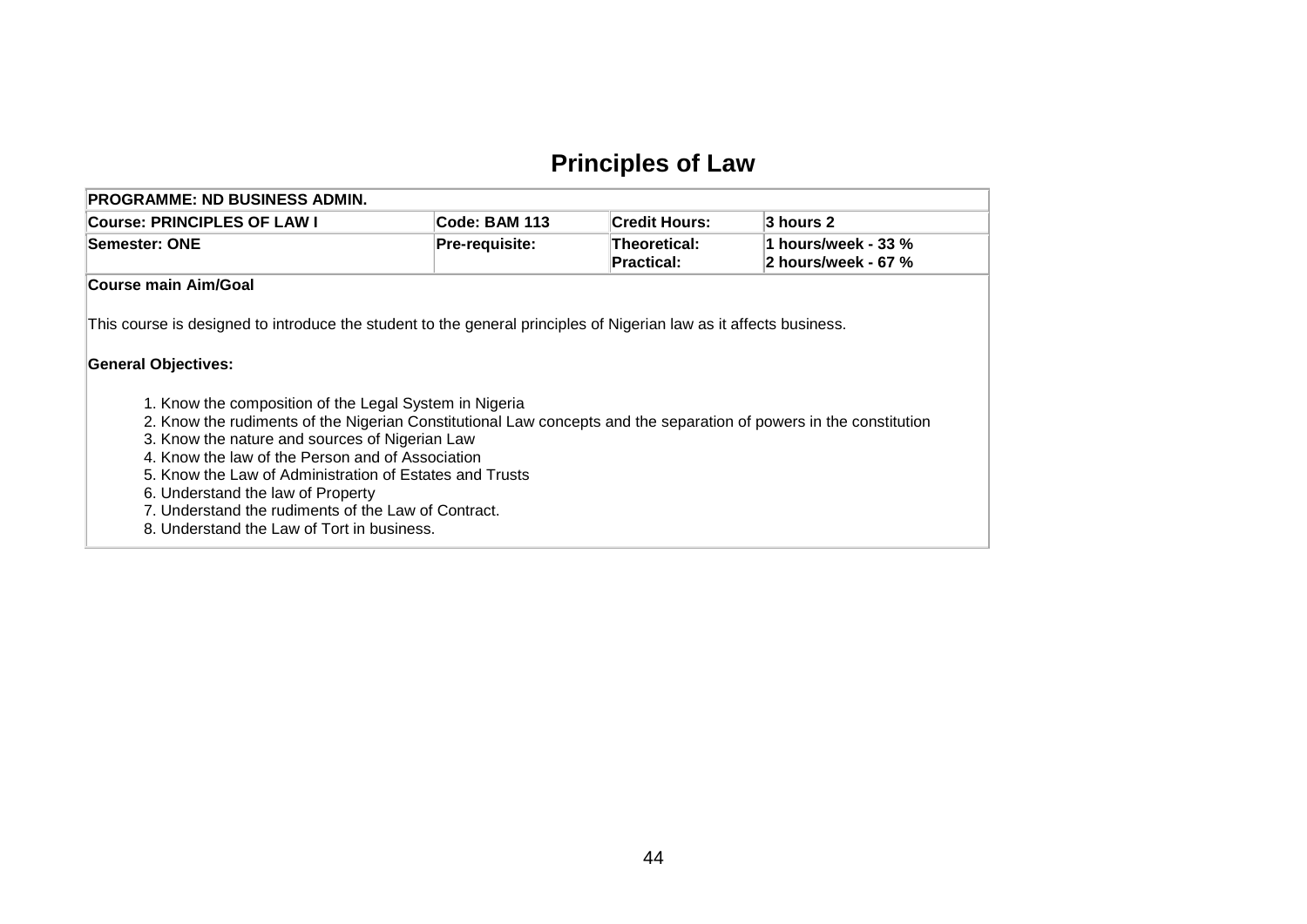# Principles of Law

| PROGRAMME: ND BUSINESS ADMIN. | | | |
|---|---|---|---|
| **Course: PRINCIPLES OF LAW I** | **Code: BAM 113** | **Credit Hours:** | **3 hours 2** |
| **Semester: ONE** | **Pre-requisite:** | **Theoretical:**<br>**Practical:** | **1 hours/week - 33 %**<br>**2 hours/week - 67 %** |

**Course main Aim/Goal**

This course is designed to introduce the student to the general principles of Nigerian law as it affects business.

**General Objectives:**

1. Know the composition of the Legal System in Nigeria
2. Know the rudiments of the Nigerian Constitutional Law concepts and the separation of powers in the constitution
3. Know the nature and sources of Nigerian Law
4. Know the law of the Person and of Association
5. Know the Law of Administration of Estates and Trusts
6. Understand the law of Property
7. Understand the rudiments of the Law of Contract.
8. Understand the Law of Tort in business.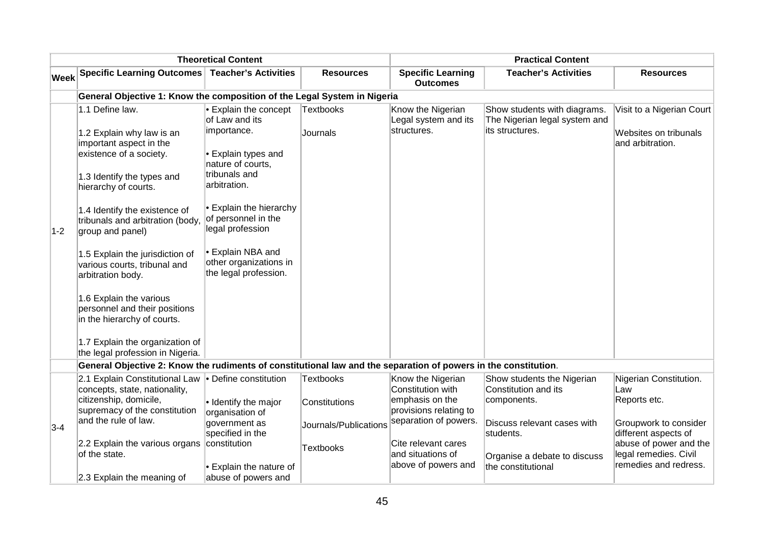| | Theoretical Content | | | Practical Content | | |
|---|---|---|---|---|---|---|
| **Week** | **Specific Learning Outcomes** | **Teacher's Activities** | **Resources** | **Specific Learning Outcomes** | **Teacher's Activities** | **Resources** |
| | **General Objective 1: Know the composition of the Legal System in Nigeria** | | | | | |
| 1-2 | 1.1 Define law.<br><br>1.2 Explain why law is an important aspect in the existence of a society.<br><br>1.3 Identify the types and hierarchy of courts.<br><br>1.4 Identify the existence of tribunals and arbitration (body, group and panel)<br><br>1.5 Explain the jurisdiction of various courts, tribunal and arbitration body.<br><br>1.6 Explain the various personnel and their positions in the hierarchy of courts.<br><br>1.7 Explain the organization of the legal profession in Nigeria. | • Explain the concept of Law and its importance.<br><br>• Explain types and nature of courts, tribunals and arbitration.<br><br>• Explain the hierarchy of personnel in the legal profession<br><br>• Explain NBA and other organizations in the legal profession. | Textbooks<br><br>Journals | Know the Nigerian Legal system and its structures. | Show students with diagrams. The Nigerian legal system and its structures. | Visit to a Nigerian Court<br><br>Websites on tribunals and arbitration. |
| | **General Objective 2: Know the rudiments of constitutional law and the separation of powers in the constitution.** | | | | | |
| 3-4 | 2.1 Explain Constitutional Law concepts, state, nationality, citizenship, domicile, supremacy of the constitution and the rule of law.<br><br>2.2 Explain the various organs of the state.<br><br>2.3 Explain the meaning of | • Define constitution<br><br>• Identify the major organisation of government as specified in the constitution<br><br>• Explain the nature of abuse of powers and | Textbooks<br><br>Constitutions<br><br>Journals/Publications<br><br>Textbooks | Know the Nigerian Constitution with emphasis on the provisions relating to separation of powers.<br><br>Cite relevant cares and situations of above of powers and | Show students the Nigerian Constitution and its components.<br><br>Discuss relevant cases with students.<br><br>Organise a debate to discuss the constitutional | Nigerian Constitution. Law Reports etc.<br><br>Groupwork to consider different aspects of abuse of power and the legal remedies. Civil remedies and redress. |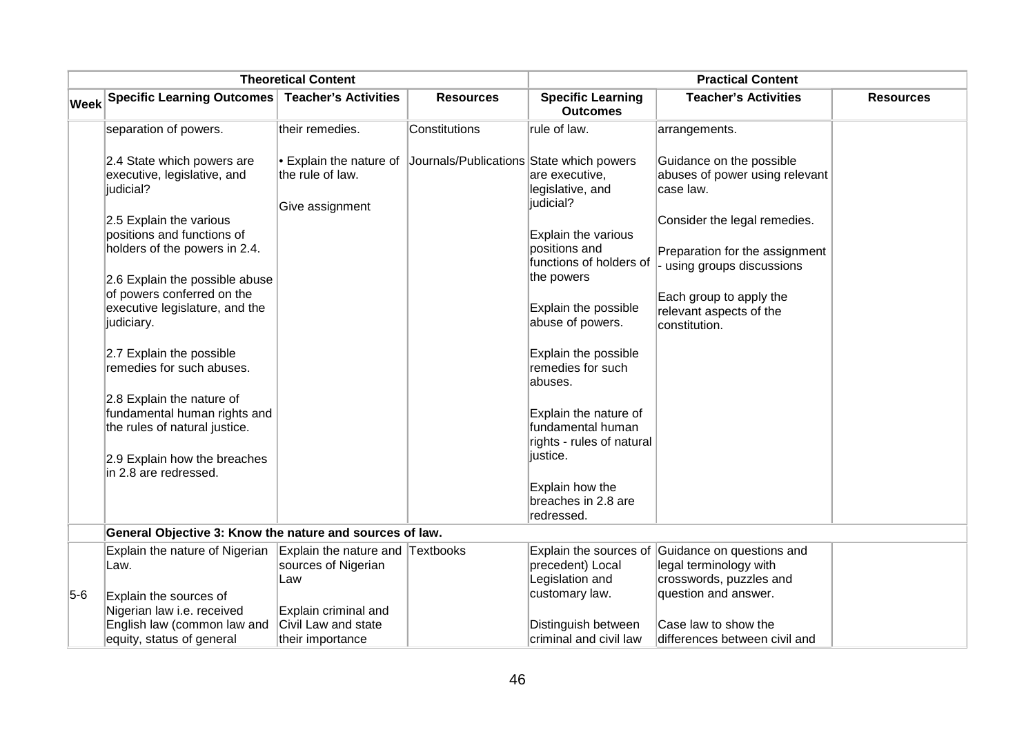| | Theoretical Content | | | Practical Content | | |
|---|---|---|---|---|---|---|
| **Week** | **Specific Learning Outcomes** | **Teacher's Activities** | **Resources** | **Specific Learning Outcomes** | **Teacher's Activities** | **Resources** |
| | separation of powers.<br><br>2.4 State which powers are executive, legislative, and judicial?<br><br>2.5 Explain the various positions and functions of holders of the powers in 2.4.<br><br>2.6 Explain the possible abuse of powers conferred on the executive legislature, and the judiciary.<br><br>2.7 Explain the possible remedies for such abuses.<br><br>2.8 Explain the nature of fundamental human rights and the rules of natural justice.<br><br>2.9 Explain how the breaches in 2.8 are redressed. | their remedies.<br><br>• Explain the nature of the rule of law.<br><br>Give assignment | Constitutions<br><br>Journals/Publications | rule of law.<br><br>State which powers are executive, legislative, and judicial?<br><br>Explain the various positions and functions of holders of the powers<br><br>Explain the possible abuse of powers.<br><br>Explain the possible remedies for such abuses.<br><br>Explain the nature of fundamental human rights - rules of natural justice.<br><br>Explain how the breaches in 2.8 are redressed. | arrangements.<br><br>Guidance on the possible abuses of power using relevant case law.<br><br>Consider the legal remedies.<br><br>Preparation for the assignment - using groups discussions<br><br>Each group to apply the relevant aspects of the constitution. | |
| | **General Objective 3: Know the nature and sources of law.** | | | | | |
| 5-6 | Explain the nature of Nigerian Law.<br><br>Explain the sources of Nigerian law i.e. received English law (common law and equity, status of general | Explain the nature and sources of Nigerian Law<br><br>Explain criminal and Civil Law and state their importance | Textbooks | Explain the sources of precedent) Local Legislation and customary law.<br><br>Distinguish between criminal and civil law | Guidance on questions and legal terminology with crosswords, puzzles and question and answer.<br><br>Case law to show the differences between civil and | |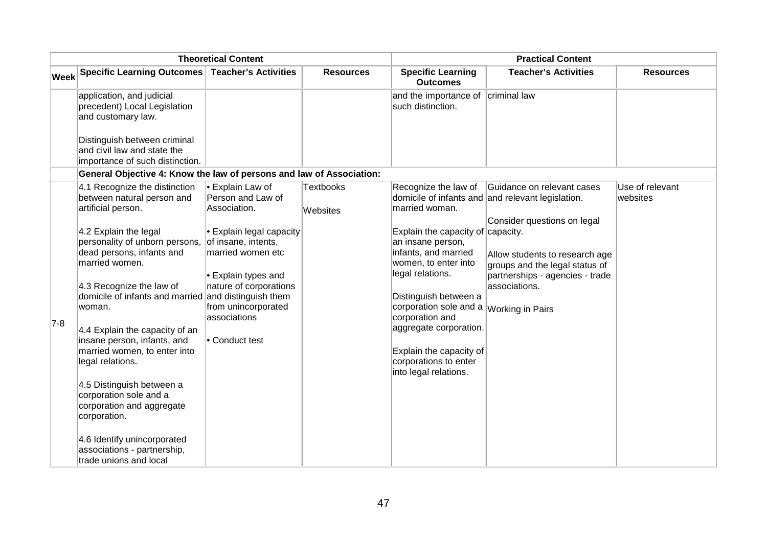| Theoretical Content | | | | Practical Content | | |
|---|---|---|---|---|---|---|
| **Week** | **Specific Learning Outcomes** | **Teacher's Activities** | **Resources** | **Specific Learning Outcomes** | **Teacher's Activities** | **Resources** |
| | application, and judicial precedent) Local Legislation and customary law.<br><br>Distinguish between criminal and civil law and state the importance of such distinction. | | | and the importance of such distinction. | criminal law | |
| | **General Objective 4: Know the law of persons and law of Association:** | | | | | |
| 7-8 | 4.1 Recognize the distinction between natural person and artificial person.<br><br>4.2 Explain the legal personality of unborn persons, dead persons, infants and married women.<br><br>4.3 Recognize the law of domicile of infants and married woman.<br><br>4.4 Explain the capacity of an insane person, infants, and married women, to enter into legal relations.<br><br>4.5 Distinguish between a corporation sole and a corporation and aggregate corporation.<br><br>4.6 Identify unincorporated associations - partnership, trade unions and local | • Explain Law of Person and Law of Association.<br><br>• Explain legal capacity of insane, intents, married women etc<br><br>• Explain types and nature of corporations and distinguish them from unincorporated associations<br><br>• Conduct test | Textbooks<br><br>Websites | Recognize the law of domicile of infants and married woman.<br><br>Explain the capacity of an insane person, infants, and married women, to enter into legal relations.<br><br>Distinguish between a corporation sole and a corporation and aggregate corporation.<br><br>Explain the capacity of corporations to enter into legal relations. | Guidance on relevant cases and relevant legislation.<br><br>Consider questions on legal capacity.<br><br>Allow students to research age groups and the legal status of partnerships - agencies - trade associations.<br><br>Working in Pairs | Use of relevant websites |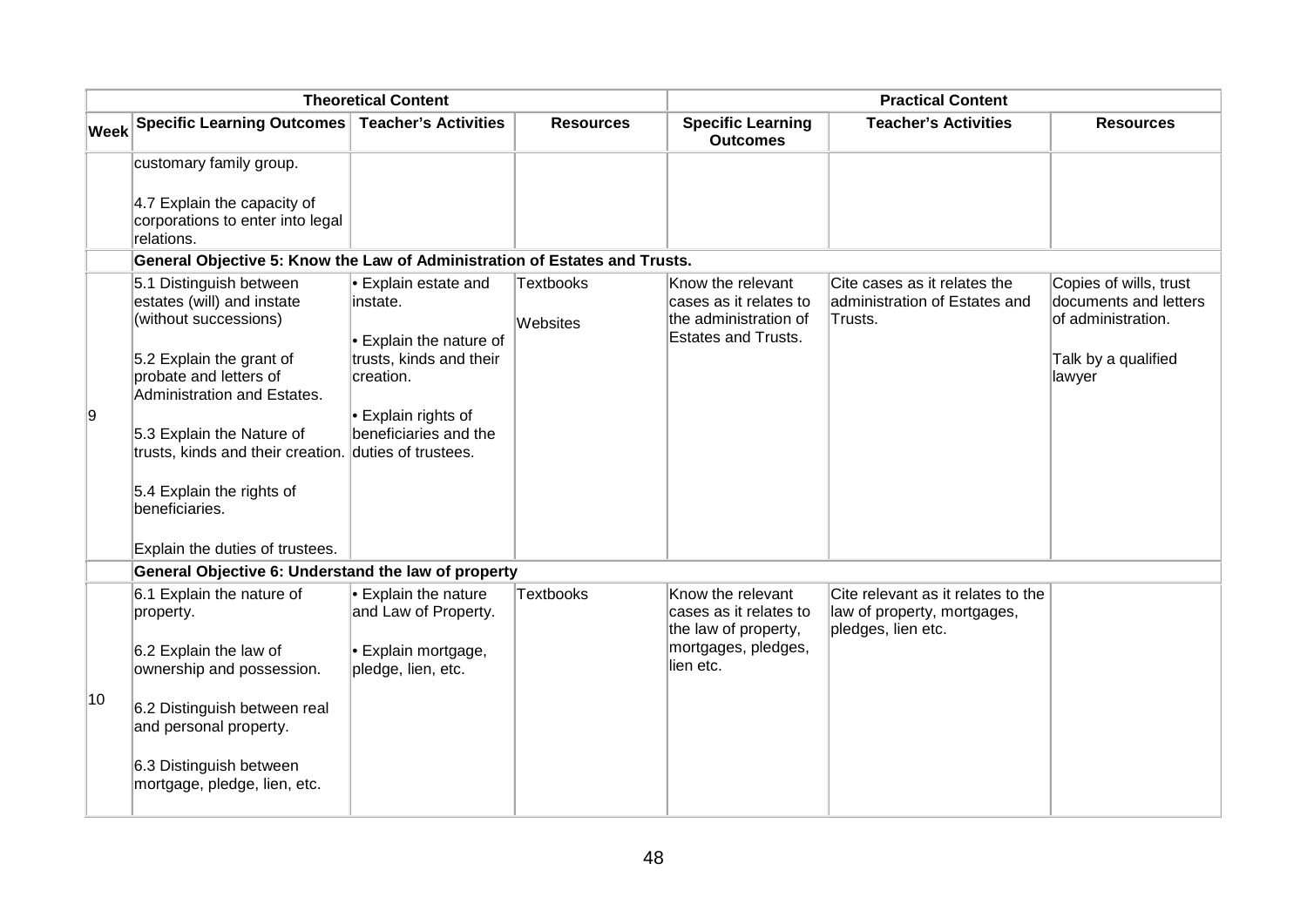| Theoretical Content | | | | Practical Content | | |
|---|---|---|---|---|---|---|
| **Week** | **Specific Learning Outcomes** | **Teacher's Activities** | **Resources** | **Specific Learning Outcomes** | **Teacher's Activities** | **Resources** |
| | customary family group.<br><br>4.7 Explain the capacity of corporations to enter into legal relations. | | | | | |
| | **General Objective 5: Know the Law of Administration of Estates and Trusts.** | | | | | |
| 9 | 5.1 Distinguish between estates (will) and instate (without successions)<br><br>5.2 Explain the grant of probate and letters of Administration and Estates.<br><br>5.3 Explain the Nature of trusts, kinds and their creation.<br><br>5.4 Explain the rights of beneficiaries.<br><br>Explain the duties of trustees. | • Explain estate and instate.<br><br>• Explain the nature of trusts, kinds and their creation.<br><br>• Explain rights of beneficiaries and the duties of trustees. | Textbooks<br><br>Websites | Know the relevant cases as it relates to the administration of Estates and Trusts. | Cite cases as it relates the administration of Estates and Trusts. | Copies of wills, trust documents and letters of administration.<br><br>Talk by a qualified lawyer |
| | **General Objective 6: Understand the law of property** | | | | | |
| 10 | 6.1 Explain the nature of property.<br><br>6.2 Explain the law of ownership and possession.<br><br>6.2 Distinguish between real and personal property.<br><br>6.3 Distinguish between mortgage, pledge, lien, etc. | • Explain the nature and Law of Property.<br><br>• Explain mortgage, pledge, lien, etc. | Textbooks | Know the relevant cases as it relates to the law of property, mortgages, pledges, lien etc. | Cite relevant as it relates to the law of property, mortgages, pledges, lien etc. | |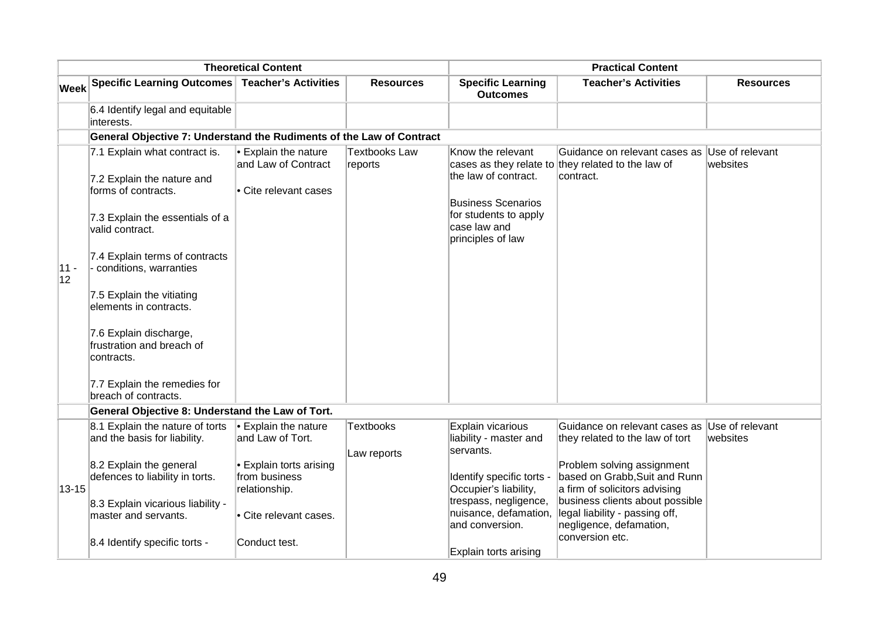| | Theoretical Content | | | Practical Content | | |
|---|---|---|---|---|---|---|
| **Week** | **Specific Learning Outcomes** | **Teacher's Activities** | **Resources** | **Specific Learning Outcomes** | **Teacher's Activities** | **Resources** |
| | 6.4 Identify legal and equitable interests. | | | | | |
| | **General Objective 7: Understand the Rudiments of the Law of Contract** | | | | | |
| 11 - 12 | 7.1 Explain what contract is.<br><br>7.2 Explain the nature and forms of contracts.<br><br>7.3 Explain the essentials of a valid contract.<br><br>7.4 Explain terms of contracts - conditions, warranties<br><br>7.5 Explain the vitiating elements in contracts.<br><br>7.6 Explain discharge, frustration and breach of contracts.<br><br>7.7 Explain the remedies for breach of contracts. | • Explain the nature and Law of Contract<br><br>• Cite relevant cases | Textbooks Law reports | Know the relevant cases as they relate to the law of contract.<br><br>Business Scenarios for students to apply case law and principles of law | Guidance on relevant cases as they related to the law of contract. | Use of relevant websites |
| | **General Objective 8: Understand the Law of Tort.** | | | | | |
| 13-15 | 8.1 Explain the nature of torts and the basis for liability.<br><br>8.2 Explain the general defences to liability in torts.<br><br>8.3 Explain vicarious liability - master and servants.<br><br>8.4 Identify specific torts - | • Explain the nature and Law of Tort.<br><br>• Explain torts arising from business relationship.<br><br>• Cite relevant cases.<br><br>Conduct test. | Textbooks<br><br>Law reports | Explain vicarious liability - master and servants.<br><br>Identify specific torts - Occupier's liability, trespass, negligence, nuisance, defamation, and conversion.<br><br>Explain torts arising | Guidance on relevant cases as they related to the law of tort<br><br>Problem solving assignment based on Grabb,Suit and Runn a firm of solicitors advising business clients about possible legal liability - passing off, negligence, defamation, conversion etc. | Use of relevant websites |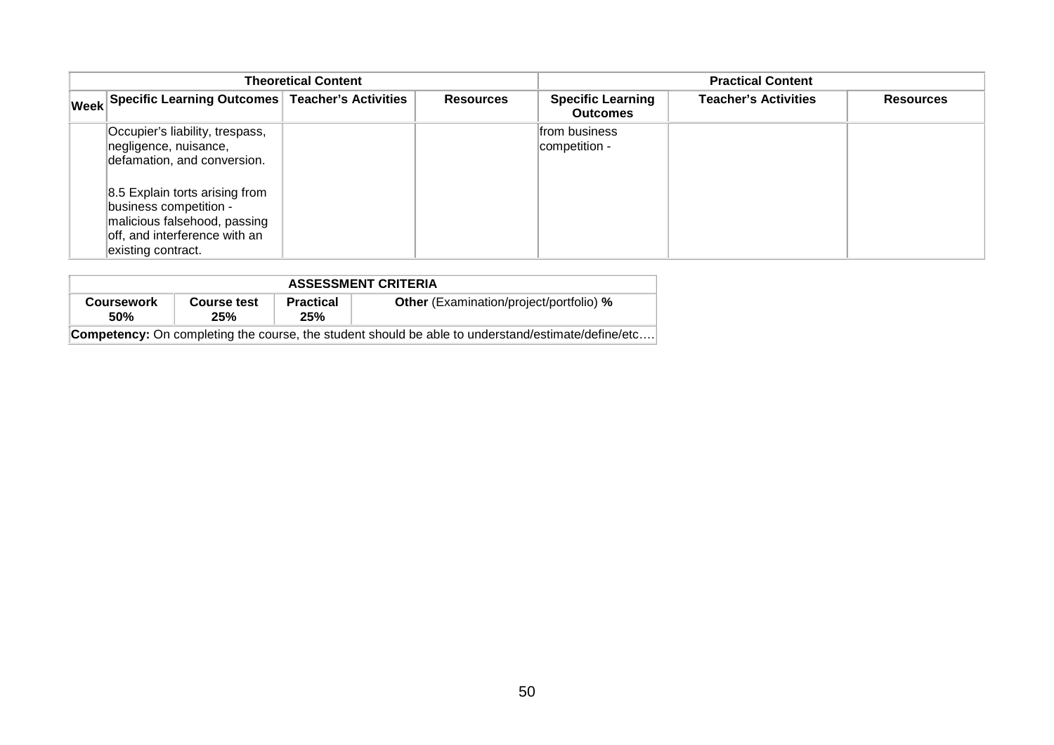| Theoretical Content | | | | Practical Content | | |
|---|---|---|---|---|---|---|
| **Week** | **Specific Learning Outcomes** | **Teacher's Activities** | **Resources** | **Specific Learning Outcomes** | **Teacher's Activities** | **Resources** |
| | Occupier's liability, trespass, negligence, nuisance, defamation, and conversion.<br><br>8.5 Explain torts arising from business competition - malicious falsehood, passing off, and interference with an existing contract. | | | from business competition - | | |

| ASSESSMENT CRITERIA | | | |
|---|---|---|---|
| **Coursework 50%** | **Course test 25%** | **Practical 25%** | **Other** (Examination/project/portfolio) **%** |
| **Competency:** On completing the course, the student should be able to understand/estimate/define/etc…. | | | |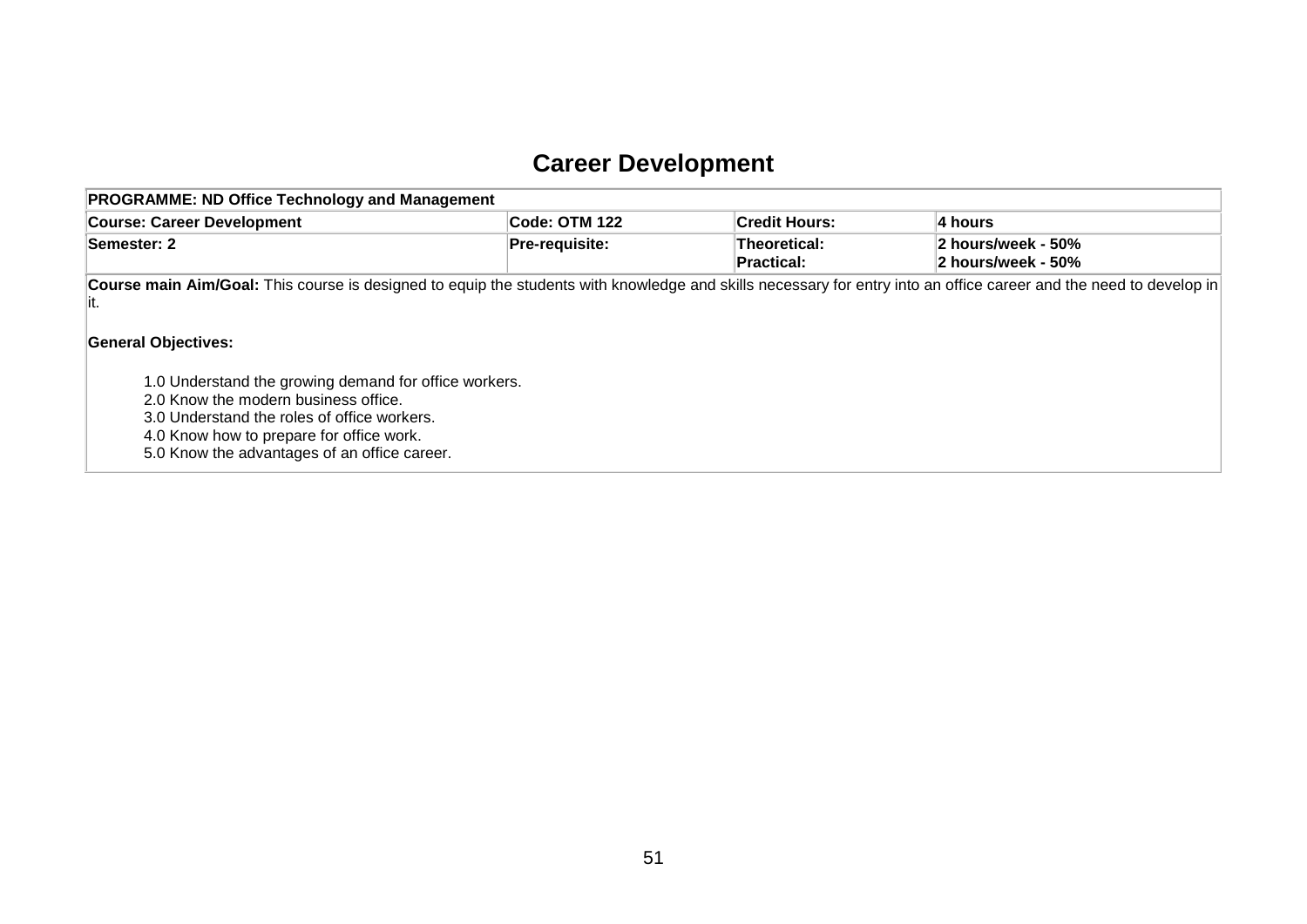# Career Development

| PROGRAMME: ND Office Technology and Management | | | |
|---|---|---|---|
| **Course: Career Development** | **Code: OTM 122** | **Credit Hours:** | **4 hours** |
| **Semester: 2** | **Pre-requisite:** | **Theoretical:**<br>**Practical:** | **2 hours/week - 50%**<br>**2 hours/week - 50%** |

**Course main Aim/Goal:** This course is designed to equip the students with knowledge and skills necessary for entry into an office career and the need to develop in it.

**General Objectives:**

1.0 Understand the growing demand for office workers.
2.0 Know the modern business office.
3.0 Understand the roles of office workers.
4.0 Know how to prepare for office work.
5.0 Know the advantages of an office career.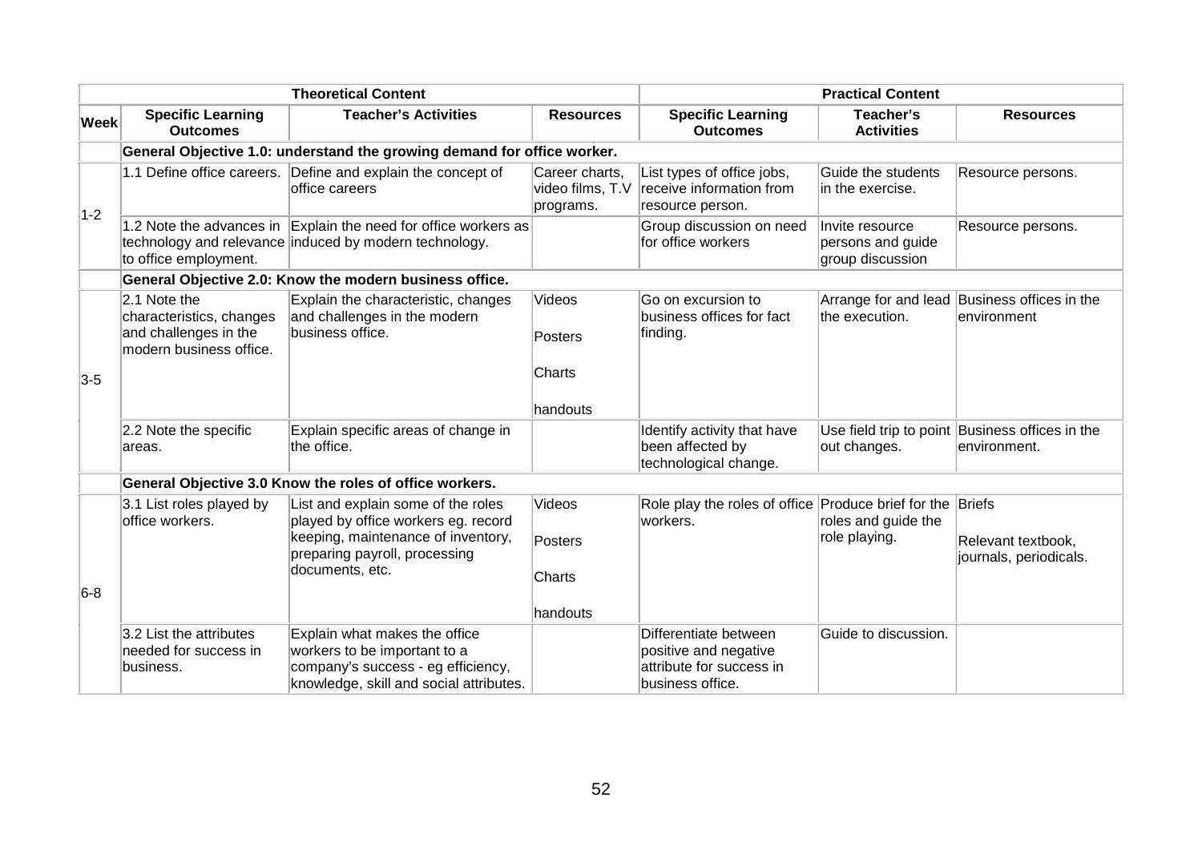| Theoretical Content | | | | Practical Content | | |
|---|---|---|---|---|---|---|
| **Week** | **Specific Learning Outcomes** | **Teacher's Activities** | **Resources** | **Specific Learning Outcomes** | **Teacher's Activities** | **Resources** |
| | **General Objective 1.0: understand the growing demand for office worker.** | | | | | |
| 1-2 | 1.1 Define office careers. | Define and explain the concept of office careers | Career charts, video films, T.V programs. | List types of office jobs, receive information from resource person. | Guide the students in the exercise. | Resource persons. |
| | 1.2 Note the advances in technology and relevance to office employment. | Explain the need for office workers as induced by modern technology. | | Group discussion on need for office workers | Invite resource persons and guide group discussion | Resource persons. |
| | **General Objective 2.0: Know the modern business office.** | | | | | |
| 3-5 | 2.1 Note the characteristics, changes and challenges in the modern business office. | Explain the characteristic, changes and challenges in the modern business office. | Videos<br><br>Posters<br><br>Charts<br><br>handouts | Go on excursion to business offices for fact finding. | Arrange for and lead the execution. | Business offices in the environment |
| | 2.2 Note the specific areas. | Explain specific areas of change in the office. | | Identify activity that have been affected by technological change. | Use field trip to point out changes. | Business offices in the environment. |
| | **General Objective 3.0 Know the roles of office workers.** | | | | | |
| 6-8 | 3.1 List roles played by office workers. | List and explain some of the roles played by office workers eg. record keeping, maintenance of inventory, preparing payroll, processing documents, etc. | Videos<br><br>Posters<br><br>Charts<br><br>handouts | Role play the roles of office workers. | Produce brief for the roles and guide the role playing. | Briefs<br><br>Relevant textbook, journals, periodicals. |
| | 3.2 List the attributes needed for success in business. | Explain what makes the office workers to be important to a company's success - eg efficiency, knowledge, skill and social attributes. | | Differentiate between positive and negative attribute for success in business office. | Guide to discussion. | |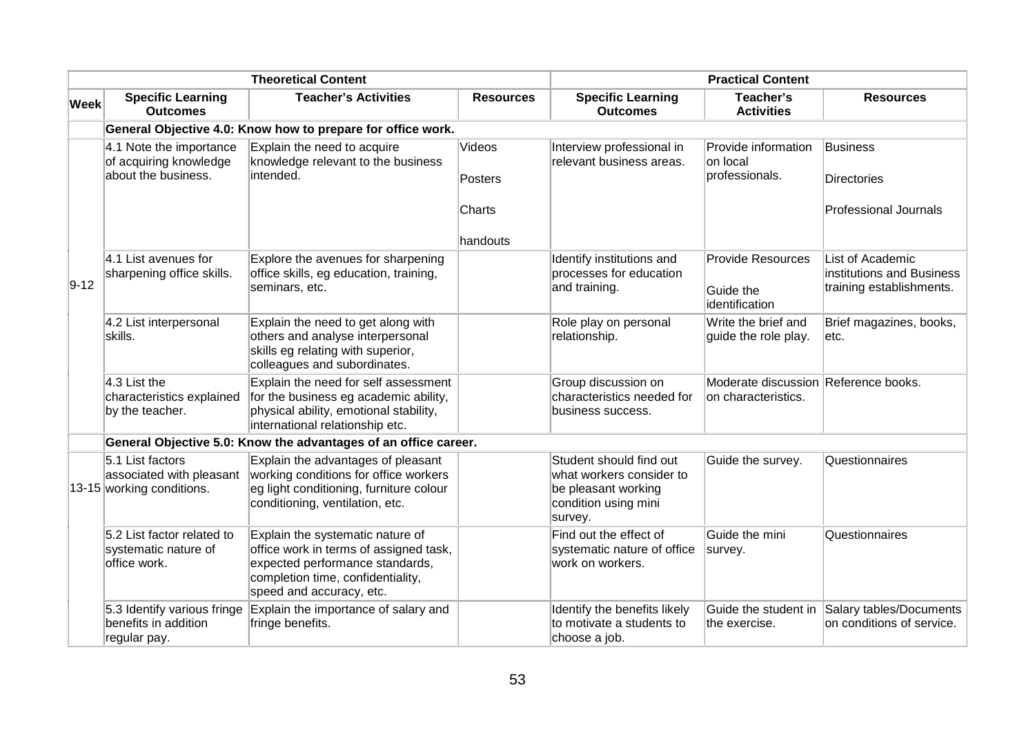| | Theoretical Content | | | Practical Content | | |
|---|---|---|---|---|---|---|
| **Week** | **Specific Learning Outcomes** | **Teacher's Activities** | **Resources** | **Specific Learning Outcomes** | **Teacher's Activities** | **Resources** |
| | **General Objective 4.0: Know how to prepare for office work.** | | | | | |
| 9-12 | 4.1 Note the importance of acquiring knowledge about the business. | Explain the need to acquire knowledge relevant to the business intended. | Videos<br><br>Posters<br><br>Charts<br><br>handouts | Interview professional in relevant business areas. | Provide information on local professionals. | Business<br><br>Directories<br><br>Professional Journals |
| | 4.1 List avenues for sharpening office skills. | Explore the avenues for sharpening office skills, eg education, training, seminars, etc. | | Identify institutions and processes for education and training. | Provide Resources<br><br>Guide the identification | List of Academic institutions and Business training establishments. |
| | 4.2 List interpersonal skills. | Explain the need to get along with others and analyse interpersonal skills eg relating with superior, colleagues and subordinates. | | Role play on personal relationship. | Write the brief and guide the role play. | Brief magazines, books, etc. |
| | 4.3 List the characteristics explained by the teacher. | Explain the need for self assessment for the business eg academic ability, physical ability, emotional stability, international relationship etc. | | Group discussion on characteristics needed for business success. | Moderate discussion on characteristics. | Reference books. |
| | **General Objective 5.0: Know the advantages of an office career.** | | | | | |
| 13-15 | 5.1 List factors associated with pleasant working conditions. | Explain the advantages of pleasant working conditions for office workers eg light conditioning, furniture colour conditioning, ventilation, etc. | | Student should find out what workers consider to be pleasant working condition using mini survey. | Guide the survey. | Questionnaires |
| | 5.2 List factor related to systematic nature of office work. | Explain the systematic nature of office work in terms of assigned task, expected performance standards, completion time, confidentiality, speed and accuracy, etc. | | Find out the effect of systematic nature of office work on workers. | Guide the mini survey. | Questionnaires |
| | 5.3 Identify various fringe benefits in addition regular pay. | Explain the importance of salary and fringe benefits. | | Identify the benefits likely to motivate a students to choose a job. | Guide the student in the exercise. | Salary tables/Documents on conditions of service. |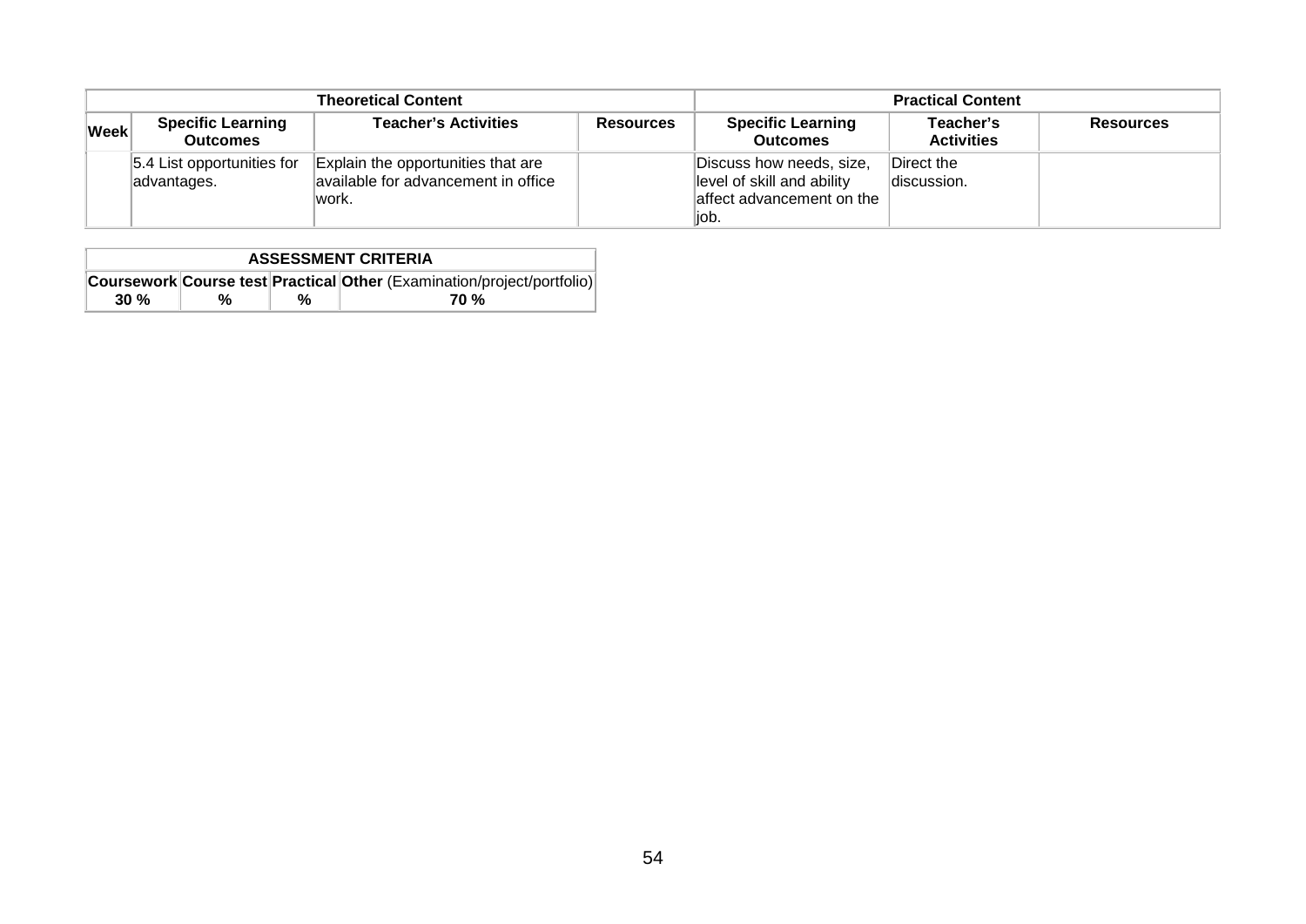| Theoretical Content | | | | Practical Content | | |
|---|---|---|---|---|---|---|
| **Week** | **Specific Learning Outcomes** | **Teacher's Activities** | **Resources** | **Specific Learning Outcomes** | **Teacher's Activities** | **Resources** |
| | 5.4 List opportunities for advantages. | Explain the opportunities that are available for advancement in office work. | | Discuss how needs, size, level of skill and ability affect advancement on the job. | Direct the discussion. | |

| ASSESSMENT CRITERIA | | | |
|---|---|---|---|
| **Coursework** | **Course test** | **Practical** | **Other** (Examination/project/portfolio) |
| **30 %** | **%** | **%** | **70 %** |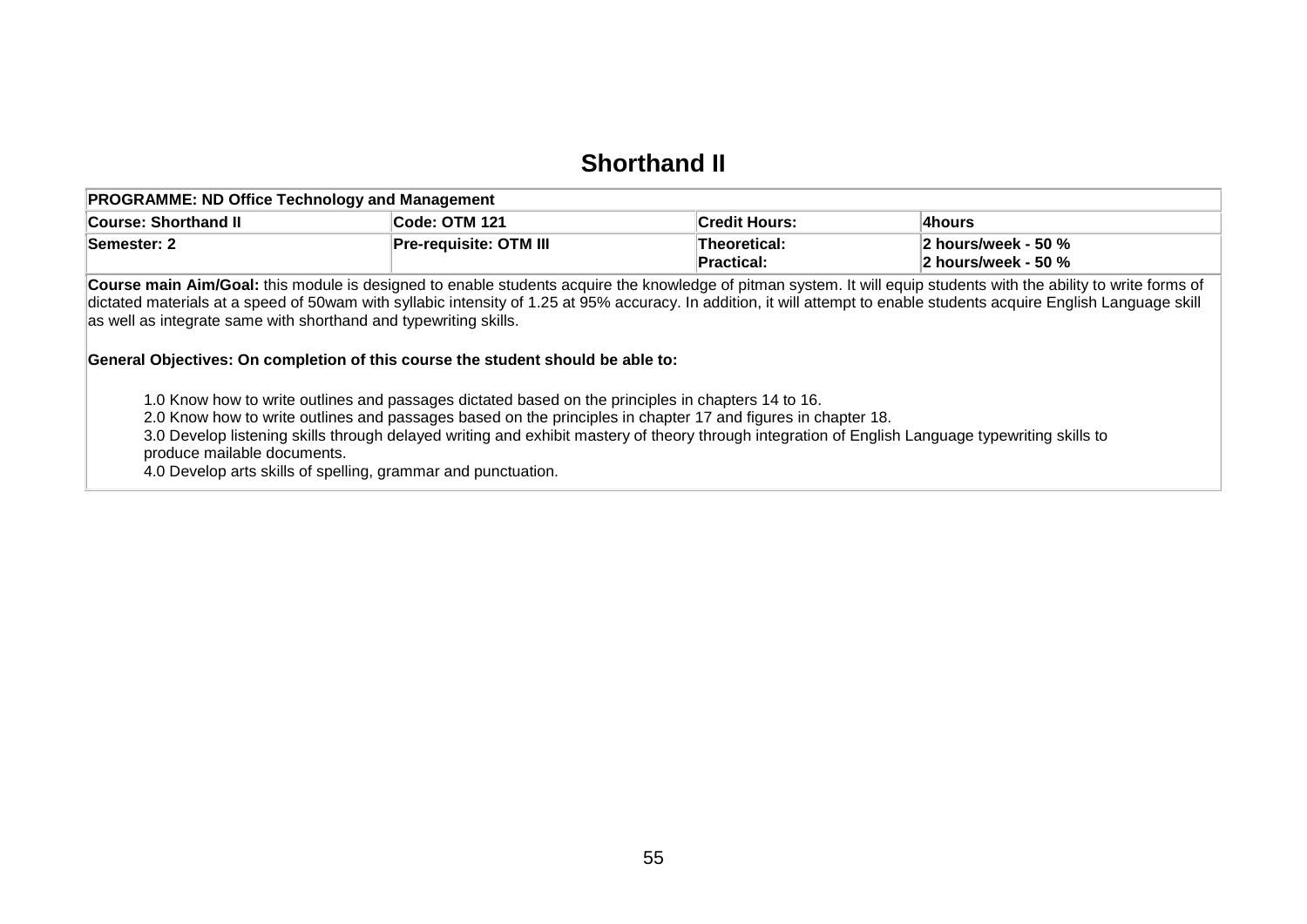# Shorthand II

| PROGRAMME: ND Office Technology and Management | | | |
|---|---|---|---|
| **Course: Shorthand II** | **Code: OTM 121** | **Credit Hours:** | **4hours** |
| **Semester: 2** | **Pre-requisite: OTM III** | **Theoretical:**<br>**Practical:** | **2 hours/week - 50 %**<br>**2 hours/week - 50 %** |

**Course main Aim/Goal:** this module is designed to enable students acquire the knowledge of pitman system. It will equip students with the ability to write forms of dictated materials at a speed of 50wam with syllabic intensity of 1.25 at 95% accuracy. In addition, it will attempt to enable students acquire English Language skill as well as integrate same with shorthand and typewriting skills.

**General Objectives: On completion of this course the student should be able to:**

1.0 Know how to write outlines and passages dictated based on the principles in chapters 14 to 16.
2.0 Know how to write outlines and passages based on the principles in chapter 17 and figures in chapter 18.
3.0 Develop listening skills through delayed writing and exhibit mastery of theory through integration of English Language typewriting skills to produce mailable documents.
4.0 Develop arts skills of spelling, grammar and punctuation.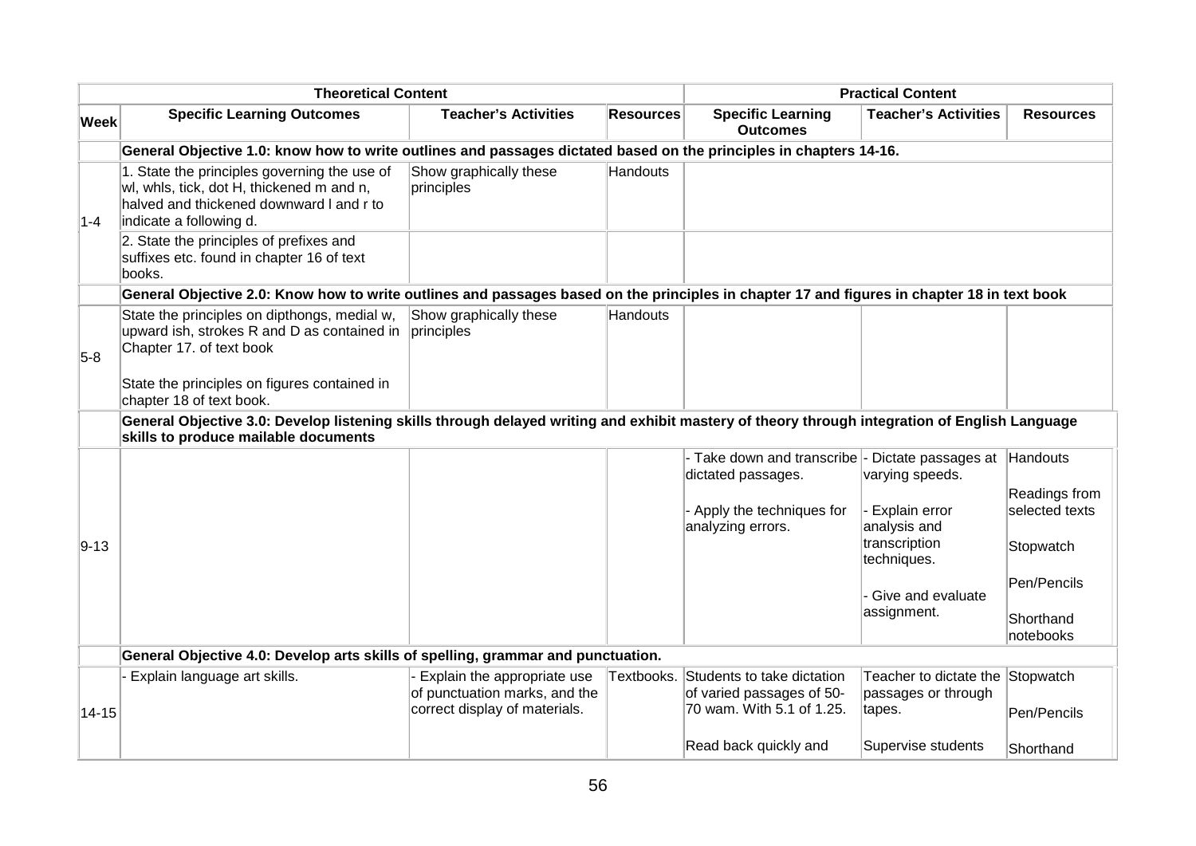| | Theoretical Content | | | Practical Content | | |
|---|---|---|---|---|---|---|
| **Week** | **Specific Learning Outcomes** | **Teacher's Activities** | **Resources** | **Specific Learning Outcomes** | **Teacher's Activities** | **Resources** |
| | **General Objective 1.0: know how to write outlines and passages dictated based on the principles in chapters 14-16.** | | | | | |
| 1-4 | 1. State the principles governing the use of wl, whls, tick, dot H, thickened m and n, halved and thickened downward l and r to indicate a following d. | Show graphically these principles | Handouts | | | |
| | 2. State the principles of prefixes and suffixes etc. found in chapter 16 of text books. | | | | | |
| | **General Objective 2.0: Know how to write outlines and passages based on the principles in chapter 17 and figures in chapter 18 in text book** | | | | | |
| 5-8 | State the principles on dipthongs, medial w, upward ish, strokes R and D as contained in Chapter 17. of text book<br><br>State the principles on figures contained in chapter 18 of text book. | Show graphically these principles | Handouts | | | |
| | **General Objective 3.0: Develop listening skills through delayed writing and exhibit mastery of theory through integration of English Language skills to produce mailable documents** | | | | | |
| 9-13 | | | | - Take down and transcribe dictated passages.<br><br>- Apply the techniques for analyzing errors. | - Dictate passages at varying speeds.<br><br>- Explain error analysis and transcription techniques.<br><br>- Give and evaluate assignment. | Handouts<br><br>Readings from selected texts<br><br>Stopwatch<br><br>Pen/Pencils<br><br>Shorthand notebooks |
| | **General Objective 4.0: Develop arts skills of spelling, grammar and punctuation.** | | | | | |
| 14-15 | - Explain language art skills. | - Explain the appropriate use of punctuation marks, and the correct display of materials. | Textbooks. | Students to take dictation of varied passages of 50-70 wam. With 5.1 of 1.25.<br><br>Read back quickly and | Teacher to dictate the passages or through tapes.<br><br>Supervise students | Stopwatch<br><br>Pen/Pencils<br><br>Shorthand |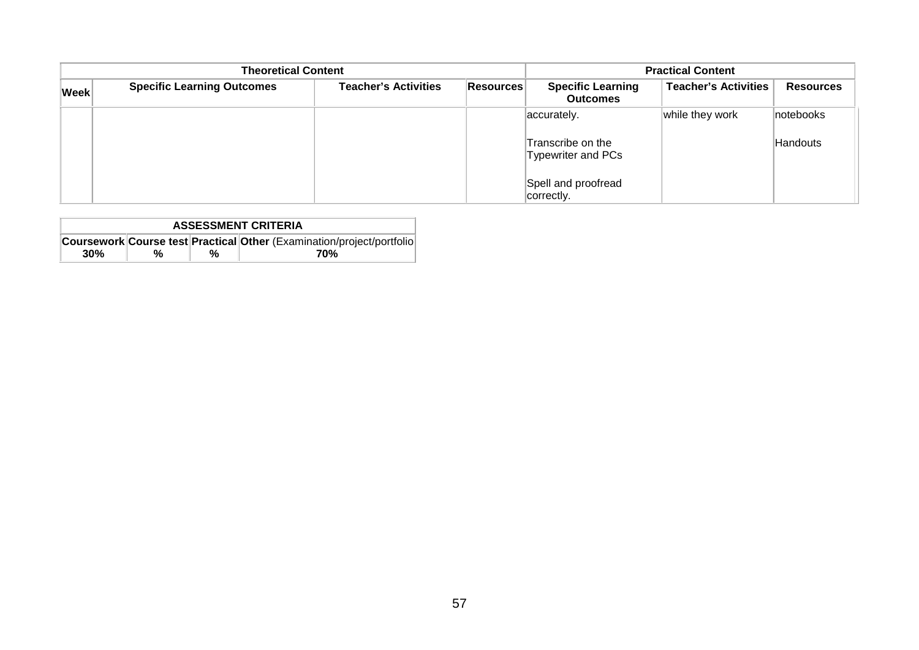| Theoretical Content | | | | Practical Content | | |
|---|---|---|---|---|---|---|
| **Week** | **Specific Learning Outcomes** | **Teacher's Activities** | **Resources** | **Specific Learning Outcomes** | **Teacher's Activities** | **Resources** |
| | | | | accurately.<br><br>Transcribe on the Typewriter and PCs<br><br>Spell and proofread correctly. | while they work | notebooks<br><br>Handouts |

| ASSESSMENT CRITERIA | | | |
|---|---|---|---|
| **Coursework** | **Course test** | **Practical** | **Other** (Examination/project/portfolio |
| **30%** | **%** | **%** | **70%** |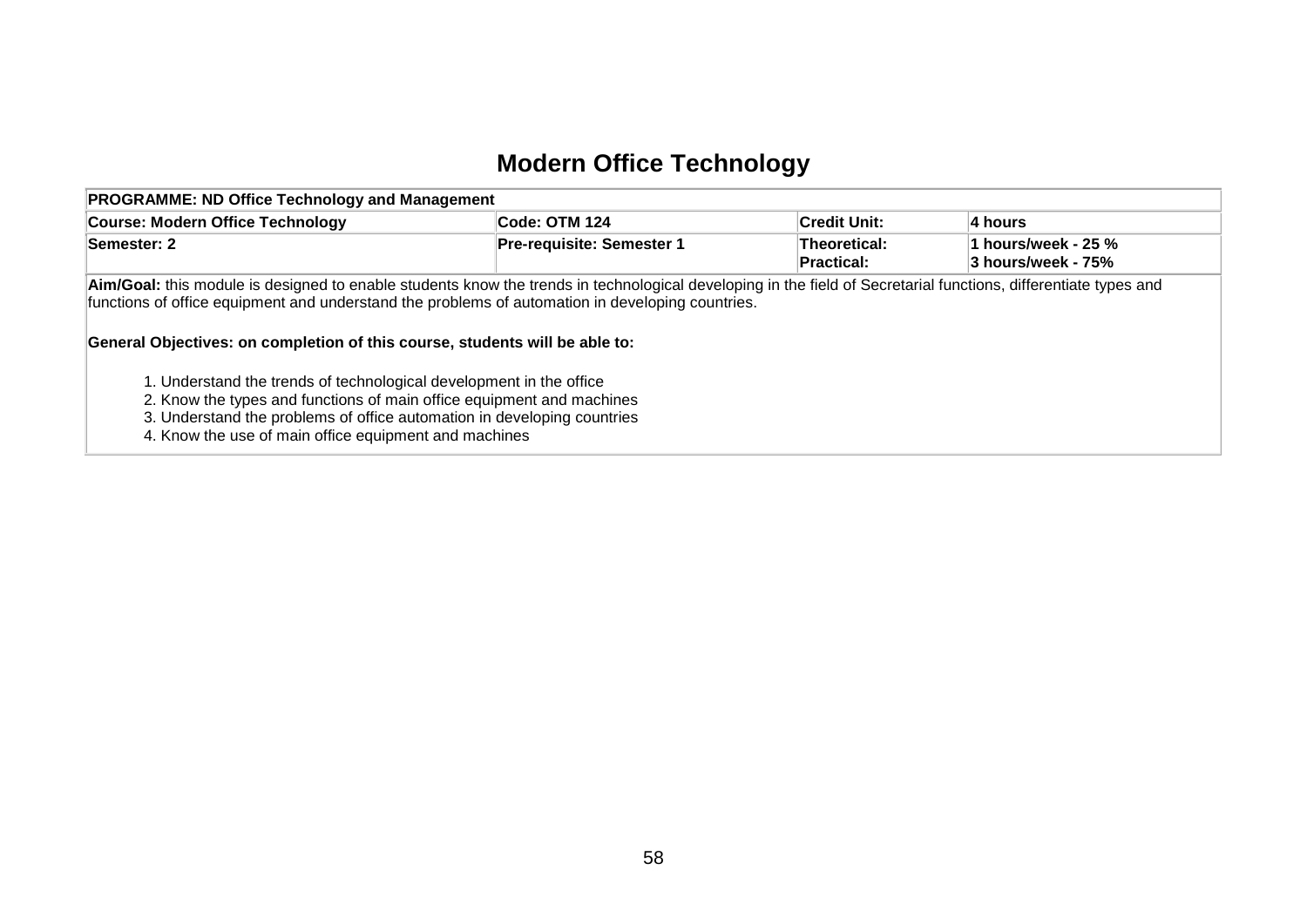# Modern Office Technology

| PROGRAMME: ND Office Technology and Management | | | |
|---|---|---|---|
| **Course: Modern Office Technology** | **Code: OTM 124** | **Credit Unit:** | **4 hours** |
| **Semester: 2** | **Pre-requisite: Semester 1** | **Theoretical:** <br> **Practical:** | **1 hours/week - 25 %** <br> **3 hours/week - 75%** |

**Aim/Goal:** this module is designed to enable students know the trends in technological developing in the field of Secretarial functions, differentiate types and functions of office equipment and understand the problems of automation in developing countries.

**General Objectives: on completion of this course, students will be able to:**

1. Understand the trends of technological development in the office
2. Know the types and functions of main office equipment and machines
3. Understand the problems of office automation in developing countries
4. Know the use of main office equipment and machines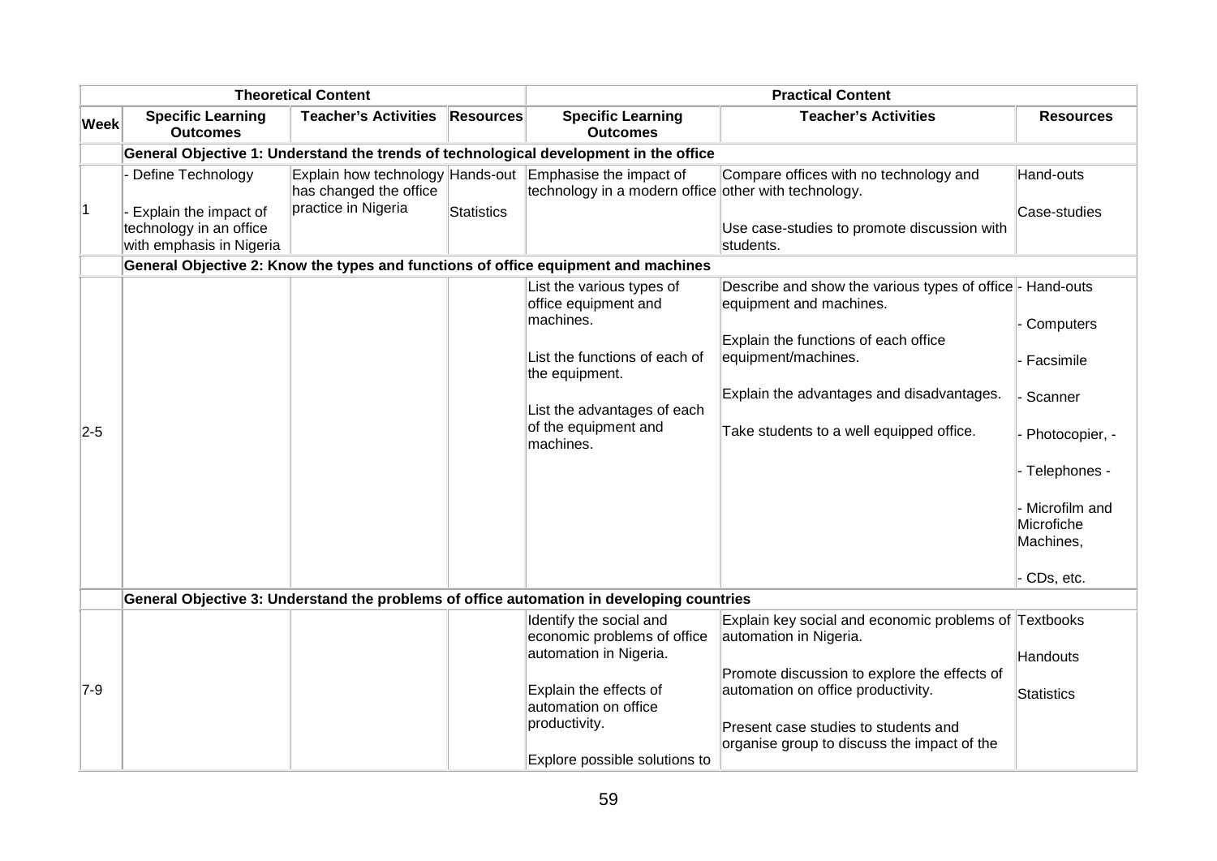| | Theoretical Content | | | Practical Content | | |
|---|---|---|---|---|---|---|
| **Week** | **Specific Learning Outcomes** | **Teacher's Activities** | **Resources** | **Specific Learning Outcomes** | **Teacher's Activities** | **Resources** |
| | **General Objective 1: Understand the trends of technological development in the office** | | | | | |
| 1 | - Define Technology<br><br>- Explain the impact of technology in an office with emphasis in Nigeria | Explain how technology has changed the office practice in Nigeria | Hands-out<br><br>Statistics | Emphasise the impact of technology in a modern office | Compare offices with no technology and other with technology.<br><br>Use case-studies to promote discussion with students. | Hand-outs<br><br>Case-studies |
| | **General Objective 2: Know the types and functions of office equipment and machines** | | | | | |
| 2-5 | | | | List the various types of office equipment and machines.<br><br>List the functions of each of the equipment.<br><br>List the advantages of each of the equipment and machines. | Describe and show the various types of office equipment and machines.<br><br>Explain the functions of each office equipment/machines.<br><br>Explain the advantages and disadvantages.<br><br>Take students to a well equipped office. | - Hand-outs<br><br>- Computers<br><br>- Facsimile<br><br>- Scanner<br><br>- Photocopier, -<br><br>- Telephones -<br><br>- Microfilm and Microfiche Machines,<br><br>- CDs, etc. |
| | **General Objective 3: Understand the problems of office automation in developing countries** | | | | | |
| 7-9 | | | | Identify the social and economic problems of office automation in Nigeria.<br><br>Explain the effects of automation on office productivity.<br><br>Explore possible solutions to | Explain key social and economic problems of automation in Nigeria.<br><br>Promote discussion to explore the effects of automation on office productivity.<br><br>Present case studies to students and organise group to discuss the impact of the | Textbooks<br><br>Handouts<br><br>Statistics |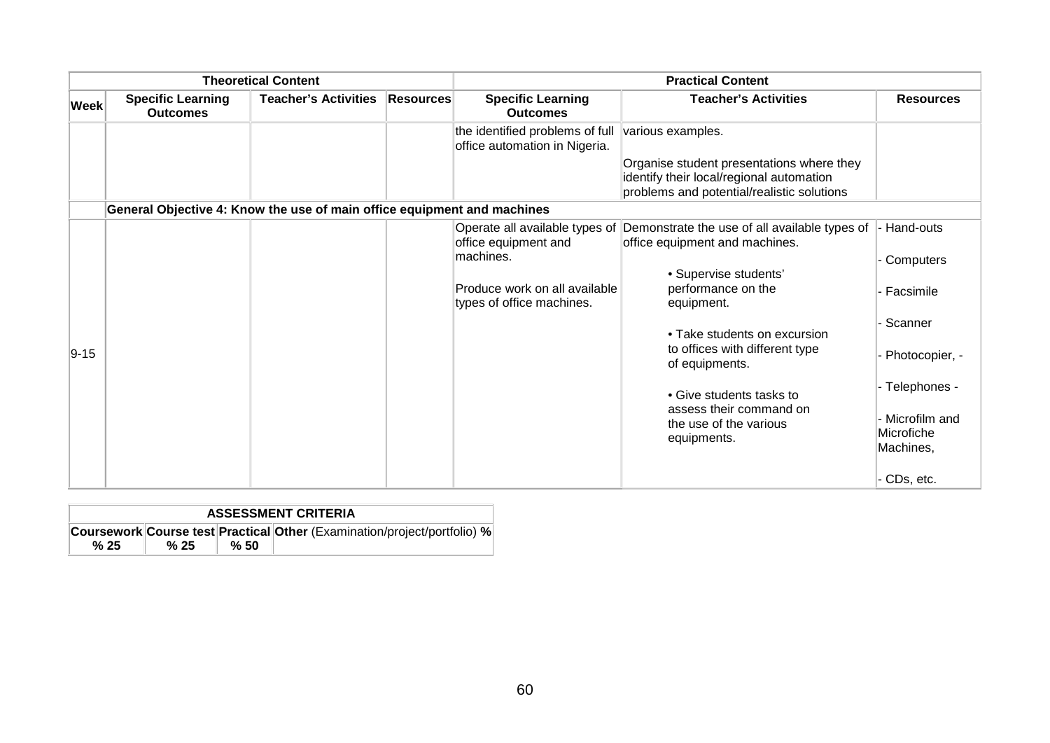| Theoretical Content | | | | Practical Content | | |
|---|---|---|---|---|---|---|
| **Week** | **Specific Learning Outcomes** | **Teacher's Activities** | **Resources** | **Specific Learning Outcomes** | **Teacher's Activities** | **Resources** |
| | | | | the identified problems of full office automation in Nigeria. | various examples.<br><br>Organise student presentations where they identify their local/regional automation problems and potential/realistic solutions | |
| | **General Objective 4: Know the use of main office equipment and machines** | | | | | |
| 9-15 | | | | Operate all available types of office equipment and machines.<br><br>Produce work on all available types of office machines. | Demonstrate the use of all available types of office equipment and machines.<br><br>• Supervise students' performance on the equipment.<br><br>• Take students on excursion to offices with different type of equipments.<br><br>• Give students tasks to assess their command on the use of the various equipments. | - Hand-outs<br><br>- Computers<br><br>- Facsimile<br><br>- Scanner<br><br>- Photocopier, -<br><br>- Telephones -<br><br>- Microfilm and Microfiche Machines,<br><br>- CDs, etc. |

| ASSESSMENT CRITERIA | | | |
|---|---|---|---|
| **Coursework** | **Course test** | **Practical** | **Other** (Examination/project/portfolio) **%** |
| **% 25** | **% 25** | **% 50** | |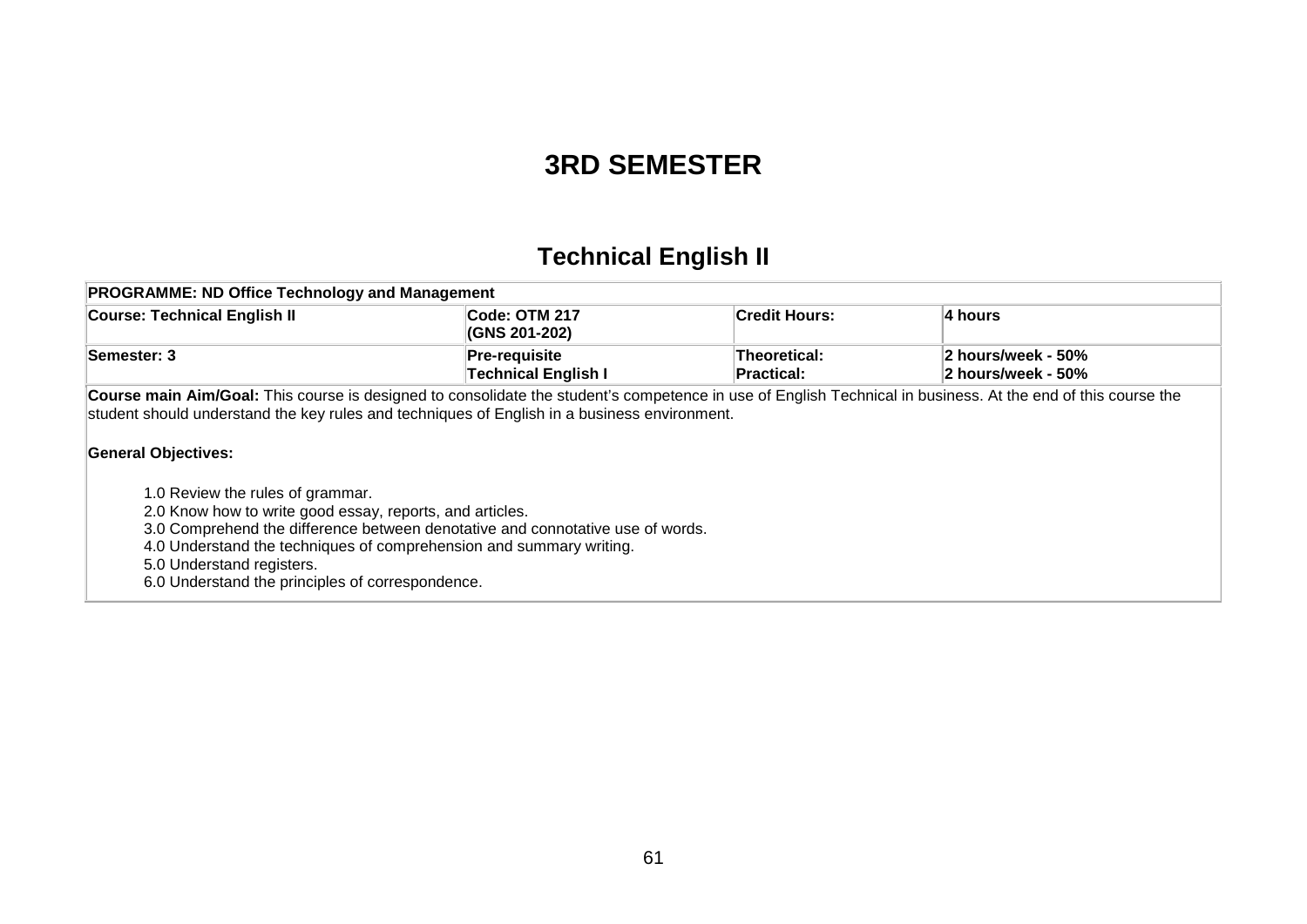# 3RD SEMESTER

## Technical English II

| **PROGRAMME: ND Office Technology and Management** | | | |
|---|---|---|---|
| **Course: Technical English II** | **Code: OTM 217 (GNS 201-202)** | **Credit Hours:** | **4 hours** |
| **Semester: 3** | **Pre-requisite Technical English I** | **Theoretical: Practical:** | **2 hours/week - 50% 2 hours/week - 50%** |

**Course main Aim/Goal:** This course is designed to consolidate the student's competence in use of English Technical in business. At the end of this course the student should understand the key rules and techniques of English in a business environment.

**General Objectives:**

1.0 Review the rules of grammar.
2.0 Know how to write good essay, reports, and articles.
3.0 Comprehend the difference between denotative and connotative use of words.
4.0 Understand the techniques of comprehension and summary writing.
5.0 Understand registers.
6.0 Understand the principles of correspondence.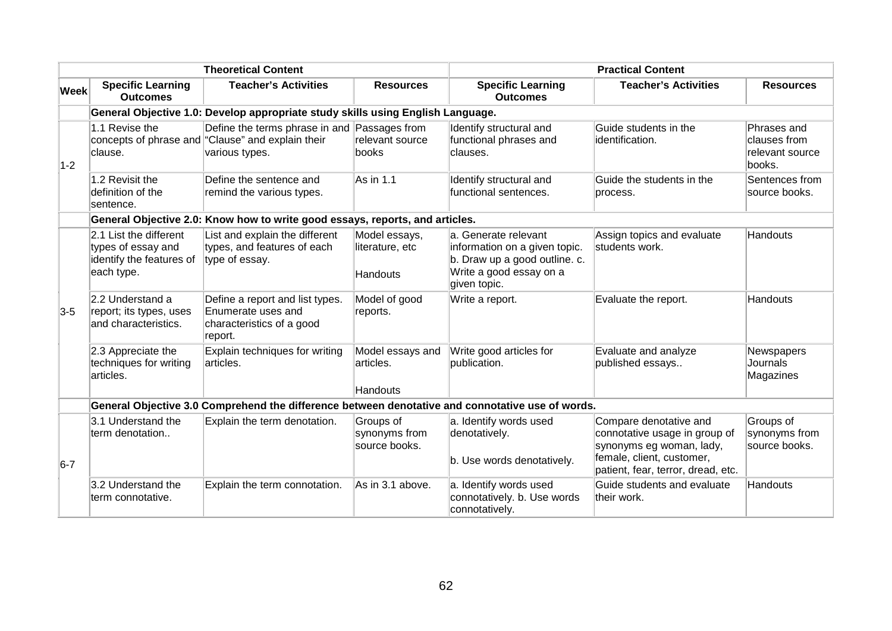| | Theoretical Content | | | Practical Content | | |
|---|---|---|---|---|---|---|
| **Week** | **Specific Learning Outcomes** | **Teacher's Activities** | **Resources** | **Specific Learning Outcomes** | **Teacher's Activities** | **Resources** |
| | **General Objective 1.0: Develop appropriate study skills using English Language.** | | | | | |
| 1-2 | 1.1 Revise the concepts of phrase and clause. | Define the terms phrase in and "Clause" and explain their various types. | Passages from relevant source books | Identify structural and functional phrases and clauses. | Guide students in the identification. | Phrases and clauses from relevant source books. |
| | 1.2 Revisit the definition of the sentence. | Define the sentence and remind the various types. | As in 1.1 | Identify structural and functional sentences. | Guide the students in the process. | Sentences from source books. |
| | **General Objective 2.0: Know how to write good essays, reports, and articles.** | | | | | |
| 3-5 | 2.1 List the different types of essay and identify the features of each type. | List and explain the different types, and features of each type of essay. | Model essays, literature, etc<br><br>Handouts | a. Generate relevant information on a given topic. b. Draw up a good outline. c. Write a good essay on a given topic. | Assign topics and evaluate students work. | Handouts |
| | 2.2 Understand a report; its types, uses and characteristics. | Define a report and list types. Enumerate uses and characteristics of a good report. | Model of good reports. | Write a report. | Evaluate the report. | Handouts |
| | 2.3 Appreciate the techniques for writing articles. | Explain techniques for writing articles. | Model essays and articles.<br><br>Handouts | Write good articles for publication. | Evaluate and analyze published essays.. | Newspapers Journals Magazines |
| | **General Objective 3.0 Comprehend the difference between denotative and connotative use of words.** | | | | | |
| 6-7 | 3.1 Understand the term denotation.. | Explain the term denotation. | Groups of synonyms from source books. | a. Identify words used denotatively.<br><br>b. Use words denotatively. | Compare denotative and connotative usage in group of synonyms eg woman, lady, female, client, customer, patient, fear, terror, dread, etc. | Groups of synonyms from source books. |
| | 3.2 Understand the term connotative. | Explain the term connotation. | As in 3.1 above. | a. Identify words used connotatively. b. Use words connotatively. | Guide students and evaluate their work. | Handouts |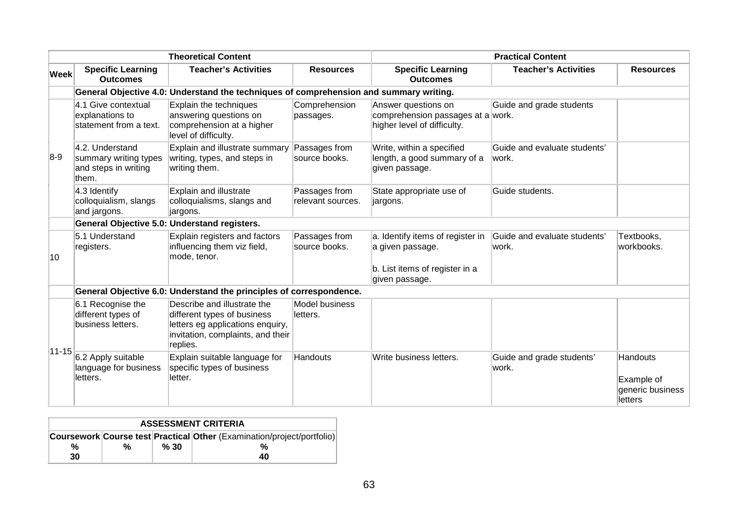| Theoretical Content | | | | Practical Content | | |
|---|---|---|---|---|---|---|
| **Week** | **Specific Learning Outcomes** | **Teacher's Activities** | **Resources** | **Specific Learning Outcomes** | **Teacher's Activities** | **Resources** |
| | **General Objective 4.0: Understand the techniques of comprehension and summary writing.** | | | | | |
| 8-9 | 4.1 Give contextual explanations to statement from a text. | Explain the techniques answering questions on comprehension at a higher level of difficulty. | Comprehension passages. | Answer questions on comprehension passages at a higher level of difficulty. | Guide and grade students work. | |
| | 4.2. Understand summary writing types and steps in writing them. | Explain and illustrate summary writing, types, and steps in writing them. | Passages from source books. | Write, within a specified length, a good summary of a given passage. | Guide and evaluate students' work. | |
| | 4.3 Identify colloquialism, slangs and jargons. | Explain and illustrate colloquialisms, slangs and jargons. | Passages from relevant sources. | State appropriate use of jargons. | Guide students. | |
| | **General Objective 5.0: Understand registers.** | | | | | |
| 10 | 5.1 Understand registers. | Explain registers and factors influencing them viz field, mode, tenor. | Passages from source books. | a. Identify items of register in a given passage.<br><br>b. List items of register in a given passage. | Guide and evaluate students' work. | Textbooks, workbooks. |
| | **General Objective 6.0: Understand the principles of correspondence.** | | | | | |
| 11-15 | 6.1 Recognise the different types of business letters. | Describe and illustrate the different types of business letters eg applications enquiry, invitation, complaints, and their replies. | Model business letters. | | | |
| | 6.2 Apply suitable language for business letters. | Explain suitable language for specific types of business letter. | Handouts | Write business letters. | Guide and grade students' work. | Handouts<br><br>Example of generic business letters |

| ASSESSMENT CRITERIA | | | |
|---|---|---|---|
| **Coursework** | **Course test** | **Practical** | **Other** (Examination/project/portfolio) |
| % 30 | % | % 30 | % 40 |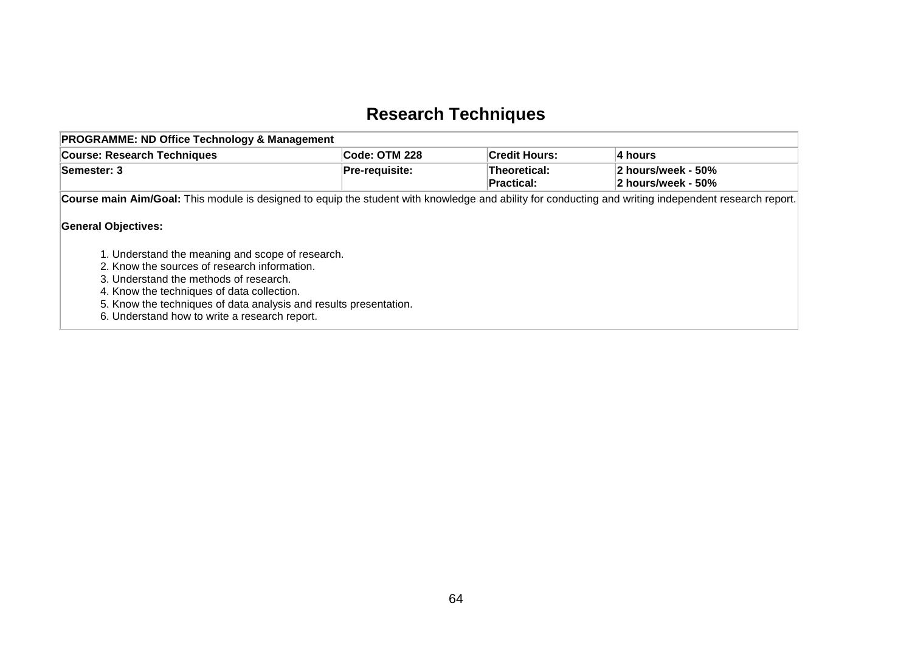# Research Techniques

| PROGRAMME: ND Office Technology & Management | | | |
|---|---|---|---|
| **Course: Research Techniques** | **Code: OTM 228** | **Credit Hours:** | **4 hours** |
| **Semester: 3** | **Pre-requisite:** | **Theoretical:**<br>**Practical:** | **2 hours/week - 50%**<br>**2 hours/week - 50%** |

**Course main Aim/Goal:** This module is designed to equip the student with knowledge and ability for conducting and writing independent research report.

**General Objectives:**

1. Understand the meaning and scope of research.
2. Know the sources of research information.
3. Understand the methods of research.
4. Know the techniques of data collection.
5. Know the techniques of data analysis and results presentation.
6. Understand how to write a research report.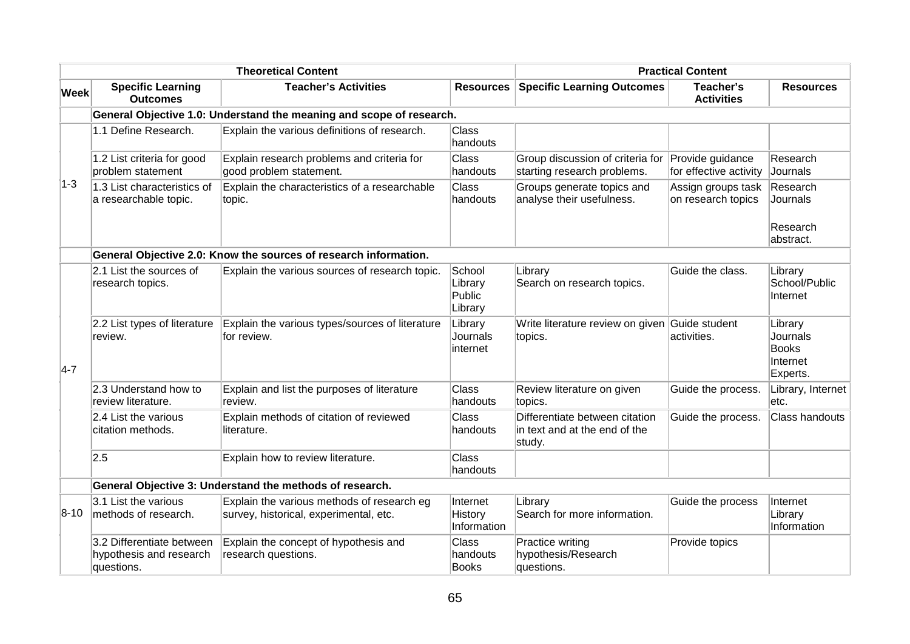| | Theoretical Content | | | Practical Content | | |
|---|---|---|---|---|---|---|
| **Week** | **Specific Learning Outcomes** | **Teacher's Activities** | **Resources** | **Specific Learning Outcomes** | **Teacher's Activities** | **Resources** |
| | **General Objective 1.0: Understand the meaning and scope of research.** | | | | | |
| 1-3 | 1.1 Define Research. | Explain the various definitions of research. | Class handouts | | | |
| | 1.2 List criteria for good problem statement | Explain research problems and criteria for good problem statement. | Class handouts | Group discussion of criteria for starting research problems. | Provide guidance for effective activity | Research Journals |
| | 1.3 List characteristics of a researchable topic. | Explain the characteristics of a researchable topic. | Class handouts | Groups generate topics and analyse their usefulness. | Assign groups task on research topics | Research Journals<br><br>Research abstract. |
| | **General Objective 2.0: Know the sources of research information.** | | | | | |
| 4-7 | 2.1 List the sources of research topics. | Explain the various sources of research topic. | School Library Public Library | Library Search on research topics. | Guide the class. | Library School/Public Internet |
| | 2.2 List types of literature review. | Explain the various types/sources of literature for review. | Library Journals internet | Write literature review on given topics. | Guide student activities. | Library Journals Books Internet Experts. |
| | 2.3 Understand how to review literature. | Explain and list the purposes of literature review. | Class handouts | Review literature on given topics. | Guide the process. | Library, Internet etc. |
| | 2.4 List the various citation methods. | Explain methods of citation of reviewed literature. | Class handouts | Differentiate between citation in text and at the end of the study. | Guide the process. | Class handouts |
| | 2.5 | Explain how to review literature. | Class handouts | | | |
| | **General Objective 3: Understand the methods of research.** | | | | | |
| 8-10 | 3.1 List the various methods of research. | Explain the various methods of research eg survey, historical, experimental, etc. | Internet History Information | Library Search for more information. | Guide the process | Internet Library Information |
| | 3.2 Differentiate between hypothesis and research questions. | Explain the concept of hypothesis and research questions. | Class handouts Books | Practice writing hypothesis/Research questions. | Provide topics | |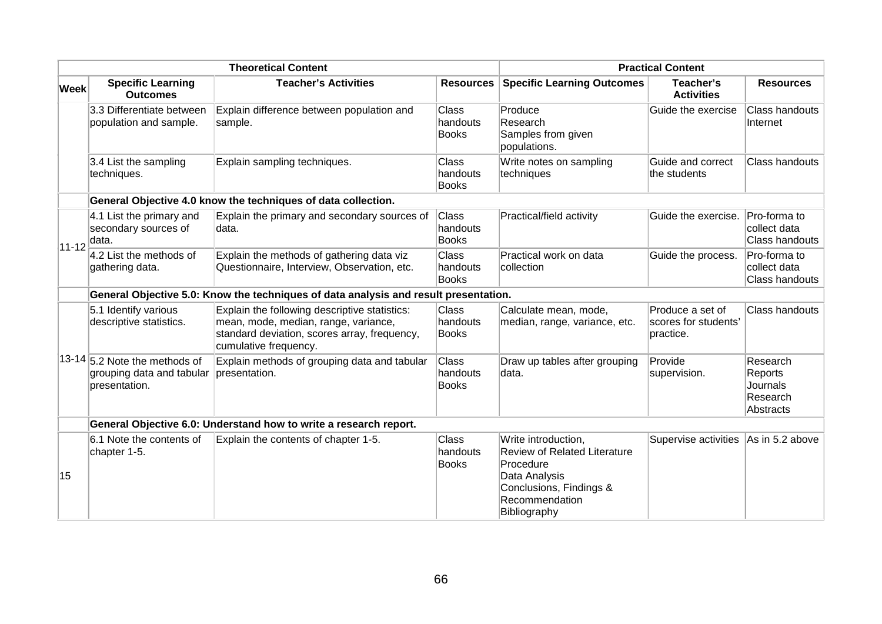| | Theoretical Content | | | Practical Content | | |
|---|---|---|---|---|---|---|
| **Week** | **Specific Learning Outcomes** | **Teacher's Activities** | **Resources** | **Specific Learning Outcomes** | **Teacher's Activities** | **Resources** |
| | 3.3 Differentiate between population and sample. | Explain difference between population and sample. | Class handouts Books | Produce Research Samples from given populations. | Guide the exercise | Class handouts Internet |
| | 3.4 List the sampling techniques. | Explain sampling techniques. | Class handouts Books | Write notes on sampling techniques | Guide and correct the students | Class handouts |
| | **General Objective 4.0 know the techniques of data collection.** | | | | | |
| 11-12 | 4.1 List the primary and secondary sources of data. | Explain the primary and secondary sources of data. | Class handouts Books | Practical/field activity | Guide the exercise. | Pro-forma to collect data Class handouts |
| | 4.2 List the methods of gathering data. | Explain the methods of gathering data viz Questionnaire, Interview, Observation, etc. | Class handouts Books | Practical work on data collection | Guide the process. | Pro-forma to collect data Class handouts |
| | **General Objective 5.0: Know the techniques of data analysis and result presentation.** | | | | | |
| 13-14 | 5.1 Identify various descriptive statistics. | Explain the following descriptive statistics: mean, mode, median, range, variance, standard deviation, scores array, frequency, cumulative frequency. | Class handouts Books | Calculate mean, mode, median, range, variance, etc. | Produce a set of scores for students' practice. | Class handouts |
| | 5.2 Note the methods of grouping data and tabular presentation. | Explain methods of grouping data and tabular presentation. | Class handouts Books | Draw up tables after grouping data. | Provide supervision. | Research Reports Journals Research Abstracts |
| | **General Objective 6.0: Understand how to write a research report.** | | | | | |
| 15 | 6.1 Note the contents of chapter 1-5. | Explain the contents of chapter 1-5. | Class handouts Books | Write introduction, Review of Related Literature Procedure Data Analysis Conclusions, Findings & Recommendation Bibliography | Supervise activities | As in 5.2 above |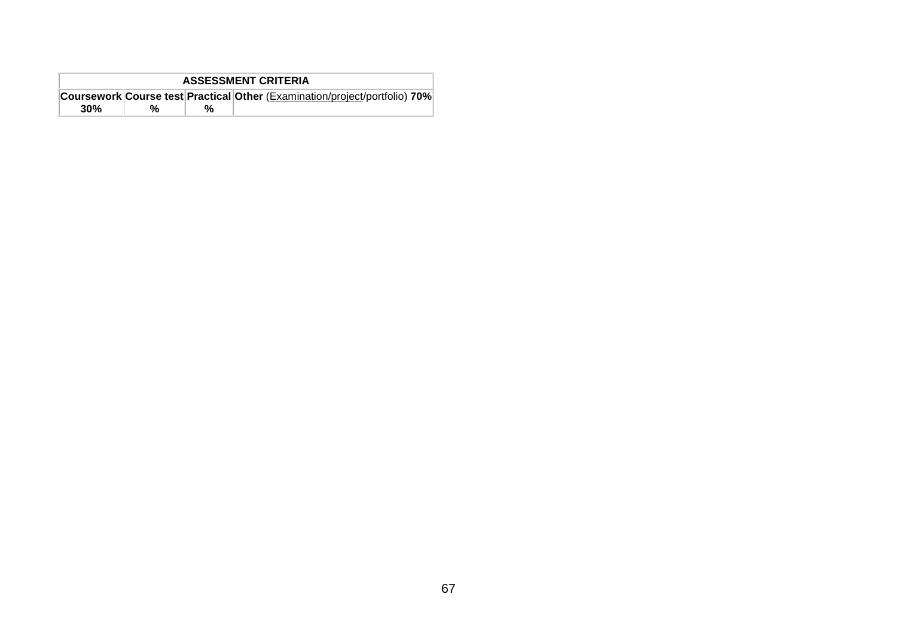| ASSESSMENT CRITERIA | | | |
|---|---|---|---|
| **Coursework 30%** | **Course test %** | **Practical %** | **Other** (Examination/project/portfolio) **70%** |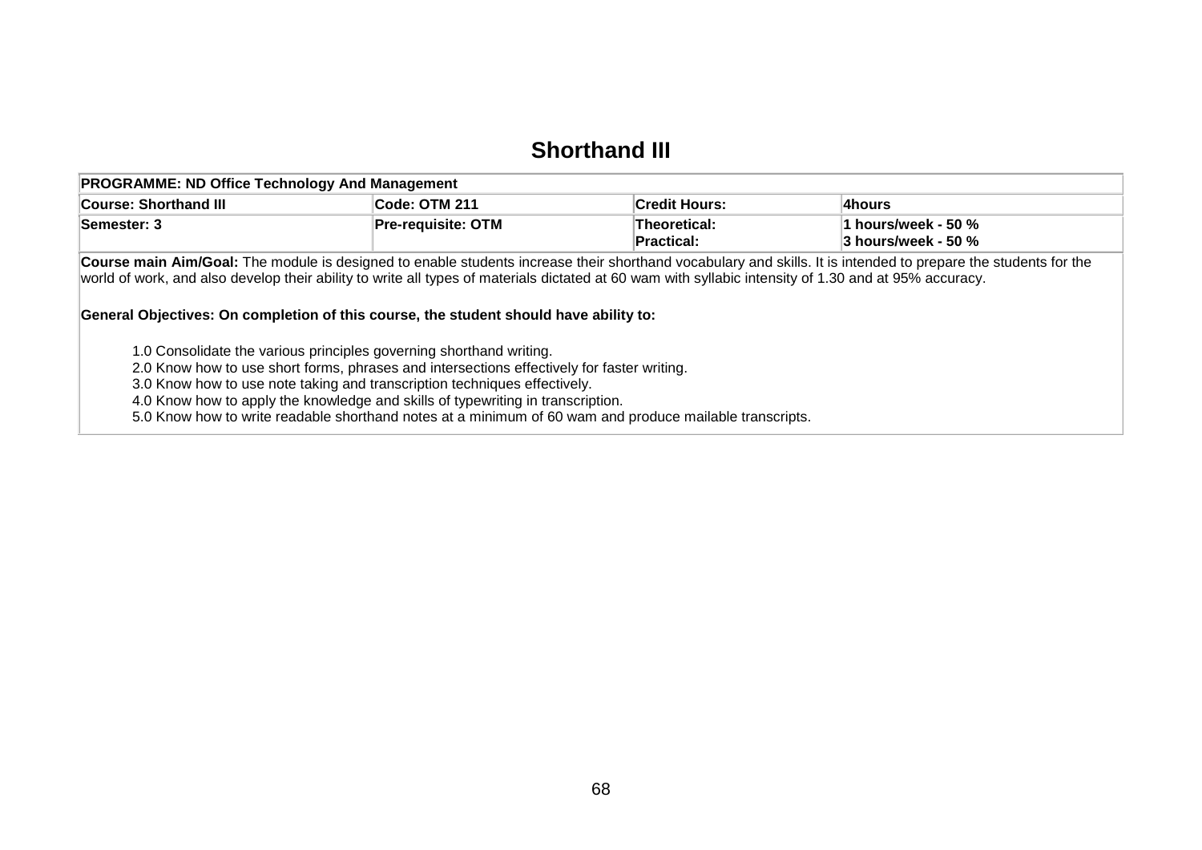# Shorthand III

| PROGRAMME: ND Office Technology And Management | | | |
|---|---|---|---|
| **Course: Shorthand III** | **Code: OTM 211** | **Credit Hours:** | **4hours** |
| **Semester: 3** | **Pre-requisite: OTM** | **Theoretical:**<br>**Practical:** | **1 hours/week - 50 %**<br>**3 hours/week - 50 %** |

**Course main Aim/Goal:** The module is designed to enable students increase their shorthand vocabulary and skills. It is intended to prepare the students for the world of work, and also develop their ability to write all types of materials dictated at 60 wam with syllabic intensity of 1.30 and at 95% accuracy.

**General Objectives: On completion of this course, the student should have ability to:**

1.0 Consolidate the various principles governing shorthand writing.
2.0 Know how to use short forms, phrases and intersections effectively for faster writing.
3.0 Know how to use note taking and transcription techniques effectively.
4.0 Know how to apply the knowledge and skills of typewriting in transcription.
5.0 Know how to write readable shorthand notes at a minimum of 60 wam and produce mailable transcripts.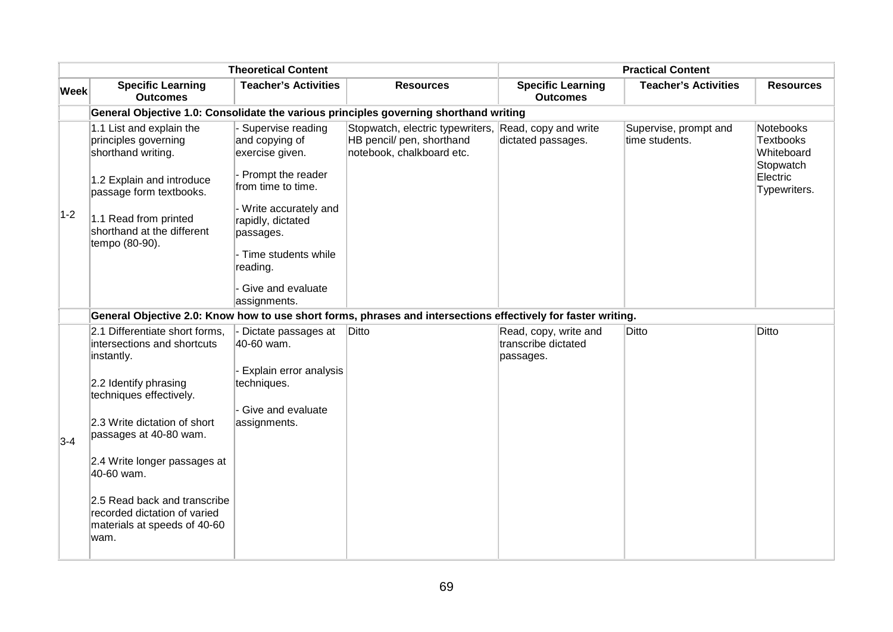| | Theoretical Content | | | Practical Content | | |
|---|---|---|---|---|---|---|
| **Week** | **Specific Learning Outcomes** | **Teacher's Activities** | **Resources** | **Specific Learning Outcomes** | **Teacher's Activities** | **Resources** |
| | **General Objective 1.0: Consolidate the various principles governing shorthand writing** | | | | | |
| 1-2 | 1.1 List and explain the principles governing shorthand writing.<br><br>1.2 Explain and introduce passage form textbooks.<br><br>1.1 Read from printed shorthand at the different tempo (80-90). | - Supervise reading and copying of exercise given.<br><br>- Prompt the reader from time to time.<br><br>- Write accurately and rapidly, dictated passages.<br><br>- Time students while reading.<br><br>- Give and evaluate assignments. | Stopwatch, electric typewriters, HB pencil/ pen, shorthand notebook, chalkboard etc. | Read, copy and write dictated passages. | Supervise, prompt and time students. | Notebooks<br>Textbooks<br>Whiteboard<br>Stopwatch<br>Electric Typewriters. |
| | **General Objective 2.0: Know how to use short forms, phrases and intersections effectively for faster writing.** | | | | | |
| 3-4 | 2.1 Differentiate short forms, intersections and shortcuts instantly.<br><br>2.2 Identify phrasing techniques effectively.<br><br>2.3 Write dictation of short passages at 40-80 wam.<br><br>2.4 Write longer passages at 40-60 wam.<br><br>2.5 Read back and transcribe recorded dictation of varied materials at speeds of 40-60 wam. | - Dictate passages at 40-60 wam.<br><br>- Explain error analysis techniques.<br><br>- Give and evaluate assignments. | Ditto | Read, copy, write and transcribe dictated passages. | Ditto | Ditto |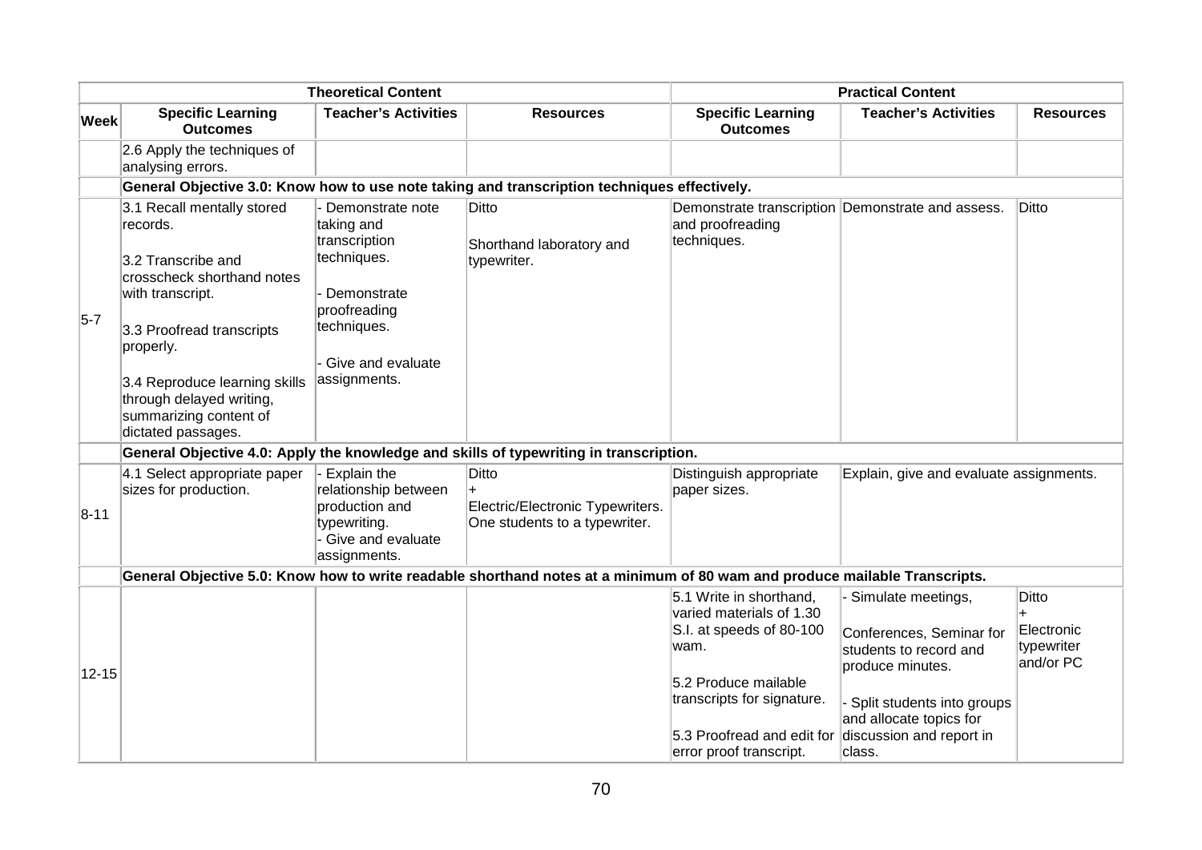| | Theoretical Content | | | Practical Content | | |
|---|---|---|---|---|---|---|
| **Week** | **Specific Learning Outcomes** | **Teacher's Activities** | **Resources** | **Specific Learning Outcomes** | **Teacher's Activities** | **Resources** |
| | 2.6 Apply the techniques of analysing errors. | | | | | |
| | **General Objective 3.0: Know how to use note taking and transcription techniques effectively.** | | | | | |
| 5-7 | 3.1 Recall mentally stored records.<br><br>3.2 Transcribe and crosscheck shorthand notes with transcript.<br><br>3.3 Proofread transcripts properly.<br><br>3.4 Reproduce learning skills through delayed writing, summarizing content of dictated passages. | - Demonstrate note taking and transcription techniques.<br><br>- Demonstrate proofreading techniques.<br><br>- Give and evaluate assignments. | Ditto<br><br>Shorthand laboratory and typewriter. | Demonstrate transcription and proofreading techniques. | Demonstrate and assess. | Ditto |
| | **General Objective 4.0: Apply the knowledge and skills of typewriting in transcription.** | | | | | |
| 8-11 | 4.1 Select appropriate paper sizes for production. | - Explain the relationship between production and typewriting.<br>- Give and evaluate assignments. | Ditto<br>+<br>Electric/Electronic Typewriters. One students to a typewriter. | Distinguish appropriate paper sizes. | Explain, give and evaluate assignments. | |
| | **General Objective 5.0: Know how to write readable shorthand notes at a minimum of 80 wam and produce mailable Transcripts.** | | | | | |
| 12-15 | | | | 5.1 Write in shorthand, varied materials of 1.30 S.I. at speeds of 80-100 wam.<br><br>5.2 Produce mailable transcripts for signature.<br><br>5.3 Proofread and edit for error proof transcript. | - Simulate meetings,<br><br>Conferences, Seminar for students to record and produce minutes.<br><br>- Split students into groups and allocate topics for discussion and report in class. | Ditto<br>+<br>Electronic typewriter and/or PC |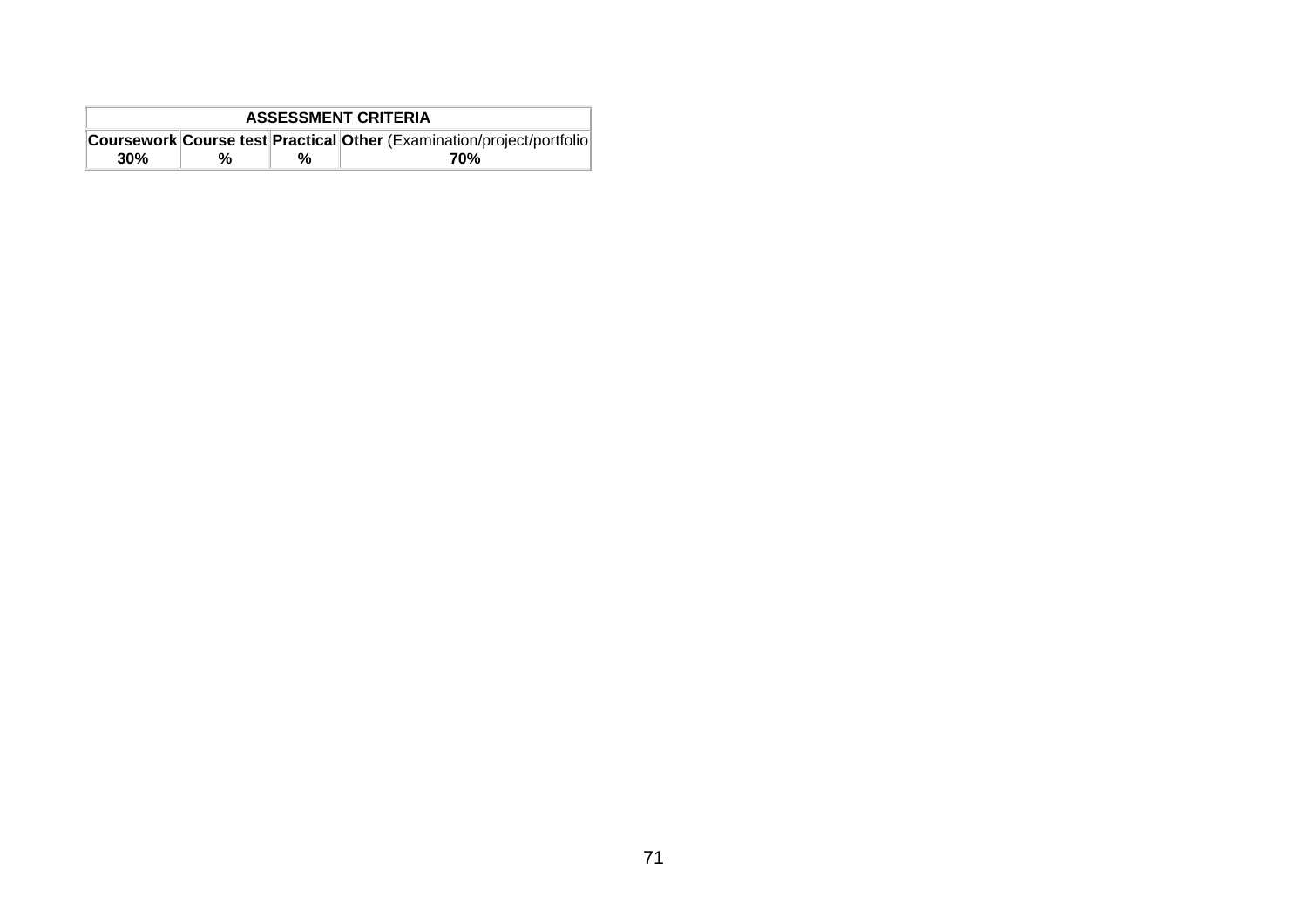| ASSESSMENT CRITERIA | | | |
|---|---|---|---|
| **Coursework** | **Course test** | **Practical** | **Other** (Examination/project/portfolio |
| **30%** | **%** | **%** | **70%** |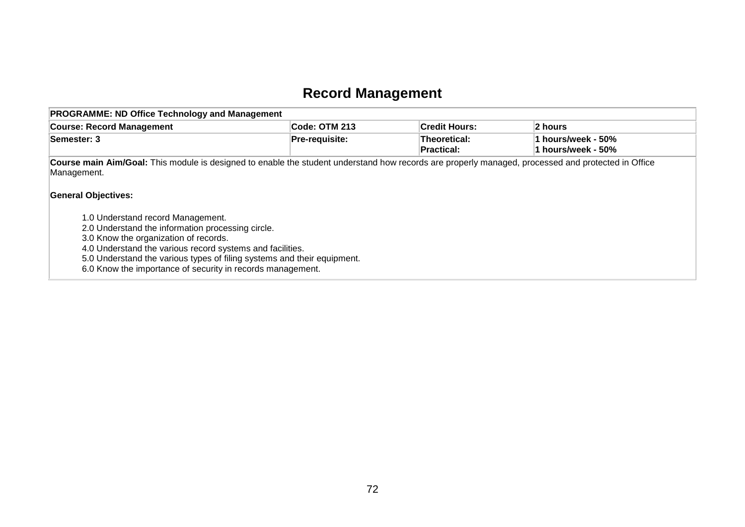# Record Management

| PROGRAMME: ND Office Technology and Management | | | |
|---|---|---|---|
| **Course: Record Management** | **Code: OTM 213** | **Credit Hours:** | **2 hours** |
| **Semester: 3** | **Pre-requisite:** | **Theoretical:**<br>**Practical:** | **1 hours/week - 50%**<br>**1 hours/week - 50%** |

**Course main Aim/Goal:** This module is designed to enable the student understand how records are properly managed, processed and protected in Office Management.

**General Objectives:**

1.0 Understand record Management.
2.0 Understand the information processing circle.
3.0 Know the organization of records.
4.0 Understand the various record systems and facilities.
5.0 Understand the various types of filing systems and their equipment.
6.0 Know the importance of security in records management.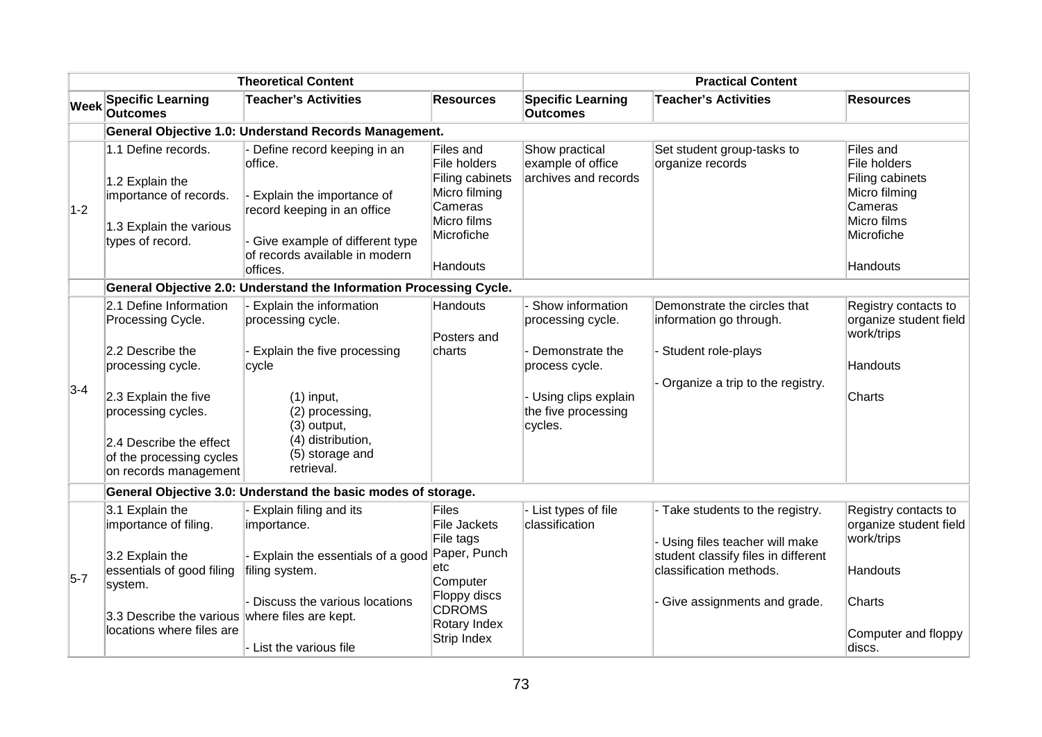| | Theoretical Content | | | Practical Content | | |
|---|---|---|---|---|---|---|
| Week | Specific Learning Outcomes | Teacher's Activities | Resources | Specific Learning Outcomes | Teacher's Activities | Resources |
| | **General Objective 1.0: Understand Records Management.** | | | | | |
| 1-2 | 1.1 Define records.<br><br>1.2 Explain the importance of records.<br><br>1.3 Explain the various types of record. | - Define record keeping in an office.<br><br>- Explain the importance of record keeping in an office<br><br>- Give example of different type of records available in modern offices. | Files and File holders Filing cabinets Micro filming Cameras Micro films Microfiche<br><br>Handouts | Show practical example of office archives and records | Set student group-tasks to organize records | Files and File holders Filing cabinets Micro filming Cameras Micro films Microfiche<br><br>Handouts |
| | **General Objective 2.0: Understand the Information Processing Cycle.** | | | | | |
| 3-4 | 2.1 Define Information Processing Cycle.<br><br>2.2 Describe the processing cycle.<br><br>2.3 Explain the five processing cycles.<br><br>2.4 Describe the effect of the processing cycles on records management | - Explain the information processing cycle.<br><br>- Explain the five processing cycle<br><br>(1) input,<br>(2) processing,<br>(3) output,<br>(4) distribution,<br>(5) storage and retrieval. | Handouts<br><br>Posters and charts | - Show information processing cycle.<br><br>- Demonstrate the process cycle.<br><br>- Using clips explain the five processing cycles. | Demonstrate the circles that information go through.<br><br>- Student role-plays<br><br>- Organize a trip to the registry. | Registry contacts to organize student field work/trips<br><br>Handouts<br><br>Charts |
| | **General Objective 3.0: Understand the basic modes of storage.** | | | | | |
| 5-7 | 3.1 Explain the importance of filing.<br><br>3.2 Explain the essentials of good filing system.<br><br>3.3 Describe the various locations where files are | - Explain filing and its importance.<br><br>- Explain the essentials of a good filing system.<br><br>- Discuss the various locations where files are kept.<br><br>- List the various file | Files File Jackets File tags Paper, Punch etc Computer Floppy discs CDROMS Rotary Index Strip Index | - List types of file classification | - Take students to the registry.<br><br>- Using files teacher will make student classify files in different classification methods.<br><br>- Give assignments and grade. | Registry contacts to organize student field work/trips<br><br>Handouts<br><br>Charts<br><br>Computer and floppy discs. |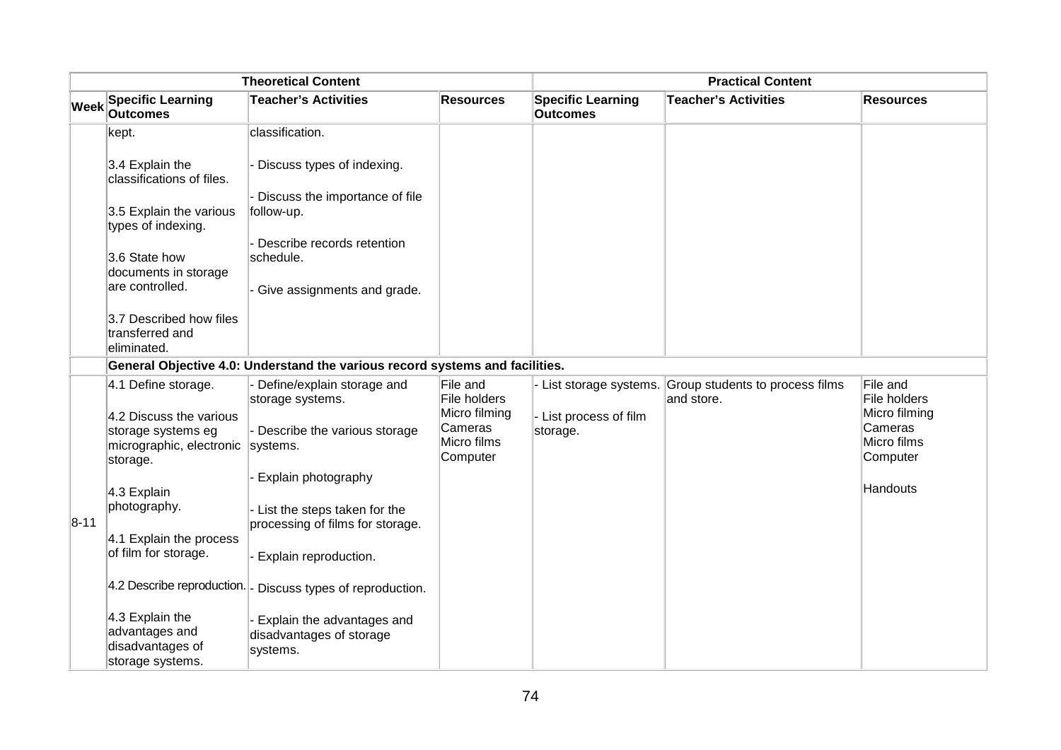| Theoretical Content | | | | Practical Content | | |
|---|---|---|---|---|---|---|
| Week | Specific Learning Outcomes | Teacher's Activities | Resources | Specific Learning Outcomes | Teacher's Activities | Resources |
| | kept.<br><br>3.4 Explain the classifications of files.<br><br>3.5 Explain the various types of indexing.<br><br>3.6 State how documents in storage are controlled.<br><br>3.7 Described how files transferred and eliminated. | classification.<br><br>- Discuss types of indexing.<br><br>- Discuss the importance of file follow-up.<br><br>- Describe records retention schedule.<br><br>- Give assignments and grade. | | | | |
| | **General Objective 4.0: Understand the various record systems and facilities.** | | | | | |
| 8-11 | 4.1 Define storage.<br><br>4.2 Discuss the various storage systems eg micrographic, electronic storage.<br><br>4.3 Explain photography.<br><br>4.1 Explain the process of film for storage.<br><br>4.2 Describe reproduction.<br><br>4.3 Explain the advantages and disadvantages of storage systems. | - Define/explain storage and storage systems.<br><br>- Describe the various storage systems.<br><br>- Explain photography<br><br>- List the steps taken for the processing of films for storage.<br><br>- Explain reproduction.<br><br>- Discuss types of reproduction.<br><br>- Explain the advantages and disadvantages of storage systems. | File and File holders<br>Micro filming Cameras<br>Micro films<br>Computer | - List storage systems.<br><br>- List process of film storage. | Group students to process films and store. | File and File holders<br>Micro filming Cameras<br>Micro films<br>Computer<br><br>Handouts |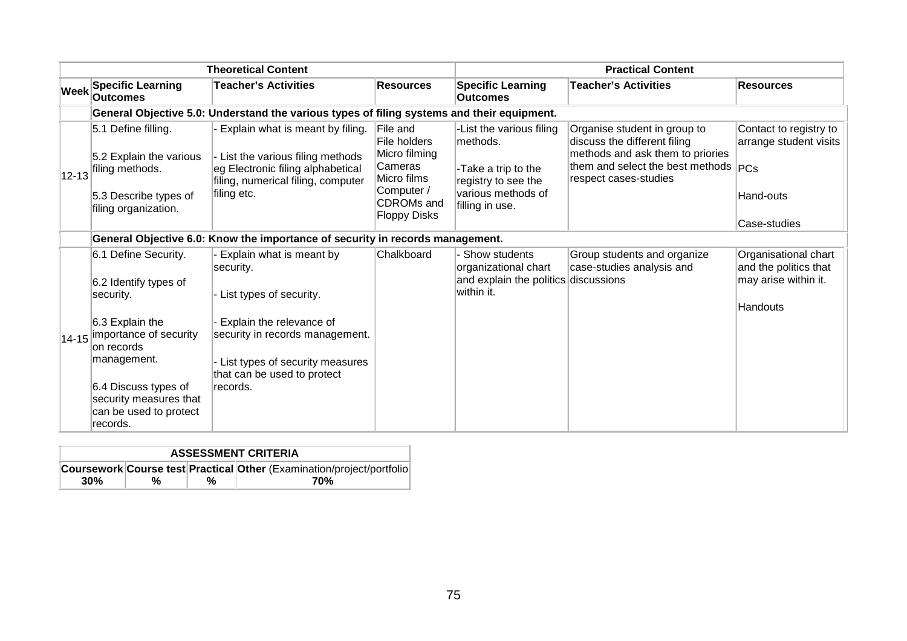| | Theoretical Content | | | Practical Content | | |
|---|---|---|---|---|---|---|
| **Week** | **Specific Learning Outcomes** | **Teacher's Activities** | **Resources** | **Specific Learning Outcomes** | **Teacher's Activities** | **Resources** |
| | **General Objective 5.0: Understand the various types of filing systems and their equipment.** | | | | | |
| 12-13 | 5.1 Define filling.<br><br>5.2 Explain the various filing methods.<br><br>5.3 Describe types of filing organization. | - Explain what is meant by filing.<br><br>- List the various filing methods eg Electronic filing alphabetical filing, numerical filing, computer filing etc. | File and File holders Micro filming Cameras Micro films Computer / CDROMs and Floppy Disks | -List the various filing methods.<br><br>-Take a trip to the registry to see the various methods of filling in use. | Organise student in group to discuss the different filing methods and ask them to priories them and select the best methods respect cases-studies | Contact to registry to arrange student visits<br><br>PCs<br><br>Hand-outs<br><br>Case-studies |
| | **General Objective 6.0: Know the importance of security in records management.** | | | | | |
| 14-15 | 6.1 Define Security.<br><br>6.2 Identify types of security.<br><br>6.3 Explain the importance of security on records management.<br><br>6.4 Discuss types of security measures that can be used to protect records. | - Explain what is meant by security.<br><br>- List types of security.<br><br>- Explain the relevance of security in records management.<br><br>- List types of security measures that can be used to protect records. | Chalkboard | - Show students organizational chart and explain the politics within it. | Group students and organize case-studies analysis and discussions | Organisational chart and the politics that may arise within it.<br><br>Handouts |

| ASSESSMENT CRITERIA | | | |
|---|---|---|---|
| **Coursework** | **Course test** | **Practical** | **Other** (Examination/project/portfolio |
| **30%** | **%** | **%** | **70%** |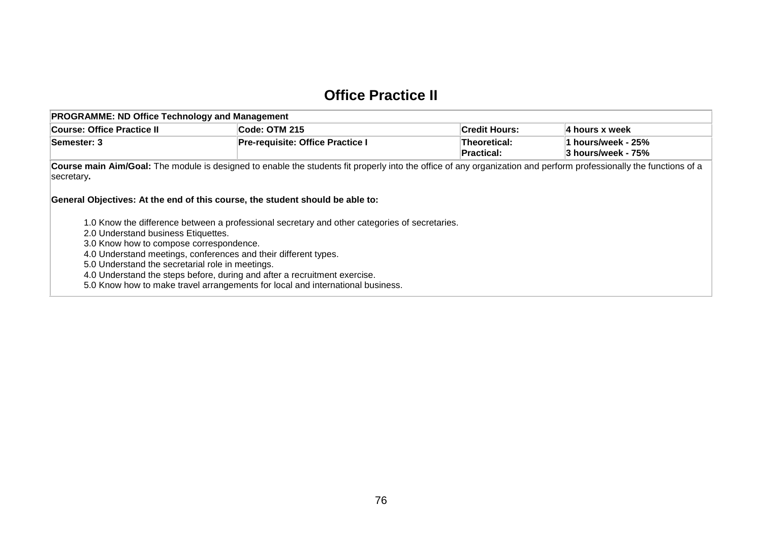# Office Practice II

| PROGRAMME: ND Office Technology and Management | | | |
|---|---|---|---|
| **Course: Office Practice II** | **Code: OTM 215** | **Credit Hours:** | **4 hours x week** |
| **Semester: 3** | **Pre-requisite: Office Practice I** | **Theoretical:** <br> **Practical:** | **1 hours/week - 25%** <br> **3 hours/week - 75%** |

**Course main Aim/Goal:** The module is designed to enable the students fit properly into the office of any organization and perform professionally the functions of a secretary**.**

**General Objectives: At the end of this course, the student should be able to:**

1.0 Know the difference between a professional secretary and other categories of secretaries.
2.0 Understand business Etiquettes.
3.0 Know how to compose correspondence.
4.0 Understand meetings, conferences and their different types.
5.0 Understand the secretarial role in meetings.
4.0 Understand the steps before, during and after a recruitment exercise.
5.0 Know how to make travel arrangements for local and international business.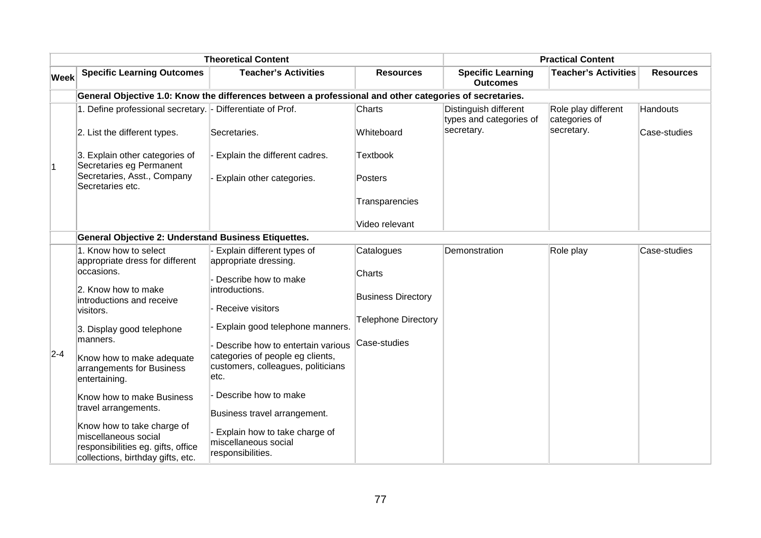| | Theoretical Content | | | Practical Content | | |
|---|---|---|---|---|---|---|
| **Week** | **Specific Learning Outcomes** | **Teacher's Activities** | **Resources** | **Specific Learning Outcomes** | **Teacher's Activities** | **Resources** |
| | **General Objective 1.0: Know the differences between a professional and other categories of secretaries.** | | | | | |
| 1 | 1. Define professional secretary.<br><br>2. List the different types.<br><br>3. Explain other categories of Secretaries eg Permanent Secretaries, Asst., Company Secretaries etc. | - Differentiate of Prof. Secretaries.<br><br>- Explain the different cadres.<br><br>- Explain other categories. | Charts<br><br>Whiteboard<br><br>Textbook<br><br>Posters<br><br>Transparencies<br><br>Video relevant | Distinguish different types and categories of secretary. | Role play different categories of secretary. | Handouts<br><br>Case-studies |
| | **General Objective 2: Understand Business Etiquettes.** | | | | | |
| 2-4 | 1. Know how to select appropriate dress for different occasions.<br><br>2. Know how to make introductions and receive visitors.<br><br>3. Display good telephone manners.<br><br>Know how to make adequate arrangements for Business entertaining.<br><br>Know how to make Business travel arrangements.<br><br>Know how to take charge of miscellaneous social responsibilities eg. gifts, office collections, birthday gifts, etc. | - Explain different types of appropriate dressing.<br><br>- Describe how to make introductions.<br><br>- Receive visitors<br><br>- Explain good telephone manners.<br><br>- Describe how to entertain various categories of people eg clients, customers, colleagues, politicians etc.<br><br>- Describe how to make Business travel arrangement.<br><br>- Explain how to take charge of miscellaneous social responsibilities. | Catalogues<br><br>Charts<br><br>Business Directory<br><br>Telephone Directory<br><br>Case-studies | Demonstration | Role play | Case-studies |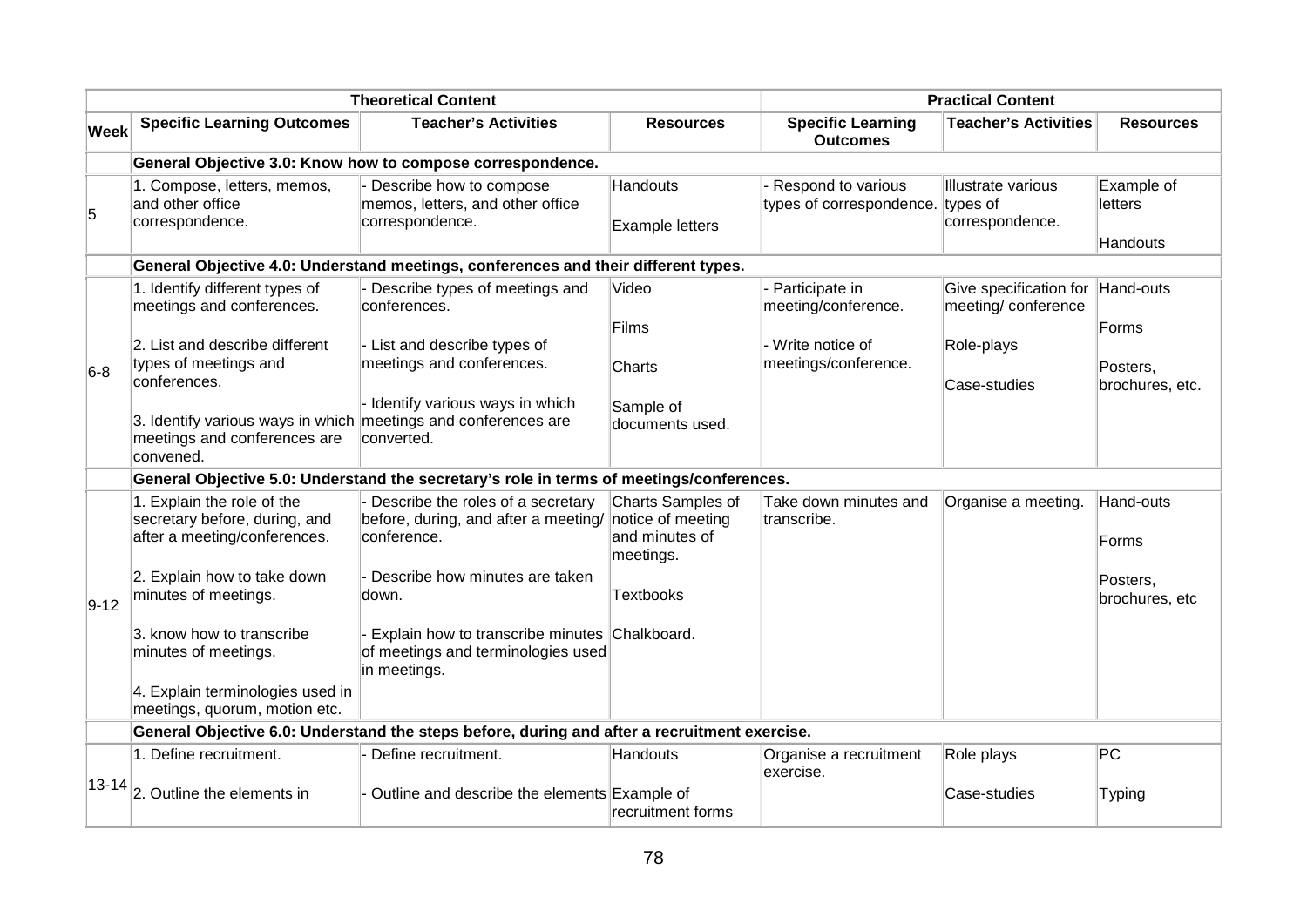| | Theoretical Content | | | Practical Content | | |
|---|---|---|---|---|---|---|
| **Week** | **Specific Learning Outcomes** | **Teacher's Activities** | **Resources** | **Specific Learning Outcomes** | **Teacher's Activities** | **Resources** |
| | **General Objective 3.0: Know how to compose correspondence.** | | | | | |
| 5 | 1. Compose, letters, memos, and other office correspondence. | - Describe how to compose memos, letters, and other office correspondence. | Handouts<br><br>Example letters | - Respond to various types of correspondence. | Illustrate various types of correspondence. | Example of letters<br><br>Handouts |
| | **General Objective 4.0: Understand meetings, conferences and their different types.** | | | | | |
| 6-8 | 1. Identify different types of meetings and conferences.<br><br>2. List and describe different types of meetings and conferences.<br><br>3. Identify various ways in which meetings and conferences are convened. | - Describe types of meetings and conferences.<br><br>- List and describe types of meetings and conferences.<br><br>- Identify various ways in which meetings and conferences are converted. | Video<br><br>Films<br><br>Charts<br><br>Sample of documents used. | - Participate in meeting/conference.<br><br>- Write notice of meetings/conference. | Give specification for meeting/ conference<br><br>Role-plays<br><br>Case-studies | Hand-outs<br><br>Forms<br><br>Posters, brochures, etc. |
| | **General Objective 5.0: Understand the secretary's role in terms of meetings/conferences.** | | | | | |
| 9-12 | 1. Explain the role of the secretary before, during, and after a meeting/conferences.<br><br>2. Explain how to take down minutes of meetings.<br><br>3. know how to transcribe minutes of meetings.<br><br>4. Explain terminologies used in meetings, quorum, motion etc. | - Describe the roles of a secretary before, during, and after a meeting/ conference.<br><br>- Describe how minutes are taken down.<br><br>- Explain how to transcribe minutes of meetings and terminologies used in meetings. | Charts Samples of notice of meeting and minutes of meetings.<br><br>Textbooks<br><br>Chalkboard. | Take down minutes and transcribe. | Organise a meeting. | Hand-outs<br><br>Forms<br><br>Posters, brochures, etc |
| | **General Objective 6.0: Understand the steps before, during and after a recruitment exercise.** | | | | | |
| 13-14 | 1. Define recruitment.<br><br>2. Outline the elements in | - Define recruitment.<br><br>- Outline and describe the elements | Handouts<br><br>Example of recruitment forms | Organise a recruitment exercise. | Role plays<br><br>Case-studies | PC<br><br>Typing |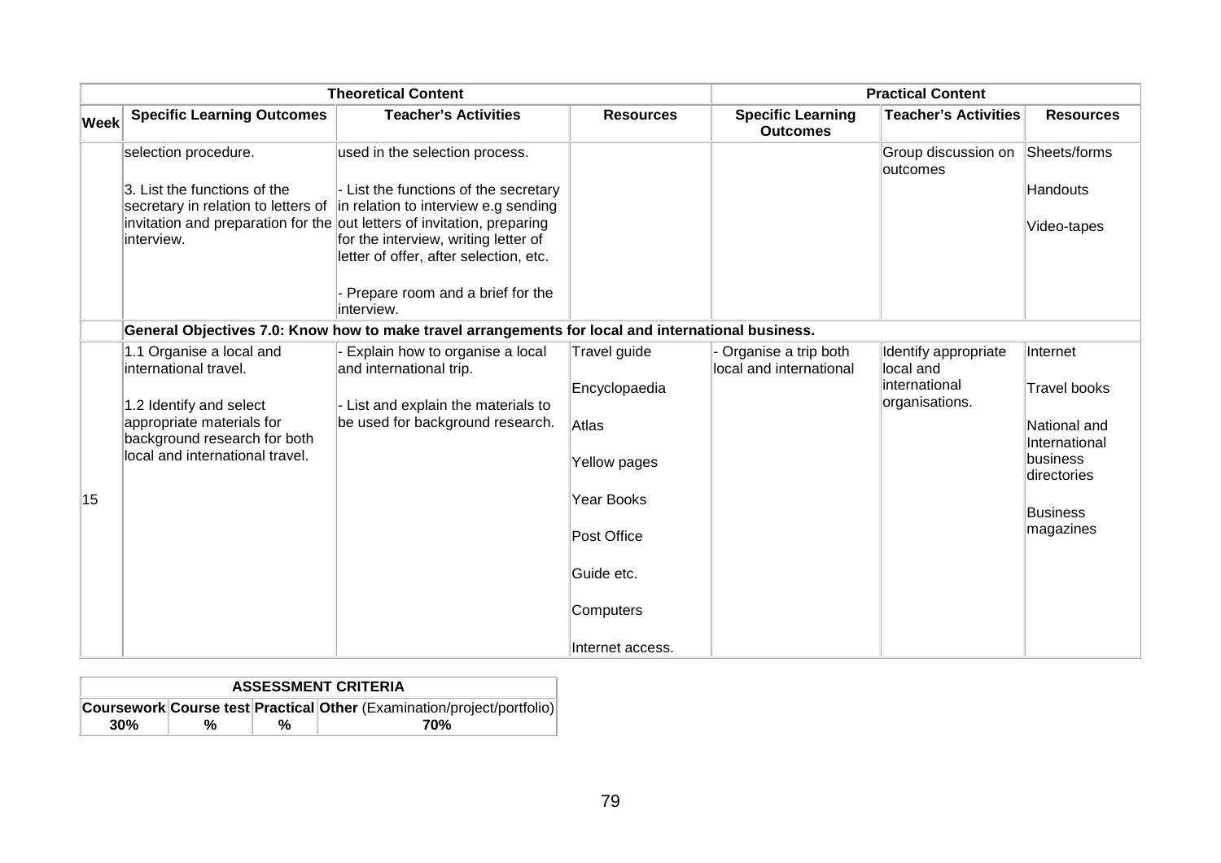| | Theoretical Content | | | Practical Content | | |
|---|---|---|---|---|---|---|
| **Week** | **Specific Learning Outcomes** | **Teacher's Activities** | **Resources** | **Specific Learning Outcomes** | **Teacher's Activities** | **Resources** |
| | selection procedure.<br><br>3. List the functions of the secretary in relation to letters of invitation and preparation for the interview. | used in the selection process.<br><br>- List the functions of the secretary in relation to interview e.g sending out letters of invitation, preparing for the interview, writing letter of offer, after selection, etc.<br><br>- Prepare room and a brief for the interview. | | | Group discussion on outcomes | Sheets/forms<br><br>Handouts<br><br>Video-tapes |
| | **General Objectives 7.0: Know how to make travel arrangements for local and international business.** | | | | | |
| 15 | 1.1 Organise a local and international travel.<br><br>1.2 Identify and select appropriate materials for background research for both local and international travel. | - Explain how to organise a local and international trip.<br><br>- List and explain the materials to be used for background research. | Travel guide<br><br>Encyclopaedia<br><br>Atlas<br><br>Yellow pages<br><br>Year Books<br><br>Post Office<br><br>Guide etc.<br><br>Computers<br><br>Internet access. | - Organise a trip both local and international | Identify appropriate local and international organisations. | Internet<br><br>Travel books<br><br>National and International business directories<br><br>Business magazines |

| ASSESSMENT CRITERIA | | | |
|---|---|---|---|
| **Coursework** | **Course test** | **Practical** | **Other** (Examination/project/portfolio) |
| **30%** | **%** | **%** | **70%** |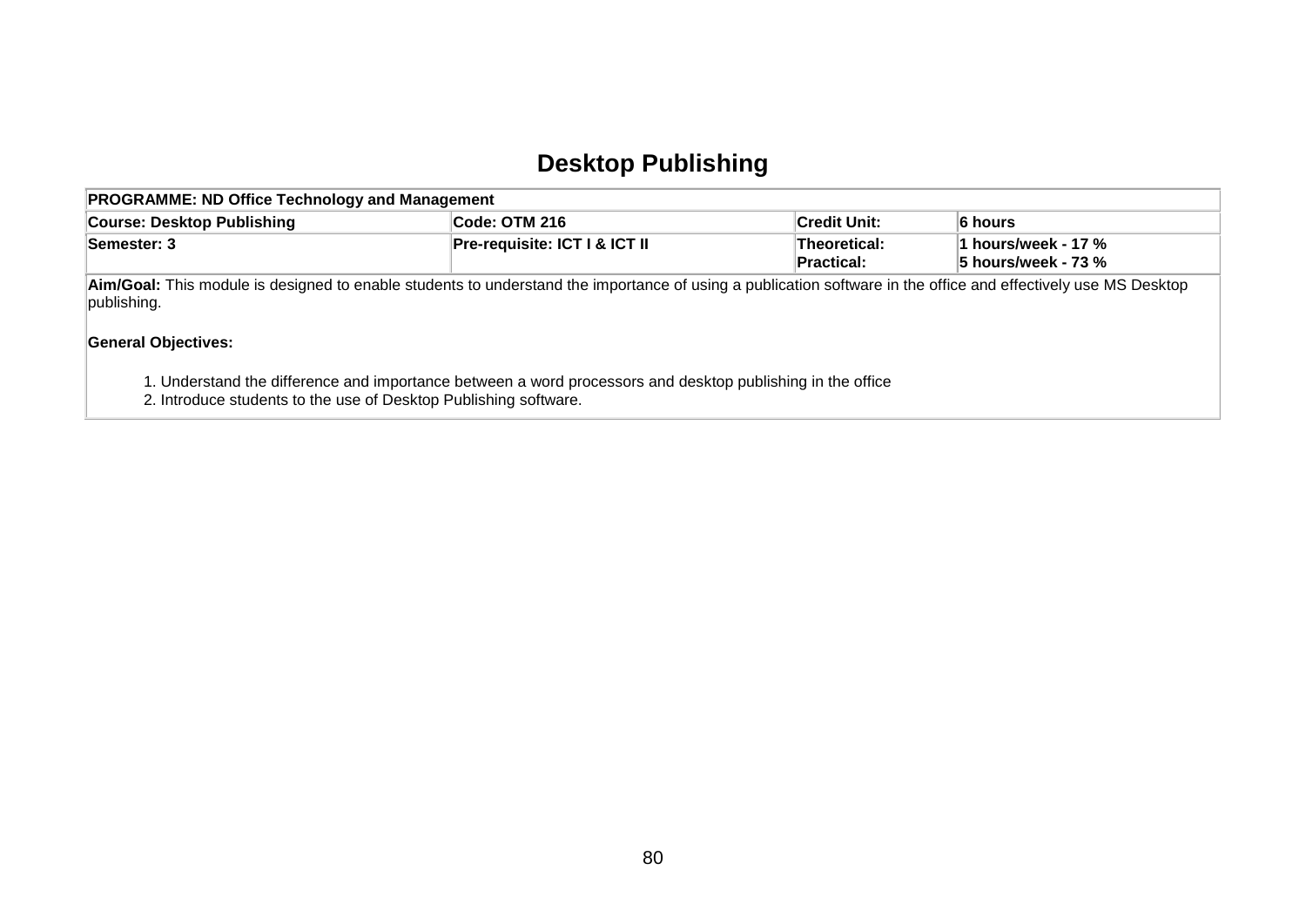# Desktop Publishing

| PROGRAMME: ND Office Technology and Management | | | |
|---|---|---|---|
| **Course: Desktop Publishing** | **Code: OTM 216** | **Credit Unit:** | **6 hours** |
| **Semester: 3** | **Pre-requisite: ICT I & ICT II** | **Theoretical:**<br>**Practical:** | **1 hours/week - 17 %**<br>**5 hours/week - 73 %** |

**Aim/Goal:** This module is designed to enable students to understand the importance of using a publication software in the office and effectively use MS Desktop publishing.

**General Objectives:**

1. Understand the difference and importance between a word processors and desktop publishing in the office
2. Introduce students to the use of Desktop Publishing software.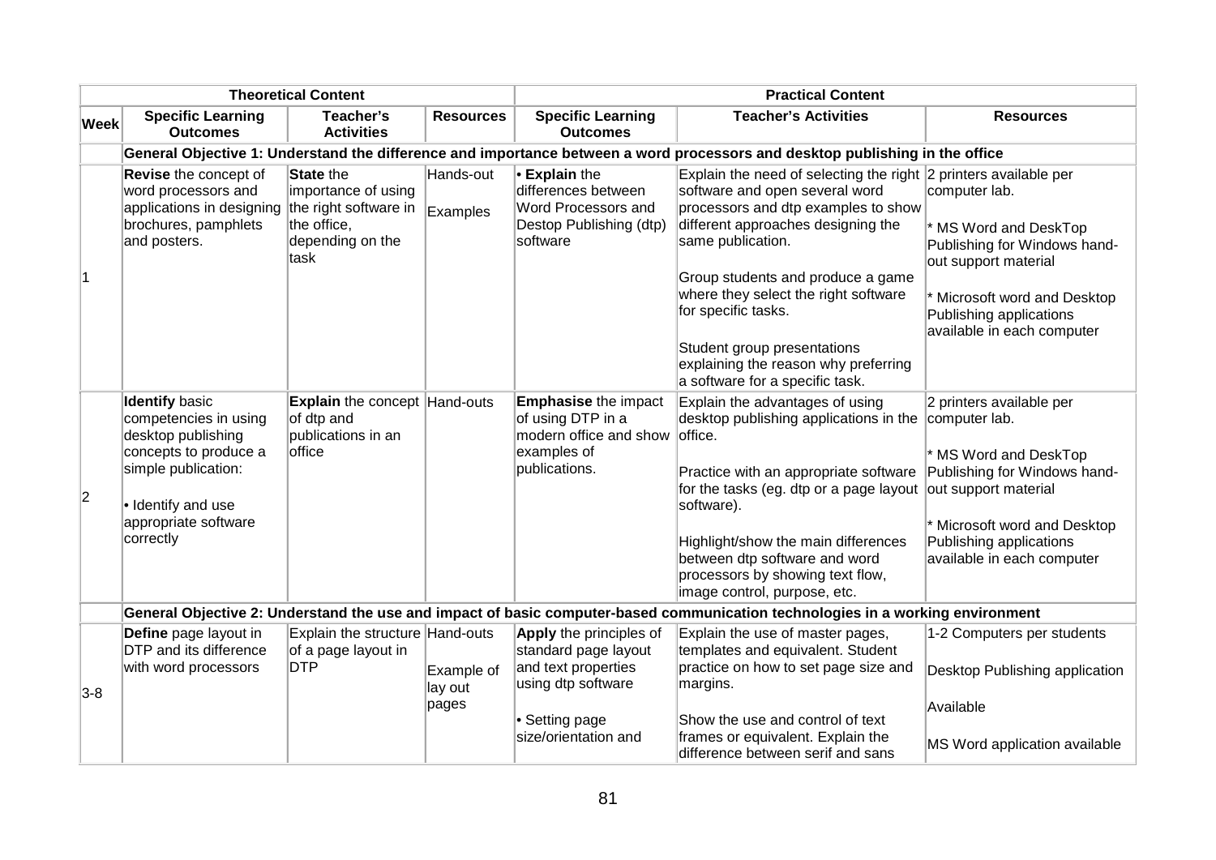| | Theoretical Content | | | Practical Content | | |
|---|---|---|---|---|---|---|
| **Week** | **Specific Learning Outcomes** | **Teacher's Activities** | **Resources** | **Specific Learning Outcomes** | **Teacher's Activities** | **Resources** |
| | **General Objective 1: Understand the difference and importance between a word processors and desktop publishing in the office** | | | | | |
| 1 | **Revise** the concept of word processors and applications in designing brochures, pamphlets and posters. | **State** the importance of using the right software in the office, depending on the task | Hands-out<br><br>Examples | • **Explain** the differences between Word Processors and Destop Publishing (dtp) software | Explain the need of selecting the right software and open several word processors and dtp examples to show different approaches designing the same publication.<br><br>Group students and produce a game where they select the right software for specific tasks.<br><br>Student group presentations explaining the reason why preferring a software for a specific task. | 2 printers available per computer lab.<br><br>* MS Word and DeskTop Publishing for Windows hand-out support material<br><br>* Microsoft word and Desktop Publishing applications available in each computer |
| 2 | **Identify** basic competencies in using desktop publishing concepts to produce a simple publication:<br><br>• Identify and use appropriate software correctly | **Explain** the concept of dtp and publications in an office | Hand-outs | **Emphasise** the impact of using DTP in a modern office and show examples of publications. | Explain the advantages of using desktop publishing applications in the office.<br><br>Practice with an appropriate software for the tasks (eg. dtp or a page layout software).<br><br>Highlight/show the main differences between dtp software and word processors by showing text flow, image control, purpose, etc. | 2 printers available per computer lab.<br><br>* MS Word and DeskTop Publishing for Windows hand-out support material<br><br>* Microsoft word and Desktop Publishing applications available in each computer |
| | **General Objective 2: Understand the use and impact of basic computer-based communication technologies in a working environment** | | | | | |
| 3-8 | **Define** page layout in DTP and its difference with word processors | Explain the structure of a page layout in DTP | Hand-outs<br><br>Example of lay out pages | **Apply** the principles of standard page layout and text properties using dtp software<br><br>• Setting page size/orientation and | Explain the use of master pages, templates and equivalent. Student practice on how to set page size and margins.<br><br>Show the use and control of text frames or equivalent. Explain the difference between serif and sans | 1-2 Computers per students<br><br>Desktop Publishing application<br><br>Available<br><br>MS Word application available |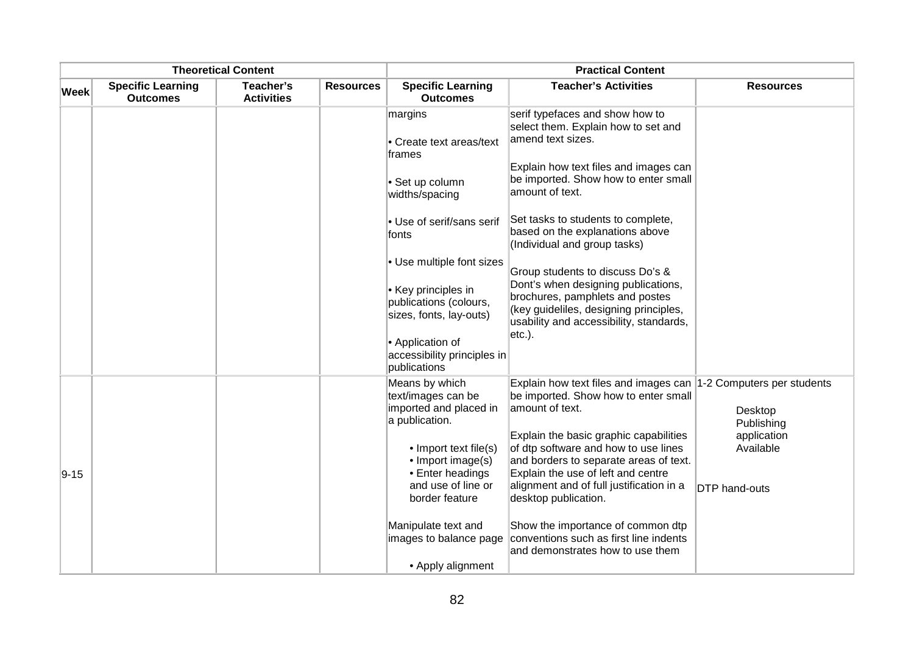| Theoretical Content | | | | Practical Content | | |
|---|---|---|---|---|---|---|
| **Week** | **Specific Learning Outcomes** | **Teacher's Activities** | **Resources** | **Specific Learning Outcomes** | **Teacher's Activities** | **Resources** |
| | | | | margins<br><br>• Create text areas/text frames<br><br>• Set up column widths/spacing<br><br>• Use of serif/sans serif fonts<br><br>• Use multiple font sizes<br><br>• Key principles in publications (colours, sizes, fonts, lay-outs)<br><br>• Application of accessibility principles in publications | serif typefaces and show how to select them. Explain how to set and amend text sizes.<br><br>Explain how text files and images can be imported. Show how to enter small amount of text.<br><br>Set tasks to students to complete, based on the explanations above (Individual and group tasks)<br><br>Group students to discuss Do's & Dont's when designing publications, brochures, pamphlets and postes (key guideliles, designing principles, usability and accessibility, standards, etc.). | |
| 9-15 | | | | Means by which text/images can be imported and placed in a publication.<br><br>• Import text file(s)<br>• Import image(s)<br>• Enter headings and use of line or border feature<br><br>Manipulate text and images to balance page<br><br>• Apply alignment | Explain how text files and images can be imported. Show how to enter small amount of text.<br><br>Explain the basic graphic capabilities of dtp software and how to use lines and borders to separate areas of text. Explain the use of left and centre alignment and of full justification in a desktop publication.<br><br>Show the importance of common dtp conventions such as first line indents and demonstrates how to use them | 1-2 Computers per students<br><br>Desktop Publishing application Available<br><br>DTP hand-outs |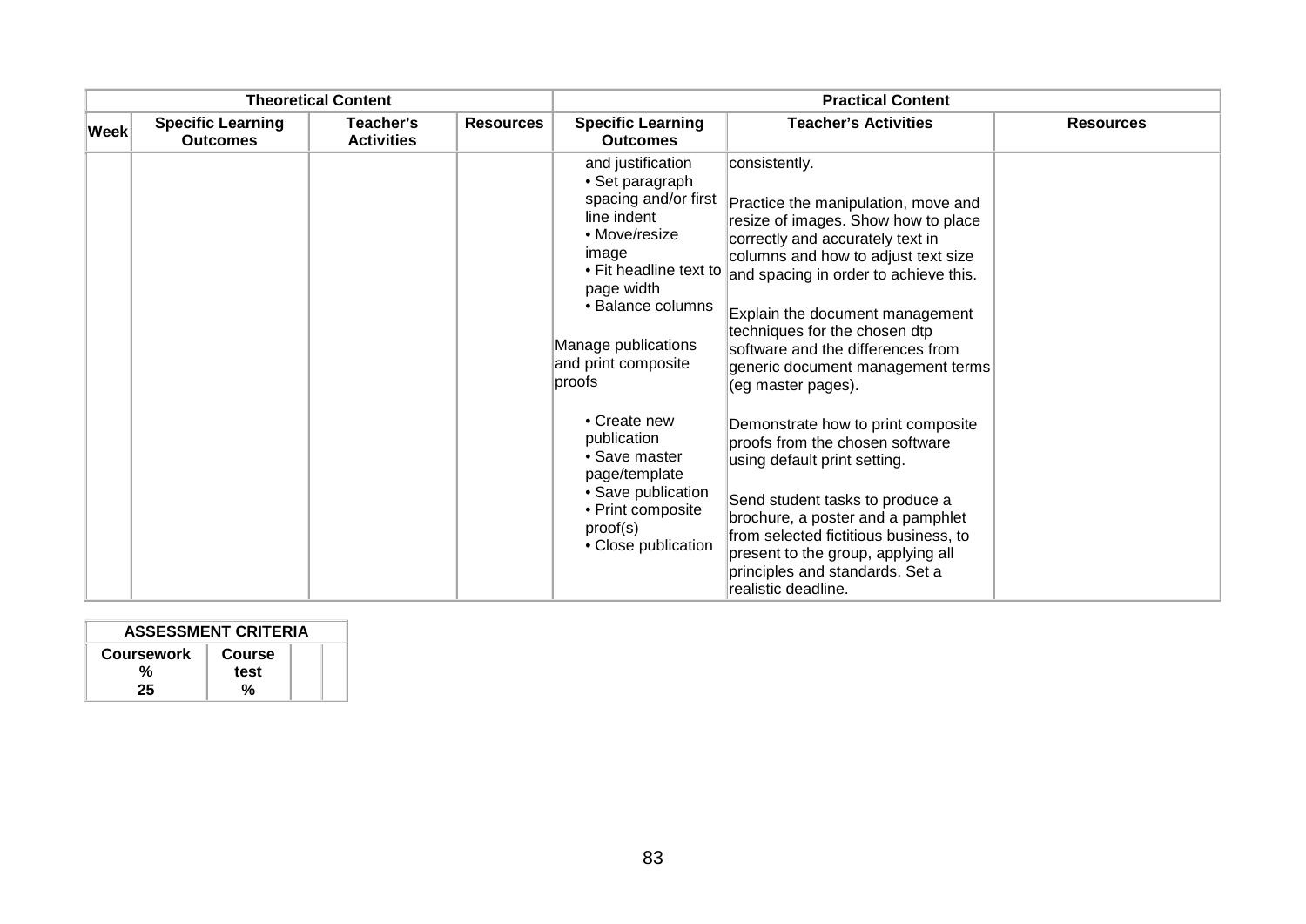| Theoretical Content | | | | Practical Content | | |
|---|---|---|---|---|---|---|
| **Week** | **Specific Learning Outcomes** | **Teacher's Activities** | **Resources** | **Specific Learning Outcomes** | **Teacher's Activities** | **Resources** |
| | | | | and justification<br>• Set paragraph spacing and/or first line indent<br>• Move/resize image<br>• Fit headline text to page width<br>• Balance columns<br><br>Manage publications and print composite proofs<br><br>• Create new publication<br>• Save master page/template<br>• Save publication<br>• Print composite proof(s)<br>• Close publication | consistently.<br><br>Practice the manipulation, move and resize of images. Show how to place correctly and accurately text in columns and how to adjust text size and spacing in order to achieve this.<br><br>Explain the document management techniques for the chosen dtp software and the differences from generic document management terms (eg master pages).<br><br>Demonstrate how to print composite proofs from the chosen software using default print setting.<br><br>Send student tasks to produce a brochure, a poster and a pamphlet from selected fictitious business, to present to the group, applying all principles and standards. Set a realistic deadline. | |

| ASSESSMENT CRITERIA | | | |
|---|---|---|---|
| **Coursework % 25** | **Course test %** | | |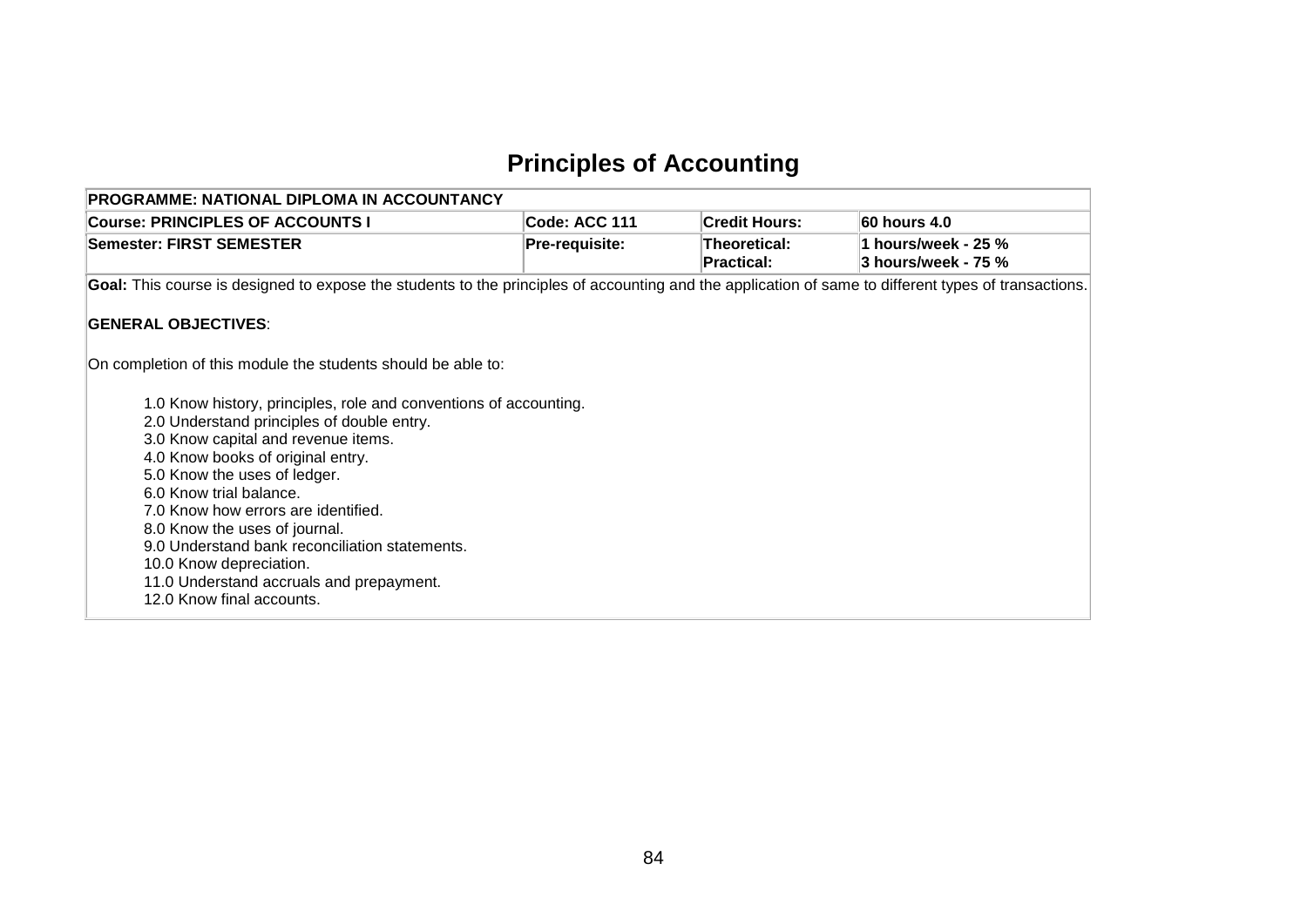# Principles of Accounting

| PROGRAMME: NATIONAL DIPLOMA IN ACCOUNTANCY | | | |
|---|---|---|---|
| **Course: PRINCIPLES OF ACCOUNTS I** | **Code: ACC 111** | **Credit Hours:** | **60 hours 4.0** |
| **Semester: FIRST SEMESTER** | **Pre-requisite:** | **Theoretical:** <br> **Practical:** | **1 hours/week - 25 %** <br> **3 hours/week - 75 %** |

**Goal:** This course is designed to expose the students to the principles of accounting and the application of same to different types of transactions.

**GENERAL OBJECTIVES**:

On completion of this module the students should be able to:

1.0 Know history, principles, role and conventions of accounting.
2.0 Understand principles of double entry.
3.0 Know capital and revenue items.
4.0 Know books of original entry.
5.0 Know the uses of ledger.
6.0 Know trial balance.
7.0 Know how errors are identified.
8.0 Know the uses of journal.
9.0 Understand bank reconciliation statements.
10.0 Know depreciation.
11.0 Understand accruals and prepayment.
12.0 Know final accounts.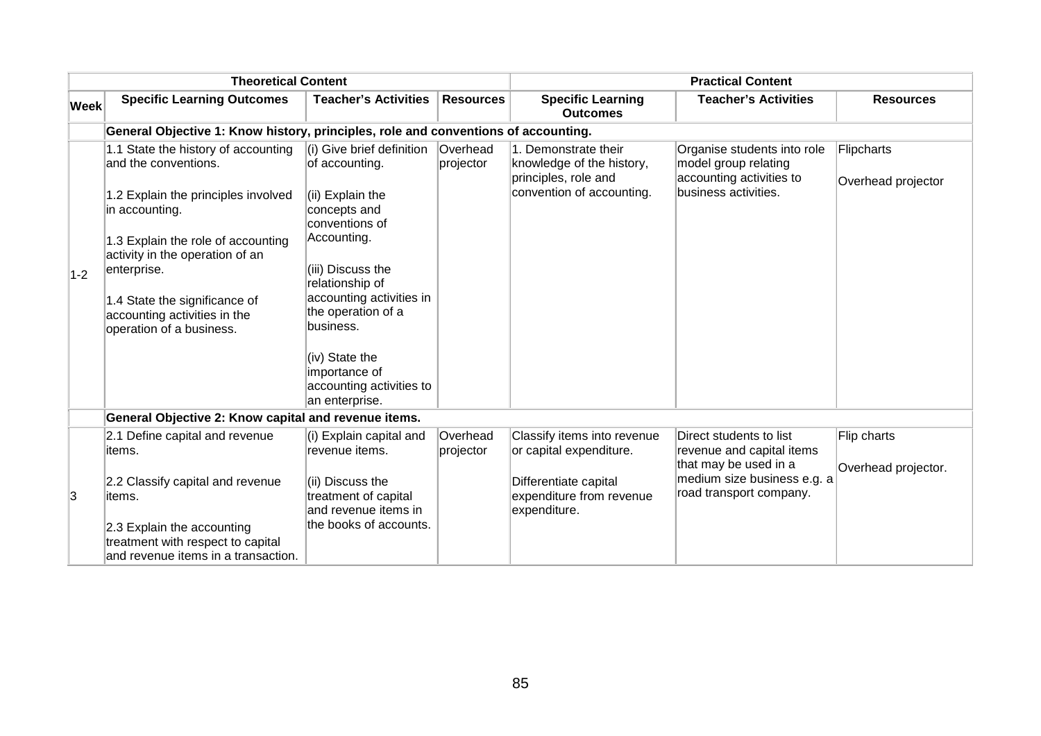| | Theoretical Content | | | Practical Content | | |
|---|---|---|---|---|---|---|
| **Week** | **Specific Learning Outcomes** | **Teacher's Activities** | **Resources** | **Specific Learning Outcomes** | **Teacher's Activities** | **Resources** |
| | **General Objective 1: Know history, principles, role and conventions of accounting.** | | | | | |
| 1-2 | 1.1 State the history of accounting and the conventions.<br><br>1.2 Explain the principles involved in accounting.<br><br>1.3 Explain the role of accounting activity in the operation of an enterprise.<br><br>1.4 State the significance of accounting activities in the operation of a business. | (i) Give brief definition of accounting.<br><br>(ii) Explain the concepts and conventions of Accounting.<br><br>(iii) Discuss the relationship of accounting activities in the operation of a business.<br><br>(iv) State the importance of accounting activities to an enterprise. | Overhead projector | 1. Demonstrate their knowledge of the history, principles, role and convention of accounting. | Organise students into role model group relating accounting activities to business activities. | Flipcharts<br><br>Overhead projector |
| | **General Objective 2: Know capital and revenue items.** | | | | | |
| 3 | 2.1 Define capital and revenue items.<br><br>2.2 Classify capital and revenue items.<br><br>2.3 Explain the accounting treatment with respect to capital and revenue items in a transaction. | (i) Explain capital and revenue items.<br><br>(ii) Discuss the treatment of capital and revenue items in the books of accounts. | Overhead projector | Classify items into revenue or capital expenditure.<br><br>Differentiate capital expenditure from revenue expenditure. | Direct students to list revenue and capital items that may be used in a medium size business e.g. a road transport company. | Flip charts<br><br>Overhead projector. |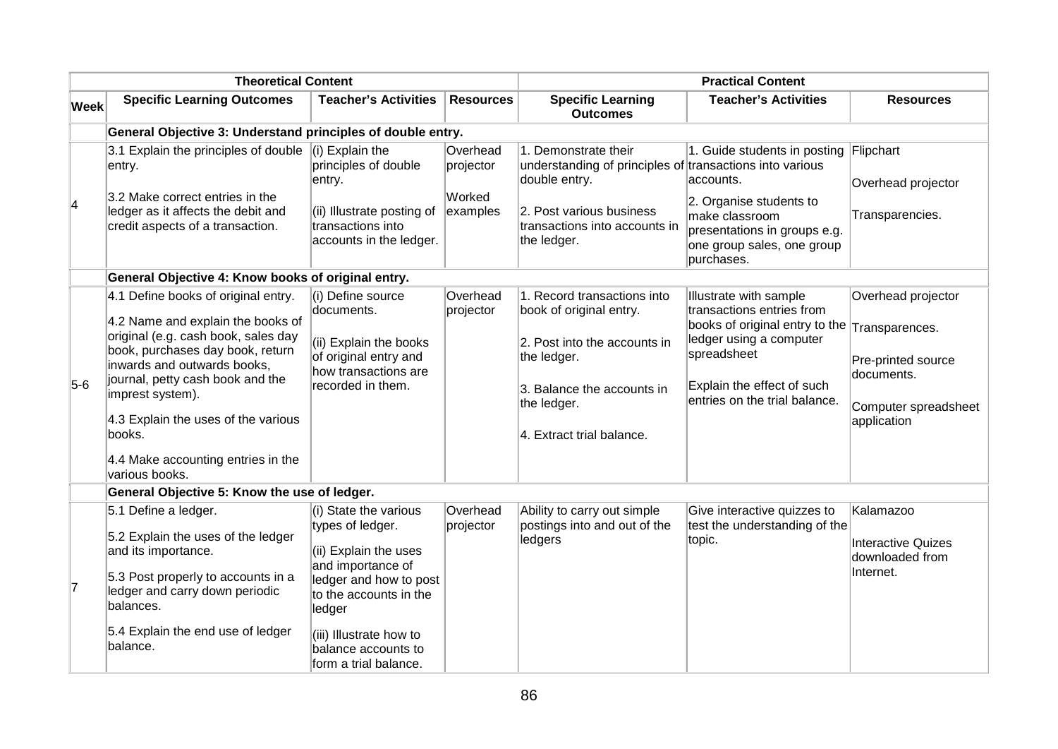| | Theoretical Content | | | Practical Content | | |
|---|---|---|---|---|---|---|
| **Week** | **Specific Learning Outcomes** | **Teacher's Activities** | **Resources** | **Specific Learning Outcomes** | **Teacher's Activities** | **Resources** |
| | **General Objective 3: Understand principles of double entry.** | | | | | |
| 4 | 3.1 Explain the principles of double entry.<br><br>3.2 Make correct entries in the ledger as it affects the debit and credit aspects of a transaction. | (i) Explain the principles of double entry.<br><br>(ii) Illustrate posting of transactions into accounts in the ledger. | Overhead projector<br><br>Worked examples | 1. Demonstrate their understanding of principles of double entry.<br><br>2. Post various business transactions into accounts in the ledger. | 1. Guide students in posting transactions into various accounts.<br><br>2. Organise students to make classroom presentations in groups e.g. one group sales, one group purchases. | Flipchart<br><br>Overhead projector<br><br>Transparencies. |
| | **General Objective 4: Know books of original entry.** | | | | | |
| 5-6 | 4.1 Define books of original entry.<br><br>4.2 Name and explain the books of original (e.g. cash book, sales day book, purchases day book, return inwards and outwards books, journal, petty cash book and the imprest system).<br><br>4.3 Explain the uses of the various books.<br><br>4.4 Make accounting entries in the various books. | (i) Define source documents.<br><br>(ii) Explain the books of original entry and how transactions are recorded in them. | Overhead projector | 1. Record transactions into book of original entry.<br><br>2. Post into the accounts in the ledger.<br><br>3. Balance the accounts in the ledger.<br><br>4. Extract trial balance. | Illustrate with sample transactions entries from books of original entry to the ledger using a computer spreadsheet<br><br>Explain the effect of such entries on the trial balance. | Overhead projector<br><br>Transparences.<br><br>Pre-printed source documents.<br><br>Computer spreadsheet application |
| | **General Objective 5: Know the use of ledger.** | | | | | |
| 7 | 5.1 Define a ledger.<br><br>5.2 Explain the uses of the ledger and its importance.<br><br>5.3 Post properly to accounts in a ledger and carry down periodic balances.<br><br>5.4 Explain the end use of ledger balance. | (i) State the various types of ledger.<br><br>(ii) Explain the uses and importance of ledger and how to post to the accounts in the ledger<br><br>(iii) Illustrate how to balance accounts to form a trial balance. | Overhead projector | Ability to carry out simple postings into and out of the ledgers | Give interactive quizzes to test the understanding of the topic. | Kalamazoo<br><br>Interactive Quizes downloaded from Internet. |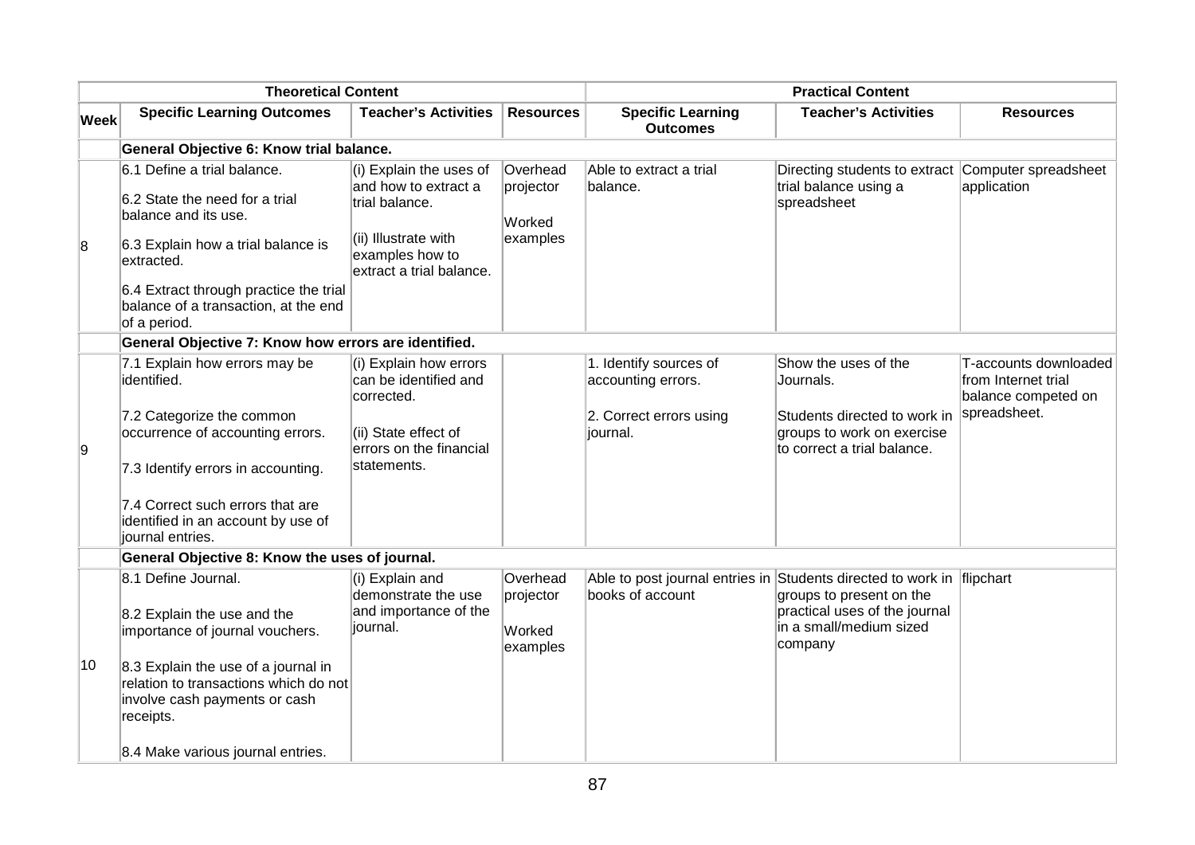| | Theoretical Content | | | Practical Content | | |
|---|---|---|---|---|---|---|
| **Week** | **Specific Learning Outcomes** | **Teacher's Activities** | **Resources** | **Specific Learning Outcomes** | **Teacher's Activities** | **Resources** |
| | **General Objective 6: Know trial balance.** | | | | | |
| 8 | 6.1 Define a trial balance.<br><br>6.2 State the need for a trial balance and its use.<br><br>6.3 Explain how a trial balance is extracted.<br><br>6.4 Extract through practice the trial balance of a transaction, at the end of a period. | (i) Explain the uses of and how to extract a trial balance.<br><br>(ii) Illustrate with examples how to extract a trial balance. | Overhead projector<br><br>Worked examples | Able to extract a trial balance. | Directing students to extract trial balance using a spreadsheet | Computer spreadsheet application |
| | **General Objective 7: Know how errors are identified.** | | | | | |
| 9 | 7.1 Explain how errors may be identified.<br><br>7.2 Categorize the common occurrence of accounting errors.<br><br>7.3 Identify errors in accounting.<br><br>7.4 Correct such errors that are identified in an account by use of journal entries. | (i) Explain how errors can be identified and corrected.<br><br>(ii) State effect of errors on the financial statements. | | 1. Identify sources of accounting errors.<br><br>2. Correct errors using journal. | Show the uses of the Journals.<br><br>Students directed to work in groups to work on exercise to correct a trial balance. | T-accounts downloaded from Internet trial balance competed on spreadsheet. |
| | **General Objective 8: Know the uses of journal.** | | | | | |
| 10 | 8.1 Define Journal.<br><br>8.2 Explain the use and the importance of journal vouchers.<br><br>8.3 Explain the use of a journal in relation to transactions which do not involve cash payments or cash receipts.<br><br>8.4 Make various journal entries. | (i) Explain and demonstrate the use and importance of the journal. | Overhead projector<br><br>Worked examples | Able to post journal entries in books of account | Students directed to work in groups to present on the practical uses of the journal in a small/medium sized company | flipchart |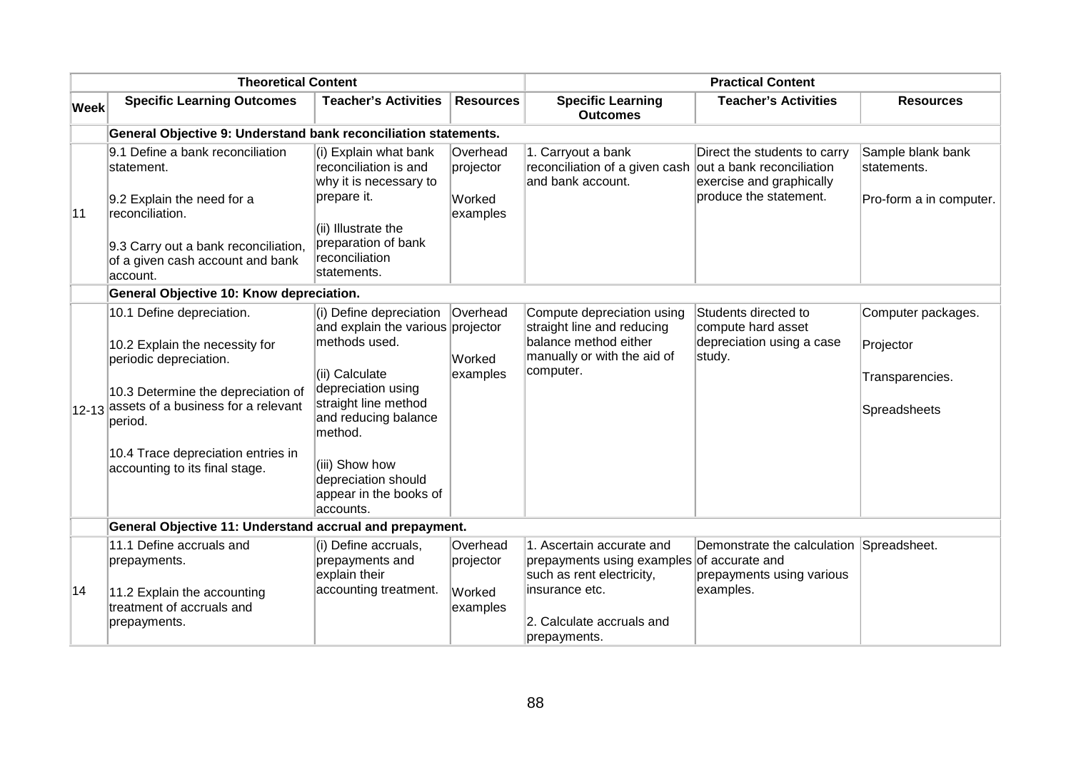| | Theoretical Content | | | Practical Content | | |
|---|---|---|---|---|---|---|
| **Week** | **Specific Learning Outcomes** | **Teacher's Activities** | **Resources** | **Specific Learning Outcomes** | **Teacher's Activities** | **Resources** |
| | **General Objective 9: Understand bank reconciliation statements.** | | | | | |
| 11 | 9.1 Define a bank reconciliation statement.<br><br>9.2 Explain the need for a reconciliation.<br><br>9.3 Carry out a bank reconciliation, of a given cash account and bank account. | (i) Explain what bank reconciliation is and why it is necessary to prepare it.<br><br>(ii) Illustrate the preparation of bank reconciliation statements. | Overhead projector<br><br>Worked examples | 1. Carryout a bank reconciliation of a given cash and bank account. | Direct the students to carry out a bank reconciliation exercise and graphically produce the statement. | Sample blank bank statements.<br><br>Pro-form a in computer. |
| | **General Objective 10: Know depreciation.** | | | | | |
| 12-13 | 10.1 Define depreciation.<br><br>10.2 Explain the necessity for periodic depreciation.<br><br>10.3 Determine the depreciation of assets of a business for a relevant period.<br><br>10.4 Trace depreciation entries in accounting to its final stage. | (i) Define depreciation and explain the various methods used.<br><br>(ii) Calculate depreciation using straight line method and reducing balance method.<br><br>(iii) Show how depreciation should appear in the books of accounts. | Overhead projector<br><br>Worked examples | Compute depreciation using straight line and reducing balance method either manually or with the aid of computer. | Students directed to compute hard asset depreciation using a case study. | Computer packages.<br><br>Projector<br><br>Transparencies.<br><br>Spreadsheets |
| | **General Objective 11: Understand accrual and prepayment.** | | | | | |
| 14 | 11.1 Define accruals and prepayments.<br><br>11.2 Explain the accounting treatment of accruals and prepayments. | (i) Define accruals, prepayments and explain their accounting treatment. | Overhead projector<br><br>Worked examples | 1. Ascertain accurate and prepayments using examples such as rent electricity, insurance etc.<br><br>2. Calculate accruals and prepayments. | Demonstrate the calculation of accurate and prepayments using various examples. | Spreadsheet. |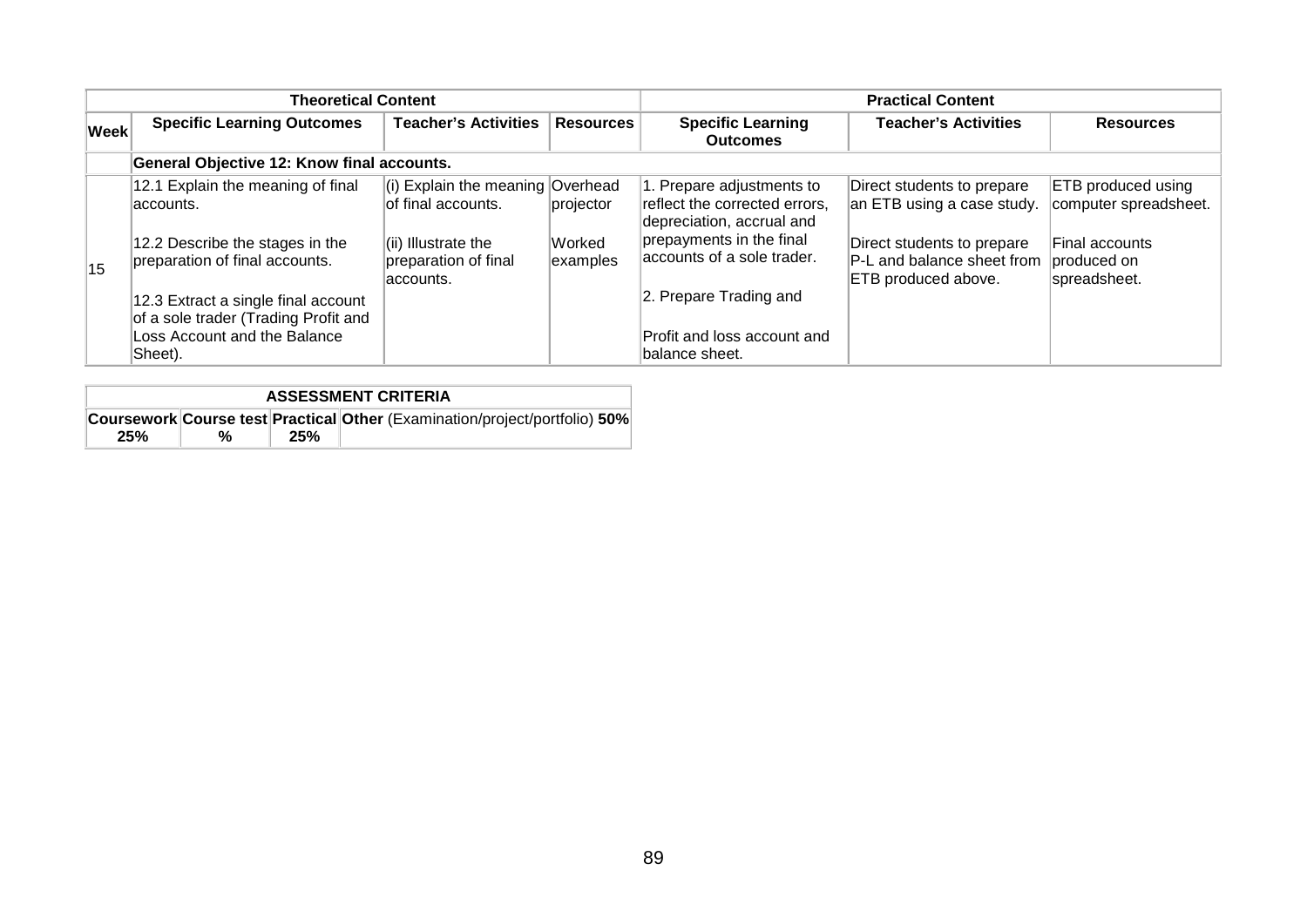| | Theoretical Content | | | Practical Content | | |
|---|---|---|---|---|---|---|
| **Week** | **Specific Learning Outcomes** | **Teacher's Activities** | **Resources** | **Specific Learning Outcomes** | **Teacher's Activities** | **Resources** |
| | **General Objective 12: Know final accounts.** | | | | | |
| 15 | 12.1 Explain the meaning of final accounts.<br><br>12.2 Describe the stages in the preparation of final accounts.<br><br>12.3 Extract a single final account of a sole trader (Trading Profit and Loss Account and the Balance Sheet). | (i) Explain the meaning of final accounts.<br><br>(ii) Illustrate the preparation of final accounts. | Overhead projector<br><br>Worked examples | 1. Prepare adjustments to reflect the corrected errors, depreciation, accrual and prepayments in the final accounts of a sole trader.<br><br>2. Prepare Trading and<br><br>Profit and loss account and balance sheet. | Direct students to prepare an ETB using a case study.<br><br>Direct students to prepare P-L and balance sheet from ETB produced above. | ETB produced using computer spreadsheet.<br><br>Final accounts produced on spreadsheet. |

| ASSESSMENT CRITERIA | | | |
|---|---|---|---|
| **Coursework** 25% | **Course test** % | **Practical** 25% | **Other** (Examination/project/portfolio) **50%** |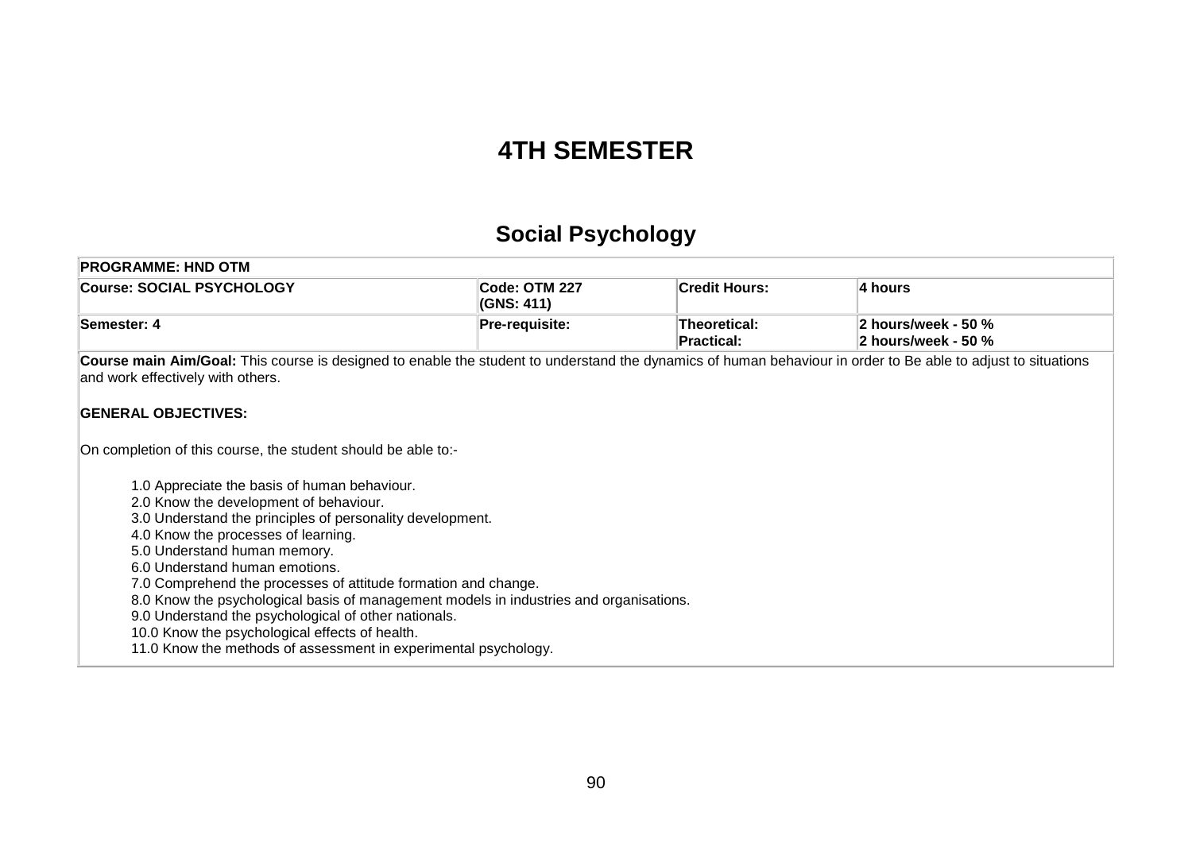# 4TH SEMESTER

## Social Psychology

| PROGRAMME: HND OTM | | | |
|---|---|---|---|
| **Course: SOCIAL PSYCHOLOGY** | **Code: OTM 227 (GNS: 411)** | **Credit Hours:** | **4 hours** |
| **Semester: 4** | **Pre-requisite:** | **Theoretical:**<br>**Practical:** | **2 hours/week - 50 %**<br>**2 hours/week - 50 %** |

**Course main Aim/Goal:** This course is designed to enable the student to understand the dynamics of human behaviour in order to Be able to adjust to situations and work effectively with others.

**GENERAL OBJECTIVES:**

On completion of this course, the student should be able to:-

1.0 Appreciate the basis of human behaviour.
2.0 Know the development of behaviour.
3.0 Understand the principles of personality development.
4.0 Know the processes of learning.
5.0 Understand human memory.
6.0 Understand human emotions.
7.0 Comprehend the processes of attitude formation and change.
8.0 Know the psychological basis of management models in industries and organisations.
9.0 Understand the psychological of other nationals.
10.0 Know the psychological effects of health.
11.0 Know the methods of assessment in experimental psychology.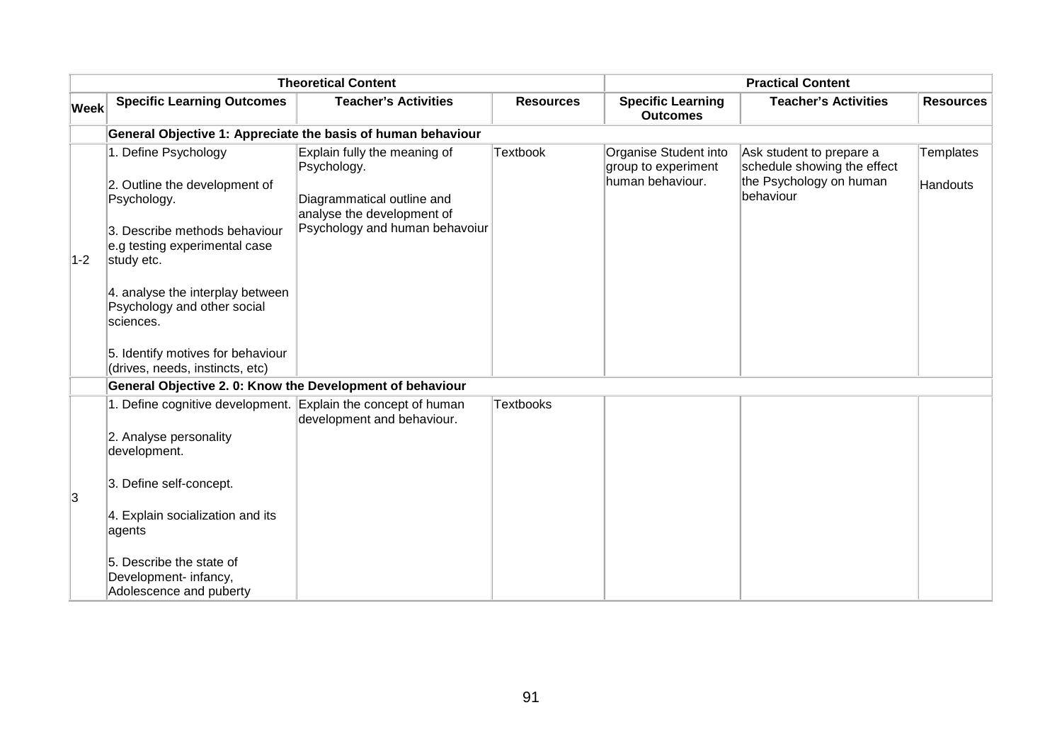| Theoretical Content | | | | Practical Content | | |
|---|---|---|---|---|---|---|
| **Week** | **Specific Learning Outcomes** | **Teacher's Activities** | **Resources** | **Specific Learning Outcomes** | **Teacher's Activities** | **Resources** |
| | **General Objective 1: Appreciate the basis of human behaviour** | | | | | |
| 1-2 | 1. Define Psychology<br><br>2. Outline the development of Psychology.<br><br>3. Describe methods behaviour e.g testing experimental case study etc.<br><br>4. analyse the interplay between Psychology and other social sciences.<br><br>5. Identify motives for behaviour (drives, needs, instincts, etc) | Explain fully the meaning of Psychology.<br><br>Diagrammatical outline and analyse the development of Psychology and human behavoiur | Textbook | Organise Student into group to experiment human behaviour. | Ask student to prepare a schedule showing the effect the Psychology on human behaviour | Templates<br><br>Handouts |
| | **General Objective 2. 0: Know the Development of behaviour** | | | | | |
| 3 | 1. Define cognitive development.<br><br>2. Analyse personality development.<br><br>3. Define self-concept.<br><br>4. Explain socialization and its agents<br><br>5. Describe the state of Development- infancy, Adolescence and puberty | Explain the concept of human development and behaviour. | Textbooks | | | |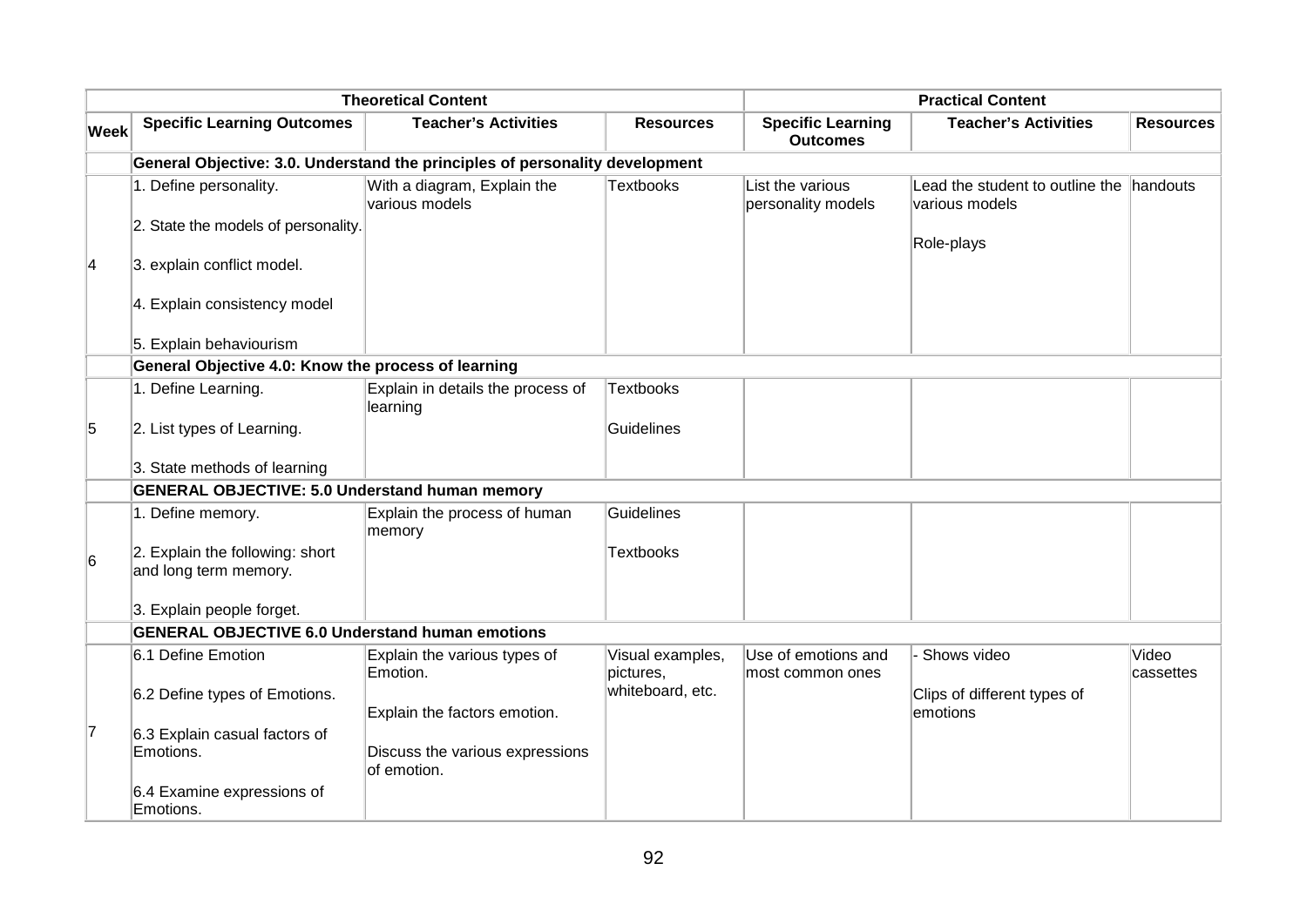| | Theoretical Content | | | Practical Content | | |
|---|---|---|---|---|---|---|
| **Week** | **Specific Learning Outcomes** | **Teacher's Activities** | **Resources** | **Specific Learning Outcomes** | **Teacher's Activities** | **Resources** |
| | **General Objective: 3.0. Understand the principles of personality development** | | | | | |
| 4 | 1. Define personality.<br><br>2. State the models of personality.<br><br>3. explain conflict model.<br><br>4. Explain consistency model<br><br>5. Explain behaviourism | With a diagram, Explain the various models | Textbooks | List the various personality models | Lead the student to outline the various models<br><br>Role-plays | handouts |
| | **General Objective 4.0: Know the process of learning** | | | | | |
| 5 | 1. Define Learning.<br><br>2. List types of Learning.<br><br>3. State methods of learning | Explain in details the process of learning | Textbooks<br><br>Guidelines | | | |
| | **GENERAL OBJECTIVE: 5.0 Understand human memory** | | | | | |
| 6 | 1. Define memory.<br><br>2. Explain the following: short and long term memory.<br><br>3. Explain people forget. | Explain the process of human memory | Guidelines<br><br>Textbooks | | | |
| | **GENERAL OBJECTIVE 6.0 Understand human emotions** | | | | | |
| 7 | 6.1 Define Emotion<br><br>6.2 Define types of Emotions.<br><br>6.3 Explain casual factors of Emotions.<br><br>6.4 Examine expressions of Emotions. | Explain the various types of Emotion.<br><br>Explain the factors emotion.<br><br>Discuss the various expressions of emotion. | Visual examples, pictures, whiteboard, etc. | Use of emotions and most common ones | - Shows video<br><br>Clips of different types of emotions | Video cassettes |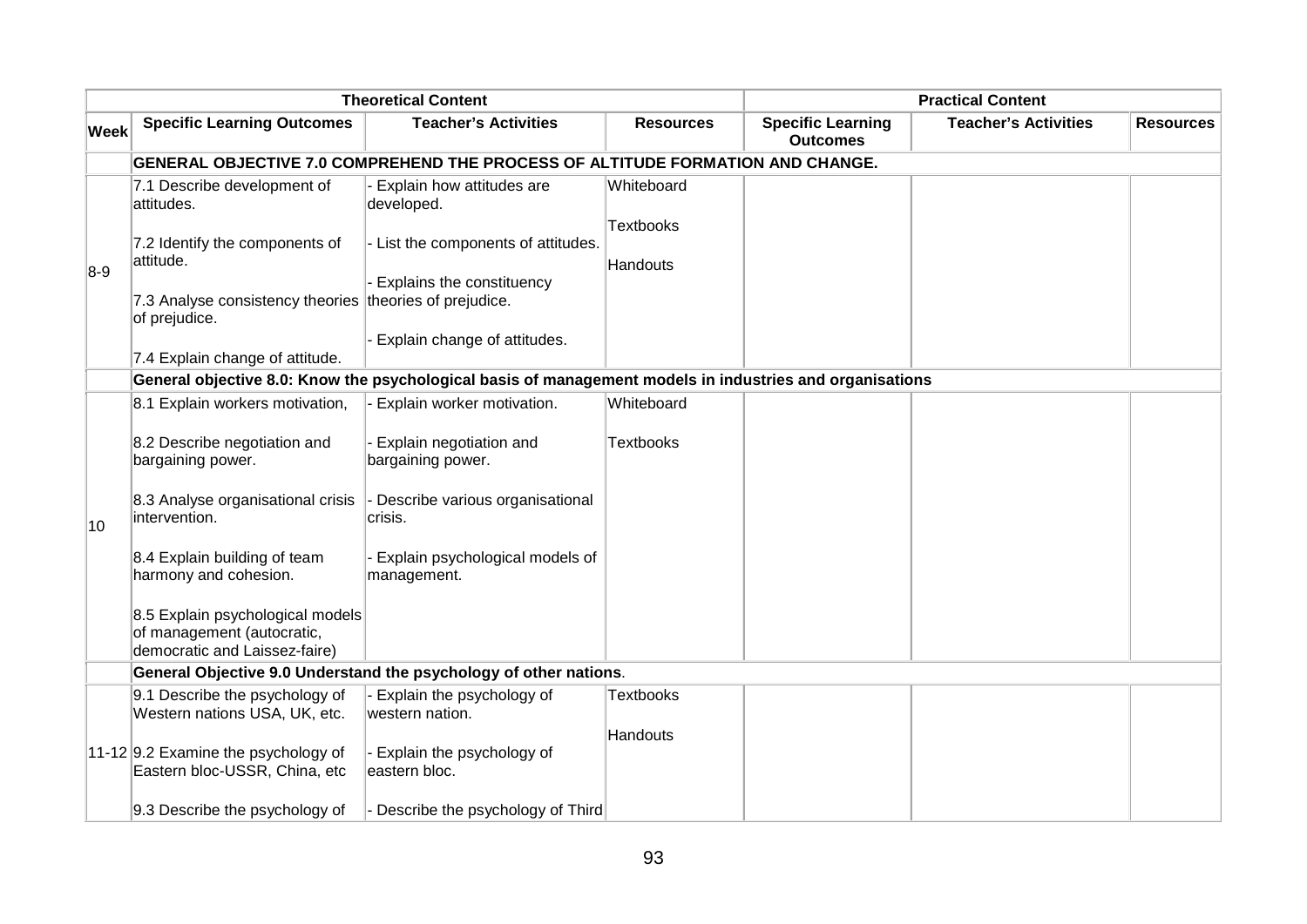| | Theoretical Content | | | Practical Content | | |
|---|---|---|---|---|---|---|
| **Week** | **Specific Learning Outcomes** | **Teacher's Activities** | **Resources** | **Specific Learning Outcomes** | **Teacher's Activities** | **Resources** |
| | **GENERAL OBJECTIVE 7.0 COMPREHEND THE PROCESS OF ALTITUDE FORMATION AND CHANGE.** | | | | | |
| 8-9 | 7.1 Describe development of attitudes.<br><br>7.2 Identify the components of attitude.<br><br>7.3 Analyse consistency theories of prejudice.<br><br>7.4 Explain change of attitude. | - Explain how attitudes are developed.<br><br>- List the components of attitudes.<br><br>- Explains the constituency theories of prejudice.<br><br>- Explain change of attitudes. | Whiteboard<br><br>Textbooks<br><br>Handouts | | | |
| | **General objective 8.0: Know the psychological basis of management models in industries and organisations** | | | | | |
| 10 | 8.1 Explain workers motivation,<br><br>8.2 Describe negotiation and bargaining power.<br><br>8.3 Analyse organisational crisis intervention.<br><br>8.4 Explain building of team harmony and cohesion.<br><br>8.5 Explain psychological models of management (autocratic, democratic and Laissez-faire) | - Explain worker motivation.<br><br>- Explain negotiation and bargaining power.<br><br>- Describe various organisational crisis.<br><br>- Explain psychological models of management. | Whiteboard<br><br>Textbooks | | | |
| | **General Objective 9.0 Understand the psychology of other nations**. | | | | | |
| 11-12 | 9.1 Describe the psychology of Western nations USA, UK, etc.<br><br>9.2 Examine the psychology of Eastern bloc-USSR, China, etc<br><br>9.3 Describe the psychology of | - Explain the psychology of western nation.<br><br>- Explain the psychology of eastern bloc.<br><br>- Describe the psychology of Third | Textbooks<br><br>Handouts | | | |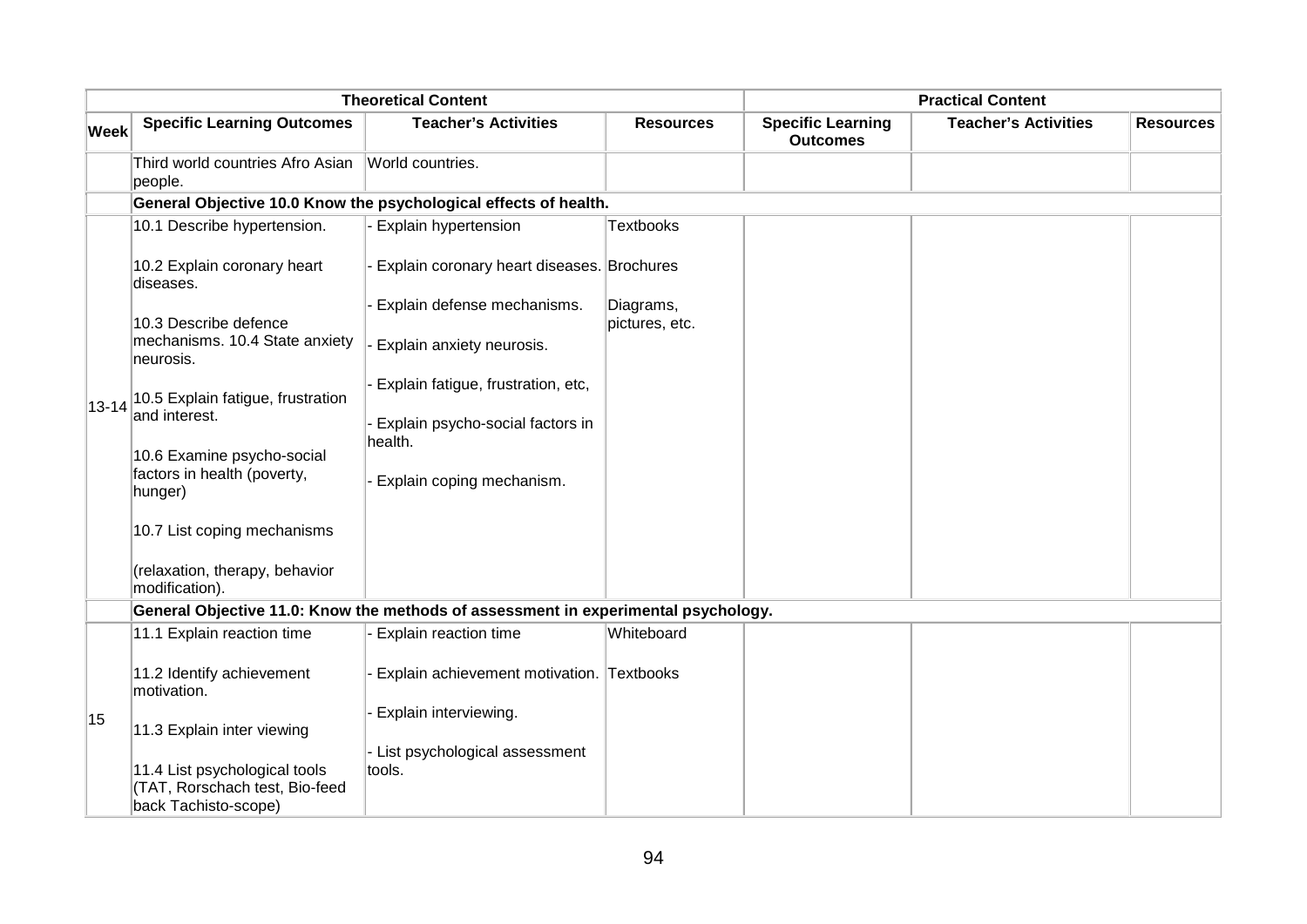| | Theoretical Content | | | Practical Content | | |
|---|---|---|---|---|---|---|
| **Week** | **Specific Learning Outcomes** | **Teacher's Activities** | **Resources** | **Specific Learning Outcomes** | **Teacher's Activities** | **Resources** |
| | Third world countries Afro Asian people. | World countries. | | | | |
| | **General Objective 10.0 Know the psychological effects of health.** | | | | | |
| 13-14 | 10.1 Describe hypertension.<br><br>10.2 Explain coronary heart diseases.<br><br>10.3 Describe defence mechanisms. 10.4 State anxiety neurosis.<br><br>10.5 Explain fatigue, frustration and interest.<br><br>10.6 Examine psycho-social factors in health (poverty, hunger)<br><br>10.7 List coping mechanisms<br><br>(relaxation, therapy, behavior modification). | - Explain hypertension<br><br>- Explain coronary heart diseases.<br><br>- Explain defense mechanisms.<br><br>- Explain anxiety neurosis.<br><br>- Explain fatigue, frustration, etc,<br><br>- Explain psycho-social factors in health.<br><br>- Explain coping mechanism. | Textbooks<br><br>Brochures<br><br>Diagrams, pictures, etc. | | | |
| | **General Objective 11.0: Know the methods of assessment in experimental psychology.** | | | | | |
| 15 | 11.1 Explain reaction time<br><br>11.2 Identify achievement motivation.<br><br>11.3 Explain inter viewing<br><br>11.4 List psychological tools (TAT, Rorschach test, Bio-feed back Tachisto-scope) | - Explain reaction time<br><br>- Explain achievement motivation.<br><br>- Explain interviewing.<br><br>- List psychological assessment tools. | Whiteboard<br><br>Textbooks | | | |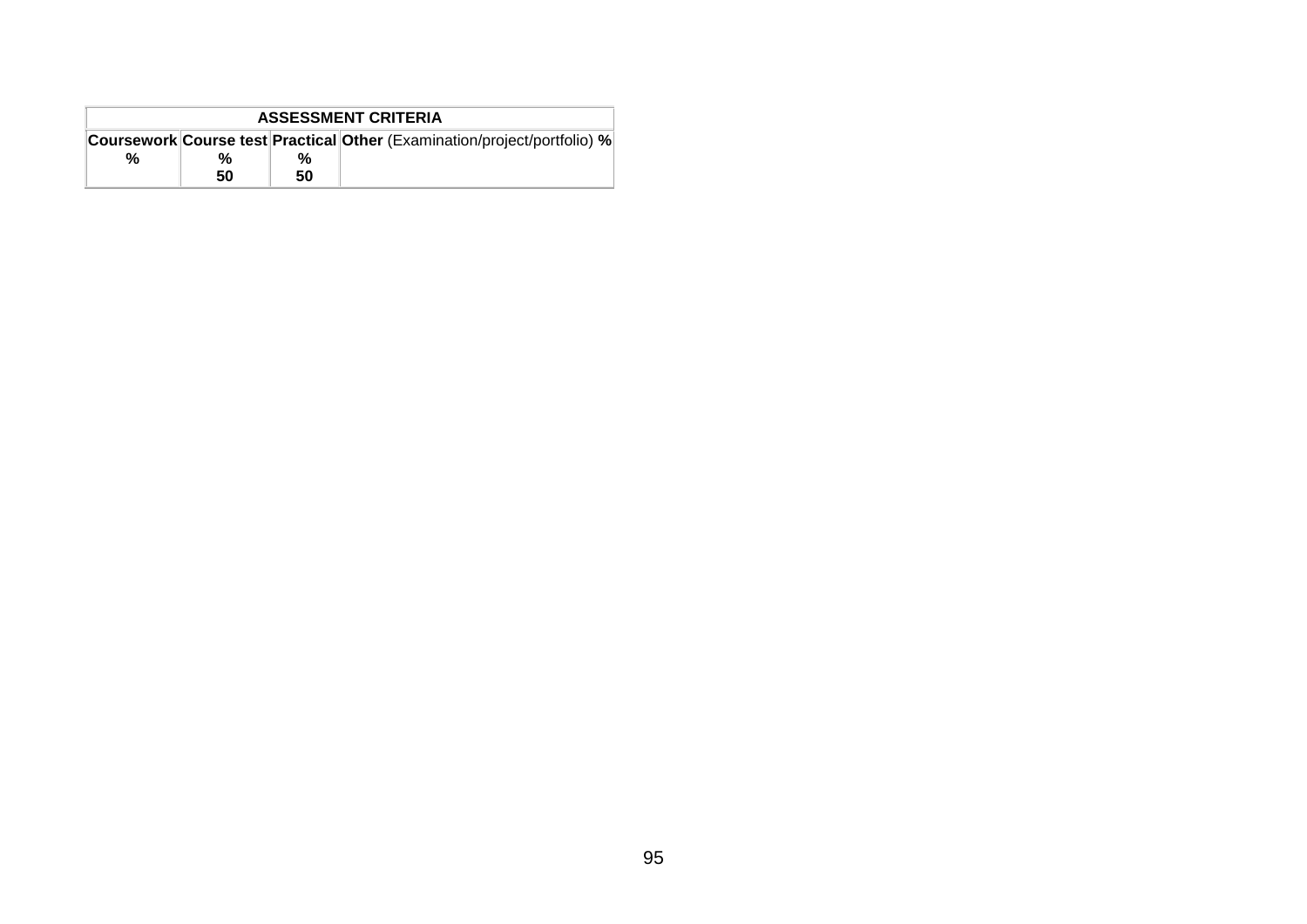| ASSESSMENT CRITERIA | | | |
|---|---|---|---|
| **Coursework %** | **Course test %** | **Practical %** | **Other** (Examination/project/portfolio) **%** |
| | **50** | **50** | |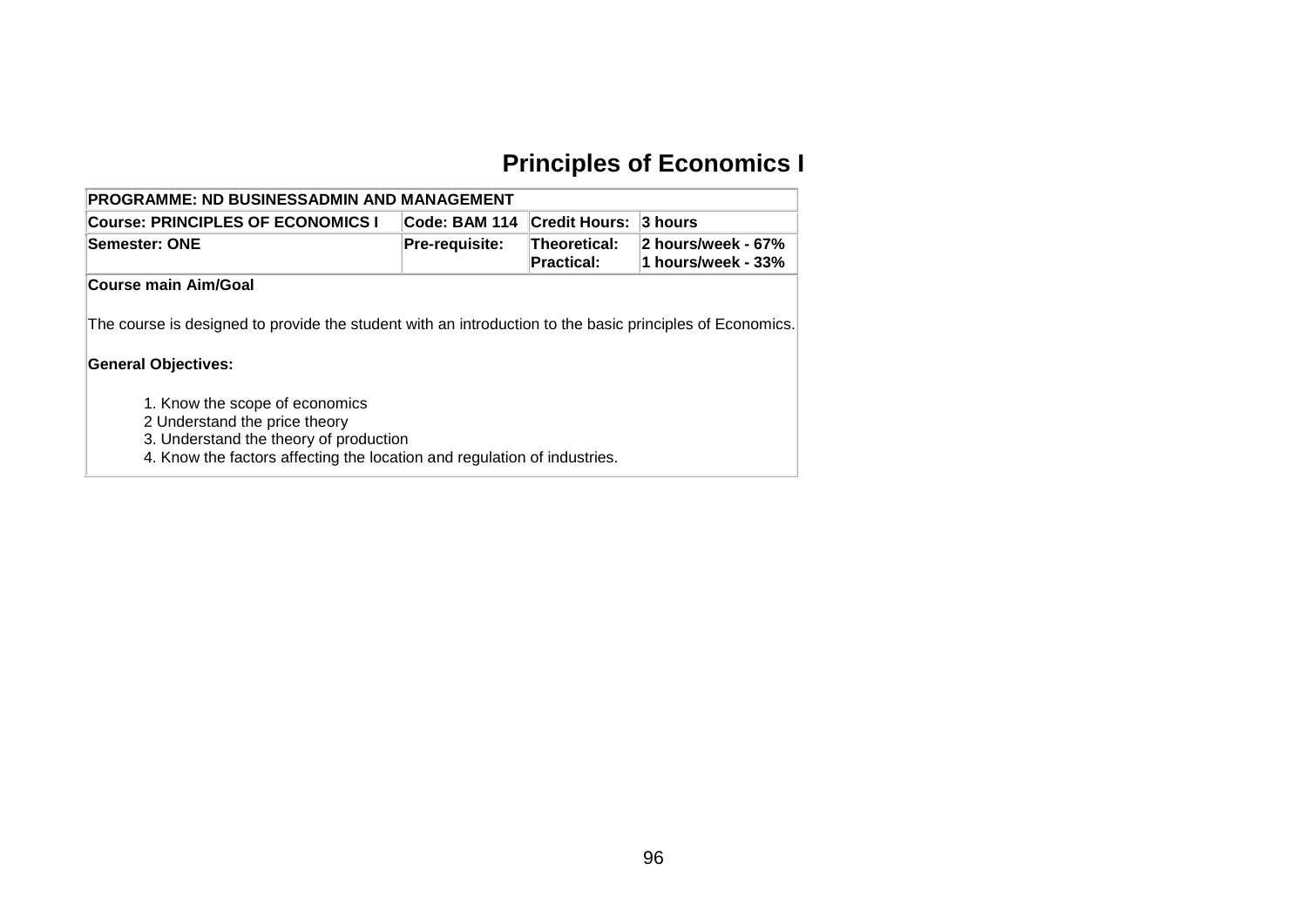# Principles of Economics I

| PROGRAMME: ND BUSINESSADMIN AND MANAGEMENT | | | |
|---|---|---|---|
| **Course: PRINCIPLES OF ECONOMICS I** | **Code: BAM 114** | **Credit Hours:** | **3 hours** |
| **Semester: ONE** | **Pre-requisite:** | **Theoretical:** **Practical:** | **2 hours/week - 67%** **1 hours/week - 33%** |

**Course main Aim/Goal**

The course is designed to provide the student with an introduction to the basic principles of Economics.

**General Objectives:**

1. Know the scope of economics
2 Understand the price theory
3. Understand the theory of production
4. Know the factors affecting the location and regulation of industries.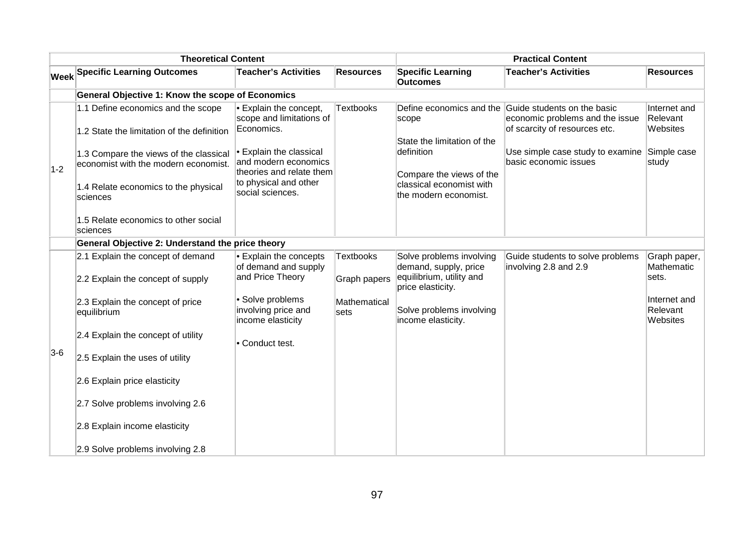| Theoretical Content | | | | Practical Content | | |
|---|---|---|---|---|---|---|
| **Week** | **Specific Learning Outcomes** | **Teacher's Activities** | **Resources** | **Specific Learning Outcomes** | **Teacher's Activities** | **Resources** |
| | **General Objective 1: Know the scope of Economics** | | | | | |
| 1-2 | 1.1 Define economics and the scope<br><br>1.2 State the limitation of the definition<br><br>1.3 Compare the views of the classical economist with the modern economist.<br><br>1.4 Relate economics to the physical sciences<br><br>1.5 Relate economics to other social sciences | • Explain the concept, scope and limitations of Economics.<br><br>• Explain the classical and modern economics theories and relate them to physical and other social sciences. | Textbooks | Define economics and the scope<br><br>State the limitation of the definition<br><br>Compare the views of the classical economist with the modern economist. | Guide students on the basic economic problems and the issue of scarcity of resources etc.<br><br>Use simple case study to examine basic economic issues | Internet and Relevant Websites<br><br>Simple case study |
| | **General Objective 2: Understand the price theory** | | | | | |
| 3-6 | 2.1 Explain the concept of demand<br><br>2.2 Explain the concept of supply<br><br>2.3 Explain the concept of price equilibrium<br><br>2.4 Explain the concept of utility<br><br>2.5 Explain the uses of utility<br><br>2.6 Explain price elasticity<br><br>2.7 Solve problems involving 2.6<br><br>2.8 Explain income elasticity<br><br>2.9 Solve problems involving 2.8 | • Explain the concepts of demand and supply and Price Theory<br><br>• Solve problems involving price and income elasticity<br><br>• Conduct test. | Textbooks<br><br>Graph papers<br><br>Mathematical sets | Solve problems involving demand, supply, price equilibrium, utility and price elasticity.<br><br>Solve problems involving income elasticity. | Guide students to solve problems involving 2.8 and 2.9 | Graph paper, Mathematic sets.<br><br>Internet and Relevant Websites |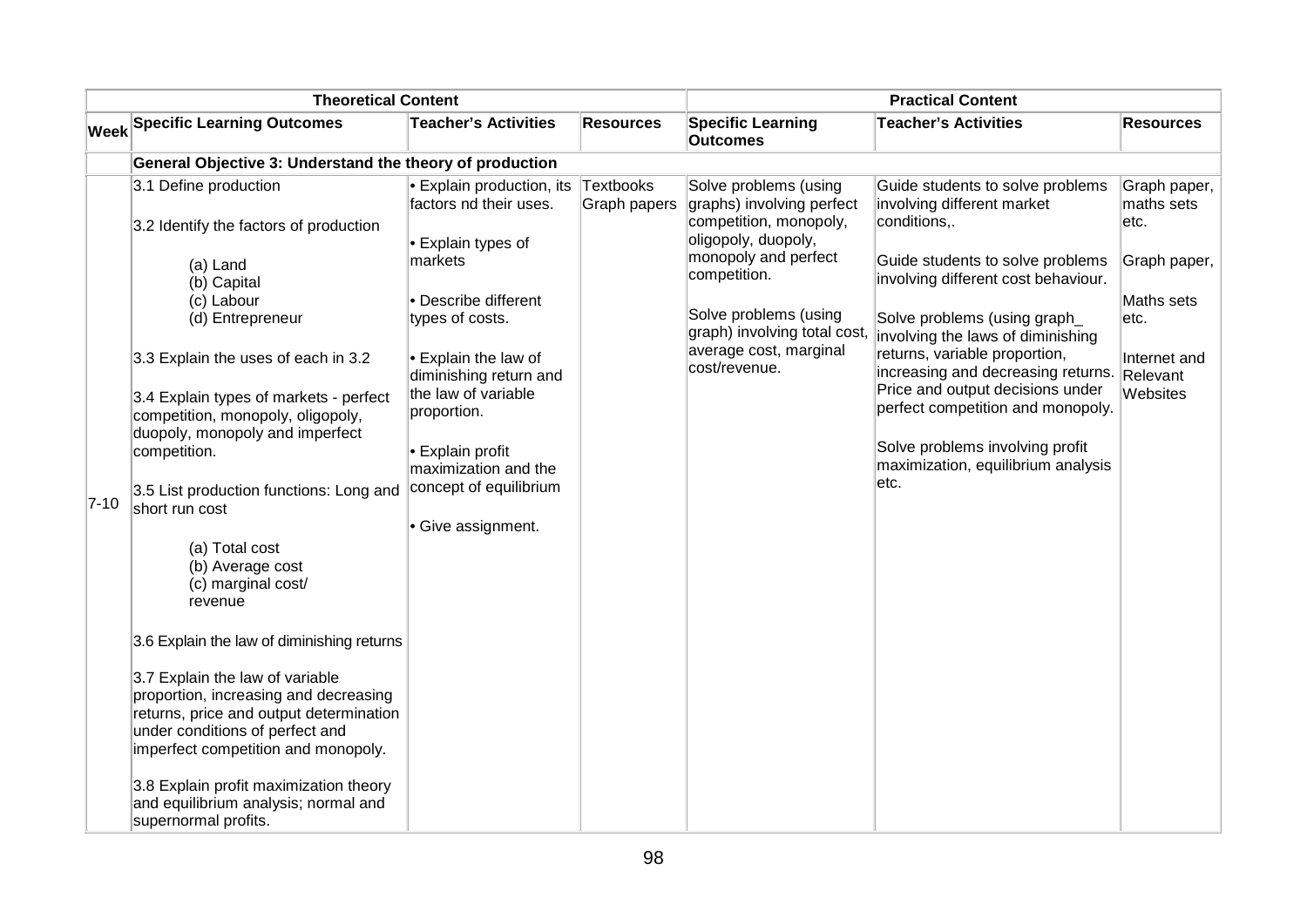| | Theoretical Content | | | Practical Content | | |
|---|---|---|---|---|---|---|
| **Week** | **Specific Learning Outcomes** | **Teacher's Activities** | **Resources** | **Specific Learning Outcomes** | **Teacher's Activities** | **Resources** |
| | **General Objective 3: Understand the theory of production** | | | | | |
| 7-10 | 3.1 Define production<br><br>3.2 Identify the factors of production<br><br>(a) Land<br>(b) Capital<br>(c) Labour<br>(d) Entrepreneur<br><br>3.3 Explain the uses of each in 3.2<br><br>3.4 Explain types of markets - perfect competition, monopoly, oligopoly, duopoly, monopoly and imperfect competition.<br><br>3.5 List production functions: Long and short run cost<br><br>(a) Total cost<br>(b) Average cost<br>(c) marginal cost/ revenue<br><br>3.6 Explain the law of diminishing returns<br><br>3.7 Explain the law of variable proportion, increasing and decreasing returns, price and output determination under conditions of perfect and imperfect competition and monopoly.<br><br>3.8 Explain profit maximization theory and equilibrium analysis; normal and supernormal profits. | • Explain production, its factors nd their uses.<br><br>• Explain types of markets<br><br>• Describe different types of costs.<br><br>• Explain the law of diminishing return and the law of variable proportion.<br><br>• Explain profit maximization and the concept of equilibrium<br><br>• Give assignment. | Textbooks Graph papers | Solve problems (using graphs) involving perfect competition, monopoly, oligopoly, duopoly, monopoly and perfect competition.<br><br>Solve problems (using graph) involving total cost, average cost, marginal cost/revenue. | Guide students to solve problems involving different market conditions,.<br><br>Guide students to solve problems involving different cost behaviour.<br><br>Solve problems (using graph_ involving the laws of diminishing returns, variable proportion, increasing and decreasing returns. Price and output decisions under perfect competition and monopoly.<br><br>Solve problems involving profit maximization, equilibrium analysis etc. | Graph paper, maths sets etc.<br><br>Graph paper,<br><br>Maths sets etc.<br><br>Internet and Relevant Websites |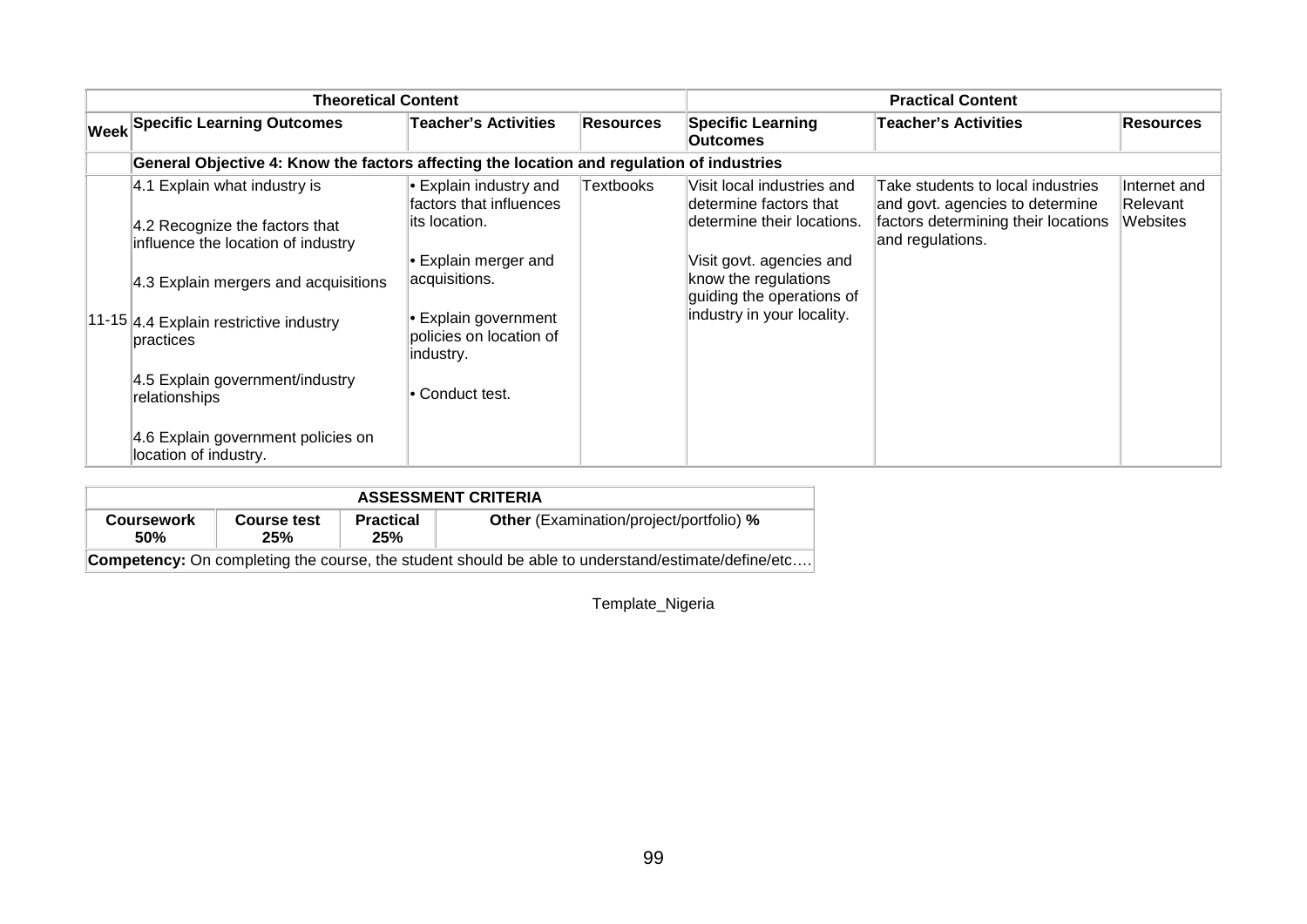| | Theoretical Content | | | Practical Content | | |
|---|---|---|---|---|---|---|
| Week | Specific Learning Outcomes | Teacher's Activities | Resources | Specific Learning Outcomes | Teacher's Activities | Resources |
| | **General Objective 4: Know the factors affecting the location and regulation of industries** | | | | | |
| 11-15 | 4.1 Explain what industry is<br><br>4.2 Recognize the factors that influence the location of industry<br><br>4.3 Explain mergers and acquisitions<br><br>4.4 Explain restrictive industry practices<br><br>4.5 Explain government/industry relationships<br><br>4.6 Explain government policies on location of industry. | • Explain industry and factors that influences its location.<br><br>• Explain merger and acquisitions.<br><br>• Explain government policies on location of industry.<br><br>• Conduct test. | Textbooks | Visit local industries and determine factors that determine their locations.<br><br>Visit govt. agencies and know the regulations guiding the operations of industry in your locality. | Take students to local industries and govt. agencies to determine factors determining their locations and regulations. | Internet and Relevant Websites |

| ASSESSMENT CRITERIA | | | |
|---|---|---|---|
| **Coursework 50%** | **Course test 25%** | **Practical 25%** | **Other** (Examination/project/portfolio) **%** |
| **Competency:** On completing the course, the student should be able to understand/estimate/define/etc…. | | | |

Template_Nigeria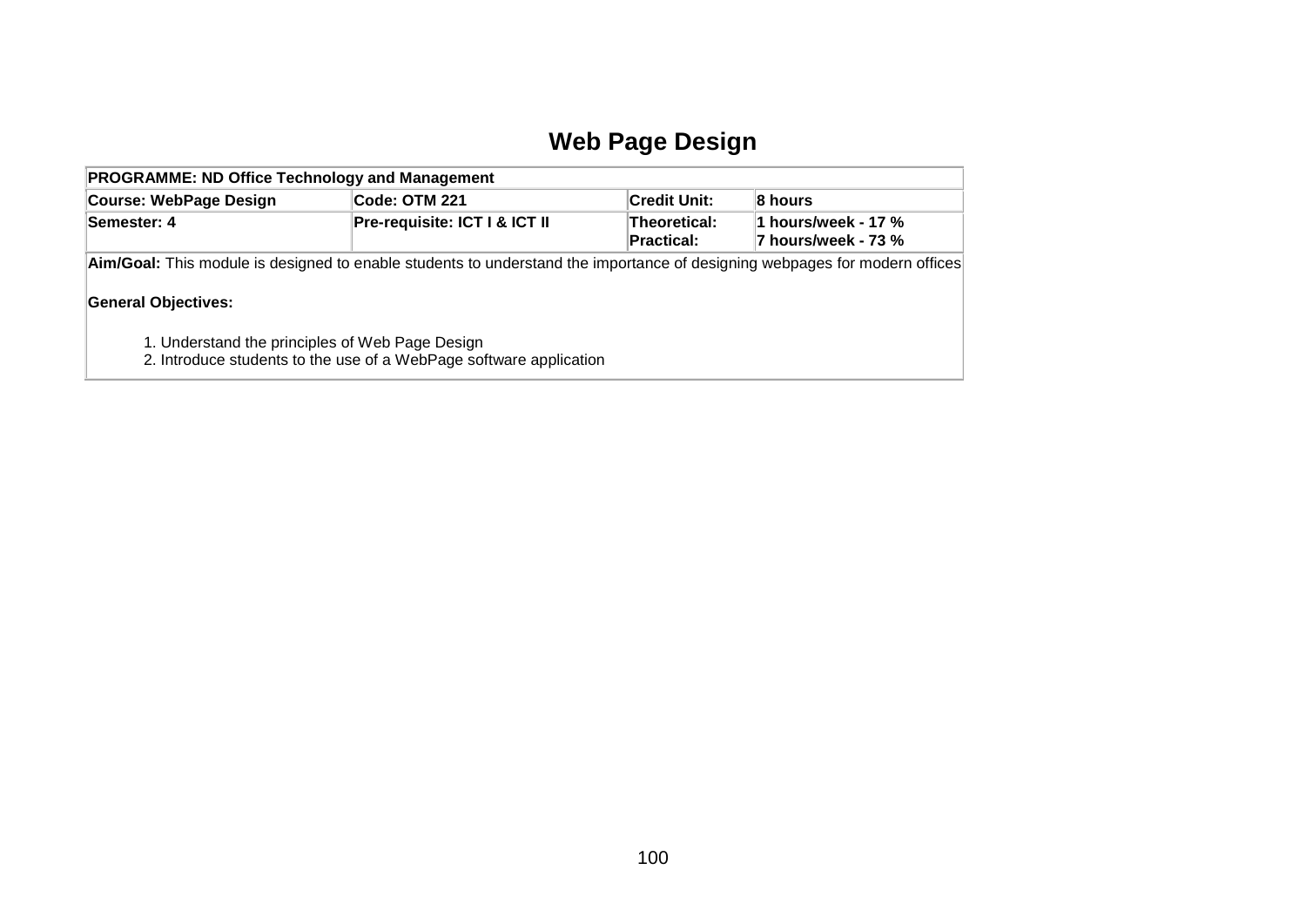# Web Page Design

| PROGRAMME: ND Office Technology and Management | | | |
|---|---|---|---|
| **Course: WebPage Design** | **Code: OTM 221** | **Credit Unit:** | **8 hours** |
| **Semester: 4** | **Pre-requisite: ICT I & ICT II** | **Theoretical:**<br>**Practical:** | **1 hours/week - 17 %**<br>**7 hours/week - 73 %** |
| **Aim/Goal:** This module is designed to enable students to understand the importance of designing webpages for modern offices<br><br>**General Objectives:**<br><br>1. Understand the principles of Web Page Design<br>2. Introduce students to the use of a WebPage software application | | | |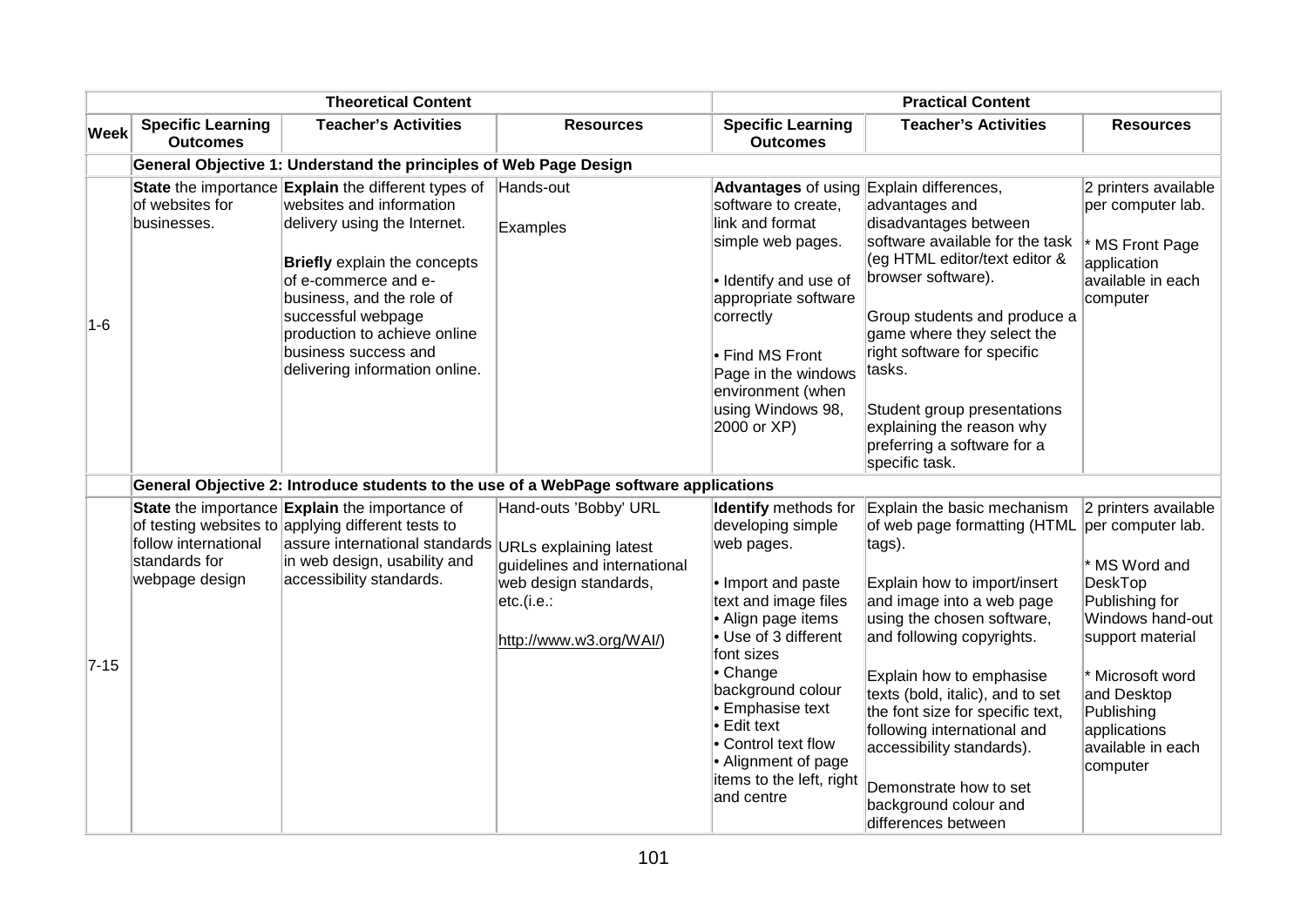| | Theoretical Content | | | Practical Content | | |
|---|---|---|---|---|---|---|
| **Week** | **Specific Learning Outcomes** | **Teacher's Activities** | **Resources** | **Specific Learning Outcomes** | **Teacher's Activities** | **Resources** |
| | **General Objective 1: Understand the principles of Web Page Design** | | | | | |
| 1-6 | **State** the importance of websites for businesses. | **Explain** the different types of websites and information delivery using the Internet.<br><br>**Briefly** explain the concepts of e-commerce and e-business, and the role of successful webpage production to achieve online business success and delivering information online. | Hands-out<br><br>Examples | **Advantages** of using software to create, link and format simple web pages.<br><br>• Identify and use of appropriate software correctly<br><br>• Find MS Front Page in the windows environment (when using Windows 98, 2000 or XP) | Explain differences, advantages and disadvantages between software available for the task (eg HTML editor/text editor & browser software).<br><br>Group students and produce a game where they select the right software for specific tasks.<br><br>Student group presentations explaining the reason why preferring a software for a specific task. | 2 printers available per computer lab.<br><br>* MS Front Page application available in each computer |
| | **General Objective 2: Introduce students to the use of a WebPage software applications** | | | | | |
| 7-15 | **State** the importance of testing websites to follow international standards for webpage design | **Explain** the importance of applying different tests to assure international standards in web design, usability and accessibility standards. | Hand-outs 'Bobby' URL<br><br>URLs explaining latest guidelines and international web design standards, etc.(i.e.:<br><br>http://www.w3.org/WAI/) | **Identify** methods for developing simple web pages.<br><br>• Import and paste text and image files<br>• Align page items<br>• Use of 3 different font sizes<br>• Change background colour<br>• Emphasise text<br>• Edit text<br>• Control text flow<br>• Alignment of page items to the left, right and centre | Explain the basic mechanism of web page formatting (HTML tags).<br><br>Explain how to import/insert and image into a web page using the chosen software, and following copyrights.<br><br>Explain how to emphasise texts (bold, italic), and to set the font size for specific text, following international and accessibility standards).<br><br>Demonstrate how to set background colour and differences between | 2 printers available per computer lab.<br><br>* MS Word and DeskTop Publishing for Windows hand-out support material<br><br>* Microsoft word and Desktop Publishing applications available in each computer |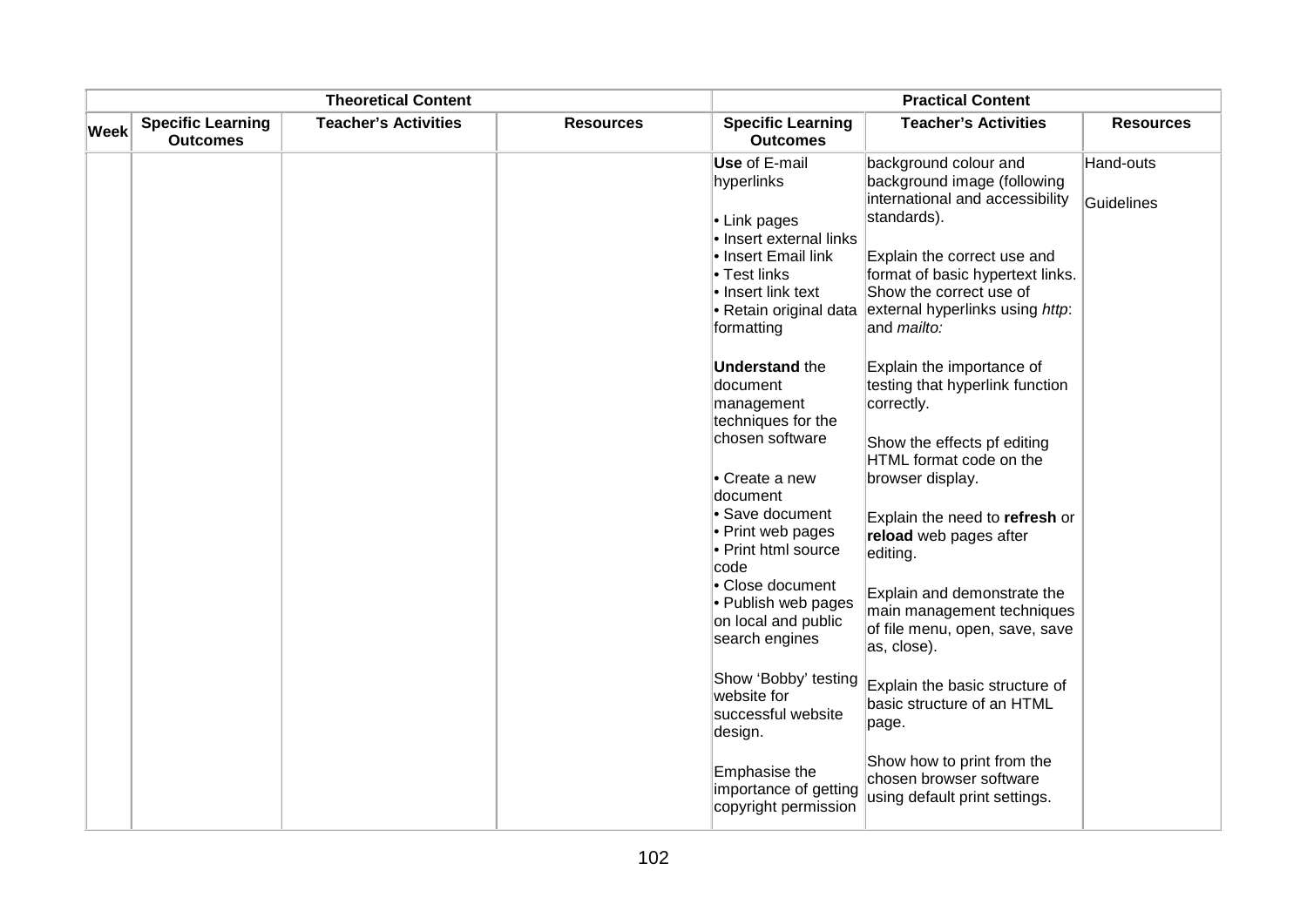| Theoretical Content | | | | Practical Content | | |
|---|---|---|---|---|---|---|
| **Week** | **Specific Learning Outcomes** | **Teacher's Activities** | **Resources** | **Specific Learning Outcomes** | **Teacher's Activities** | **Resources** |
| | | | | **Use** of E-mail hyperlinks<br><br>• Link pages<br>• Insert external links<br>• Insert Email link<br>• Test links<br>• Insert link text<br>• Retain original data formatting<br><br>**Understand** the document management techniques for the chosen software<br><br>• Create a new document<br>• Save document<br>• Print web pages<br>• Print html source code<br>• Close document<br>• Publish web pages on local and public search engines<br><br>Show 'Bobby' testing website for successful website design.<br><br>Emphasise the importance of getting copyright permission | background colour and background image (following international and accessibility standards).<br><br>Explain the correct use and format of basic hypertext links. Show the correct use of external hyperlinks using *http*: and *mailto:*<br><br>Explain the importance of testing that hyperlink function correctly.<br><br>Show the effects pf editing HTML format code on the browser display.<br><br>Explain the need to **refresh** or **reload** web pages after editing.<br><br>Explain and demonstrate the main management techniques of file menu, open, save, save as, close).<br><br>Explain the basic structure of basic structure of an HTML page.<br><br>Show how to print from the chosen browser software using default print settings. | Hand-outs<br><br>Guidelines |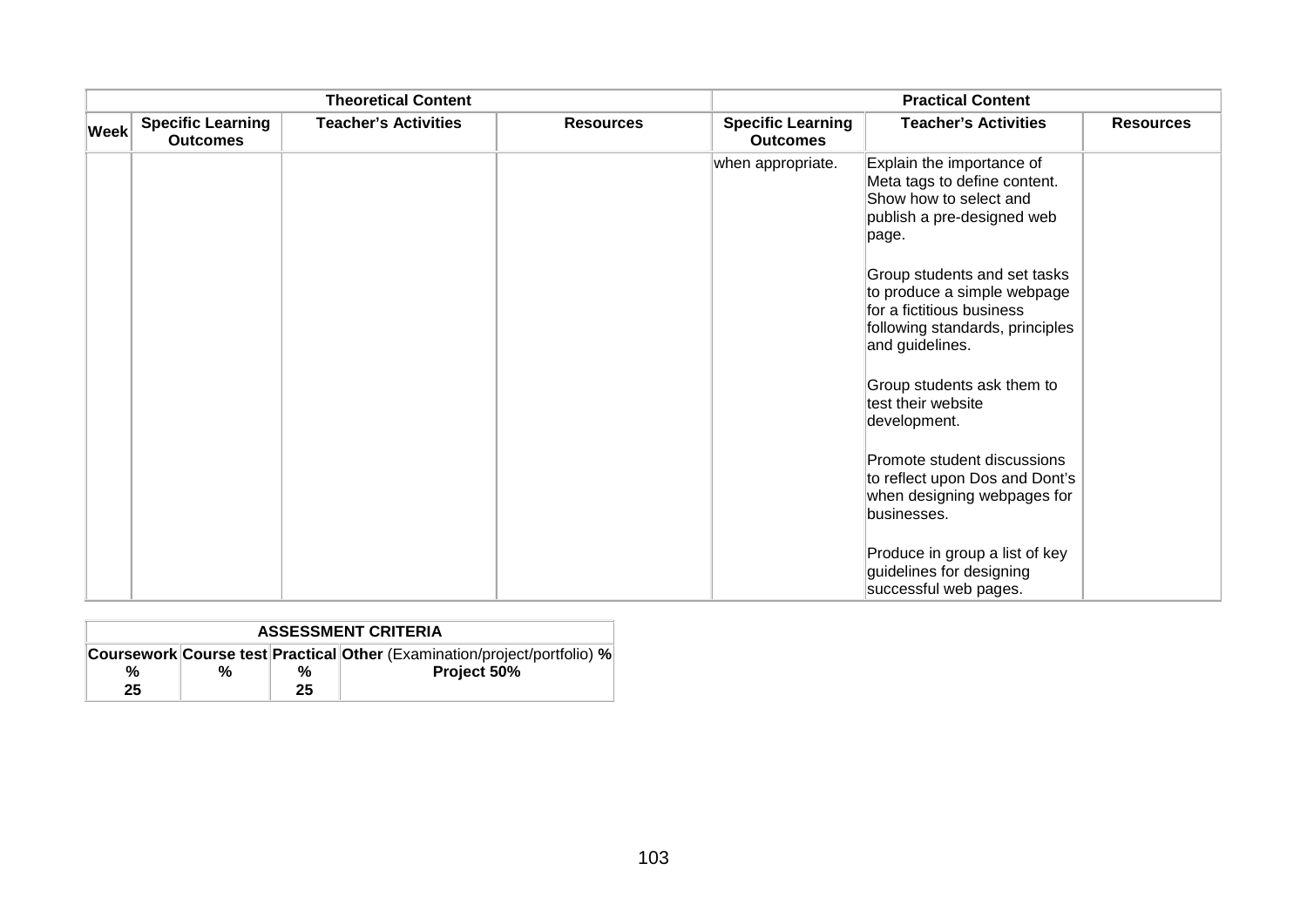| Theoretical Content | | | | Practical Content | | |
|---|---|---|---|---|---|---|
| **Week** | **Specific Learning Outcomes** | **Teacher's Activities** | **Resources** | **Specific Learning Outcomes** | **Teacher's Activities** | **Resources** |
| | | | | when appropriate. | Explain the importance of Meta tags to define content. Show how to select and publish a pre-designed web page.<br><br>Group students and set tasks to produce a simple webpage for a fictitious business following standards, principles and guidelines.<br><br>Group students ask them to test their website development.<br><br>Promote student discussions to reflect upon Dos and Dont's when designing webpages for businesses.<br><br>Produce in group a list of key guidelines for designing successful web pages. | |

| ASSESSMENT CRITERIA | | | |
|---|---|---|---|
| **Coursework** % | **Course test** % | **Practical** % | **Other** (Examination/project/portfolio) % |
| 25 | | 25 | **Project 50%** |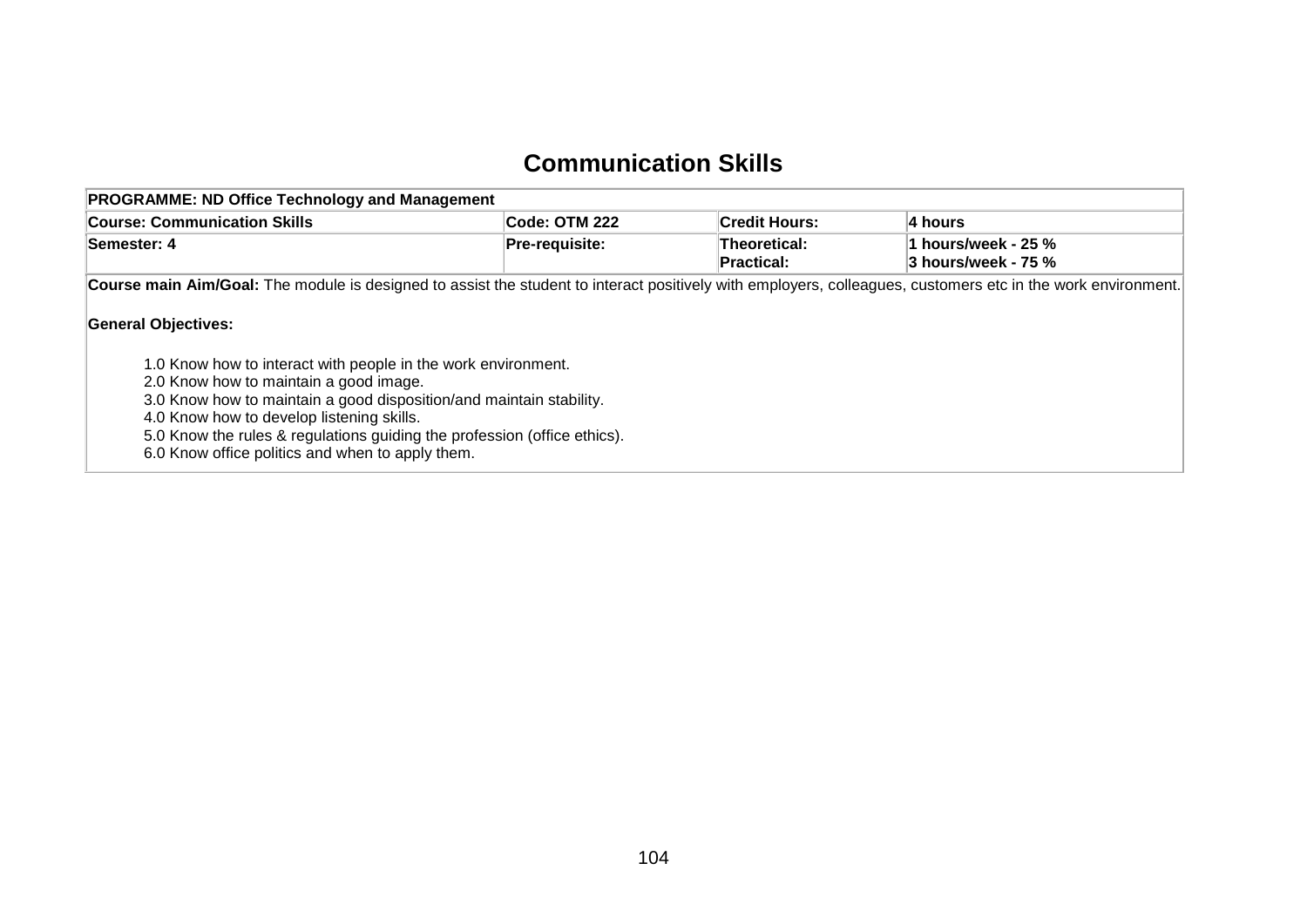# Communication Skills

| PROGRAMME: ND Office Technology and Management | | | |
|---|---|---|---|
| **Course: Communication Skills** | **Code: OTM 222** | **Credit Hours:** | **4 hours** |
| **Semester: 4** | **Pre-requisite:** | **Theoretical:**<br>**Practical:** | **1 hours/week - 25 %**<br>**3 hours/week - 75 %** |

**Course main Aim/Goal:** The module is designed to assist the student to interact positively with employers, colleagues, customers etc in the work environment.

**General Objectives:**

1.0 Know how to interact with people in the work environment.
2.0 Know how to maintain a good image.
3.0 Know how to maintain a good disposition/and maintain stability.
4.0 Know how to develop listening skills.
5.0 Know the rules & regulations guiding the profession (office ethics).
6.0 Know office politics and when to apply them.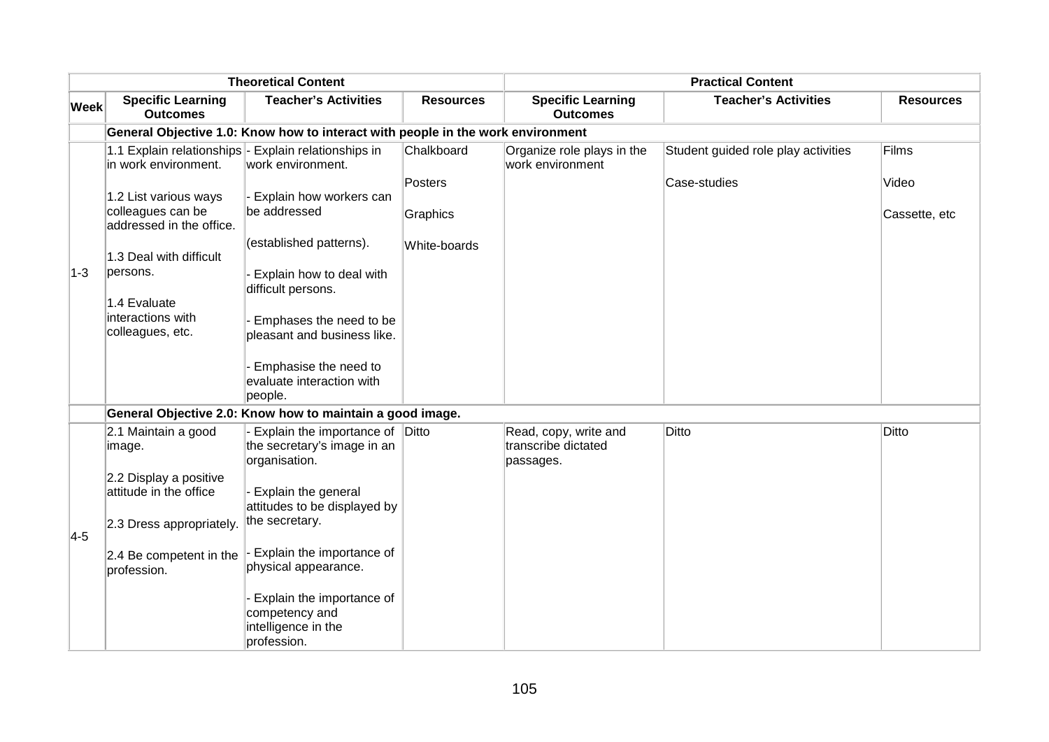| Week | Theoretical Content | | | Practical Content | | |
|---|---|---|---|---|---|---|
| | Specific Learning Outcomes | Teacher's Activities | Resources | Specific Learning Outcomes | Teacher's Activities | Resources |
| | **General Objective 1.0: Know how to interact with people in the work environment** | | | | | |
| 1-3 | 1.1 Explain relationships in work environment.<br><br>1.2 List various ways colleagues can be addressed in the office.<br><br>1.3 Deal with difficult persons.<br><br>1.4 Evaluate interactions with colleagues, etc. | - Explain relationships in work environment.<br><br>- Explain how workers can be addressed<br><br>(established patterns).<br><br>- Explain how to deal with difficult persons.<br><br>- Emphases the need to be pleasant and business like.<br><br>- Emphasise the need to evaluate interaction with people. | Chalkboard<br><br>Posters<br><br>Graphics<br><br>White-boards | Organize role plays in the work environment | Student guided role play activities<br><br>Case-studies | Films<br><br>Video<br><br>Cassette, etc |
| | **General Objective 2.0: Know how to maintain a good image.** | | | | | |
| 4-5 | 2.1 Maintain a good image.<br><br>2.2 Display a positive attitude in the office<br><br>2.3 Dress appropriately.<br><br>2.4 Be competent in the profession. | - Explain the importance of the secretary's image in an organisation.<br><br>- Explain the general attitudes to be displayed by the secretary.<br><br>- Explain the importance of physical appearance.<br><br>- Explain the importance of competency and intelligence in the profession. | Ditto | Read, copy, write and transcribe dictated passages. | Ditto | Ditto |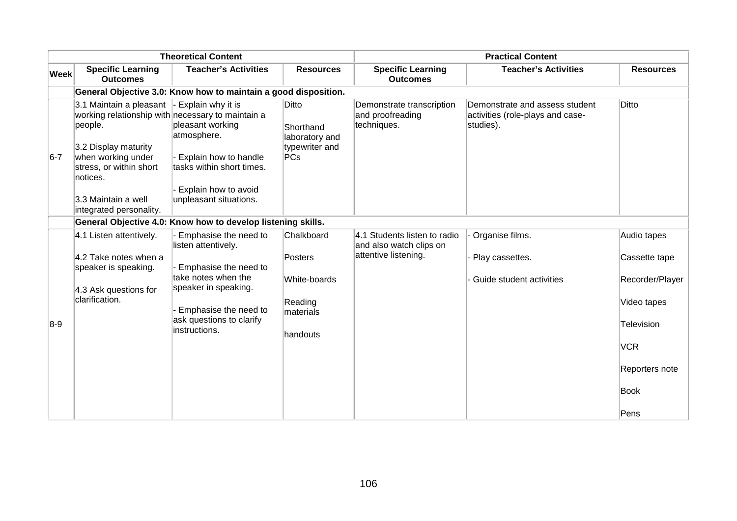| | Theoretical Content | | | Practical Content | | |
|---|---|---|---|---|---|---|
| **Week** | **Specific Learning Outcomes** | **Teacher's Activities** | **Resources** | **Specific Learning Outcomes** | **Teacher's Activities** | **Resources** |
| | **General Objective 3.0: Know how to maintain a good disposition.** | | | | | |
| 6-7 | 3.1 Maintain a pleasant working relationship with people.<br><br>3.2 Display maturity when working under stress, or within short notices.<br><br>3.3 Maintain a well integrated personality. | - Explain why it is necessary to maintain a pleasant working atmosphere.<br><br>- Explain how to handle tasks within short times.<br><br>- Explain how to avoid unpleasant situations. | Ditto<br><br>Shorthand laboratory and typewriter and PCs | Demonstrate transcription and proofreading techniques. | Demonstrate and assess student activities (role-plays and case-studies). | Ditto |
| | **General Objective 4.0: Know how to develop listening skills.** | | | | | |
| 8-9 | 4.1 Listen attentively.<br><br>4.2 Take notes when a speaker is speaking.<br><br>4.3 Ask questions for clarification. | - Emphasise the need to listen attentively.<br><br>- Emphasise the need to take notes when the speaker in speaking.<br><br>- Emphasise the need to ask questions to clarify instructions. | Chalkboard<br><br>Posters<br><br>White-boards<br><br>Reading materials<br><br>handouts | 4.1 Students listen to radio and also watch clips on attentive listening. | - Organise films.<br><br>- Play cassettes.<br><br>- Guide student activities | Audio tapes<br><br>Cassette tape<br><br>Recorder/Player<br><br>Video tapes<br><br>Television<br><br>VCR<br><br>Reporters note<br><br>Book<br><br>Pens |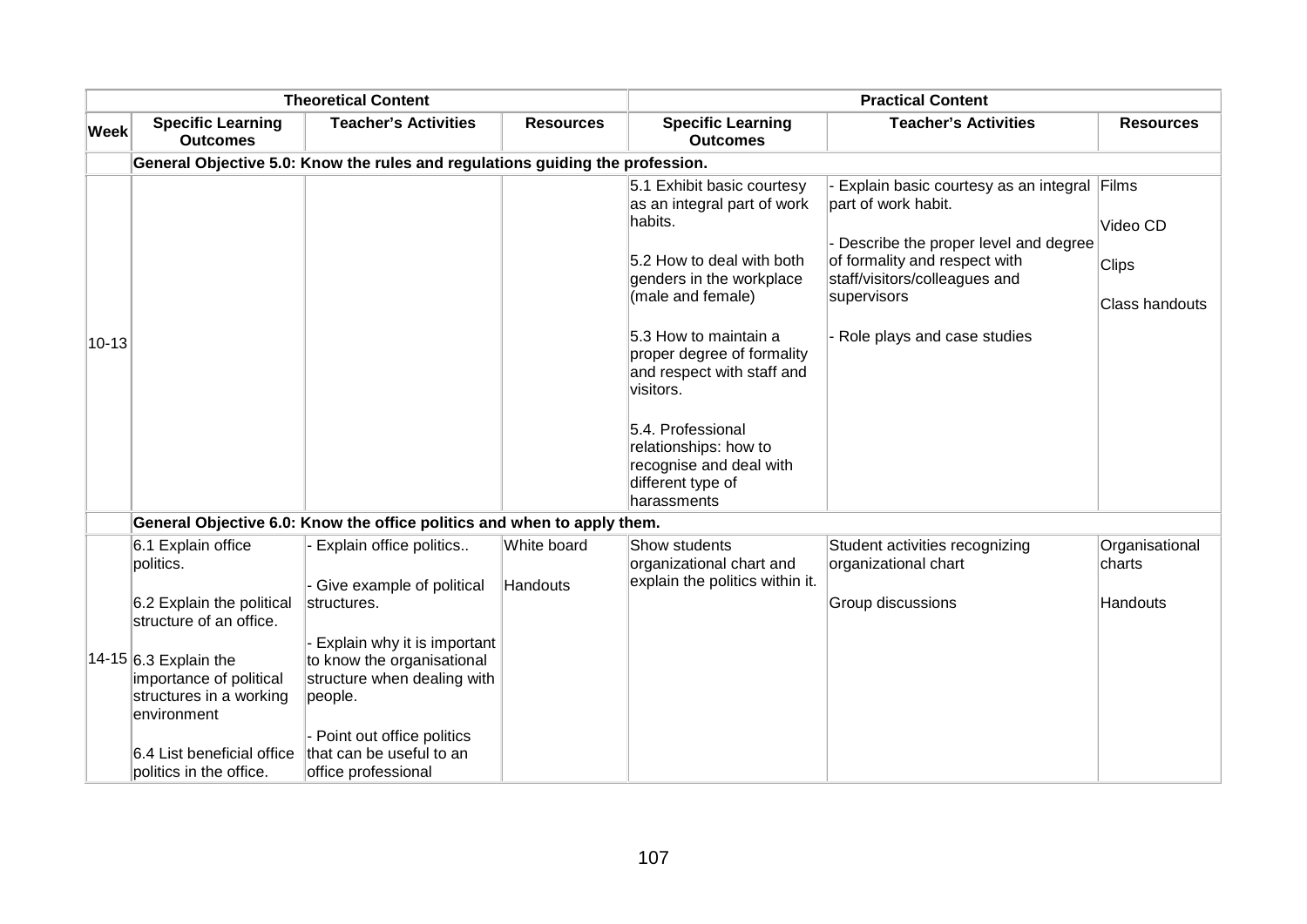| | Theoretical Content | | | Practical Content | | |
|---|---|---|---|---|---|---|
| **Week** | **Specific Learning Outcomes** | **Teacher's Activities** | **Resources** | **Specific Learning Outcomes** | **Teacher's Activities** | **Resources** |
| | **General Objective 5.0: Know the rules and regulations guiding the profession.** | | | | | |
| 10-13 | | | | 5.1 Exhibit basic courtesy as an integral part of work habits.<br><br>5.2 How to deal with both genders in the workplace (male and female)<br><br>5.3 How to maintain a proper degree of formality and respect with staff and visitors.<br><br>5.4. Professional relationships: how to recognise and deal with different type of harassments | - Explain basic courtesy as an integral part of work habit.<br><br>- Describe the proper level and degree of formality and respect with staff/visitors/colleagues and supervisors<br><br>- Role plays and case studies | Films<br><br>Video CD<br><br>Clips<br><br>Class handouts |
| | **General Objective 6.0: Know the office politics and when to apply them.** | | | | | |
| 14-15 | 6.1 Explain office politics.<br><br>6.2 Explain the political structure of an office.<br><br>6.3 Explain the importance of political structures in a working environment<br><br>6.4 List beneficial office politics in the office. | - Explain office politics..<br><br>- Give example of political structures.<br><br>- Explain why it is important to know the organisational structure when dealing with people.<br><br>- Point out office politics that can be useful to an office professional | White board<br><br>Handouts | Show students organizational chart and explain the politics within it. | Student activities recognizing organizational chart<br><br>Group discussions | Organisational charts<br><br>Handouts |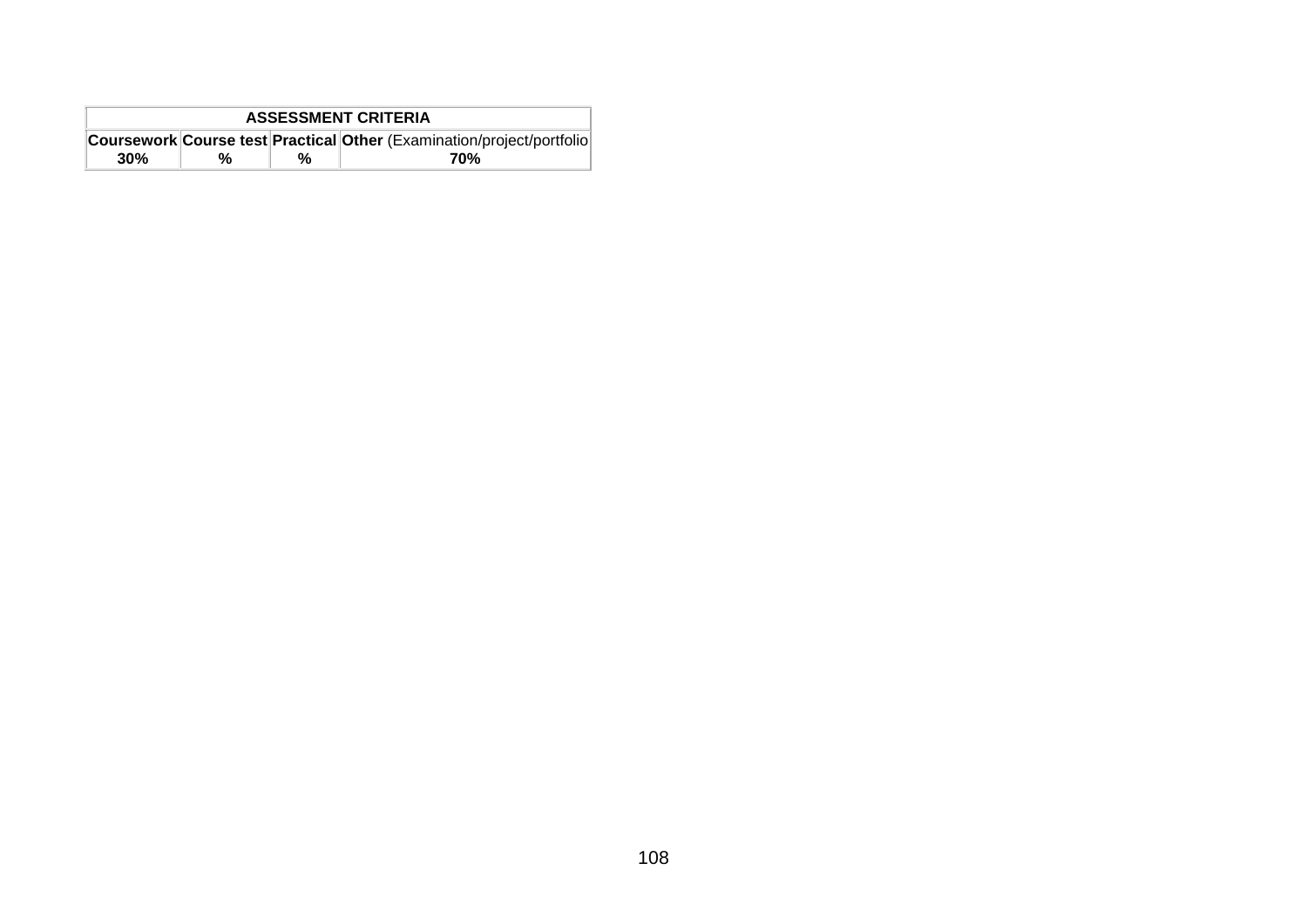| ASSESSMENT CRITERIA | | | |
|---|---|---|---|
| **Coursework** | **Course test** | **Practical** | **Other** (Examination/project/portfolio |
| **30%** | **%** | **%** | **70%** |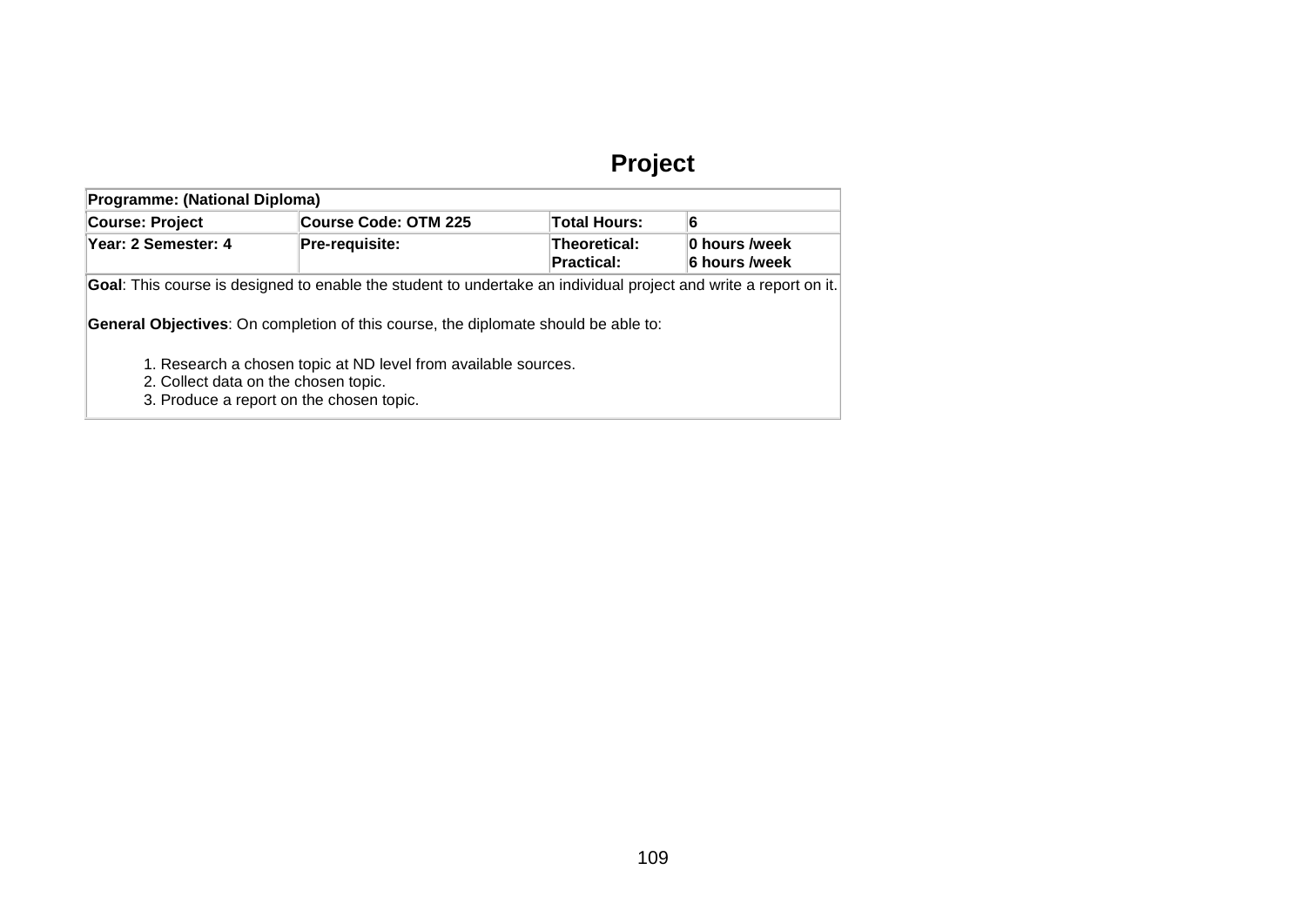# Project

| Programme: (National Diploma) | | | |
|---|---|---|---|
| **Course: Project** | **Course Code: OTM 225** | **Total Hours:** | **6** |
| **Year: 2 Semester: 4** | **Pre-requisite:** | **Theoretical:**<br>**Practical:** | **0 hours /week**<br>**6 hours /week** |
| **Goal**: This course is designed to enable the student to undertake an individual project and write a report on it.<br><br>**General Objectives**: On completion of this course, the diplomate should be able to:<br><br>1. Research a chosen topic at ND level from available sources.<br>2. Collect data on the chosen topic.<br>3. Produce a report on the chosen topic. | | | |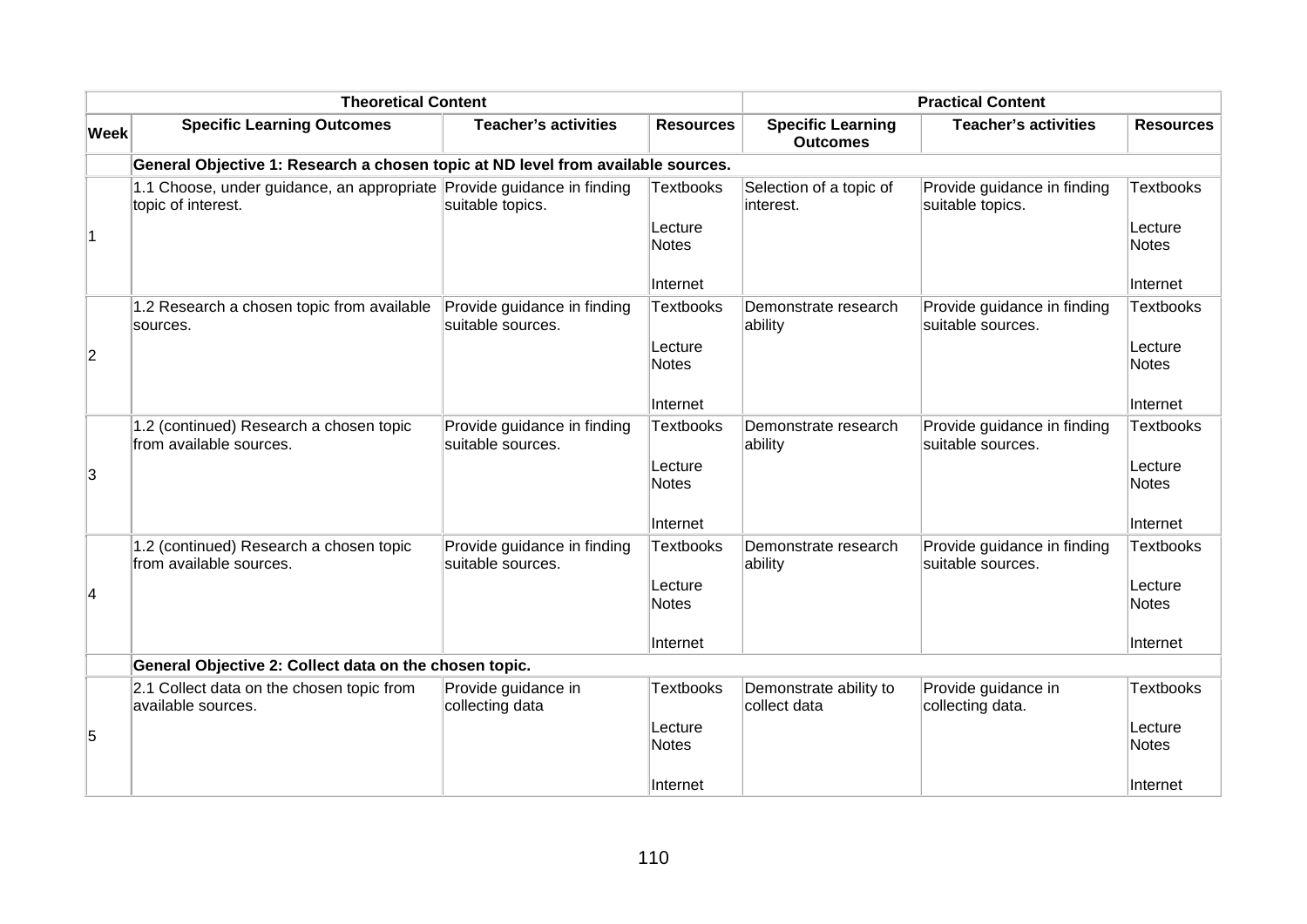| | Theoretical Content | | | Practical Content | | |
|---|---|---|---|---|---|---|
| **Week** | **Specific Learning Outcomes** | **Teacher's activities** | **Resources** | **Specific Learning Outcomes** | **Teacher's activities** | **Resources** |
| | **General Objective 1: Research a chosen topic at ND level from available sources.** | | | | | |
| 1 | 1.1 Choose, under guidance, an appropriate topic of interest. | Provide guidance in finding suitable topics. | Textbooks<br><br>Lecture Notes<br><br>Internet | Selection of a topic of interest. | Provide guidance in finding suitable topics. | Textbooks<br><br>Lecture Notes<br><br>Internet |
| 2 | 1.2 Research a chosen topic from available sources. | Provide guidance in finding suitable sources. | Textbooks<br><br>Lecture Notes<br><br>Internet | Demonstrate research ability | Provide guidance in finding suitable sources. | Textbooks<br><br>Lecture Notes<br><br>Internet |
| 3 | 1.2 (continued) Research a chosen topic from available sources. | Provide guidance in finding suitable sources. | Textbooks<br><br>Lecture Notes<br><br>Internet | Demonstrate research ability | Provide guidance in finding suitable sources. | Textbooks<br><br>Lecture Notes<br><br>Internet |
| 4 | 1.2 (continued) Research a chosen topic from available sources. | Provide guidance in finding suitable sources. | Textbooks<br><br>Lecture Notes<br><br>Internet | Demonstrate research ability | Provide guidance in finding suitable sources. | Textbooks<br><br>Lecture Notes<br><br>Internet |
| | **General Objective 2: Collect data on the chosen topic.** | | | | | |
| 5 | 2.1 Collect data on the chosen topic from available sources. | Provide guidance in collecting data | Textbooks<br><br>Lecture Notes<br><br>Internet | Demonstrate ability to collect data | Provide guidance in collecting data. | Textbooks<br><br>Lecture Notes<br><br>Internet |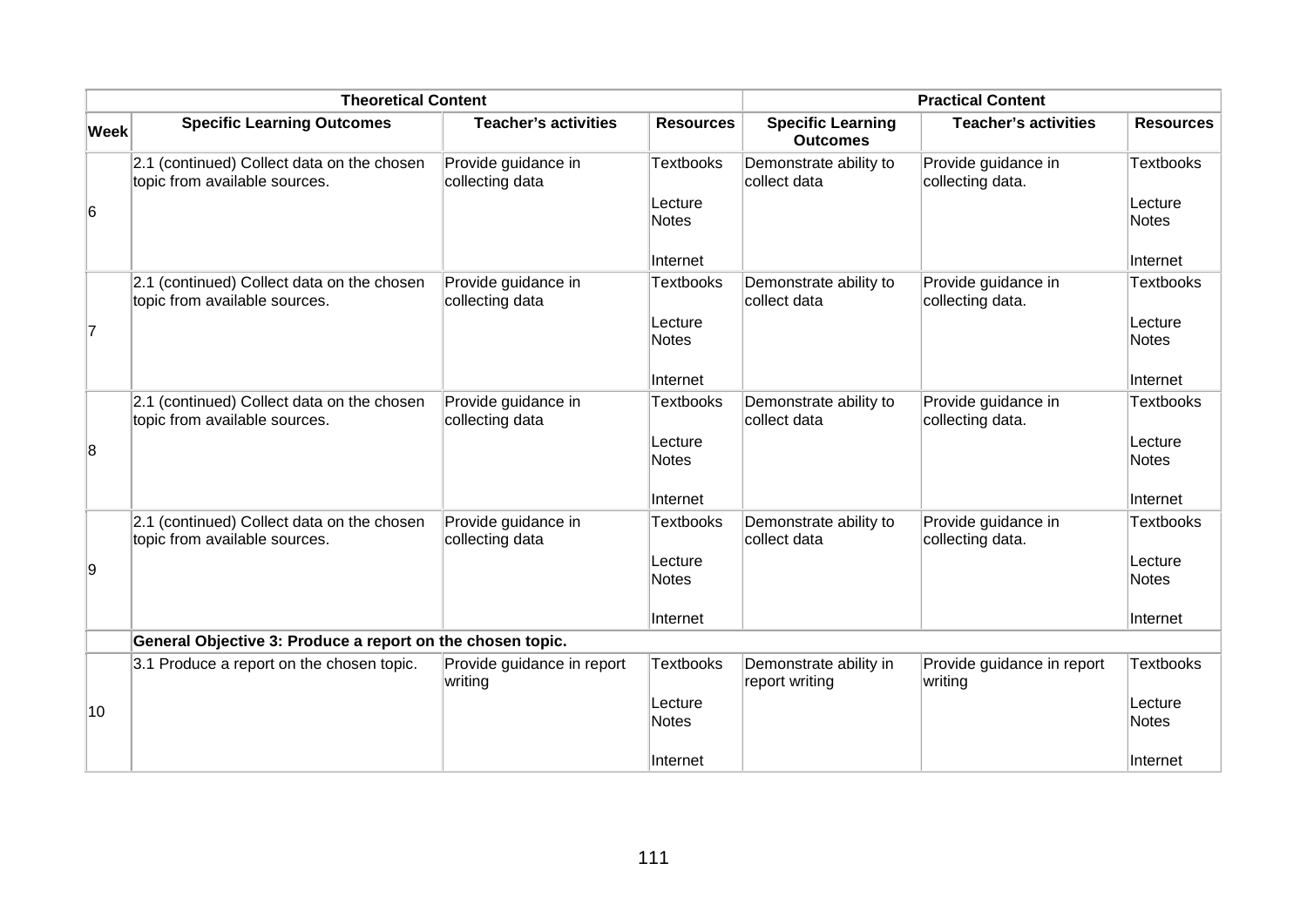| | Theoretical Content | | | Practical Content | | |
|---|---|---|---|---|---|---|
| **Week** | **Specific Learning Outcomes** | **Teacher's activities** | **Resources** | **Specific Learning Outcomes** | **Teacher's activities** | **Resources** |
| 6 | 2.1 (continued) Collect data on the chosen topic from available sources. | Provide guidance in collecting data | Textbooks<br><br>Lecture Notes<br><br>Internet | Demonstrate ability to collect data | Provide guidance in collecting data. | Textbooks<br><br>Lecture Notes<br><br>Internet |
| 7 | 2.1 (continued) Collect data on the chosen topic from available sources. | Provide guidance in collecting data | Textbooks<br><br>Lecture Notes<br><br>Internet | Demonstrate ability to collect data | Provide guidance in collecting data. | Textbooks<br><br>Lecture Notes<br><br>Internet |
| 8 | 2.1 (continued) Collect data on the chosen topic from available sources. | Provide guidance in collecting data | Textbooks<br><br>Lecture Notes<br><br>Internet | Demonstrate ability to collect data | Provide guidance in collecting data. | Textbooks<br><br>Lecture Notes<br><br>Internet |
| 9 | 2.1 (continued) Collect data on the chosen topic from available sources. | Provide guidance in collecting data | Textbooks<br><br>Lecture Notes<br><br>Internet | Demonstrate ability to collect data | Provide guidance in collecting data. | Textbooks<br><br>Lecture Notes<br><br>Internet |
| | **General Objective 3: Produce a report on the chosen topic.** | | | | | |
| 10 | 3.1 Produce a report on the chosen topic. | Provide guidance in report writing | Textbooks<br><br>Lecture Notes<br><br>Internet | Demonstrate ability in report writing | Provide guidance in report writing | Textbooks<br><br>Lecture Notes<br><br>Internet |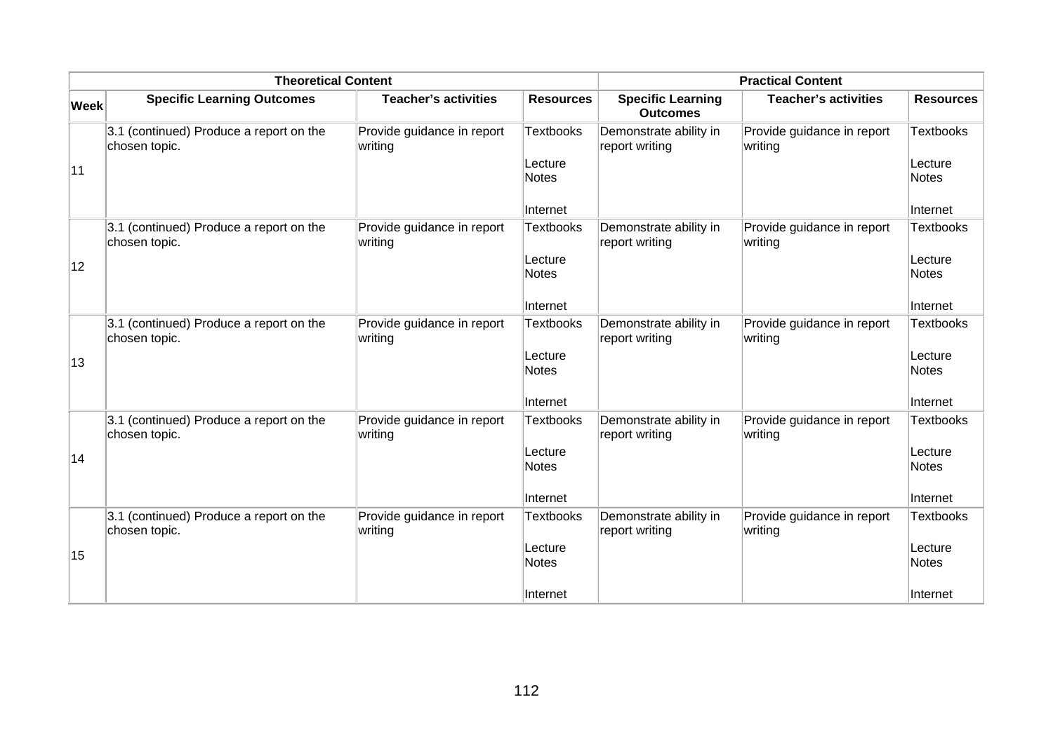| | Theoretical Content | | | Practical Content | | |
|---|---|---|---|---|---|---|
| **Week** | **Specific Learning Outcomes** | **Teacher's activities** | **Resources** | **Specific Learning Outcomes** | **Teacher's activities** | **Resources** |
| 11 | 3.1 (continued) Produce a report on the chosen topic. | Provide guidance in report writing | Textbooks<br><br>Lecture Notes<br><br>Internet | Demonstrate ability in report writing | Provide guidance in report writing | Textbooks<br><br>Lecture Notes<br><br>Internet |
| 12 | 3.1 (continued) Produce a report on the chosen topic. | Provide guidance in report writing | Textbooks<br><br>Lecture Notes<br><br>Internet | Demonstrate ability in report writing | Provide guidance in report writing | Textbooks<br><br>Lecture Notes<br><br>Internet |
| 13 | 3.1 (continued) Produce a report on the chosen topic. | Provide guidance in report writing | Textbooks<br><br>Lecture Notes<br><br>Internet | Demonstrate ability in report writing | Provide guidance in report writing | Textbooks<br><br>Lecture Notes<br><br>Internet |
| 14 | 3.1 (continued) Produce a report on the chosen topic. | Provide guidance in report writing | Textbooks<br><br>Lecture Notes<br><br>Internet | Demonstrate ability in report writing | Provide guidance in report writing | Textbooks<br><br>Lecture Notes<br><br>Internet |
| 15 | 3.1 (continued) Produce a report on the chosen topic. | Provide guidance in report writing | Textbooks<br><br>Lecture Notes<br><br>Internet | Demonstrate ability in report writing | Provide guidance in report writing | Textbooks<br><br>Lecture Notes<br><br>Internet |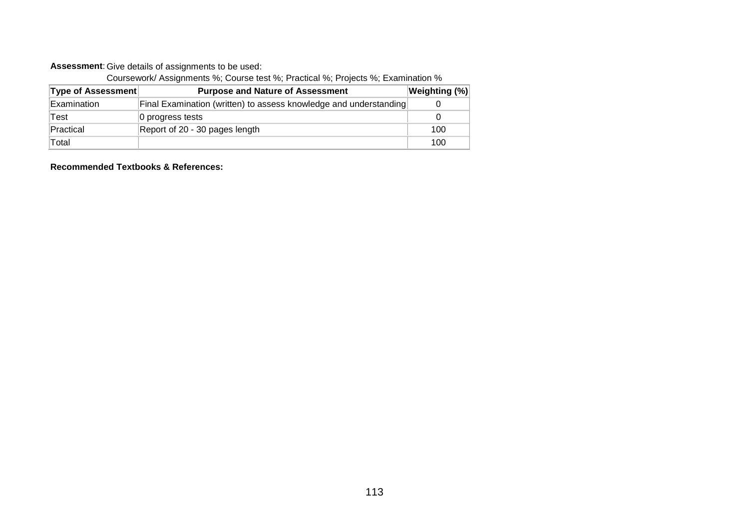**Assessment**: Give details of assignments to be used:

Coursework/ Assignments %; Course test %; Practical %; Projects %; Examination %

| Type of Assessment | Purpose and Nature of Assessment | Weighting (%) |
|---|---|---|
| Examination | Final Examination (written) to assess knowledge and understanding | 0 |
| Test | 0 progress tests | 0 |
| Practical | Report of 20 - 30 pages length | 100 |
| Total | | 100 |

**Recommended Textbooks & References:**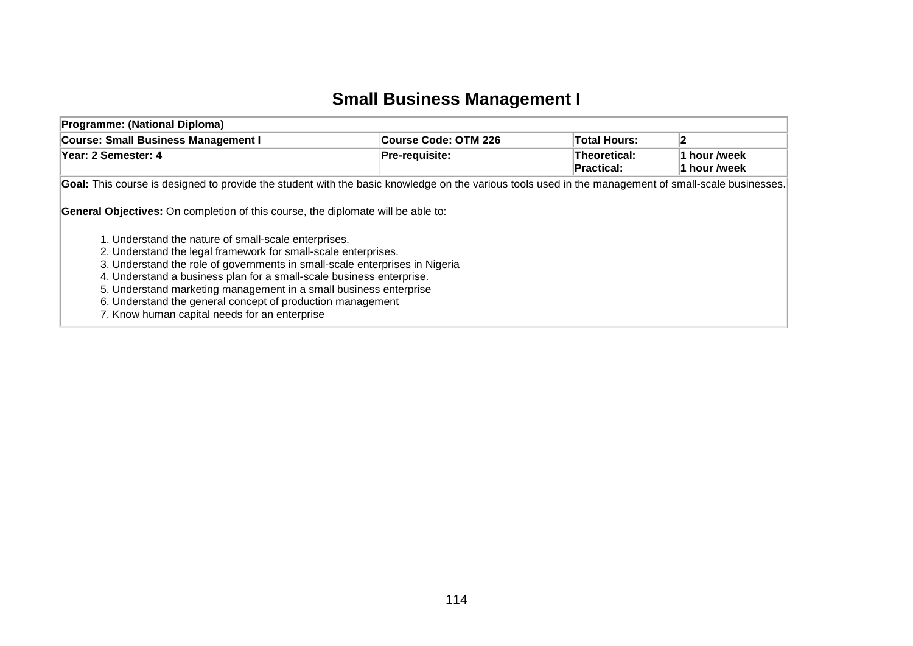# Small Business Management I

| Programme: (National Diploma) | | | |
|---|---|---|---|
| **Course: Small Business Management I** | **Course Code: OTM 226** | **Total Hours:** | **2** |
| **Year: 2 Semester: 4** | **Pre-requisite:** | **Theoretical:**<br>**Practical:** | **1 hour /week**<br>**1 hour /week** |

**Goal:** This course is designed to provide the student with the basic knowledge on the various tools used in the management of small-scale businesses.

**General Objectives:** On completion of this course, the diplomate will be able to:

1. Understand the nature of small-scale enterprises.
2. Understand the legal framework for small-scale enterprises.
3. Understand the role of governments in small-scale enterprises in Nigeria
4. Understand a business plan for a small-scale business enterprise.
5. Understand marketing management in a small business enterprise
6. Understand the general concept of production management
7. Know human capital needs for an enterprise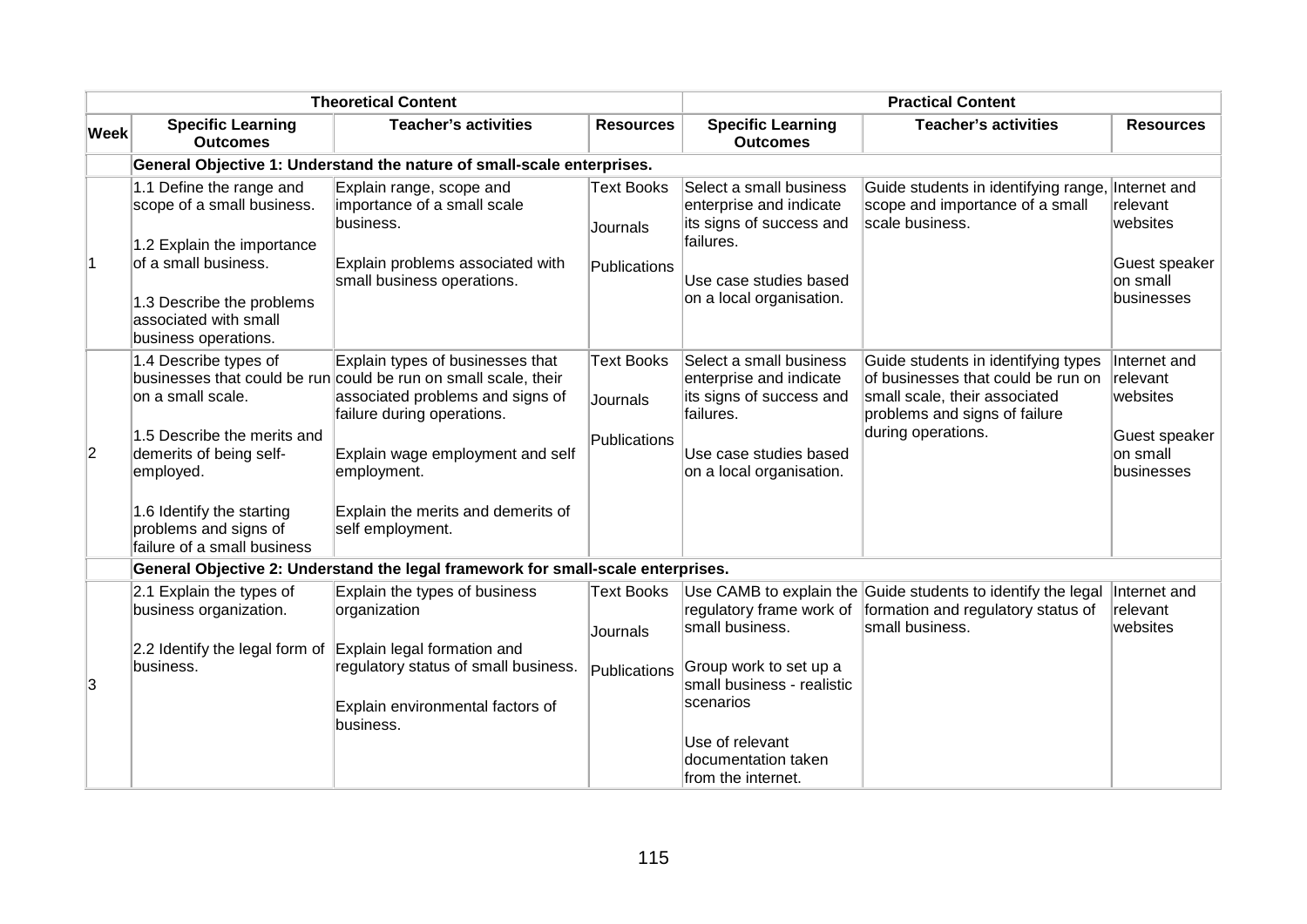| | Theoretical Content | | | Practical Content | | |
|---|---|---|---|---|---|---|
| **Week** | **Specific Learning Outcomes** | **Teacher's activities** | **Resources** | **Specific Learning Outcomes** | **Teacher's activities** | **Resources** |
| | **General Objective 1: Understand the nature of small-scale enterprises.** | | | | | |
| 1 | 1.1 Define the range and scope of a small business.<br><br>1.2 Explain the importance of a small business.<br><br>1.3 Describe the problems associated with small business operations. | Explain range, scope and importance of a small scale business.<br><br>Explain problems associated with small business operations. | Text Books<br><br>Journals<br><br>Publications | Select a small business enterprise and indicate its signs of success and failures.<br><br>Use case studies based on a local organisation. | Guide students in identifying range, scope and importance of a small scale business. | Internet and relevant websites<br><br>Guest speaker on small businesses |
| 2 | 1.4 Describe types of businesses that could be run on a small scale.<br><br>1.5 Describe the merits and demerits of being self-employed.<br><br>1.6 Identify the starting problems and signs of failure of a small business | Explain types of businesses that could be run on small scale, their associated problems and signs of failure during operations.<br><br>Explain wage employment and self employment.<br><br>Explain the merits and demerits of self employment. | Text Books<br><br>Journals<br><br>Publications | Select a small business enterprise and indicate its signs of success and failures.<br><br>Use case studies based on a local organisation. | Guide students in identifying types of businesses that could be run on small scale, their associated problems and signs of failure during operations. | Internet and relevant websites<br><br>Guest speaker on small businesses |
| | **General Objective 2: Understand the legal framework for small-scale enterprises.** | | | | | |
| 3 | 2.1 Explain the types of business organization.<br><br>2.2 Identify the legal form of business. | Explain the types of business organization<br><br>Explain legal formation and regulatory status of small business.<br><br>Explain environmental factors of business. | Text Books<br><br>Journals<br><br>Publications | Use CAMB to explain the regulatory frame work of small business.<br><br>Group work to set up a small business - realistic scenarios<br><br>Use of relevant documentation taken from the internet. | Guide students to identify the legal formation and regulatory status of small business. | Internet and relevant websites |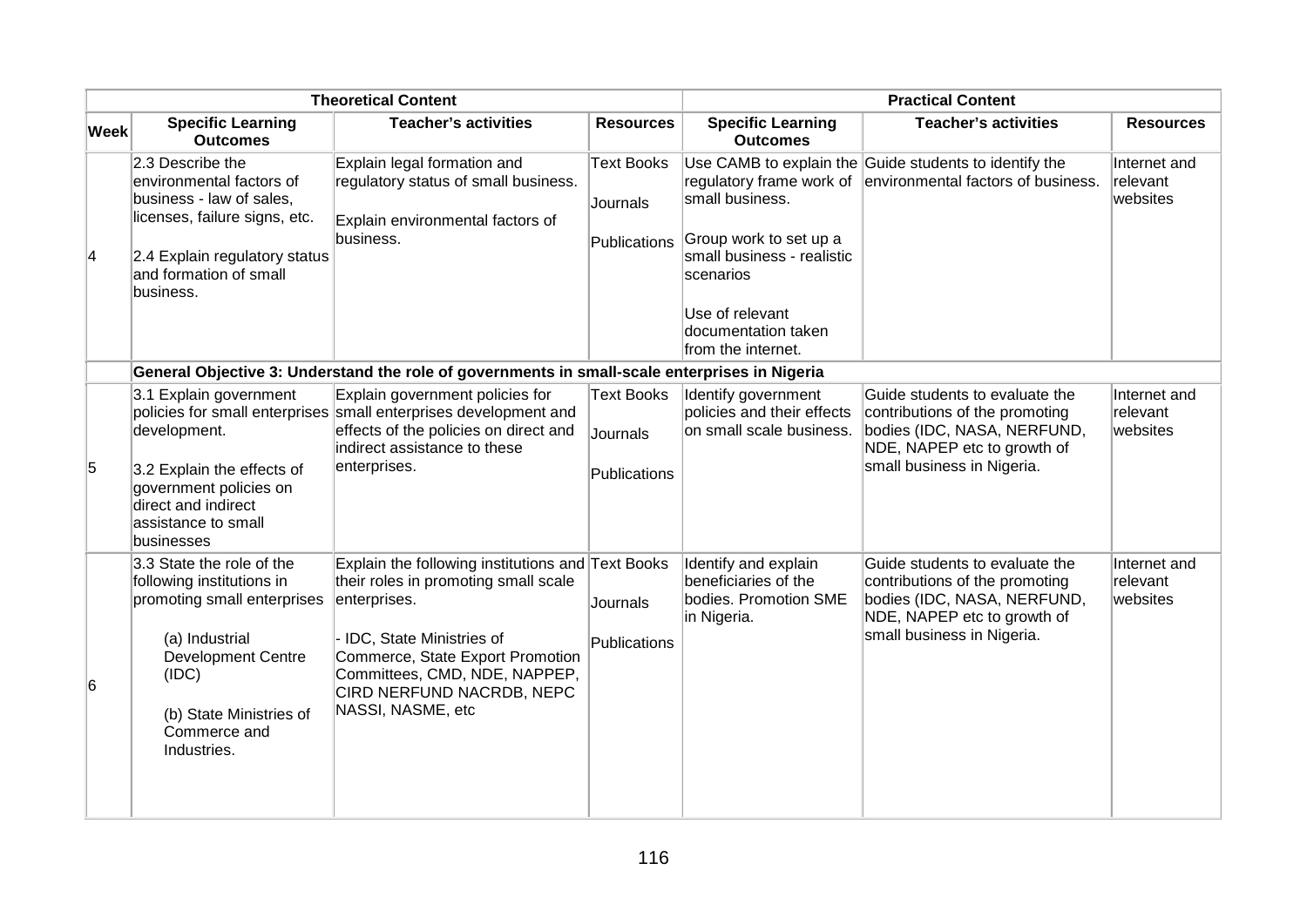| | Theoretical Content | | | Practical Content | | |
|---|---|---|---|---|---|---|
| **Week** | **Specific Learning Outcomes** | **Teacher's activities** | **Resources** | **Specific Learning Outcomes** | **Teacher's activities** | **Resources** |
| 4 | 2.3 Describe the environmental factors of business - law of sales, licenses, failure signs, etc.<br><br>2.4 Explain regulatory status and formation of small business. | Explain legal formation and regulatory status of small business.<br><br>Explain environmental factors of business. | Text Books<br><br>Journals<br><br>Publications | Use CAMB to explain the regulatory frame work of small business.<br><br>Group work to set up a small business - realistic scenarios<br><br>Use of relevant documentation taken from the internet. | Guide students to identify the environmental factors of business. | Internet and relevant websites |
| | **General Objective 3: Understand the role of governments in small-scale enterprises in Nigeria** | | | | | |
| 5 | 3.1 Explain government policies for small enterprises development.<br><br>3.2 Explain the effects of government policies on direct and indirect assistance to small businesses | Explain government policies for small enterprises development and effects of the policies on direct and indirect assistance to these enterprises. | Text Books<br><br>Journals<br><br>Publications | Identify government policies and their effects on small scale business. | Guide students to evaluate the contributions of the promoting bodies (IDC, NASA, NERFUND, NDE, NAPEP etc to growth of small business in Nigeria. | Internet and relevant websites |
| 6 | 3.3 State the role of the following institutions in promoting small enterprises<br><br>(a) Industrial Development Centre (IDC)<br><br>(b) State Ministries of Commerce and Industries. | Explain the following institutions and their roles in promoting small scale enterprises.<br><br>- IDC, State Ministries of Commerce, State Export Promotion Committees, CMD, NDE, NAPPEP, CIRD NERFUND NACRDB, NEPC NASSI, NASME, etc | Text Books<br><br>Journals<br><br>Publications | Identify and explain beneficiaries of the bodies. Promotion SME in Nigeria. | Guide students to evaluate the contributions of the promoting bodies (IDC, NASA, NERFUND, NDE, NAPEP etc to growth of small business in Nigeria. | Internet and relevant websites |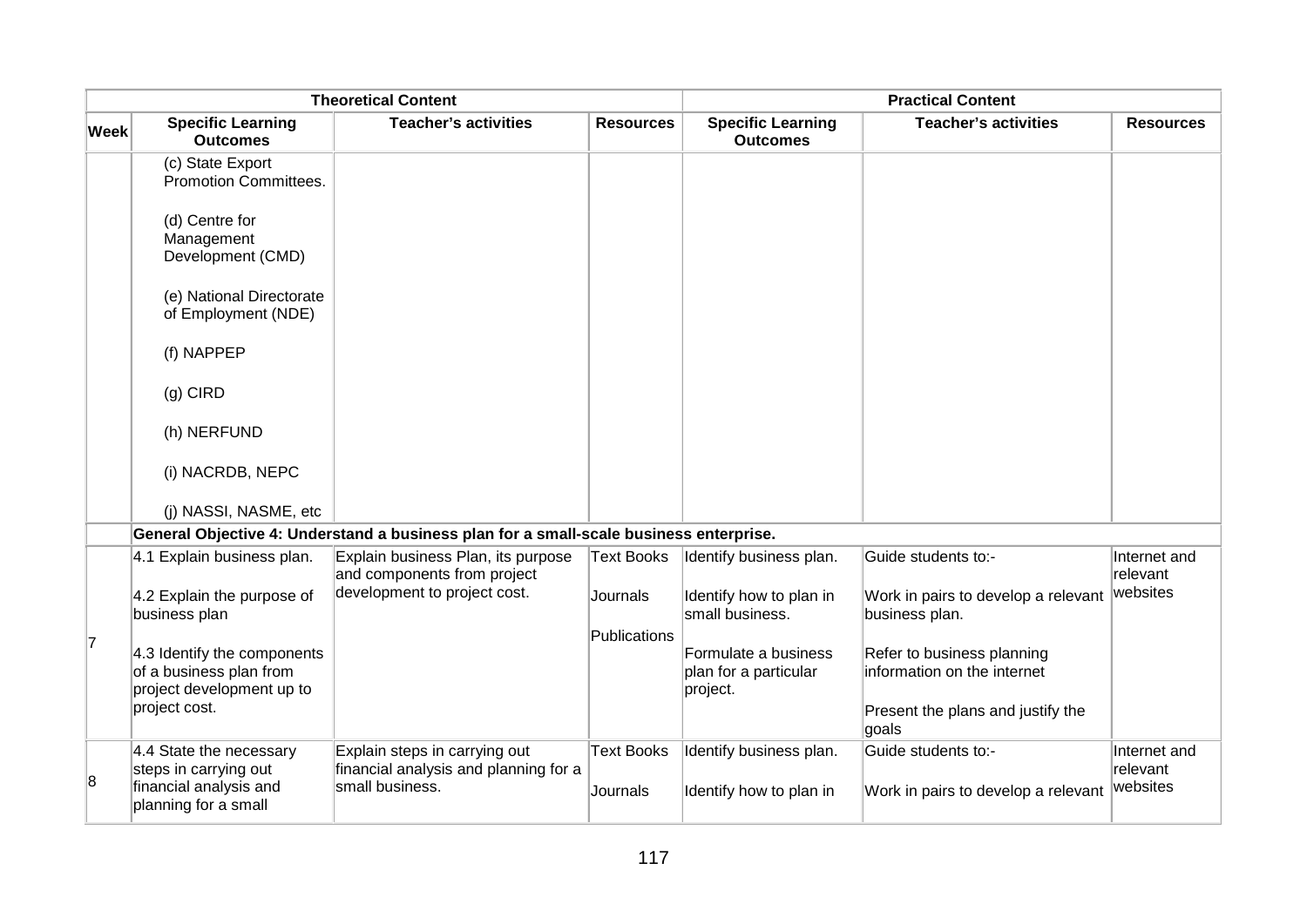| Theoretical Content | | | | Practical Content | | |
|---|---|---|---|---|---|---|
| **Week** | **Specific Learning Outcomes** | **Teacher's activities** | **Resources** | **Specific Learning Outcomes** | **Teacher's activities** | **Resources** |
| | (c) State Export Promotion Committees.<br><br>(d) Centre for Management Development (CMD)<br><br>(e) National Directorate of Employment (NDE)<br><br>(f) NAPPEP<br><br>(g) CIRD<br><br>(h) NERFUND<br><br>(i) NACRDB, NEPC<br><br>(j) NASSI, NASME, etc | | | | | |
| | **General Objective 4: Understand a business plan for a small-scale business enterprise.** | | | | | |
| 7 | 4.1 Explain business plan.<br><br>4.2 Explain the purpose of business plan<br><br>4.3 Identify the components of a business plan from project development up to project cost. | Explain business Plan, its purpose and components from project development to project cost. | Text Books<br><br>Journals<br><br>Publications | Identify business plan.<br><br>Identify how to plan in small business.<br><br>Formulate a business plan for a particular project. | Guide students to:-<br><br>Work in pairs to develop a relevant business plan.<br><br>Refer to business planning information on the internet<br><br>Present the plans and justify the goals | Internet and relevant websites |
| 8 | 4.4 State the necessary steps in carrying out financial analysis and planning for a small | Explain steps in carrying out financial analysis and planning for a small business. | Text Books<br><br>Journals | Identify business plan.<br><br>Identify how to plan in | Guide students to:-<br><br>Work in pairs to develop a relevant | Internet and relevant websites |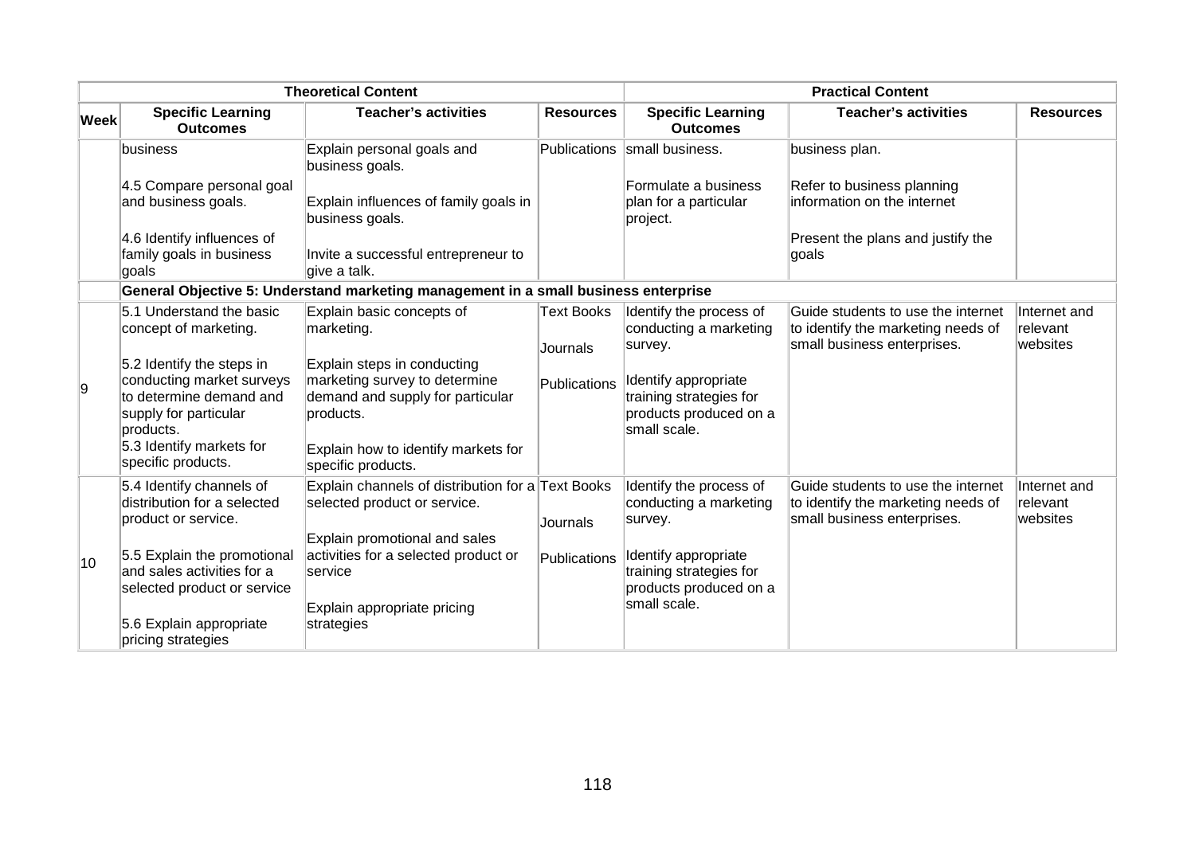| | Theoretical Content | | | Practical Content | | |
|---|---|---|---|---|---|---|
| **Week** | **Specific Learning Outcomes** | **Teacher's activities** | **Resources** | **Specific Learning Outcomes** | **Teacher's activities** | **Resources** |
| | business<br><br>4.5 Compare personal goal and business goals.<br><br>4.6 Identify influences of family goals in business goals | Explain personal goals and business goals.<br><br>Explain influences of family goals in business goals.<br><br>Invite a successful entrepreneur to give a talk. | Publications | small business.<br><br>Formulate a business plan for a particular project. | business plan.<br><br>Refer to business planning information on the internet<br><br>Present the plans and justify the goals | |
| | **General Objective 5: Understand marketing management in a small business enterprise** | | | | | |
| 9 | 5.1 Understand the basic concept of marketing.<br><br>5.2 Identify the steps in conducting market surveys to determine demand and supply for particular products.<br>5.3 Identify markets for specific products. | Explain basic concepts of marketing.<br><br>Explain steps in conducting marketing survey to determine demand and supply for particular products.<br><br>Explain how to identify markets for specific products. | Text Books<br><br>Journals<br><br>Publications | Identify the process of conducting a marketing survey.<br><br>Identify appropriate training strategies for products produced on a small scale. | Guide students to use the internet to identify the marketing needs of small business enterprises. | Internet and relevant websites |
| 10 | 5.4 Identify channels of distribution for a selected product or service.<br><br>5.5 Explain the promotional and sales activities for a selected product or service<br><br>5.6 Explain appropriate pricing strategies | Explain channels of distribution for a selected product or service.<br><br>Explain promotional and sales activities for a selected product or service<br><br>Explain appropriate pricing strategies | Text Books<br><br>Journals<br><br>Publications | Identify the process of conducting a marketing survey.<br><br>Identify appropriate training strategies for products produced on a small scale. | Guide students to use the internet to identify the marketing needs of small business enterprises. | Internet and relevant websites |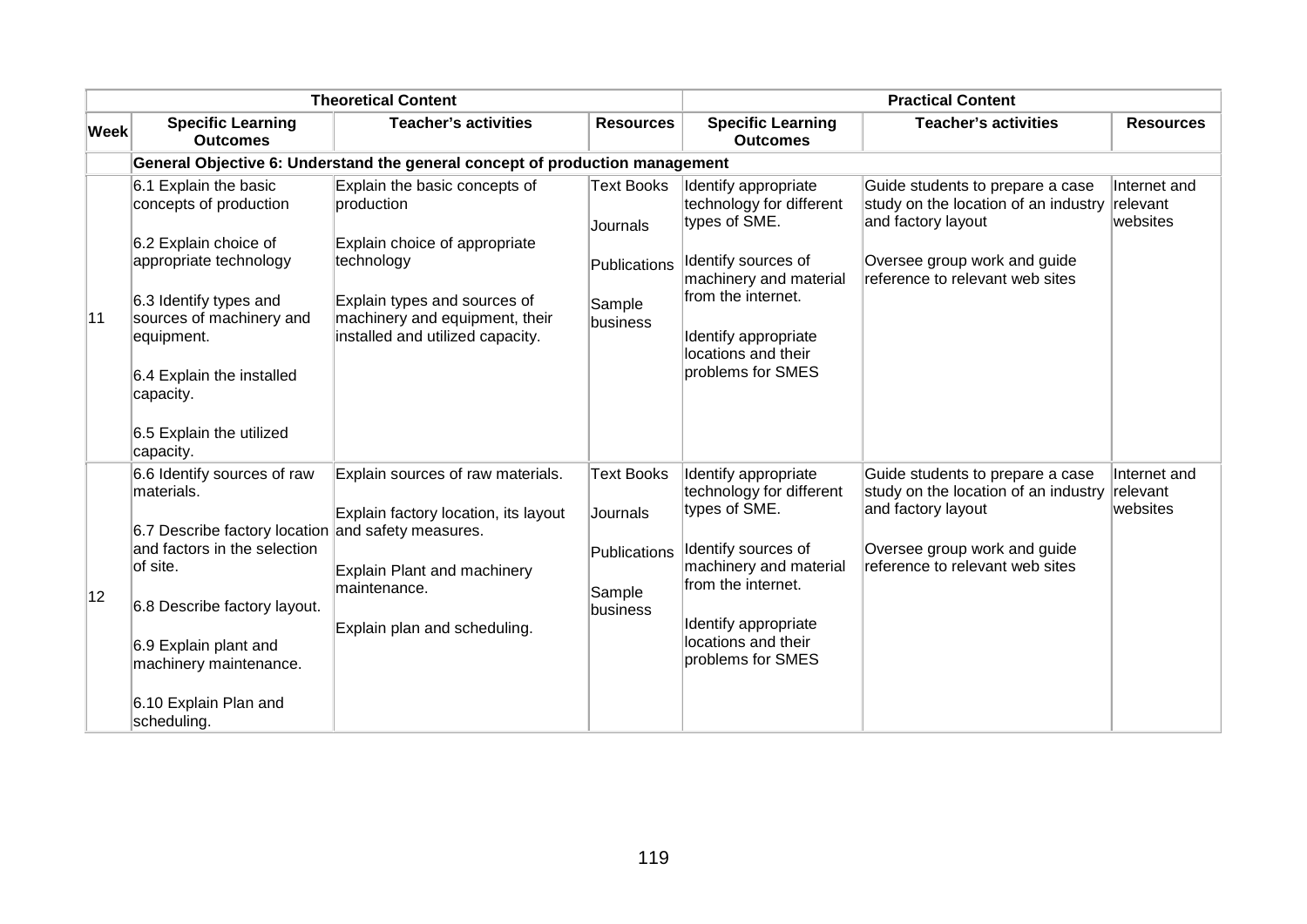| | Theoretical Content | | | Practical Content | | |
|---|---|---|---|---|---|---|
| **Week** | **Specific Learning Outcomes** | **Teacher's activities** | **Resources** | **Specific Learning Outcomes** | **Teacher's activities** | **Resources** |
| | **General Objective 6: Understand the general concept of production management** | | | | | |
| 11 | 6.1 Explain the basic concepts of production<br><br>6.2 Explain choice of appropriate technology<br><br>6.3 Identify types and sources of machinery and equipment.<br><br>6.4 Explain the installed capacity.<br><br>6.5 Explain the utilized capacity. | Explain the basic concepts of production<br><br>Explain choice of appropriate technology<br><br>Explain types and sources of machinery and equipment, their installed and utilized capacity. | Text Books<br><br>Journals<br><br>Publications<br><br>Sample business | Identify appropriate technology for different types of SME.<br><br>Identify sources of machinery and material from the internet.<br><br>Identify appropriate locations and their problems for SMES | Guide students to prepare a case study on the location of an industry and factory layout<br><br>Oversee group work and guide reference to relevant web sites | Internet and relevant websites |
| 12 | 6.6 Identify sources of raw materials.<br><br>6.7 Describe factory location and factors in the selection of site.<br><br>6.8 Describe factory layout.<br><br>6.9 Explain plant and machinery maintenance.<br><br>6.10 Explain Plan and scheduling. | Explain sources of raw materials.<br><br>Explain factory location, its layout and safety measures.<br><br>Explain Plant and machinery maintenance.<br><br>Explain plan and scheduling. | Text Books<br><br>Journals<br><br>Publications<br><br>Sample business | Identify appropriate technology for different types of SME.<br><br>Identify sources of machinery and material from the internet.<br><br>Identify appropriate locations and their problems for SMES | Guide students to prepare a case study on the location of an industry and factory layout<br><br>Oversee group work and guide reference to relevant web sites | Internet and relevant websites |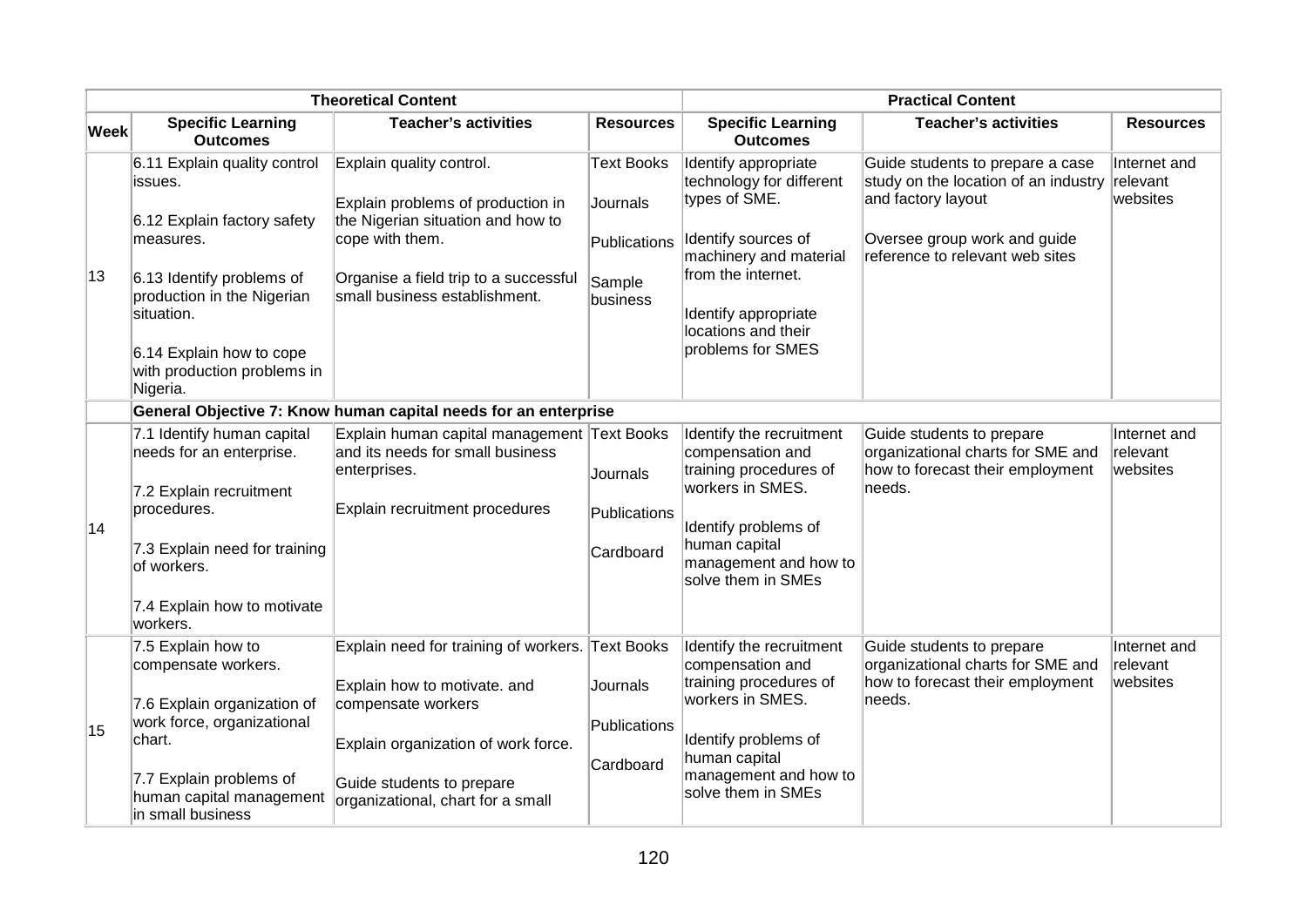| | Theoretical Content | | | Practical Content | | |
|---|---|---|---|---|---|---|
| **Week** | **Specific Learning Outcomes** | **Teacher's activities** | **Resources** | **Specific Learning Outcomes** | **Teacher's activities** | **Resources** |
| 13 | 6.11 Explain quality control issues.<br><br>6.12 Explain factory safety measures.<br><br>6.13 Identify problems of production in the Nigerian situation.<br><br>6.14 Explain how to cope with production problems in Nigeria. | Explain quality control.<br><br>Explain problems of production in the Nigerian situation and how to cope with them.<br><br>Organise a field trip to a successful small business establishment. | Text Books<br><br>Journals<br><br>Publications<br><br>Sample business | Identify appropriate technology for different types of SME.<br><br>Identify sources of machinery and material from the internet.<br><br>Identify appropriate locations and their problems for SMES | Guide students to prepare a case study on the location of an industry and factory layout<br><br>Oversee group work and guide reference to relevant web sites | Internet and relevant websites |
| | **General Objective 7: Know human capital needs for an enterprise** | | | | | |
| 14 | 7.1 Identify human capital needs for an enterprise.<br><br>7.2 Explain recruitment procedures.<br><br>7.3 Explain need for training of workers.<br><br>7.4 Explain how to motivate workers. | Explain human capital management and its needs for small business enterprises.<br><br>Explain recruitment procedures | Text Books<br><br>Journals<br><br>Publications<br><br>Cardboard | Identify the recruitment compensation and training procedures of workers in SMES.<br><br>Identify problems of human capital management and how to solve them in SMEs | Guide students to prepare organizational charts for SME and how to forecast their employment needs. | Internet and relevant websites |
| 15 | 7.5 Explain how to compensate workers.<br><br>7.6 Explain organization of work force, organizational chart.<br><br>7.7 Explain problems of human capital management in small business | Explain need for training of workers.<br><br>Explain how to motivate. and compensate workers<br><br>Explain organization of work force.<br><br>Guide students to prepare organizational, chart for a small | Text Books<br><br>Journals<br><br>Publications<br><br>Cardboard | Identify the recruitment compensation and training procedures of workers in SMES.<br><br>Identify problems of human capital management and how to solve them in SMEs | Guide students to prepare organizational charts for SME and how to forecast their employment needs. | Internet and relevant websites |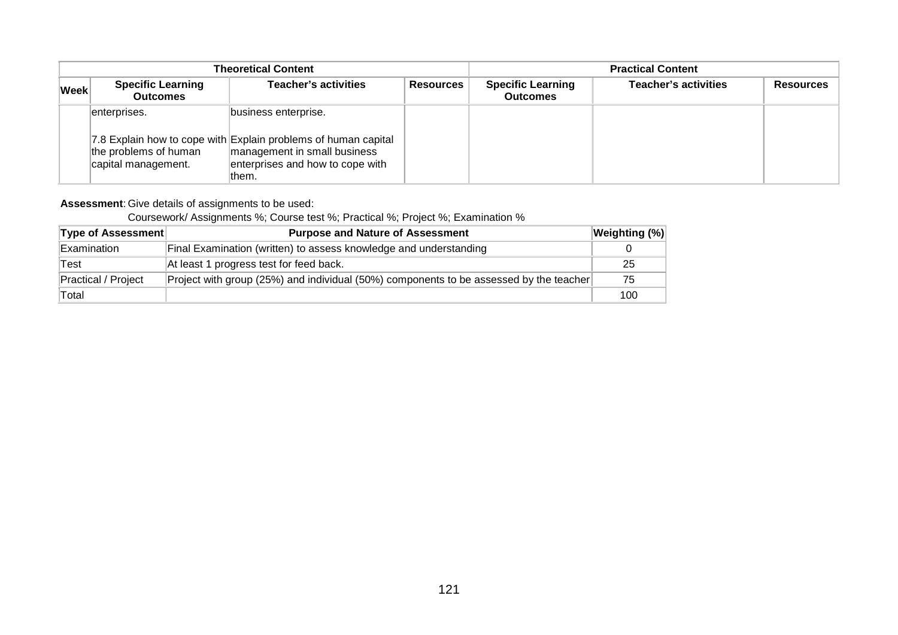| Theoretical Content | | | | Practical Content | | |
|---|---|---|---|---|---|---|
| **Week** | **Specific Learning Outcomes** | **Teacher's activities** | **Resources** | **Specific Learning Outcomes** | **Teacher's activities** | **Resources** |
| | enterprises.<br><br>7.8 Explain how to cope with the problems of human capital management. | business enterprise.<br><br>Explain problems of human capital management in small business enterprises and how to cope with them. | | | | |

**Assessment**: Give details of assignments to be used:

Coursework/ Assignments %; Course test %; Practical %; Project %; Examination %

| Type of Assessment | Purpose and Nature of Assessment | Weighting (%) |
|---|---|---|
| Examination | Final Examination (written) to assess knowledge and understanding | 0 |
| Test | At least 1 progress test for feed back. | 25 |
| Practical / Project | Project with group (25%) and individual (50%) components to be assessed by the teacher | 75 |
| Total | | 100 |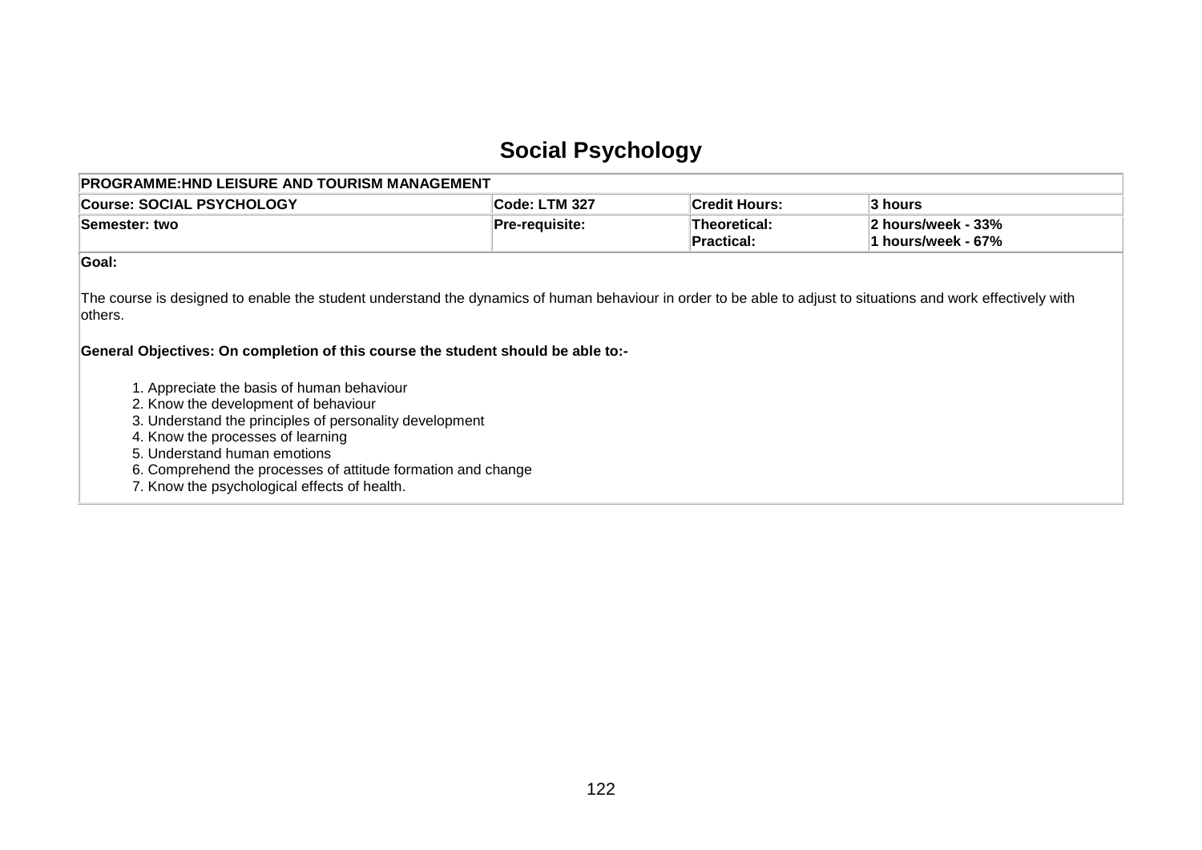# Social Psychology

| PROGRAMME:HND LEISURE AND TOURISM MANAGEMENT | | | |
|---|---|---|---|
| **Course: SOCIAL PSYCHOLOGY** | **Code: LTM 327** | **Credit Hours:** | **3 hours** |
| **Semester: two** | **Pre-requisite:** | **Theoretical:**<br>**Practical:** | **2 hours/week - 33%**<br>**1 hours/week - 67%** |

**Goal:**

The course is designed to enable the student understand the dynamics of human behaviour in order to be able to adjust to situations and work effectively with others.

**General Objectives: On completion of this course the student should be able to:-**

1. Appreciate the basis of human behaviour
2. Know the development of behaviour
3. Understand the principles of personality development
4. Know the processes of learning
5. Understand human emotions
6. Comprehend the processes of attitude formation and change
7. Know the psychological effects of health.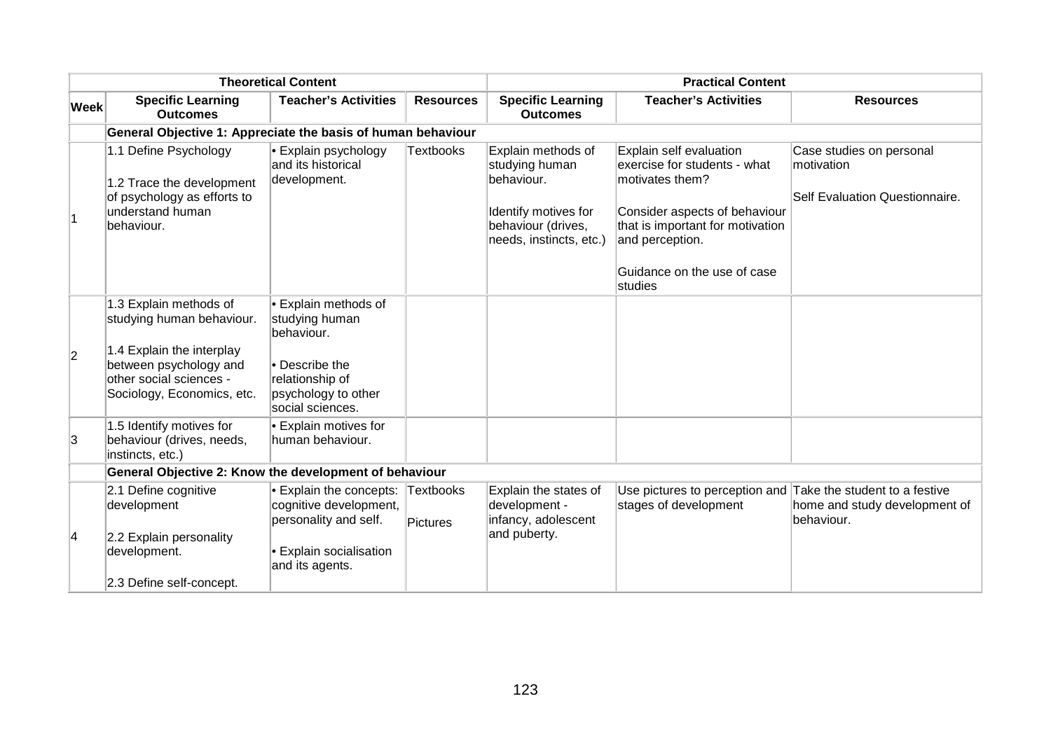| | Theoretical Content | | | Practical Content | | |
|---|---|---|---|---|---|---|
| **Week** | **Specific Learning Outcomes** | **Teacher's Activities** | **Resources** | **Specific Learning Outcomes** | **Teacher's Activities** | **Resources** |
| | **General Objective 1: Appreciate the basis of human behaviour** | | | | | |
| 1 | 1.1 Define Psychology<br><br>1.2 Trace the development of psychology as efforts to understand human behaviour. | • Explain psychology and its historical development. | Textbooks | Explain methods of studying human behaviour.<br><br>Identify motives for behaviour (drives, needs, instincts, etc.) | Explain self evaluation exercise for students - what motivates them?<br><br>Consider aspects of behaviour that is important for motivation and perception.<br><br>Guidance on the use of case studies | Case studies on personal motivation<br><br>Self Evaluation Questionnaire. |
| 2 | 1.3 Explain methods of studying human behaviour.<br><br>1.4 Explain the interplay between psychology and other social sciences - Sociology, Economics, etc. | • Explain methods of studying human behaviour.<br><br>• Describe the relationship of psychology to other social sciences. | | | | |
| 3 | 1.5 Identify motives for behaviour (drives, needs, instincts, etc.) | • Explain motives for human behaviour. | | | | |
| | **General Objective 2: Know the development of behaviour** | | | | | |
| 4 | 2.1 Define cognitive development<br><br>2.2 Explain personality development.<br><br>2.3 Define self-concept. | • Explain the concepts: cognitive development, personality and self.<br><br>• Explain socialisation and its agents. | Textbooks<br><br>Pictures | Explain the states of development - infancy, adolescent and puberty. | Use pictures to perception and stages of development | Take the student to a festive home and study development of behaviour. |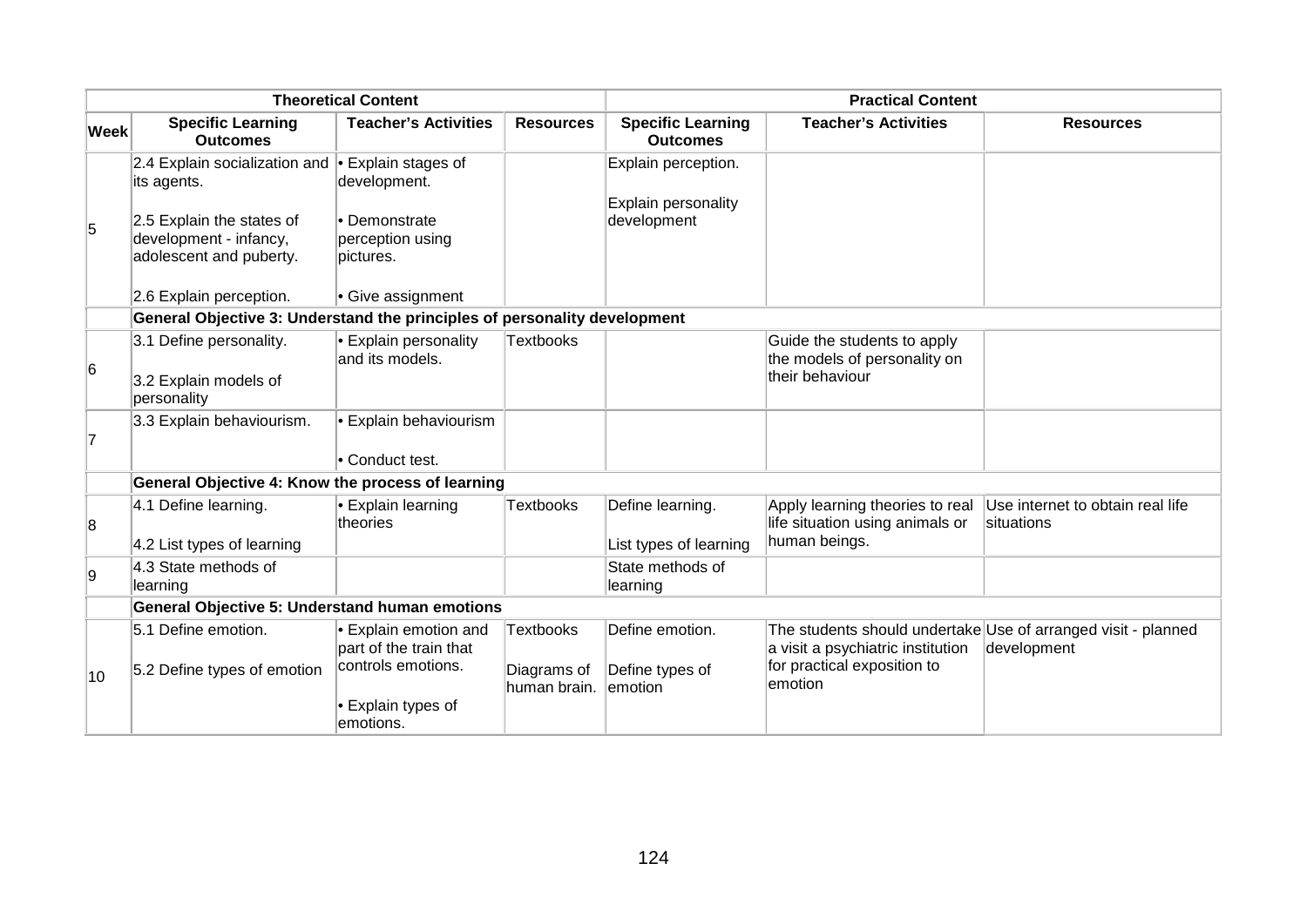| Theoretical Content | | | | Practical Content | | |
|---|---|---|---|---|---|---|
| **Week** | **Specific Learning Outcomes** | **Teacher's Activities** | **Resources** | **Specific Learning Outcomes** | **Teacher's Activities** | **Resources** |
| 5 | 2.4 Explain socialization and its agents.<br><br>2.5 Explain the states of development - infancy, adolescent and puberty.<br><br>2.6 Explain perception. | • Explain stages of development.<br><br>• Demonstrate perception using pictures.<br><br>• Give assignment | | Explain perception.<br><br>Explain personality development | | |
| | **General Objective 3: Understand the principles of personality development** | | | | | |
| 6 | 3.1 Define personality.<br><br>3.2 Explain models of personality | • Explain personality and its models. | Textbooks | | Guide the students to apply the models of personality on their behaviour | |
| 7 | 3.3 Explain behaviourism. | • Explain behaviourism<br><br>• Conduct test. | | | | |
| | **General Objective 4: Know the process of learning** | | | | | |
| 8 | 4.1 Define learning.<br><br>4.2 List types of learning | • Explain learning theories | Textbooks | Define learning.<br><br>List types of learning | Apply learning theories to real life situation using animals or human beings. | Use internet to obtain real life situations |
| 9 | 4.3 State methods of learning | | | State methods of learning | | |
| | **General Objective 5: Understand human emotions** | | | | | |
| 10 | 5.1 Define emotion.<br><br>5.2 Define types of emotion | • Explain emotion and part of the train that controls emotions.<br><br>• Explain types of emotions. | Textbooks<br><br>Diagrams of human brain. | Define emotion.<br><br>Define types of emotion | The students should undertake a visit a psychiatric institution for practical exposition to emotion | Use of arranged visit - planned development |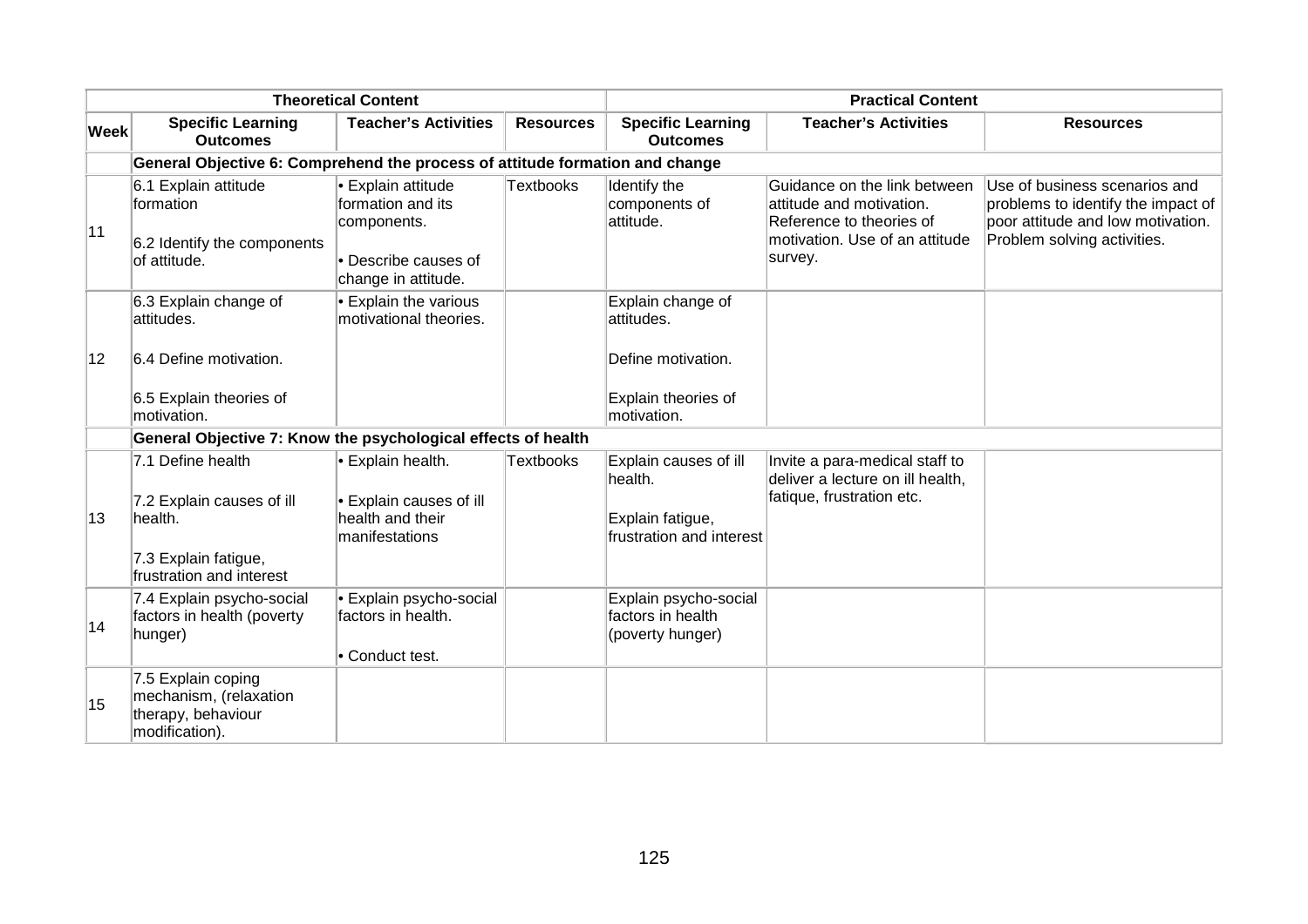| | Theoretical Content | | | Practical Content | | |
|---|---|---|---|---|---|---|
| **Week** | **Specific Learning Outcomes** | **Teacher's Activities** | **Resources** | **Specific Learning Outcomes** | **Teacher's Activities** | **Resources** |
| | **General Objective 6: Comprehend the process of attitude formation and change** | | | | | |
| 11 | 6.1 Explain attitude formation<br><br>6.2 Identify the components of attitude. | • Explain attitude formation and its components.<br><br>• Describe causes of change in attitude. | Textbooks | Identify the components of attitude. | Guidance on the link between attitude and motivation. Reference to theories of motivation. Use of an attitude survey. | Use of business scenarios and problems to identify the impact of poor attitude and low motivation. Problem solving activities. |
| 12 | 6.3 Explain change of attitudes.<br><br>6.4 Define motivation.<br><br>6.5 Explain theories of motivation. | • Explain the various motivational theories. | | Explain change of attitudes.<br><br>Define motivation.<br><br>Explain theories of motivation. | | |
| | **General Objective 7: Know the psychological effects of health** | | | | | |
| 13 | 7.1 Define health<br><br>7.2 Explain causes of ill health.<br><br>7.3 Explain fatigue, frustration and interest | • Explain health.<br><br>• Explain causes of ill health and their manifestations | Textbooks | Explain causes of ill health.<br><br>Explain fatigue, frustration and interest | Invite a para-medical staff to deliver a lecture on ill health, fatique, frustration etc. | |
| 14 | 7.4 Explain psycho-social factors in health (poverty hunger) | • Explain psycho-social factors in health.<br><br>• Conduct test. | | Explain psycho-social factors in health (poverty hunger) | | |
| 15 | 7.5 Explain coping mechanism, (relaxation therapy, behaviour modification). | | | | | |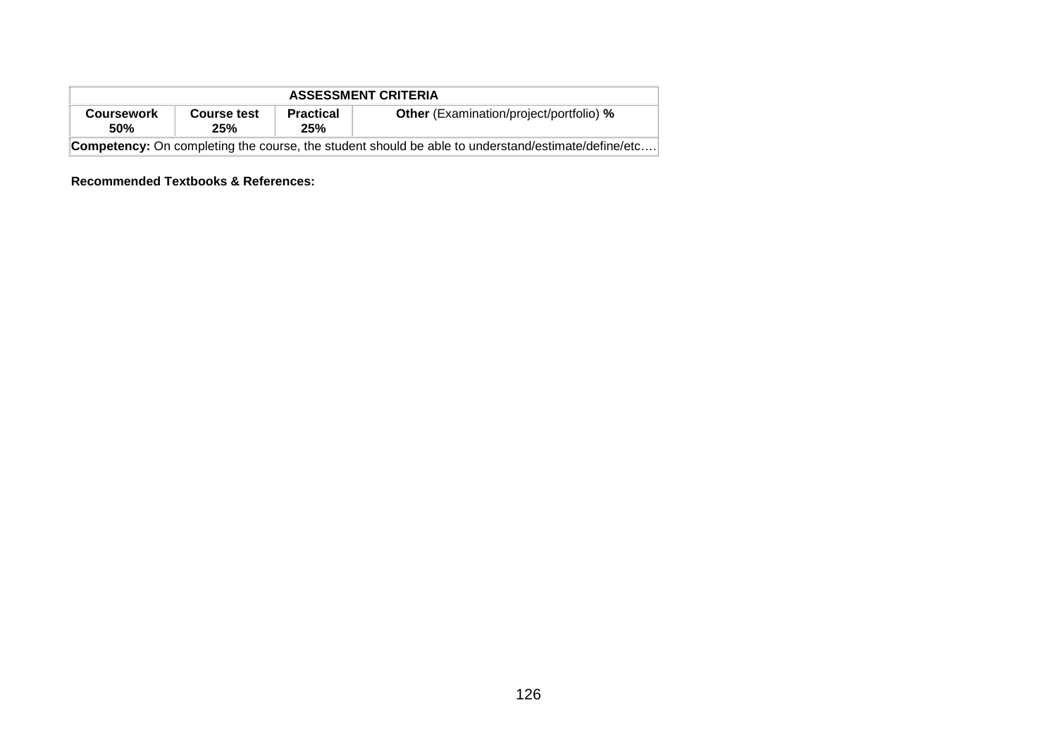| ASSESSMENT CRITERIA | | | |
|---|---|---|---|
| **Coursework 50%** | **Course test 25%** | **Practical 25%** | **Other** (Examination/project/portfolio) **%** |
| **Competency:** On completing the course, the student should be able to understand/estimate/define/etc…. | | | |

**Recommended Textbooks & References:**